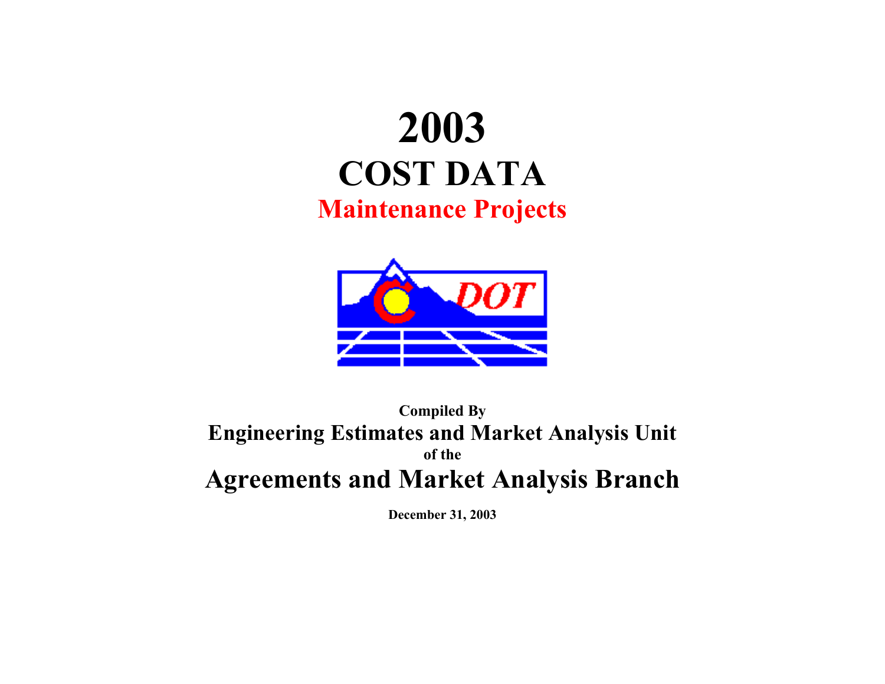# 2003
# COST DATA
## Maintenance Projects

**Compiled By**

**Engineering Estimates and Market Analysis Unit**

**of the**

**Agreements and Market Analysis Branch**

**December 31, 2003**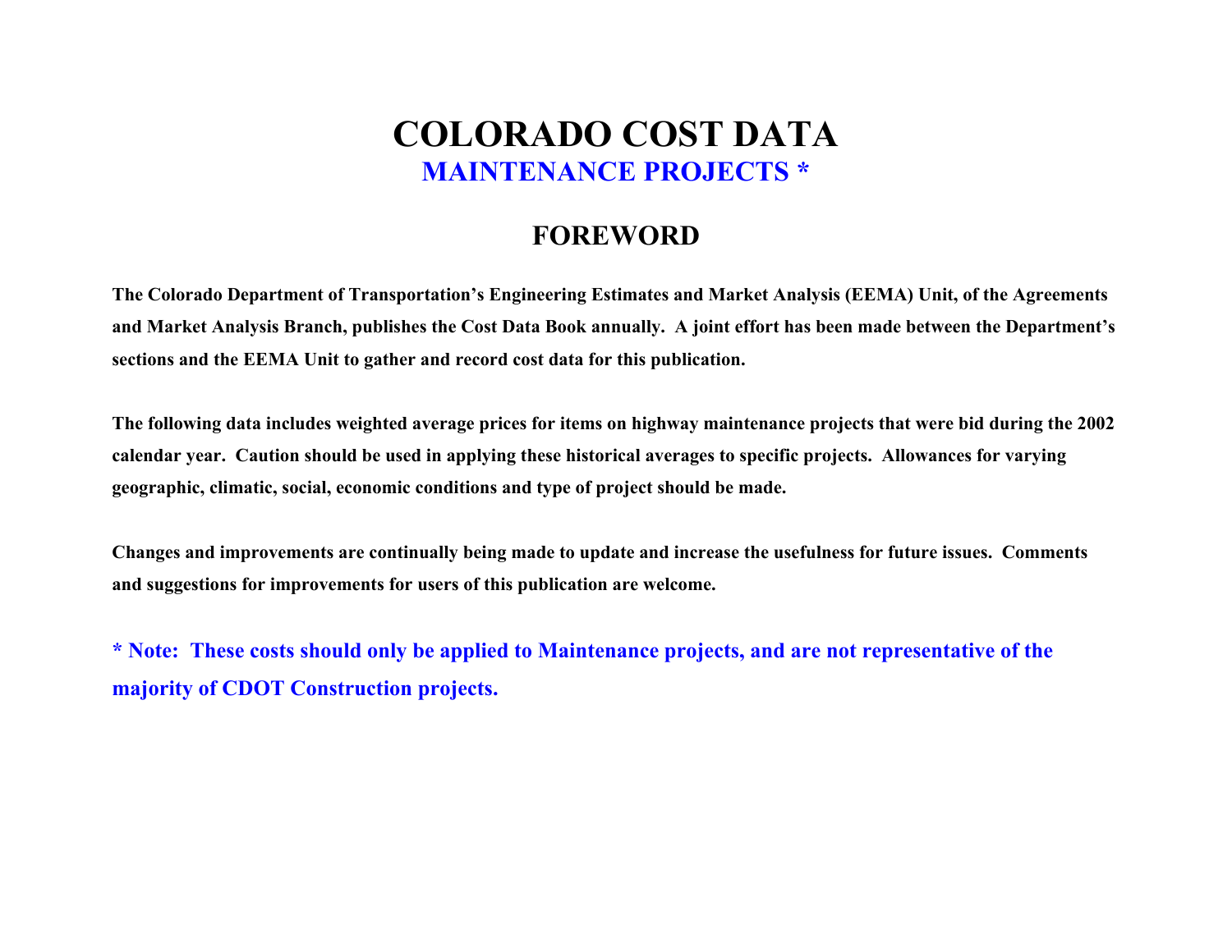# COLORADO COST DATA

## MAINTENANCE PROJECTS *

## FOREWORD

**The Colorado Department of Transportation's Engineering Estimates and Market Analysis (EEMA) Unit, of the Agreements and Market Analysis Branch, publishes the Cost Data Book annually. A joint effort has been made between the Department's sections and the EEMA Unit to gather and record cost data for this publication.**

**The following data includes weighted average prices for items on highway maintenance projects that were bid during the 2002 calendar year. Caution should be used in applying these historical averages to specific projects. Allowances for varying geographic, climatic, social, economic conditions and type of project should be made.**

**Changes and improvements are continually being made to update and increase the usefulness for future issues. Comments and suggestions for improvements for users of this publication are welcome.**

**\* Note: These costs should only be applied to Maintenance projects, and are not representative of the majority of CDOT Construction projects.**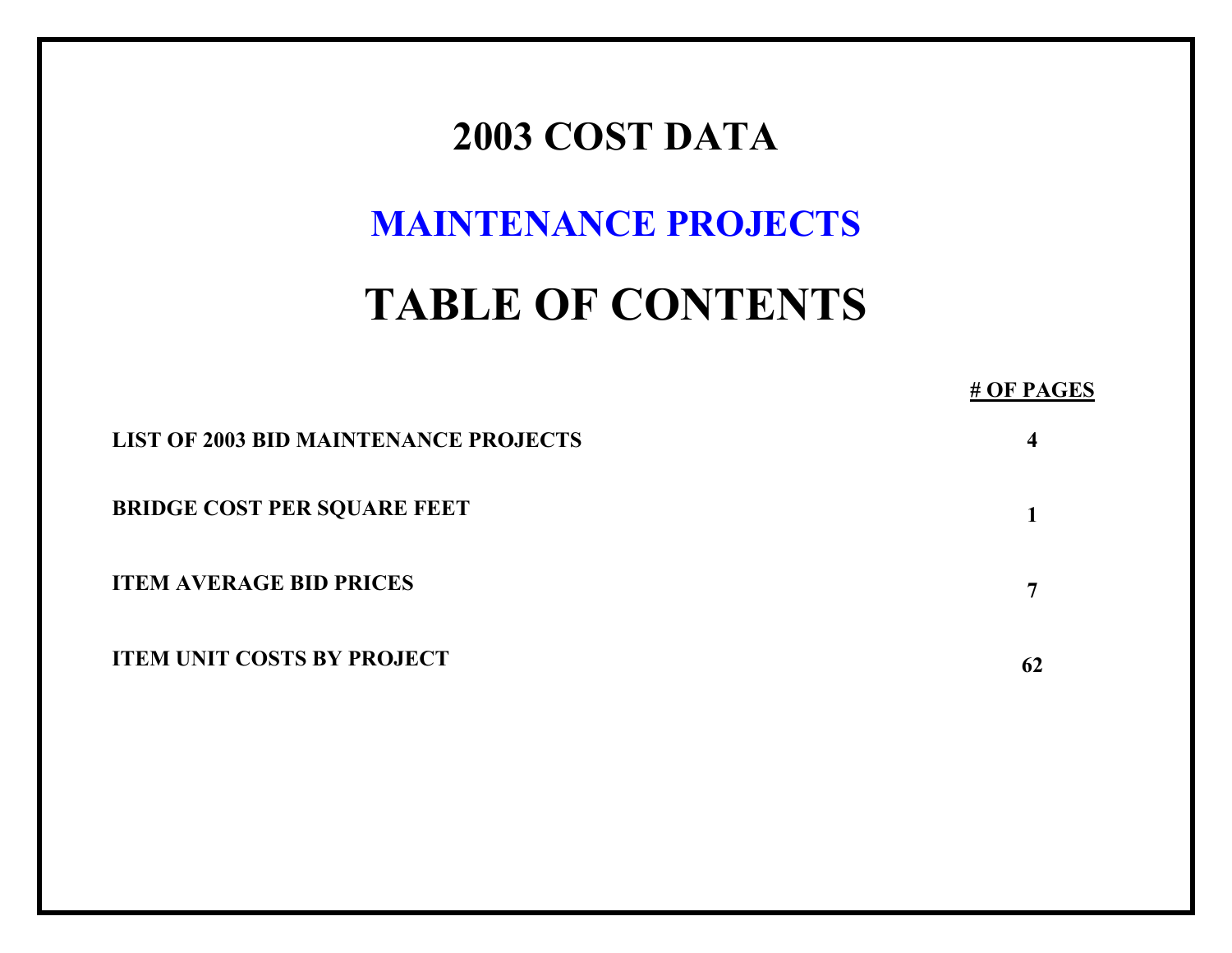# 2003 COST DATA

## MAINTENANCE PROJECTS

# TABLE OF CONTENTS

| | # OF PAGES |
|---|---|
| **LIST OF 2003 BID MAINTENANCE PROJECTS** | **4** |
| **BRIDGE COST PER SQUARE FEET** | **1** |
| **ITEM AVERAGE BID PRICES** | **7** |
| **ITEM UNIT COSTS BY PROJECT** | **62** |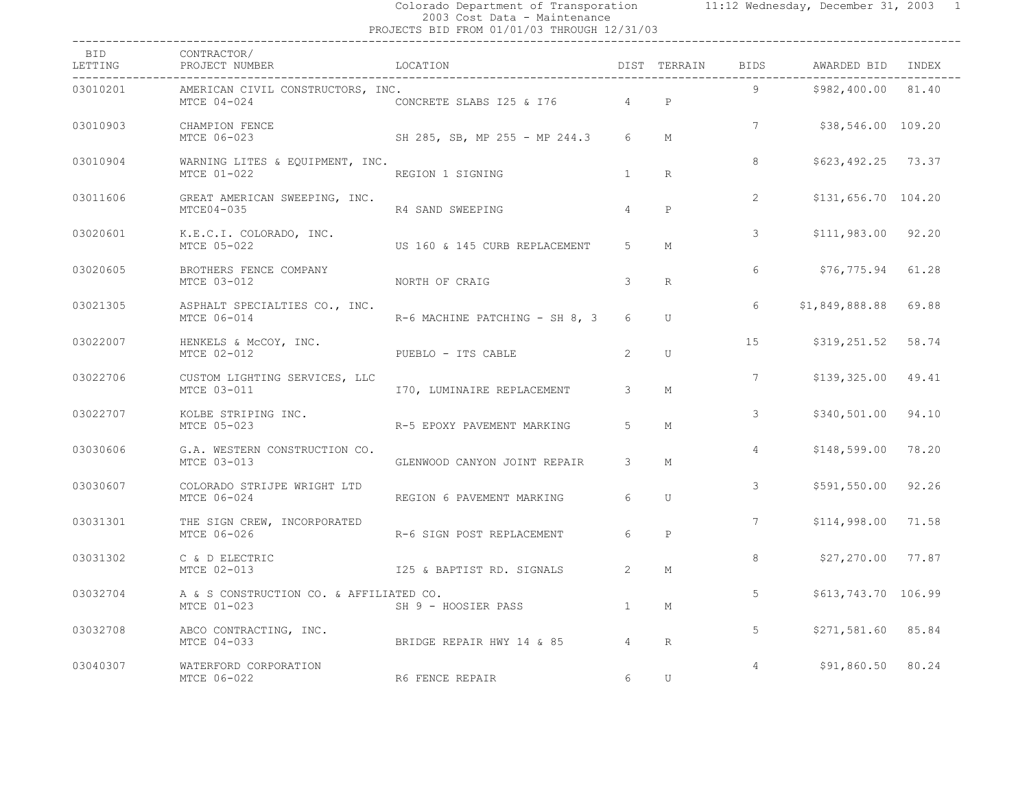Colorado Department of Transporation
2003 Cost Data - Maintenance
PROJECTS BID FROM 01/01/03 THROUGH 12/31/03

| BID LETTING | CONTRACTOR/ PROJECT NUMBER | LOCATION | DIST | TERRAIN | BIDS | AWARDED BID | INDEX |
|---|---|---|---|---|---|---|---|
| 03010201 | AMERICAN CIVIL CONSTRUCTORS, INC. MTCE 04-024 | CONCRETE SLABS I25 & I76 | 4 | P | 9 | $982,400.00 | 81.40 |
| 03010903 | CHAMPION FENCE MTCE 06-023 | SH 285, SB, MP 255 - MP 244.3 | 6 | M | 7 | $38,546.00 | 109.20 |
| 03010904 | WARNING LITES & EQUIPMENT, INC. MTCE 01-022 | REGION 1 SIGNING | 1 | R | 8 | $623,492.25 | 73.37 |
| 03011606 | GREAT AMERICAN SWEEPING, INC. MTCE04-035 | R4 SAND SWEEPING | 4 | P | 2 | $131,656.70 | 104.20 |
| 03020601 | K.E.C.I. COLORADO, INC. MTCE 05-022 | US 160 & 145 CURB REPLACEMENT | 5 | M | 3 | $111,983.00 | 92.20 |
| 03020605 | BROTHERS FENCE COMPANY MTCE 03-012 | NORTH OF CRAIG | 3 | R | 6 | $76,775.94 | 61.28 |
| 03021305 | ASPHALT SPECIALTIES CO., INC. MTCE 06-014 | R-6 MACHINE PATCHING - SH 8, 3 | 6 | U | 6 | $1,849,888.88 | 69.88 |
| 03022007 | HENKELS & McCOY, INC. MTCE 02-012 | PUEBLO - ITS CABLE | 2 | U | 15 | $319,251.52 | 58.74 |
| 03022706 | CUSTOM LIGHTING SERVICES, LLC MTCE 03-011 | I70, LUMINAIRE REPLACEMENT | 3 | M | 7 | $139,325.00 | 49.41 |
| 03022707 | KOLBE STRIPING INC. MTCE 05-023 | R-5 EPOXY PAVEMENT MARKING | 5 | M | 3 | $340,501.00 | 94.10 |
| 03030606 | G.A. WESTERN CONSTRUCTION CO. MTCE 03-013 | GLENWOOD CANYON JOINT REPAIR | 3 | M | 4 | $148,599.00 | 78.20 |
| 03030607 | COLORADO STRIJPE WRIGHT LTD MTCE 06-024 | REGION 6 PAVEMENT MARKING | 6 | U | 3 | $591,550.00 | 92.26 |
| 03031301 | THE SIGN CREW, INCORPORATED MTCE 06-026 | R-6 SIGN POST REPLACEMENT | 6 | P | 7 | $114,998.00 | 71.58 |
| 03031302 | C & D ELECTRIC MTCE 02-013 | I25 & BAPTIST RD. SIGNALS | 2 | M | 8 | $27,270.00 | 77.87 |
| 03032704 | A & S CONSTRUCTION CO. & AFFILIATED CO. MTCE 01-023 | SH 9 - HOOSIER PASS | 1 | M | 5 | $613,743.70 | 106.99 |
| 03032708 | ABCO CONTRACTING, INC. MTCE 04-033 | BRIDGE REPAIR HWY 14 & 85 | 4 | R | 5 | $271,581.60 | 85.84 |
| 03040307 | WATERFORD CORPORATION MTCE 06-022 | R6 FENCE REPAIR | 6 | U | 4 | $91,860.50 | 80.24 |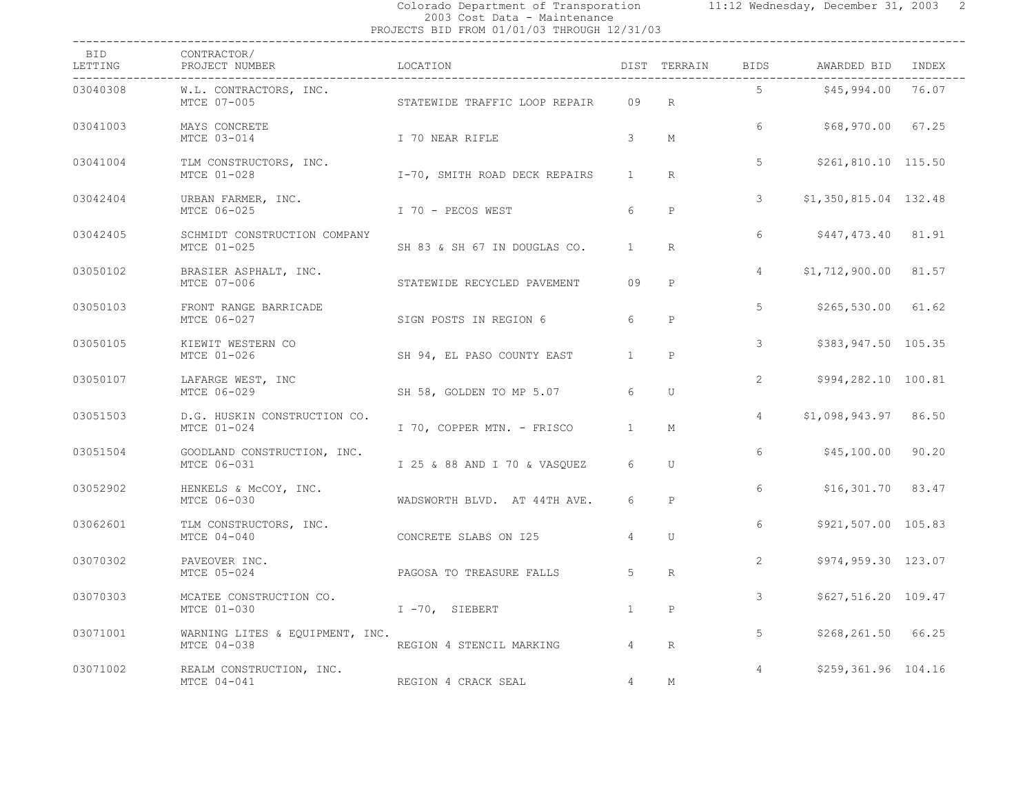Colorado Department of Transporation
2003 Cost Data - Maintenance
PROJECTS BID FROM 01/01/03 THROUGH 12/31/03

| BID LETTING | CONTRACTOR/ PROJECT NUMBER | LOCATION | DIST | TERRAIN | BIDS | AWARDED BID | INDEX |
|---|---|---|---|---|---|---|---|
| 03040308 | W.L. CONTRACTORS, INC. MTCE 07-005 | STATEWIDE TRAFFIC LOOP REPAIR | 09 | R | 5 | $45,994.00 | 76.07 |
| 03041003 | MAYS CONCRETE MTCE 03-014 | I 70 NEAR RIFLE | 3 | M | 6 | $68,970.00 | 67.25 |
| 03041004 | TLM CONSTRUCTORS, INC. MTCE 01-028 | I-70, SMITH ROAD DECK REPAIRS | 1 | R | 5 | $261,810.10 | 115.50 |
| 03042404 | URBAN FARMER, INC. MTCE 06-025 | I 70 - PECOS WEST | 6 | P | 3 | $1,350,815.04 | 132.48 |
| 03042405 | SCHMIDT CONSTRUCTION COMPANY MTCE 01-025 | SH 83 & SH 67 IN DOUGLAS CO. | 1 | R | 6 | $447,473.40 | 81.91 |
| 03050102 | BRASIER ASPHALT, INC. MTCE 07-006 | STATEWIDE RECYCLED PAVEMENT | 09 | P | 4 | $1,712,900.00 | 81.57 |
| 03050103 | FRONT RANGE BARRICADE MTCE 06-027 | SIGN POSTS IN REGION 6 | 6 | P | 5 | $265,530.00 | 61.62 |
| 03050105 | KIEWIT WESTERN CO MTCE 01-026 | SH 94, EL PASO COUNTY EAST | 1 | P | 3 | $383,947.50 | 105.35 |
| 03050107 | LAFARGE WEST, INC MTCE 06-029 | SH 58, GOLDEN TO MP 5.07 | 6 | U | 2 | $994,282.10 | 100.81 |
| 03051503 | D.G. HUSKIN CONSTRUCTION CO. MTCE 01-024 | I 70, COPPER MTN. - FRISCO | 1 | M | 4 | $1,098,943.97 | 86.50 |
| 03051504 | GOODLAND CONSTRUCTION, INC. MTCE 06-031 | I 25 & 88 AND I 70 & VASQUEZ | 6 | U | 6 | $45,100.00 | 90.20 |
| 03052902 | HENKELS & McCOY, INC. MTCE 06-030 | WADSWORTH BLVD. AT 44TH AVE. | 6 | P | 6 | $16,301.70 | 83.47 |
| 03062601 | TLM CONSTRUCTORS, INC. MTCE 04-040 | CONCRETE SLABS ON I25 | 4 | U | 6 | $921,507.00 | 105.83 |
| 03070302 | PAVEOVER INC. MTCE 05-024 | PAGOSA TO TREASURE FALLS | 5 | R | 2 | $974,959.30 | 123.07 |
| 03070303 | MCATEE CONSTRUCTION CO. MTCE 01-030 | I -70, SIEBERT | 1 | P | 3 | $627,516.20 | 109.47 |
| 03071001 | WARNING LITES & EQUIPMENT, INC. MTCE 04-038 | REGION 4 STENCIL MARKING | 4 | R | 5 | $268,261.50 | 66.25 |
| 03071002 | REALM CONSTRUCTION, INC. MTCE 04-041 | REGION 4 CRACK SEAL | 4 | M | 4 | $259,361.96 | 104.16 |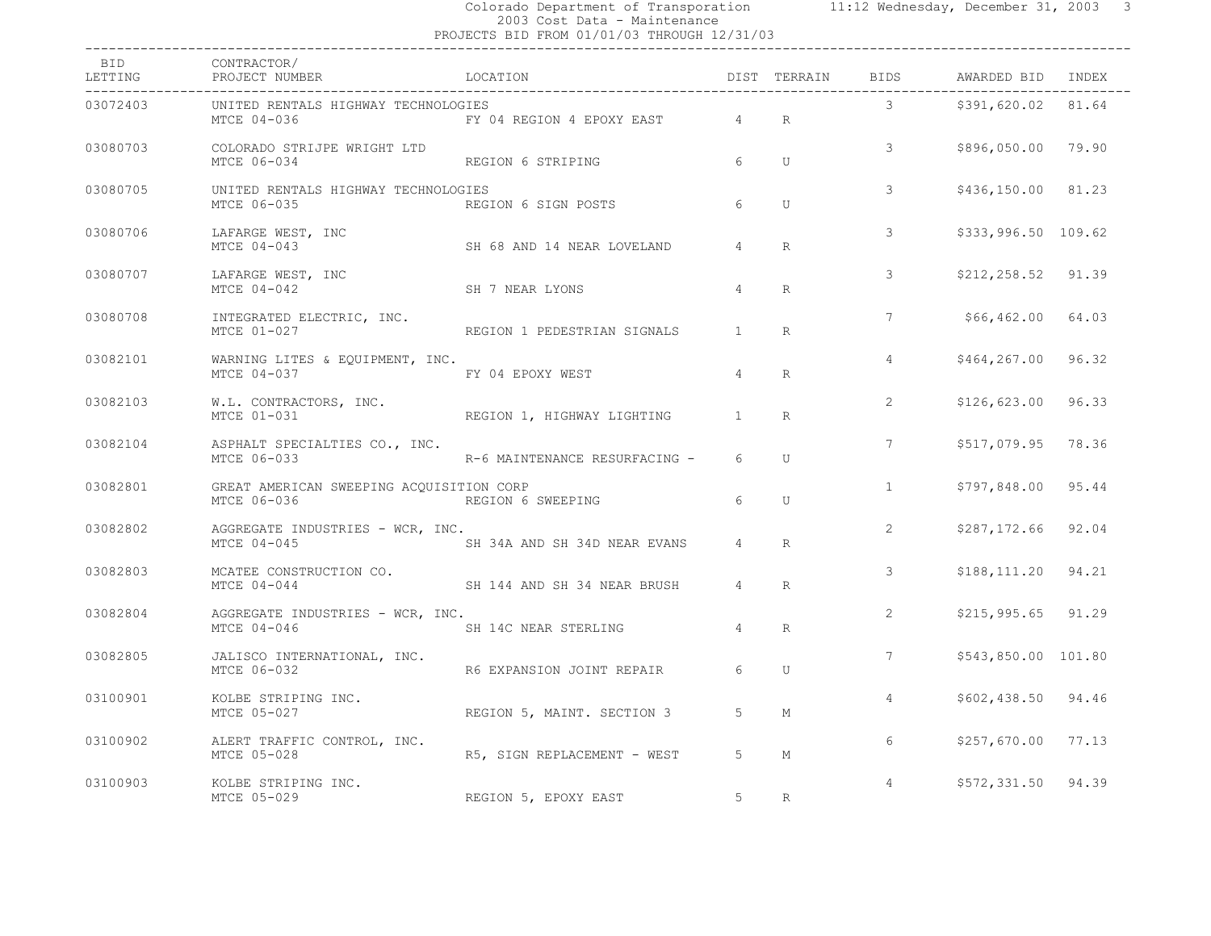Colorado Department of Transportation
2003 Cost Data - Maintenance
PROJECTS BID FROM 01/01/03 THROUGH 12/31/03

| BID LETTING | CONTRACTOR/ PROJECT NUMBER | LOCATION | DIST | TERRAIN | BIDS | AWARDED BID | INDEX |
|---|---|---|---|---|---|---|---|
| 03072403 | UNITED RENTALS HIGHWAY TECHNOLOGIES MTCE 04-036 | FY 04 REGION 4 EPOXY EAST | 4 | R | 3 | $391,620.02 | 81.64 |
| 03080703 | COLORADO STRIJPE WRIGHT LTD MTCE 06-034 | REGION 6 STRIPING | 6 | U | 3 | $896,050.00 | 79.90 |
| 03080705 | UNITED RENTALS HIGHWAY TECHNOLOGIES MTCE 06-035 | REGION 6 SIGN POSTS | 6 | U | 3 | $436,150.00 | 81.23 |
| 03080706 | LAFARGE WEST, INC MTCE 04-043 | SH 68 AND 14 NEAR LOVELAND | 4 | R | 3 | $333,996.50 | 109.62 |
| 03080707 | LAFARGE WEST, INC MTCE 04-042 | SH 7 NEAR LYONS | 4 | R | 3 | $212,258.52 | 91.39 |
| 03080708 | INTEGRATED ELECTRIC, INC. MTCE 01-027 | REGION 1 PEDESTRIAN SIGNALS | 1 | R | 7 | $66,462.00 | 64.03 |
| 03082101 | WARNING LITES & EQUIPMENT, INC. MTCE 04-037 | FY 04 EPOXY WEST | 4 | R | 4 | $464,267.00 | 96.32 |
| 03082103 | W.L. CONTRACTORS, INC. MTCE 01-031 | REGION 1, HIGHWAY LIGHTING | 1 | R | 2 | $126,623.00 | 96.33 |
| 03082104 | ASPHALT SPECIALTIES CO., INC. MTCE 06-033 | R-6 MAINTENANCE RESURFACING - | 6 | U | 7 | $517,079.95 | 78.36 |
| 03082801 | GREAT AMERICAN SWEEPING ACQUISITION CORP MTCE 06-036 | REGION 6 SWEEPING | 6 | U | 1 | $797,848.00 | 95.44 |
| 03082802 | AGGREGATE INDUSTRIES - WCR, INC. MTCE 04-045 | SH 34A AND SH 34D NEAR EVANS | 4 | R | 2 | $287,172.66 | 92.04 |
| 03082803 | MCATEE CONSTRUCTION CO. MTCE 04-044 | SH 144 AND SH 34 NEAR BRUSH | 4 | R | 3 | $188,111.20 | 94.21 |
| 03082804 | AGGREGATE INDUSTRIES - WCR, INC. MTCE 04-046 | SH 14C NEAR STERLING | 4 | R | 2 | $215,995.65 | 91.29 |
| 03082805 | JALISCO INTERNATIONAL, INC. MTCE 06-032 | R6 EXPANSION JOINT REPAIR | 6 | U | 7 | $543,850.00 | 101.80 |
| 03100901 | KOLBE STRIPING INC. MTCE 05-027 | REGION 5, MAINT. SECTION 3 | 5 | M | 4 | $602,438.50 | 94.46 |
| 03100902 | ALERT TRAFFIC CONTROL, INC. MTCE 05-028 | R5, SIGN REPLACEMENT - WEST | 5 | M | 6 | $257,670.00 | 77.13 |
| 03100903 | KOLBE STRIPING INC. MTCE 05-029 | REGION 5, EPOXY EAST | 5 | R | 4 | $572,331.50 | 94.39 |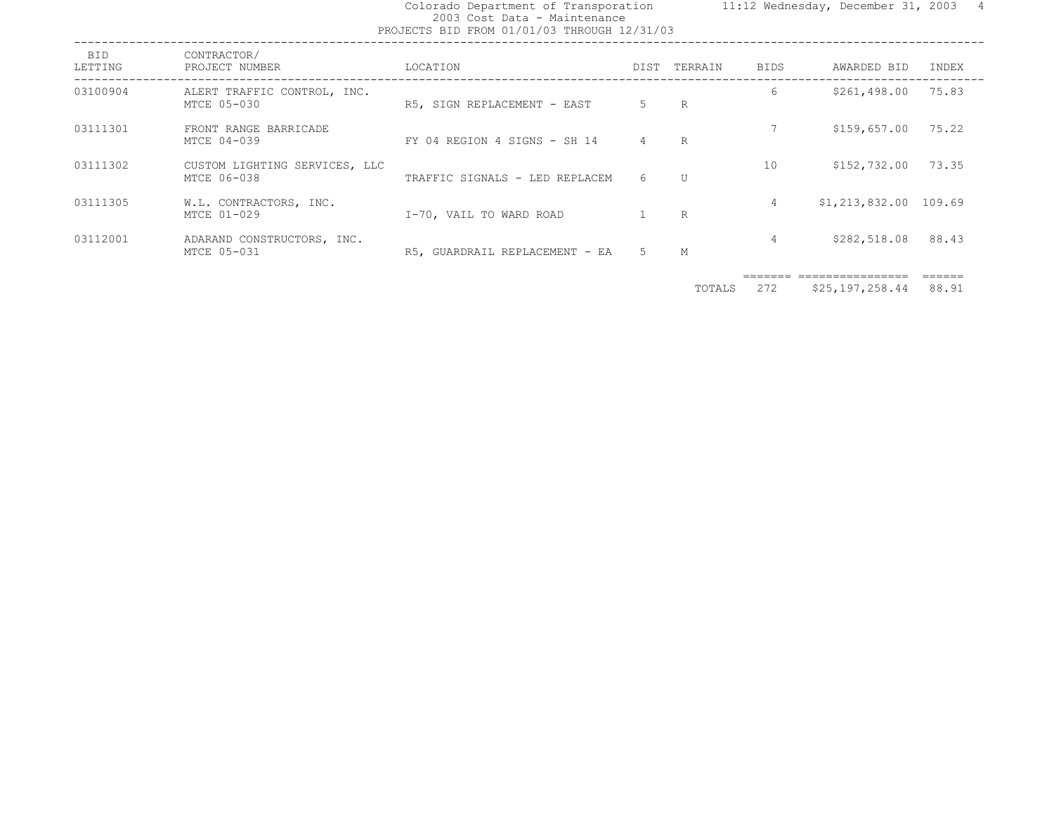Colorado Department of Transporation
2003 Cost Data - Maintenance
PROJECTS BID FROM 01/01/03 THROUGH 12/31/03

| BID LETTING | CONTRACTOR/ PROJECT NUMBER | LOCATION | DIST | TERRAIN | BIDS | AWARDED BID | INDEX |
|---|---|---|---|---|---|---|---|
| 03100904 | ALERT TRAFFIC CONTROL, INC. MTCE 05-030 | R5, SIGN REPLACEMENT - EAST | 5 | R | 6 | $261,498.00 | 75.83 |
| 03111301 | FRONT RANGE BARRICADE MTCE 04-039 | FY 04 REGION 4 SIGNS - SH 14 | 4 | R | 7 | $159,657.00 | 75.22 |
| 03111302 | CUSTOM LIGHTING SERVICES, LLC MTCE 06-038 | TRAFFIC SIGNALS - LED REPLACEM | 6 | U | 10 | $152,732.00 | 73.35 |
| 03111305 | W.L. CONTRACTORS, INC. MTCE 01-029 | I-70, VAIL TO WARD ROAD | 1 | R | 4 | $1,213,832.00 | 109.69 |
| 03112001 | ADARAND CONSTRUCTORS, INC. MTCE 05-031 | R5, GUARDRAIL REPLACEMENT - EA | 5 | M | 4 | $282,518.08 | 88.43 |
| | | | | TOTALS | 272 | $25,197,258.44 | 88.91 |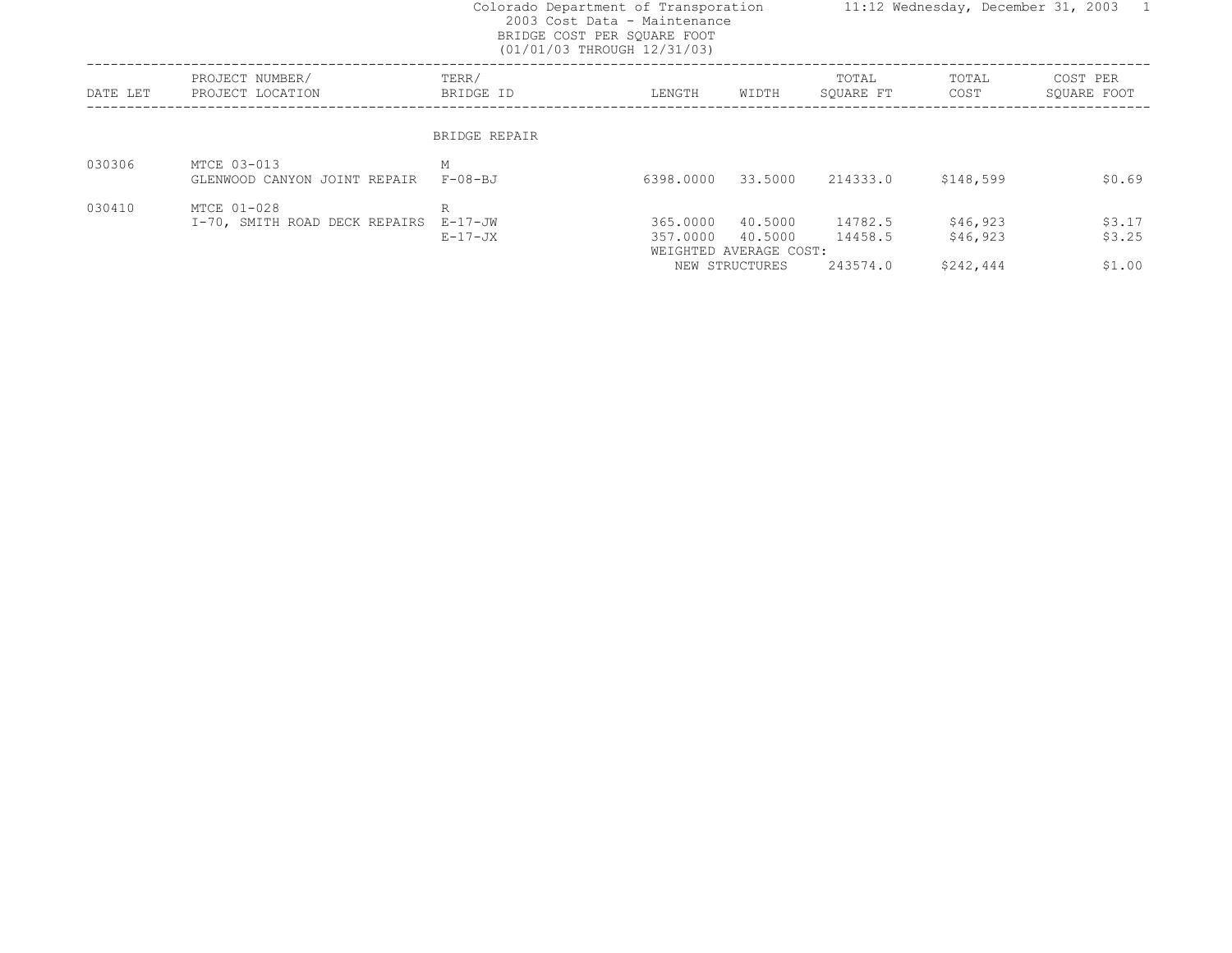Colorado Department of Transportation
2003 Cost Data - Maintenance
BRIDGE COST PER SQUARE FOOT
(01/01/03 THROUGH 12/31/03)

11:12 Wednesday, December 31, 2003

| DATE LET | PROJECT NUMBER/ PROJECT LOCATION | TERR/ BRIDGE ID | LENGTH | WIDTH | TOTAL SQUARE FT | TOTAL COST | COST PER SQUARE FOOT |
|---|---|---|---|---|---|---|---|
| | | BRIDGE REPAIR | | | | | |
| 030306 | MTCE 03-013 | M | | | | | |
| | GLENWOOD CANYON JOINT REPAIR | F-08-BJ | 6398.0000 | 33.5000 | 214333.0 | $148,599 | $0.69 |
| 030410 | MTCE 01-028 | R | | | | | |
| | I-70, SMITH ROAD DECK REPAIRS | E-17-JW | 365.0000 | 40.5000 | 14782.5 | $46,923 | $3.17 |
| | | E-17-JX | 357.0000 | 40.5000 | 14458.5 | $46,923 | $3.25 |
| | | | WEIGHTED AVERAGE COST: | | | | |
| | | | | NEW STRUCTURES | 243574.0 | $242,444 | $1.00 |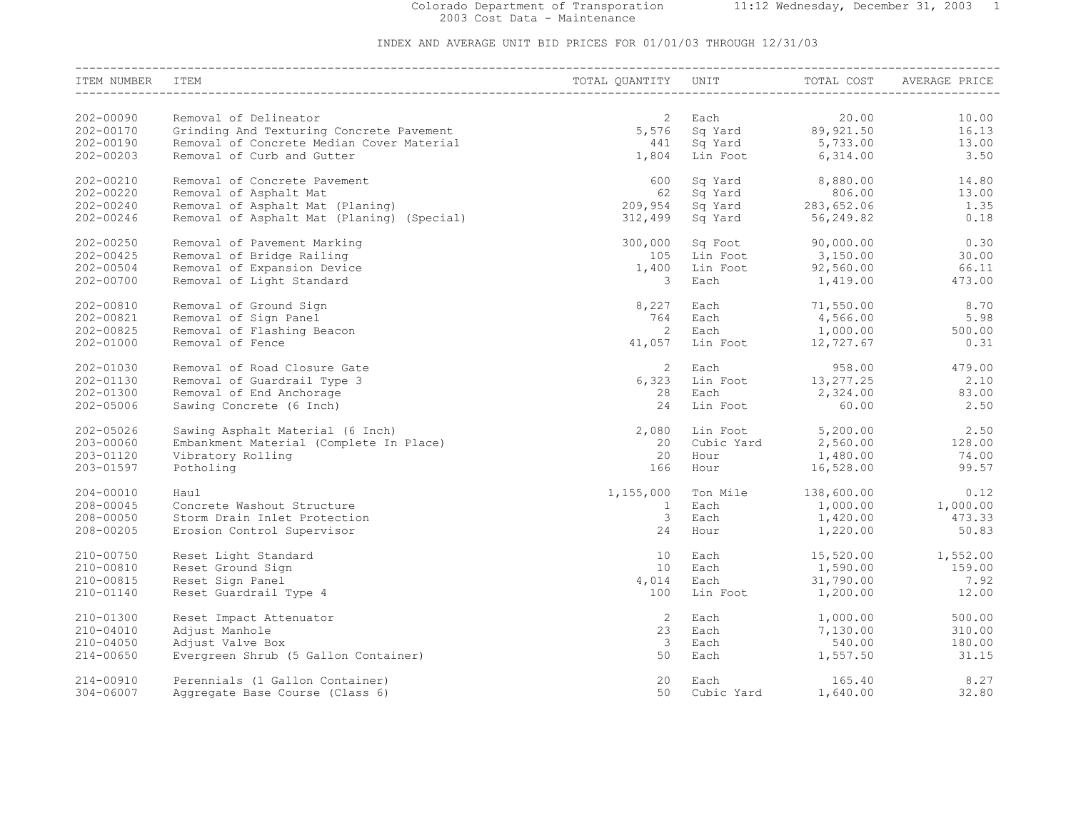Colorado Department of Transporation
2003 Cost Data - Maintenance

INDEX AND AVERAGE UNIT BID PRICES FOR 01/01/03 THROUGH 12/31/03

| ITEM NUMBER | ITEM | TOTAL QUANTITY | UNIT | TOTAL COST | AVERAGE PRICE |
|---|---|---|---|---|---|
| 202-00090 | Removal of Delineator | 2 | Each | 20.00 | 10.00 |
| 202-00170 | Grinding And Texturing Concrete Pavement | 5,576 | Sq Yard | 89,921.50 | 16.13 |
| 202-00190 | Removal of Concrete Median Cover Material | 441 | Sq Yard | 5,733.00 | 13.00 |
| 202-00203 | Removal of Curb and Gutter | 1,804 | Lin Foot | 6,314.00 | 3.50 |
| 202-00210 | Removal of Concrete Pavement | 600 | Sq Yard | 8,880.00 | 14.80 |
| 202-00220 | Removal of Asphalt Mat | 62 | Sq Yard | 806.00 | 13.00 |
| 202-00240 | Removal of Asphalt Mat (Planing) | 209,954 | Sq Yard | 283,652.06 | 1.35 |
| 202-00246 | Removal of Asphalt Mat (Planing) (Special) | 312,499 | Sq Yard | 56,249.82 | 0.18 |
| 202-00250 | Removal of Pavement Marking | 300,000 | Sq Foot | 90,000.00 | 0.30 |
| 202-00425 | Removal of Bridge Railing | 105 | Lin Foot | 3,150.00 | 30.00 |
| 202-00504 | Removal of Expansion Device | 1,400 | Lin Foot | 92,560.00 | 66.11 |
| 202-00700 | Removal of Light Standard | 3 | Each | 1,419.00 | 473.00 |
| 202-00810 | Removal of Ground Sign | 8,227 | Each | 71,550.00 | 8.70 |
| 202-00821 | Removal of Sign Panel | 764 | Each | 4,566.00 | 5.98 |
| 202-00825 | Removal of Flashing Beacon | 2 | Each | 1,000.00 | 500.00 |
| 202-01000 | Removal of Fence | 41,057 | Lin Foot | 12,727.67 | 0.31 |
| 202-01030 | Removal of Road Closure Gate | 2 | Each | 958.00 | 479.00 |
| 202-01130 | Removal of Guardrail Type 3 | 6,323 | Lin Foot | 13,277.25 | 2.10 |
| 202-01300 | Removal of End Anchorage | 28 | Each | 2,324.00 | 83.00 |
| 202-05006 | Sawing Concrete (6 Inch) | 24 | Lin Foot | 60.00 | 2.50 |
| 202-05026 | Sawing Asphalt Material (6 Inch) | 2,080 | Lin Foot | 5,200.00 | 2.50 |
| 203-00060 | Embankment Material (Complete In Place) | 20 | Cubic Yard | 2,560.00 | 128.00 |
| 203-01120 | Vibratory Rolling | 20 | Hour | 1,480.00 | 74.00 |
| 203-01597 | Potholing | 166 | Hour | 16,528.00 | 99.57 |
| 204-00010 | Haul | 1,155,000 | Ton Mile | 138,600.00 | 0.12 |
| 208-00045 | Concrete Washout Structure | 1 | Each | 1,000.00 | 1,000.00 |
| 208-00050 | Storm Drain Inlet Protection | 3 | Each | 1,420.00 | 473.33 |
| 208-00205 | Erosion Control Supervisor | 24 | Hour | 1,220.00 | 50.83 |
| 210-00750 | Reset Light Standard | 10 | Each | 15,520.00 | 1,552.00 |
| 210-00810 | Reset Ground Sign | 10 | Each | 1,590.00 | 159.00 |
| 210-00815 | Reset Sign Panel | 4,014 | Each | 31,790.00 | 7.92 |
| 210-01140 | Reset Guardrail Type 4 | 100 | Lin Foot | 1,200.00 | 12.00 |
| 210-01300 | Reset Impact Attenuator | 2 | Each | 1,000.00 | 500.00 |
| 210-04010 | Adjust Manhole | 23 | Each | 7,130.00 | 310.00 |
| 210-04050 | Adjust Valve Box | 3 | Each | 540.00 | 180.00 |
| 214-00650 | Evergreen Shrub (5 Gallon Container) | 50 | Each | 1,557.50 | 31.15 |
| 214-00910 | Perennials (1 Gallon Container) | 20 | Each | 165.40 | 8.27 |
| 304-06007 | Aggregate Base Course (Class 6) | 50 | Cubic Yard | 1,640.00 | 32.80 |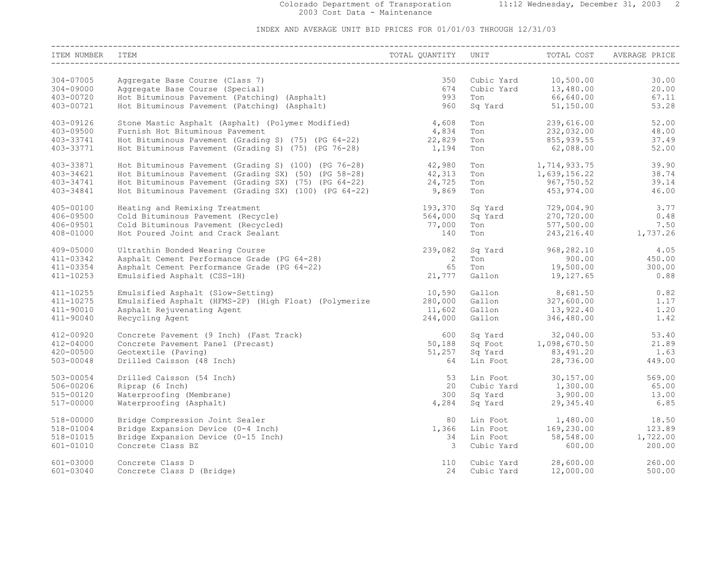Colorado Department of Transporation
2003 Cost Data - Maintenance

INDEX AND AVERAGE UNIT BID PRICES FOR 01/01/03 THROUGH 12/31/03

| ITEM NUMBER | ITEM | TOTAL QUANTITY | UNIT | TOTAL COST | AVERAGE PRICE |
|---|---|---|---|---|---|
| 304-07005 | Aggregate Base Course (Class 7) | 350 | Cubic Yard | 10,500.00 | 30.00 |
| 304-09000 | Aggregate Base Course (Special) | 674 | Cubic Yard | 13,480.00 | 20.00 |
| 403-00720 | Hot Bituminous Pavement (Patching) (Asphalt) | 993 | Ton | 66,640.00 | 67.11 |
| 403-00721 | Hot Bituminous Pavement (Patching) (Asphalt) | 960 | Sq Yard | 51,150.00 | 53.28 |
| 403-09126 | Stone Mastic Asphalt (Asphalt) (Polymer Modified) | 4,608 | Ton | 239,616.00 | 52.00 |
| 403-09500 | Furnish Hot Bituminous Pavement | 4,834 | Ton | 232,032.00 | 48.00 |
| 403-33741 | Hot Bituminous Pavement (Grading S) (75) (PG 64-22) | 22,829 | Ton | 855,939.55 | 37.49 |
| 403-33771 | Hot Bituminous Pavement (Grading S) (75) (PG 76-28) | 1,194 | Ton | 62,088.00 | 52.00 |
| 403-33871 | Hot Bituminous Pavement (Grading S) (100) (PG 76-28) | 42,980 | Ton | 1,714,933.75 | 39.90 |
| 403-34621 | Hot Bituminous Pavement (Grading SX) (50) (PG 58-28) | 42,313 | Ton | 1,639,156.22 | 38.74 |
| 403-34741 | Hot Bituminous Pavement (Grading SX) (75) (PG 64-22) | 24,725 | Ton | 967,750.52 | 39.14 |
| 403-34841 | Hot Bituminous Pavement (Grading SX) (100) (PG 64-22) | 9,869 | Ton | 453,974.00 | 46.00 |
| 405-00100 | Heating and Remixing Treatment | 193,370 | Sq Yard | 729,004.90 | 3.77 |
| 406-09500 | Cold Bituminous Pavement (Recycle) | 564,000 | Sq Yard | 270,720.00 | 0.48 |
| 406-09501 | Cold Bituminous Pavement (Recycled) | 77,000 | Ton | 577,500.00 | 7.50 |
| 408-01000 | Hot Poured Joint and Crack Sealant | 140 | Ton | 243,216.40 | 1,737.26 |
| 409-05000 | Ultrathin Bonded Wearing Course | 239,082 | Sq Yard | 968,282.10 | 4.05 |
| 411-03342 | Asphalt Cement Performance Grade (PG 64-28) | 2 | Ton | 900.00 | 450.00 |
| 411-03354 | Asphalt Cement Performance Grade (PG 64-22) | 65 | Ton | 19,500.00 | 300.00 |
| 411-10253 | Emulsified Asphalt (CSS-1H) | 21,777 | Gallon | 19,127.65 | 0.88 |
| 411-10255 | Emulsified Asphalt (Slow-Setting) | 10,590 | Gallon | 8,681.50 | 0.82 |
| 411-10275 | Emulsified Asphalt (HFMS-2P) (High Float) (Polymerize | 280,000 | Gallon | 327,600.00 | 1.17 |
| 411-90010 | Asphalt Rejuvenating Agent | 11,602 | Gallon | 13,922.40 | 1.20 |
| 411-90040 | Recycling Agent | 244,000 | Gallon | 346,480.00 | 1.42 |
| 412-00920 | Concrete Pavement (9 Inch) (Fast Track) | 600 | Sq Yard | 32,040.00 | 53.40 |
| 412-04000 | Concrete Pavement Panel (Precast) | 50,188 | Sq Foot | 1,098,670.50 | 21.89 |
| 420-00500 | Geotextile (Paving) | 51,257 | Sq Yard | 83,491.20 | 1.63 |
| 503-00048 | Drilled Caisson (48 Inch) | 64 | Lin Foot | 28,736.00 | 449.00 |
| 503-00054 | Drilled Caisson (54 Inch) | 53 | Lin Foot | 30,157.00 | 569.00 |
| 506-00206 | Riprap (6 Inch) | 20 | Cubic Yard | 1,300.00 | 65.00 |
| 515-00120 | Waterproofing (Membrane) | 300 | Sq Yard | 3,900.00 | 13.00 |
| 517-00000 | Waterproofing (Asphalt) | 4,284 | Sq Yard | 29,345.40 | 6.85 |
| 518-00000 | Bridge Compression Joint Sealer | 80 | Lin Foot | 1,480.00 | 18.50 |
| 518-01004 | Bridge Expansion Device (0-4 Inch) | 1,366 | Lin Foot | 169,230.00 | 123.89 |
| 518-01015 | Bridge Expansion Device (0-15 Inch) | 34 | Lin Foot | 58,548.00 | 1,722.00 |
| 601-01010 | Concrete Class BZ | 3 | Cubic Yard | 600.00 | 200.00 |
| 601-03000 | Concrete Class D | 110 | Cubic Yard | 28,600.00 | 260.00 |
| 601-03040 | Concrete Class D (Bridge) | 24 | Cubic Yard | 12,000.00 | 500.00 |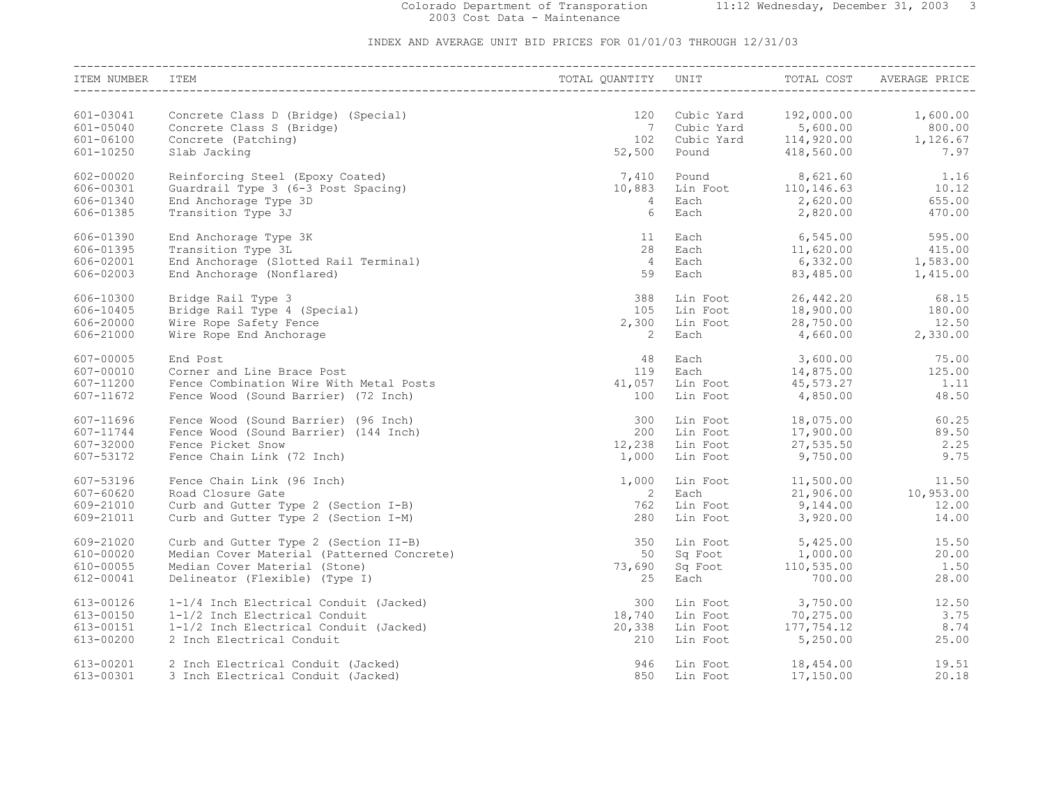INDEX AND AVERAGE UNIT BID PRICES FOR 01/01/03 THROUGH 12/31/03

| ITEM NUMBER | ITEM | TOTAL QUANTITY | UNIT | TOTAL COST | AVERAGE PRICE |
|---|---|---|---|---|---|
| 601-03041 | Concrete Class D (Bridge) (Special) | 120 | Cubic Yard | 192,000.00 | 1,600.00 |
| 601-05040 | Concrete Class S (Bridge) | 7 | Cubic Yard | 5,600.00 | 800.00 |
| 601-06100 | Concrete (Patching) | 102 | Cubic Yard | 114,920.00 | 1,126.67 |
| 601-10250 | Slab Jacking | 52,500 | Pound | 418,560.00 | 7.97 |
| 602-00020 | Reinforcing Steel (Epoxy Coated) | 7,410 | Pound | 8,621.60 | 1.16 |
| 606-00301 | Guardrail Type 3 (6-3 Post Spacing) | 10,883 | Lin Foot | 110,146.63 | 10.12 |
| 606-01340 | End Anchorage Type 3D | 4 | Each | 2,620.00 | 655.00 |
| 606-01385 | Transition Type 3J | 6 | Each | 2,820.00 | 470.00 |
| 606-01390 | End Anchorage Type 3K | 11 | Each | 6,545.00 | 595.00 |
| 606-01395 | Transition Type 3L | 28 | Each | 11,620.00 | 415.00 |
| 606-02001 | End Anchorage (Slotted Rail Terminal) | 4 | Each | 6,332.00 | 1,583.00 |
| 606-02003 | End Anchorage (Nonflared) | 59 | Each | 83,485.00 | 1,415.00 |
| 606-10300 | Bridge Rail Type 3 | 388 | Lin Foot | 26,442.20 | 68.15 |
| 606-10405 | Bridge Rail Type 4 (Special) | 105 | Lin Foot | 18,900.00 | 180.00 |
| 606-20000 | Wire Rope Safety Fence | 2,300 | Lin Foot | 28,750.00 | 12.50 |
| 606-21000 | Wire Rope End Anchorage | 2 | Each | 4,660.00 | 2,330.00 |
| 607-00005 | End Post | 48 | Each | 3,600.00 | 75.00 |
| 607-00010 | Corner and Line Brace Post | 119 | Each | 14,875.00 | 125.00 |
| 607-11200 | Fence Combination Wire With Metal Posts | 41,057 | Lin Foot | 45,573.27 | 1.11 |
| 607-11672 | Fence Wood (Sound Barrier) (72 Inch) | 100 | Lin Foot | 4,850.00 | 48.50 |
| 607-11696 | Fence Wood (Sound Barrier) (96 Inch) | 300 | Lin Foot | 18,075.00 | 60.25 |
| 607-11744 | Fence Wood (Sound Barrier) (144 Inch) | 200 | Lin Foot | 17,900.00 | 89.50 |
| 607-32000 | Fence Picket Snow | 12,238 | Lin Foot | 27,535.50 | 2.25 |
| 607-53172 | Fence Chain Link (72 Inch) | 1,000 | Lin Foot | 9,750.00 | 9.75 |
| 607-53196 | Fence Chain Link (96 Inch) | 1,000 | Lin Foot | 11,500.00 | 11.50 |
| 607-60620 | Road Closure Gate | 2 | Each | 21,906.00 | 10,953.00 |
| 609-21010 | Curb and Gutter Type 2 (Section I-B) | 762 | Lin Foot | 9,144.00 | 12.00 |
| 609-21011 | Curb and Gutter Type 2 (Section I-M) | 280 | Lin Foot | 3,920.00 | 14.00 |
| 609-21020 | Curb and Gutter Type 2 (Section II-B) | 350 | Lin Foot | 5,425.00 | 15.50 |
| 610-00020 | Median Cover Material (Patterned Concrete) | 50 | Sq Foot | 1,000.00 | 20.00 |
| 610-00055 | Median Cover Material (Stone) | 73,690 | Sq Foot | 110,535.00 | 1.50 |
| 612-00041 | Delineator (Flexible) (Type I) | 25 | Each | 700.00 | 28.00 |
| 613-00126 | 1-1/4 Inch Electrical Conduit (Jacked) | 300 | Lin Foot | 3,750.00 | 12.50 |
| 613-00150 | 1-1/2 Inch Electrical Conduit | 18,740 | Lin Foot | 70,275.00 | 3.75 |
| 613-00151 | 1-1/2 Inch Electrical Conduit (Jacked) | 20,338 | Lin Foot | 177,754.12 | 8.74 |
| 613-00200 | 2 Inch Electrical Conduit | 210 | Lin Foot | 5,250.00 | 25.00 |
| 613-00201 | 2 Inch Electrical Conduit (Jacked) | 946 | Lin Foot | 18,454.00 | 19.51 |
| 613-00301 | 3 Inch Electrical Conduit (Jacked) | 850 | Lin Foot | 17,150.00 | 20.18 |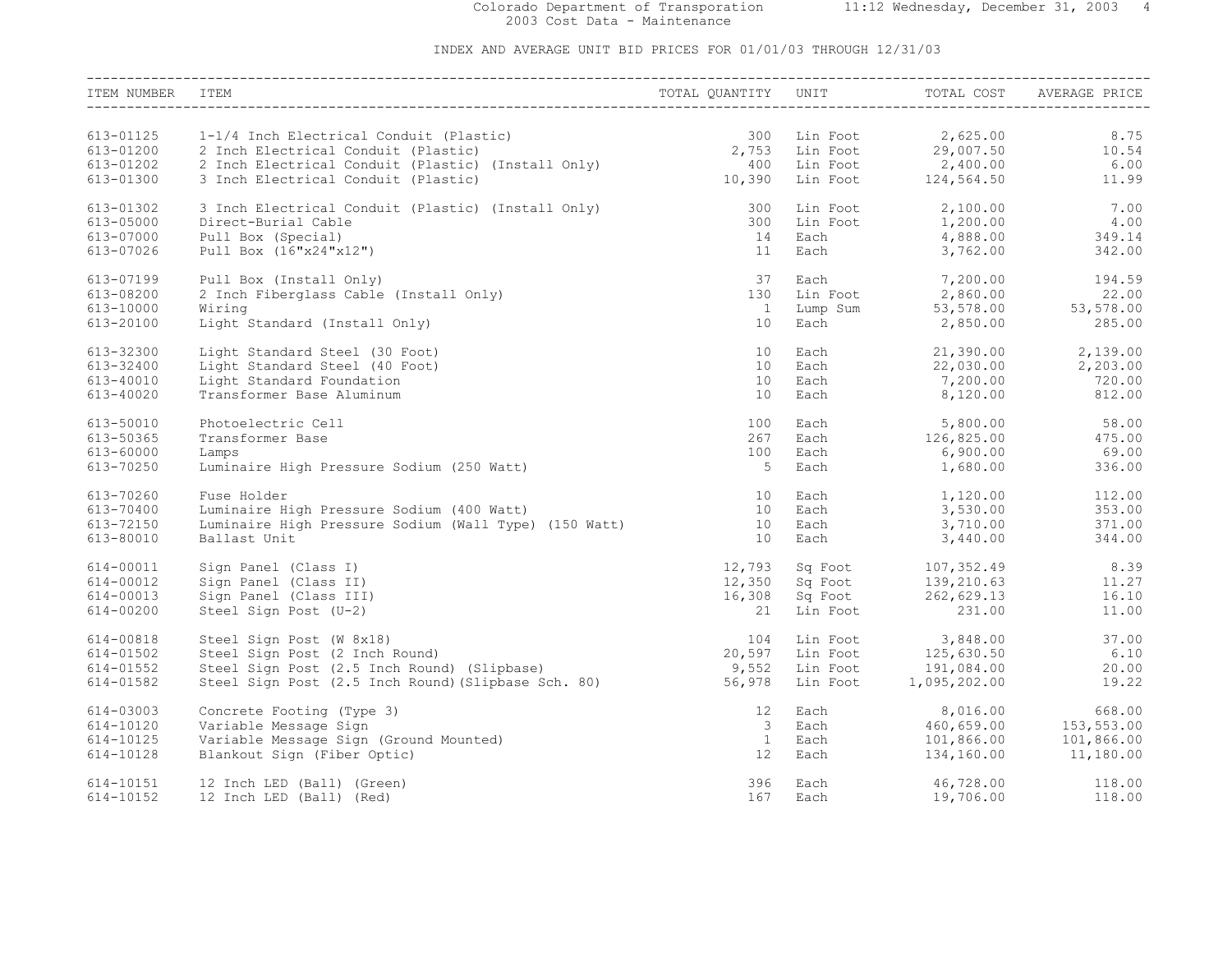INDEX AND AVERAGE UNIT BID PRICES FOR 01/01/03 THROUGH 12/31/03

| ITEM NUMBER | ITEM | TOTAL QUANTITY | UNIT | TOTAL COST | AVERAGE PRICE |
|---|---|---|---|---|---|
| 613-01125 | 1-1/4 Inch Electrical Conduit (Plastic) | 300 | Lin Foot | 2,625.00 | 8.75 |
| 613-01200 | 2 Inch Electrical Conduit (Plastic) | 2,753 | Lin Foot | 29,007.50 | 10.54 |
| 613-01202 | 2 Inch Electrical Conduit (Plastic) (Install Only) | 400 | Lin Foot | 2,400.00 | 6.00 |
| 613-01300 | 3 Inch Electrical Conduit (Plastic) | 10,390 | Lin Foot | 124,564.50 | 11.99 |
| 613-01302 | 3 Inch Electrical Conduit (Plastic) (Install Only) | 300 | Lin Foot | 2,100.00 | 7.00 |
| 613-05000 | Direct-Burial Cable | 300 | Lin Foot | 1,200.00 | 4.00 |
| 613-07000 | Pull Box (Special) | 14 | Each | 4,888.00 | 349.14 |
| 613-07026 | Pull Box (16"x24"x12") | 11 | Each | 3,762.00 | 342.00 |
| 613-07199 | Pull Box (Install Only) | 37 | Each | 7,200.00 | 194.59 |
| 613-08200 | 2 Inch Fiberglass Cable (Install Only) | 130 | Lin Foot | 2,860.00 | 22.00 |
| 613-10000 | Wiring | 1 | Lump Sum | 53,578.00 | 53,578.00 |
| 613-20100 | Light Standard (Install Only) | 10 | Each | 2,850.00 | 285.00 |
| 613-32300 | Light Standard Steel (30 Foot) | 10 | Each | 21,390.00 | 2,139.00 |
| 613-32400 | Light Standard Steel (40 Foot) | 10 | Each | 22,030.00 | 2,203.00 |
| 613-40010 | Light Standard Foundation | 10 | Each | 7,200.00 | 720.00 |
| 613-40020 | Transformer Base Aluminum | 10 | Each | 8,120.00 | 812.00 |
| 613-50010 | Photoelectric Cell | 100 | Each | 5,800.00 | 58.00 |
| 613-50365 | Transformer Base | 267 | Each | 126,825.00 | 475.00 |
| 613-60000 | Lamps | 100 | Each | 6,900.00 | 69.00 |
| 613-70250 | Luminaire High Pressure Sodium (250 Watt) | 5 | Each | 1,680.00 | 336.00 |
| 613-70260 | Fuse Holder | 10 | Each | 1,120.00 | 112.00 |
| 613-70400 | Luminaire High Pressure Sodium (400 Watt) | 10 | Each | 3,530.00 | 353.00 |
| 613-72150 | Luminaire High Pressure Sodium (Wall Type) (150 Watt) | 10 | Each | 3,710.00 | 371.00 |
| 613-80010 | Ballast Unit | 10 | Each | 3,440.00 | 344.00 |
| 614-00011 | Sign Panel (Class I) | 12,793 | Sq Foot | 107,352.49 | 8.39 |
| 614-00012 | Sign Panel (Class II) | 12,350 | Sq Foot | 139,210.63 | 11.27 |
| 614-00013 | Sign Panel (Class III) | 16,308 | Sq Foot | 262,629.13 | 16.10 |
| 614-00200 | Steel Sign Post (U-2) | 21 | Lin Foot | 231.00 | 11.00 |
| 614-00818 | Steel Sign Post (W 8x18) | 104 | Lin Foot | 3,848.00 | 37.00 |
| 614-01502 | Steel Sign Post (2 Inch Round) | 20,597 | Lin Foot | 125,630.50 | 6.10 |
| 614-01552 | Steel Sign Post (2.5 Inch Round) (Slipbase) | 9,552 | Lin Foot | 191,084.00 | 20.00 |
| 614-01582 | Steel Sign Post (2.5 Inch Round)(Slipbase Sch. 80) | 56,978 | Lin Foot | 1,095,202.00 | 19.22 |
| 614-03003 | Concrete Footing (Type 3) | 12 | Each | 8,016.00 | 668.00 |
| 614-10120 | Variable Message Sign | 3 | Each | 460,659.00 | 153,553.00 |
| 614-10125 | Variable Message Sign (Ground Mounted) | 1 | Each | 101,866.00 | 101,866.00 |
| 614-10128 | Blankout Sign (Fiber Optic) | 12 | Each | 134,160.00 | 11,180.00 |
| 614-10151 | 12 Inch LED (Ball) (Green) | 396 | Each | 46,728.00 | 118.00 |
| 614-10152 | 12 Inch LED (Ball) (Red) | 167 | Each | 19,706.00 | 118.00 |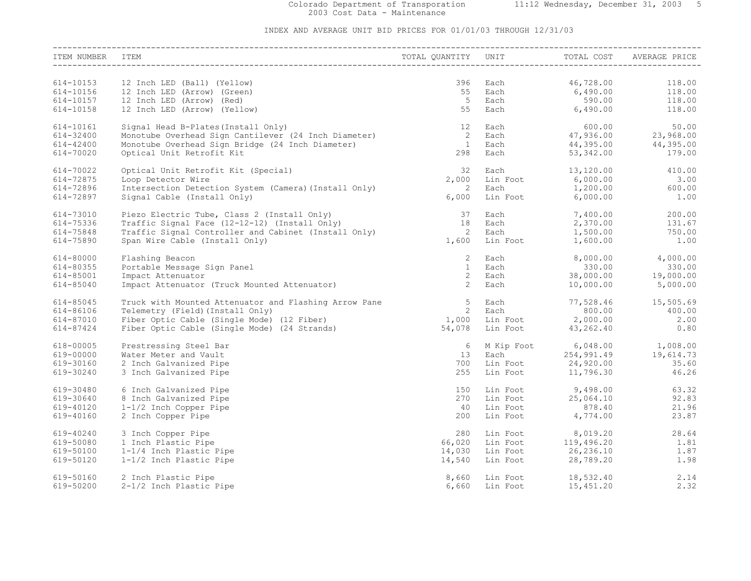Colorado Department of Transportation
2003 Cost Data - Maintenance

INDEX AND AVERAGE UNIT BID PRICES FOR 01/01/03 THROUGH 12/31/03

| ITEM NUMBER | ITEM | TOTAL QUANTITY | UNIT | TOTAL COST | AVERAGE PRICE |
|---|---|---|---|---|---|
| 614-10153 | 12 Inch LED (Ball) (Yellow) | 396 | Each | 46,728.00 | 118.00 |
| 614-10156 | 12 Inch LED (Arrow) (Green) | 55 | Each | 6,490.00 | 118.00 |
| 614-10157 | 12 Inch LED (Arrow) (Red) | 5 | Each | 590.00 | 118.00 |
| 614-10158 | 12 Inch LED (Arrow) (Yellow) | 55 | Each | 6,490.00 | 118.00 |
| 614-10161 | Signal Head B-Plates(Install Only) | 12 | Each | 600.00 | 50.00 |
| 614-32400 | Monotube Overhead Sign Cantilever (24 Inch Diameter) | 2 | Each | 47,936.00 | 23,968.00 |
| 614-42400 | Monotube Overhead Sign Bridge (24 Inch Diameter) | 1 | Each | 44,395.00 | 44,395.00 |
| 614-70020 | Optical Unit Retrofit Kit | 298 | Each | 53,342.00 | 179.00 |
| 614-70022 | Optical Unit Retrofit Kit (Special) | 32 | Each | 13,120.00 | 410.00 |
| 614-72875 | Loop Detector Wire | 2,000 | Lin Foot | 6,000.00 | 3.00 |
| 614-72896 | Intersection Detection System (Camera)(Install Only) | 2 | Each | 1,200.00 | 600.00 |
| 614-72897 | Signal Cable (Install Only) | 6,000 | Lin Foot | 6,000.00 | 1.00 |
| 614-73010 | Piezo Electric Tube, Class 2 (Install Only) | 37 | Each | 7,400.00 | 200.00 |
| 614-75336 | Traffic Signal Face (12-12-12) (Install Only) | 18 | Each | 2,370.00 | 131.67 |
| 614-75848 | Traffic Signal Controller and Cabinet (Install Only) | 2 | Each | 1,500.00 | 750.00 |
| 614-75890 | Span Wire Cable (Install Only) | 1,600 | Lin Foot | 1,600.00 | 1.00 |
| 614-80000 | Flashing Beacon | 2 | Each | 8,000.00 | 4,000.00 |
| 614-80355 | Portable Message Sign Panel | 1 | Each | 330.00 | 330.00 |
| 614-85001 | Impact Attenuator | 2 | Each | 38,000.00 | 19,000.00 |
| 614-85040 | Impact Attenuator (Truck Mounted Attenuator) | 2 | Each | 10,000.00 | 5,000.00 |
| 614-85045 | Truck with Mounted Attenuator and Flashing Arrow Pane | 5 | Each | 77,528.46 | 15,505.69 |
| 614-86106 | Telemetry (Field)(Install Only) | 2 | Each | 800.00 | 400.00 |
| 614-87010 | Fiber Optic Cable (Single Mode) (12 Fiber) | 1,000 | Lin Foot | 2,000.00 | 2.00 |
| 614-87424 | Fiber Optic Cable (Single Mode) (24 Strands) | 54,078 | Lin Foot | 43,262.40 | 0.80 |
| 618-00005 | Prestressing Steel Bar | 6 | M Kip Foot | 6,048.00 | 1,008.00 |
| 619-00000 | Water Meter and Vault | 13 | Each | 254,991.49 | 19,614.73 |
| 619-30160 | 2 Inch Galvanized Pipe | 700 | Lin Foot | 24,920.00 | 35.60 |
| 619-30240 | 3 Inch Galvanized Pipe | 255 | Lin Foot | 11,796.30 | 46.26 |
| 619-30480 | 6 Inch Galvanized Pipe | 150 | Lin Foot | 9,498.00 | 63.32 |
| 619-30640 | 8 Inch Galvanized Pipe | 270 | Lin Foot | 25,064.10 | 92.83 |
| 619-40120 | 1-1/2 Inch Copper Pipe | 40 | Lin Foot | 878.40 | 21.96 |
| 619-40160 | 2 Inch Copper Pipe | 200 | Lin Foot | 4,774.00 | 23.87 |
| 619-40240 | 3 Inch Copper Pipe | 280 | Lin Foot | 8,019.20 | 28.64 |
| 619-50080 | 1 Inch Plastic Pipe | 66,020 | Lin Foot | 119,496.20 | 1.81 |
| 619-50100 | 1-1/4 Inch Plastic Pipe | 14,030 | Lin Foot | 26,236.10 | 1.87 |
| 619-50120 | 1-1/2 Inch Plastic Pipe | 14,540 | Lin Foot | 28,789.20 | 1.98 |
| 619-50160 | 2 Inch Plastic Pipe | 8,660 | Lin Foot | 18,532.40 | 2.14 |
| 619-50200 | 2-1/2 Inch Plastic Pipe | 6,660 | Lin Foot | 15,451.20 | 2.32 |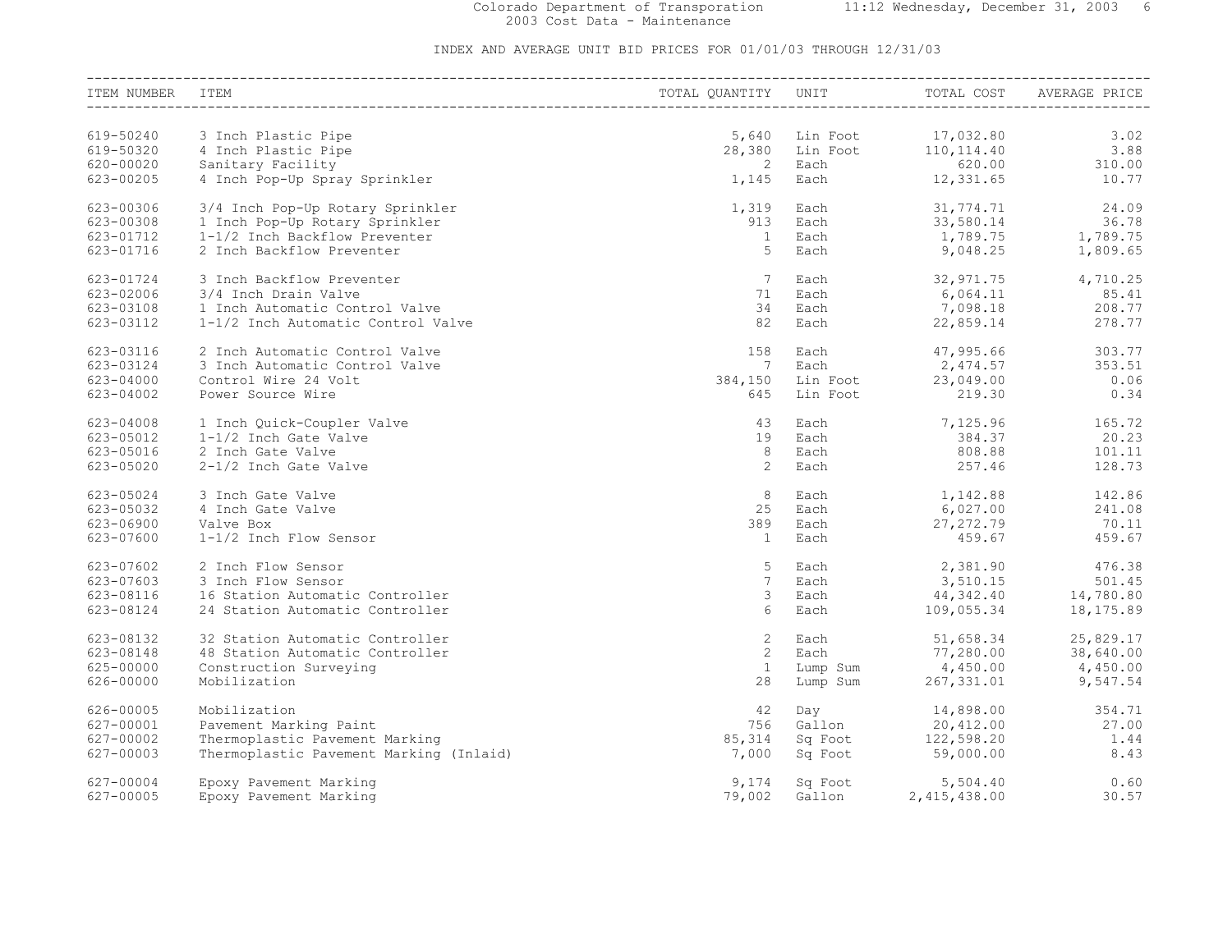Colorado Department of Transporation
2003 Cost Data - Maintenance

INDEX AND AVERAGE UNIT BID PRICES FOR 01/01/03 THROUGH 12/31/03

| ITEM NUMBER | ITEM | TOTAL QUANTITY | UNIT | TOTAL COST | AVERAGE PRICE |
|---|---|---|---|---|---|
| 619-50240 | 3 Inch Plastic Pipe | 5,640 | Lin Foot | 17,032.80 | 3.02 |
| 619-50320 | 4 Inch Plastic Pipe | 28,380 | Lin Foot | 110,114.40 | 3.88 |
| 620-00020 | Sanitary Facility | 2 | Each | 620.00 | 310.00 |
| 623-00205 | 4 Inch Pop-Up Spray Sprinkler | 1,145 | Each | 12,331.65 | 10.77 |
| 623-00306 | 3/4 Inch Pop-Up Rotary Sprinkler | 1,319 | Each | 31,774.71 | 24.09 |
| 623-00308 | 1 Inch Pop-Up Rotary Sprinkler | 913 | Each | 33,580.14 | 36.78 |
| 623-01712 | 1-1/2 Inch Backflow Preventer | 1 | Each | 1,789.75 | 1,789.75 |
| 623-01716 | 2 Inch Backflow Preventer | 5 | Each | 9,048.25 | 1,809.65 |
| 623-01724 | 3 Inch Backflow Preventer | 7 | Each | 32,971.75 | 4,710.25 |
| 623-02006 | 3/4 Inch Drain Valve | 71 | Each | 6,064.11 | 85.41 |
| 623-03108 | 1 Inch Automatic Control Valve | 34 | Each | 7,098.18 | 208.77 |
| 623-03112 | 1-1/2 Inch Automatic Control Valve | 82 | Each | 22,859.14 | 278.77 |
| 623-03116 | 2 Inch Automatic Control Valve | 158 | Each | 47,995.66 | 303.77 |
| 623-03124 | 3 Inch Automatic Control Valve | 7 | Each | 2,474.57 | 353.51 |
| 623-04000 | Control Wire 24 Volt | 384,150 | Lin Foot | 23,049.00 | 0.06 |
| 623-04002 | Power Source Wire | 645 | Lin Foot | 219.30 | 0.34 |
| 623-04008 | 1 Inch Quick-Coupler Valve | 43 | Each | 7,125.96 | 165.72 |
| 623-05012 | 1-1/2 Inch Gate Valve | 19 | Each | 384.37 | 20.23 |
| 623-05016 | 2 Inch Gate Valve | 8 | Each | 808.88 | 101.11 |
| 623-05020 | 2-1/2 Inch Gate Valve | 2 | Each | 257.46 | 128.73 |
| 623-05024 | 3 Inch Gate Valve | 8 | Each | 1,142.88 | 142.86 |
| 623-05032 | 4 Inch Gate Valve | 25 | Each | 6,027.00 | 241.08 |
| 623-06900 | Valve Box | 389 | Each | 27,272.79 | 70.11 |
| 623-07600 | 1-1/2 Inch Flow Sensor | 1 | Each | 459.67 | 459.67 |
| 623-07602 | 2 Inch Flow Sensor | 5 | Each | 2,381.90 | 476.38 |
| 623-07603 | 3 Inch Flow Sensor | 7 | Each | 3,510.15 | 501.45 |
| 623-08116 | 16 Station Automatic Controller | 3 | Each | 44,342.40 | 14,780.80 |
| 623-08124 | 24 Station Automatic Controller | 6 | Each | 109,055.34 | 18,175.89 |
| 623-08132 | 32 Station Automatic Controller | 2 | Each | 51,658.34 | 25,829.17 |
| 623-08148 | 48 Station Automatic Controller | 2 | Each | 77,280.00 | 38,640.00 |
| 625-00000 | Construction Surveying | 1 | Lump Sum | 4,450.00 | 4,450.00 |
| 626-00000 | Mobilization | 28 | Lump Sum | 267,331.01 | 9,547.54 |
| 626-00005 | Mobilization | 42 | Day | 14,898.00 | 354.71 |
| 627-00001 | Pavement Marking Paint | 756 | Gallon | 20,412.00 | 27.00 |
| 627-00002 | Thermoplastic Pavement Marking | 85,314 | Sq Foot | 122,598.20 | 1.44 |
| 627-00003 | Thermoplastic Pavement Marking (Inlaid) | 7,000 | Sq Foot | 59,000.00 | 8.43 |
| 627-00004 | Epoxy Pavement Marking | 9,174 | Sq Foot | 5,504.40 | 0.60 |
| 627-00005 | Epoxy Pavement Marking | 79,002 | Gallon | 2,415,438.00 | 30.57 |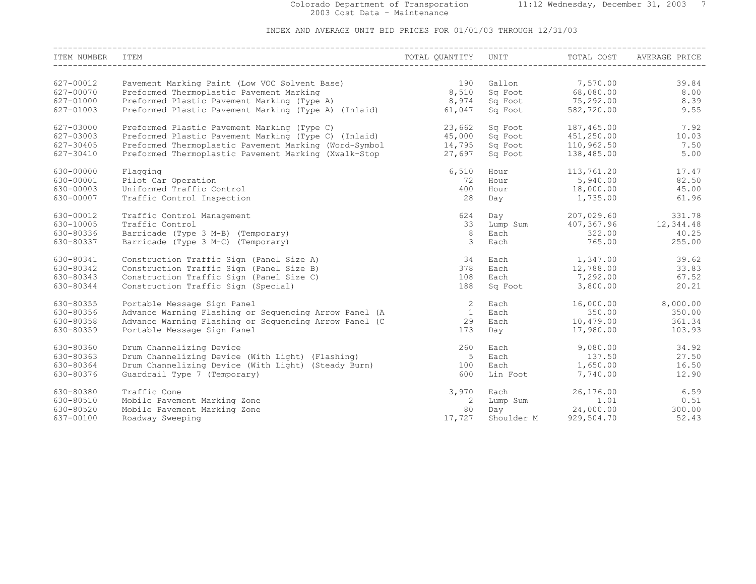INDEX AND AVERAGE UNIT BID PRICES FOR 01/01/03 THROUGH 12/31/03

| ITEM NUMBER | ITEM | TOTAL QUANTITY | UNIT | TOTAL COST | AVERAGE PRICE |
|---|---|---|---|---|---|
| 627-00012 | Pavement Marking Paint (Low VOC Solvent Base) | 190 | Gallon | 7,570.00 | 39.84 |
| 627-00070 | Preformed Thermoplastic Pavement Marking | 8,510 | Sq Foot | 68,080.00 | 8.00 |
| 627-01000 | Preformed Plastic Pavement Marking (Type A) | 8,974 | Sq Foot | 75,292.00 | 8.39 |
| 627-01003 | Preformed Plastic Pavement Marking (Type A) (Inlaid) | 61,047 | Sq Foot | 582,720.00 | 9.55 |
| 627-03000 | Preformed Plastic Pavement Marking (Type C) | 23,662 | Sq Foot | 187,465.00 | 7.92 |
| 627-03003 | Preformed Plastic Pavement Marking (Type C) (Inlaid) | 45,000 | Sq Foot | 451,250.00 | 10.03 |
| 627-30405 | Preformed Thermoplastic Pavement Marking (Word-Symbol | 14,795 | Sq Foot | 110,962.50 | 7.50 |
| 627-30410 | Preformed Thermoplastic Pavement Marking (Xwalk-Stop | 27,697 | Sq Foot | 138,485.00 | 5.00 |
| 630-00000 | Flagging | 6,510 | Hour | 113,761.20 | 17.47 |
| 630-00001 | Pilot Car Operation | 72 | Hour | 5,940.00 | 82.50 |
| 630-00003 | Uniformed Traffic Control | 400 | Hour | 18,000.00 | 45.00 |
| 630-00007 | Traffic Control Inspection | 28 | Day | 1,735.00 | 61.96 |
| 630-00012 | Traffic Control Management | 624 | Day | 207,029.60 | 331.78 |
| 630-10005 | Traffic Control | 33 | Lump Sum | 407,367.96 | 12,344.48 |
| 630-80336 | Barricade (Type 3 M-B) (Temporary) | 8 | Each | 322.00 | 40.25 |
| 630-80337 | Barricade (Type 3 M-C) (Temporary) | 3 | Each | 765.00 | 255.00 |
| 630-80341 | Construction Traffic Sign (Panel Size A) | 34 | Each | 1,347.00 | 39.62 |
| 630-80342 | Construction Traffic Sign (Panel Size B) | 378 | Each | 12,788.00 | 33.83 |
| 630-80343 | Construction Traffic Sign (Panel Size C) | 108 | Each | 7,292.00 | 67.52 |
| 630-80344 | Construction Traffic Sign (Special) | 188 | Sq Foot | 3,800.00 | 20.21 |
| 630-80355 | Portable Message Sign Panel | 2 | Each | 16,000.00 | 8,000.00 |
| 630-80356 | Advance Warning Flashing or Sequencing Arrow Panel (A | 1 | Each | 350.00 | 350.00 |
| 630-80358 | Advance Warning Flashing or Sequencing Arrow Panel (C | 29 | Each | 10,479.00 | 361.34 |
| 630-80359 | Portable Message Sign Panel | 173 | Day | 17,980.00 | 103.93 |
| 630-80360 | Drum Channelizing Device | 260 | Each | 9,080.00 | 34.92 |
| 630-80363 | Drum Channelizing Device (With Light) (Flashing) | 5 | Each | 137.50 | 27.50 |
| 630-80364 | Drum Channelizing Device (With Light) (Steady Burn) | 100 | Each | 1,650.00 | 16.50 |
| 630-80376 | Guardrail Type 7 (Temporary) | 600 | Lin Foot | 7,740.00 | 12.90 |
| 630-80380 | Traffic Cone | 3,970 | Each | 26,176.00 | 6.59 |
| 630-80510 | Mobile Pavement Marking Zone | 2 | Lump Sum | 1.01 | 0.51 |
| 630-80520 | Mobile Pavement Marking Zone | 80 | Day | 24,000.00 | 300.00 |
| 637-00100 | Roadway Sweeping | 17,727 | Shoulder M | 929,504.70 | 52.43 |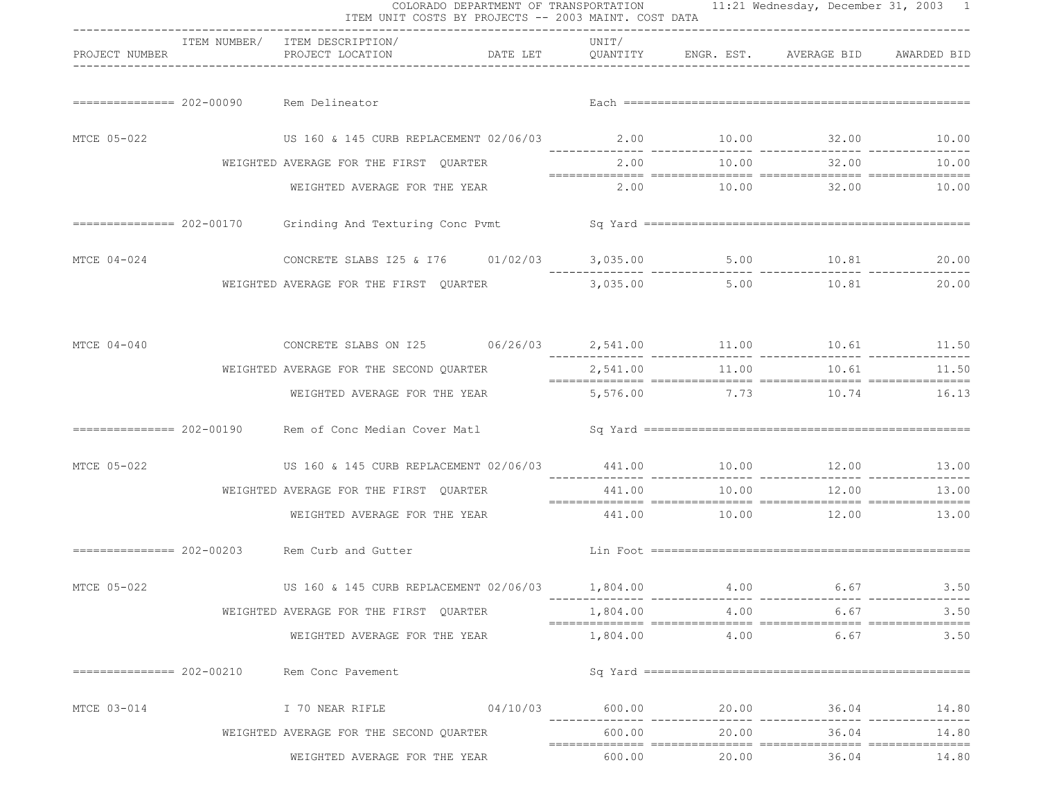COLORADO DEPARTMENT OF TRANSPORTATION

ITEM UNIT COSTS BY PROJECTS -- 2003 MAINT. COST DATA

11:21 Wednesday, December 31, 2003

| PROJECT NUMBER | ITEM NUMBER/ | ITEM DESCRIPTION/ PROJECT LOCATION | DATE LET | UNIT/ QUANTITY | ENGR. EST. | AVERAGE BID | AWARDED BID |
|---|---|---|---|---|---|---|---|
| | 202-00090 | Rem Delineator | | Each | | | |
| MTCE 05-022 | | US 160 & 145 CURB REPLACEMENT | 02/06/03 | 2.00 | 10.00 | 32.00 | 10.00 |
| | | WEIGHTED AVERAGE FOR THE FIRST QUARTER | | 2.00 | 10.00 | 32.00 | 10.00 |
| | | WEIGHTED AVERAGE FOR THE YEAR | | 2.00 | 10.00 | 32.00 | 10.00 |
| | 202-00170 | Grinding And Texturing Conc Pvmt | | Sq Yard | | | |
| MTCE 04-024 | | CONCRETE SLABS I25 & I76 | 01/02/03 | 3,035.00 | 5.00 | 10.81 | 20.00 |
| | | WEIGHTED AVERAGE FOR THE FIRST QUARTER | | 3,035.00 | 5.00 | 10.81 | 20.00 |
| MTCE 04-040 | | CONCRETE SLABS ON I25 | 06/26/03 | 2,541.00 | 11.00 | 10.61 | 11.50 |
| | | WEIGHTED AVERAGE FOR THE SECOND QUARTER | | 2,541.00 | 11.00 | 10.61 | 11.50 |
| | | WEIGHTED AVERAGE FOR THE YEAR | | 5,576.00 | 7.73 | 10.74 | 16.13 |
| | 202-00190 | Rem of Conc Median Cover Matl | | Sq Yard | | | |
| MTCE 05-022 | | US 160 & 145 CURB REPLACEMENT | 02/06/03 | 441.00 | 10.00 | 12.00 | 13.00 |
| | | WEIGHTED AVERAGE FOR THE FIRST QUARTER | | 441.00 | 10.00 | 12.00 | 13.00 |
| | | WEIGHTED AVERAGE FOR THE YEAR | | 441.00 | 10.00 | 12.00 | 13.00 |
| | 202-00203 | Rem Curb and Gutter | | Lin Foot | | | |
| MTCE 05-022 | | US 160 & 145 CURB REPLACEMENT | 02/06/03 | 1,804.00 | 4.00 | 6.67 | 3.50 |
| | | WEIGHTED AVERAGE FOR THE FIRST QUARTER | | 1,804.00 | 4.00 | 6.67 | 3.50 |
| | | WEIGHTED AVERAGE FOR THE YEAR | | 1,804.00 | 4.00 | 6.67 | 3.50 |
| | 202-00210 | Rem Conc Pavement | | Sq Yard | | | |
| MTCE 03-014 | | I 70 NEAR RIFLE | 04/10/03 | 600.00 | 20.00 | 36.04 | 14.80 |
| | | WEIGHTED AVERAGE FOR THE SECOND QUARTER | | 600.00 | 20.00 | 36.04 | 14.80 |
| | | WEIGHTED AVERAGE FOR THE YEAR | | 600.00 | 20.00 | 36.04 | 14.80 |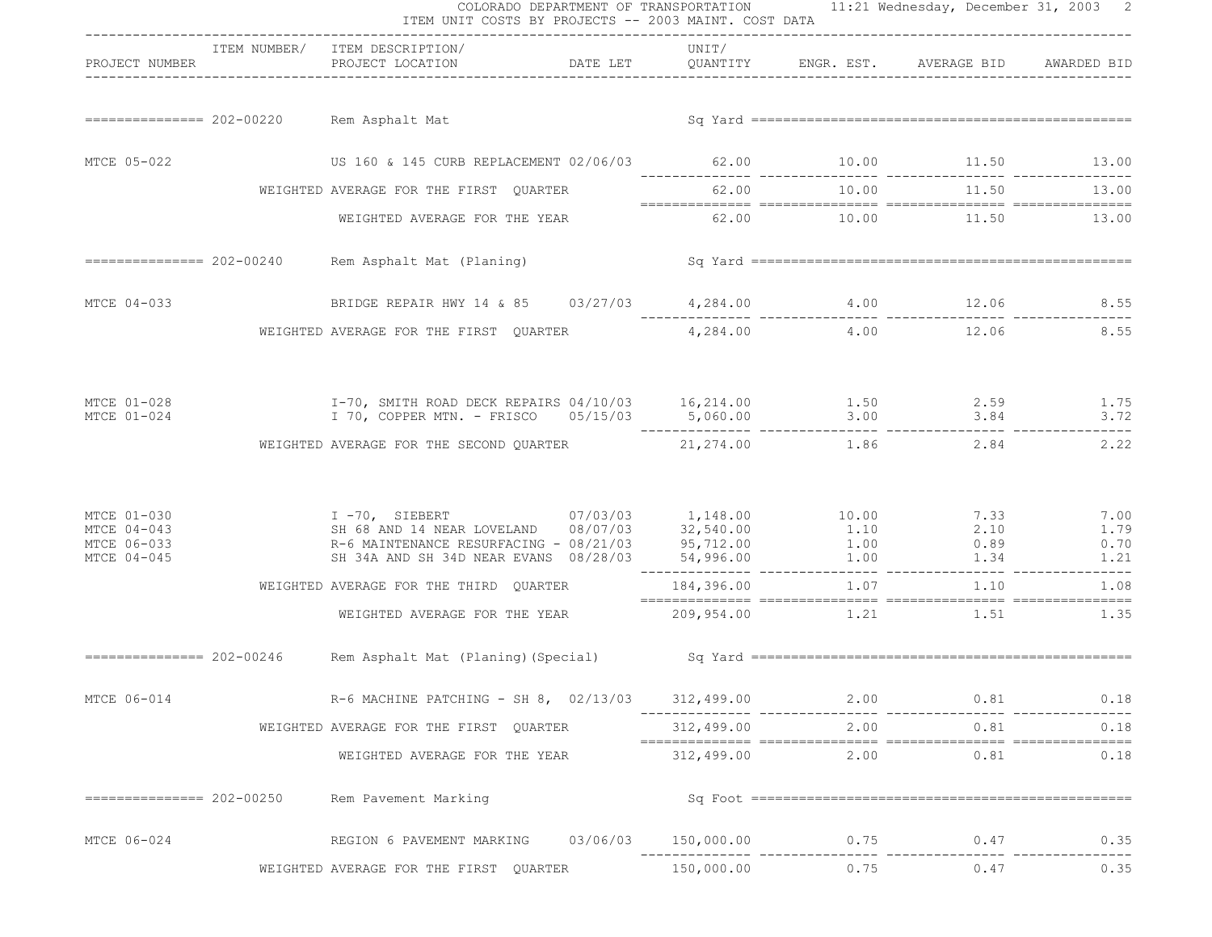COLORADO DEPARTMENT OF TRANSPORTATION
ITEM UNIT COSTS BY PROJECTS -- 2003 MAINT. COST DATA

| PROJECT NUMBER | ITEM NUMBER/ | ITEM DESCRIPTION/ PROJECT LOCATION | DATE LET | UNIT/ QUANTITY | ENGR. EST. | AVERAGE BID | AWARDED BID |
|---|---|---|---|---|---|---|---|
| | 202-00220 | Rem Asphalt Mat | | Sq Yard | | | |
| MTCE 05-022 | | US 160 & 145 CURB REPLACEMENT | 02/06/03 | 62.00 | 10.00 | 11.50 | 13.00 |
| | | WEIGHTED AVERAGE FOR THE FIRST QUARTER | | 62.00 | 10.00 | 11.50 | 13.00 |
| | | WEIGHTED AVERAGE FOR THE YEAR | | 62.00 | 10.00 | 11.50 | 13.00 |
| | 202-00240 | Rem Asphalt Mat (Planing) | | Sq Yard | | | |
| MTCE 04-033 | | BRIDGE REPAIR HWY 14 & 85 | 03/27/03 | 4,284.00 | 4.00 | 12.06 | 8.55 |
| | | WEIGHTED AVERAGE FOR THE FIRST QUARTER | | 4,284.00 | 4.00 | 12.06 | 8.55 |
| MTCE 01-028 | | I-70, SMITH ROAD DECK REPAIRS | 04/10/03 | 16,214.00 | 1.50 | 2.59 | 1.75 |
| MTCE 01-024 | | I 70, COPPER MTN. - FRISCO | 05/15/03 | 5,060.00 | 3.00 | 3.84 | 3.72 |
| | | WEIGHTED AVERAGE FOR THE SECOND QUARTER | | 21,274.00 | 1.86 | 2.84 | 2.22 |
| MTCE 01-030 | | I -70, SIEBERT | 07/03/03 | 1,148.00 | 10.00 | 7.33 | 7.00 |
| MTCE 04-043 | | SH 68 AND 14 NEAR LOVELAND | 08/07/03 | 32,540.00 | 1.10 | 2.10 | 1.79 |
| MTCE 06-033 | | R-6 MAINTENANCE RESURFACING - | 08/21/03 | 95,712.00 | 1.00 | 0.89 | 0.70 |
| MTCE 04-045 | | SH 34A AND SH 34D NEAR EVANS | 08/28/03 | 54,996.00 | 1.00 | 1.34 | 1.21 |
| | | WEIGHTED AVERAGE FOR THE THIRD QUARTER | | 184,396.00 | 1.07 | 1.10 | 1.08 |
| | | WEIGHTED AVERAGE FOR THE YEAR | | 209,954.00 | 1.21 | 1.51 | 1.35 |
| | 202-00246 | Rem Asphalt Mat (Planing)(Special) | | Sq Yard | | | |
| MTCE 06-014 | | R-6 MACHINE PATCHING - SH 8, | 02/13/03 | 312,499.00 | 2.00 | 0.81 | 0.18 |
| | | WEIGHTED AVERAGE FOR THE FIRST QUARTER | | 312,499.00 | 2.00 | 0.81 | 0.18 |
| | | WEIGHTED AVERAGE FOR THE YEAR | | 312,499.00 | 2.00 | 0.81 | 0.18 |
| | 202-00250 | Rem Pavement Marking | | Sq Foot | | | |
| MTCE 06-024 | | REGION 6 PAVEMENT MARKING | 03/06/03 | 150,000.00 | 0.75 | 0.47 | 0.35 |
| | | WEIGHTED AVERAGE FOR THE FIRST QUARTER | | 150,000.00 | 0.75 | 0.47 | 0.35 |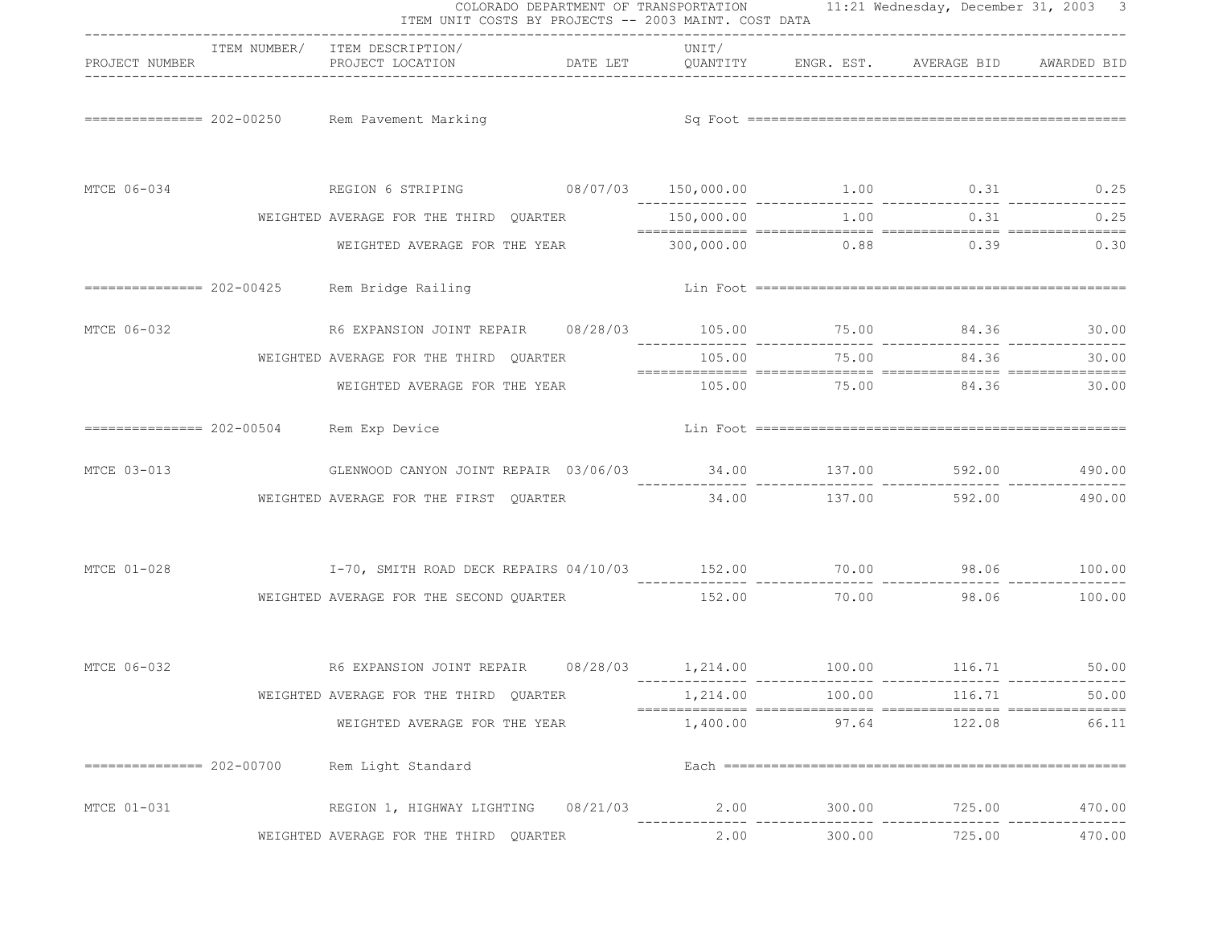COLORADO DEPARTMENT OF TRANSPORTATION

ITEM UNIT COSTS BY PROJECTS -- 2003 MAINT. COST DATA

11:21 Wednesday, December 31, 2003

| PROJECT NUMBER | ITEM NUMBER/ | ITEM DESCRIPTION/ PROJECT LOCATION | DATE LET | UNIT/ QUANTITY | ENGR. EST. | AVERAGE BID | AWARDED BID |
|---|---|---|---|---|---|---|---|
| | 202-00250 | Rem Pavement Marking | | Sq Foot | | | |
| MTCE 06-034 | | REGION 6 STRIPING | 08/07/03 | 150,000.00 | 1.00 | 0.31 | 0.25 |
| | WEIGHTED AVERAGE FOR THE THIRD QUARTER | | | 150,000.00 | 1.00 | 0.31 | 0.25 |
| | | WEIGHTED AVERAGE FOR THE YEAR | | 300,000.00 | 0.88 | 0.39 | 0.30 |
| | 202-00425 | Rem Bridge Railing | | Lin Foot | | | |
| MTCE 06-032 | | R6 EXPANSION JOINT REPAIR | 08/28/03 | 105.00 | 75.00 | 84.36 | 30.00 |
| | WEIGHTED AVERAGE FOR THE THIRD QUARTER | | | 105.00 | 75.00 | 84.36 | 30.00 |
| | | WEIGHTED AVERAGE FOR THE YEAR | | 105.00 | 75.00 | 84.36 | 30.00 |
| | 202-00504 | Rem Exp Device | | Lin Foot | | | |
| MTCE 03-013 | | GLENWOOD CANYON JOINT REPAIR | 03/06/03 | 34.00 | 137.00 | 592.00 | 490.00 |
| | WEIGHTED AVERAGE FOR THE FIRST QUARTER | | | 34.00 | 137.00 | 592.00 | 490.00 |
| MTCE 01-028 | | I-70, SMITH ROAD DECK REPAIRS | 04/10/03 | 152.00 | 70.00 | 98.06 | 100.00 |
| | WEIGHTED AVERAGE FOR THE SECOND QUARTER | | | 152.00 | 70.00 | 98.06 | 100.00 |
| MTCE 06-032 | | R6 EXPANSION JOINT REPAIR | 08/28/03 | 1,214.00 | 100.00 | 116.71 | 50.00 |
| | WEIGHTED AVERAGE FOR THE THIRD QUARTER | | | 1,214.00 | 100.00 | 116.71 | 50.00 |
| | | WEIGHTED AVERAGE FOR THE YEAR | | 1,400.00 | 97.64 | 122.08 | 66.11 |
| | 202-00700 | Rem Light Standard | | Each | | | |
| MTCE 01-031 | | REGION 1, HIGHWAY LIGHTING | 08/21/03 | 2.00 | 300.00 | 725.00 | 470.00 |
| | WEIGHTED AVERAGE FOR THE THIRD QUARTER | | | 2.00 | 300.00 | 725.00 | 470.00 |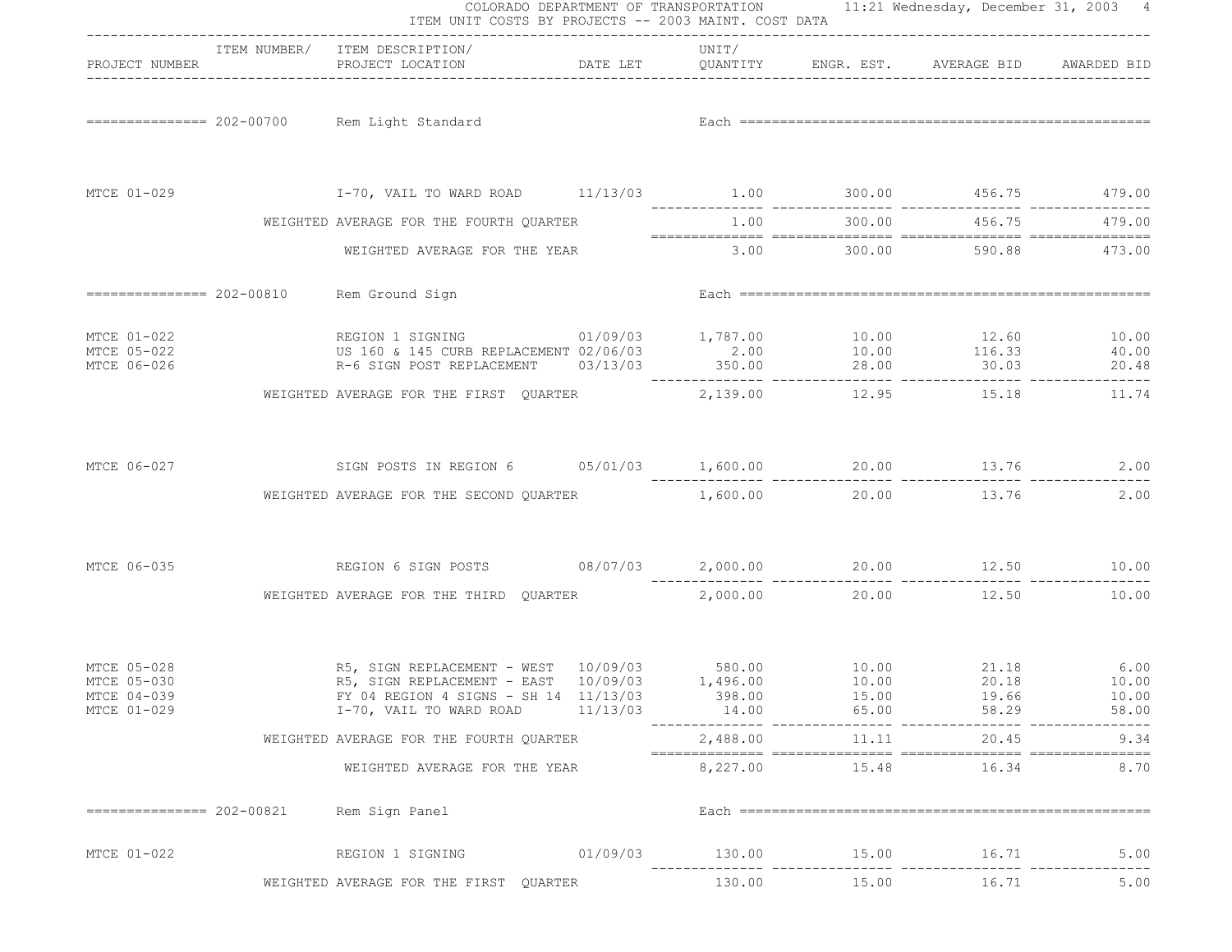COLORADO DEPARTMENT OF TRANSPORTATION
ITEM UNIT COSTS BY PROJECTS -- 2003 MAINT. COST DATA

| PROJECT NUMBER | ITEM NUMBER/ | ITEM DESCRIPTION/ PROJECT LOCATION | DATE LET | UNIT/ QUANTITY | ENGR. EST. | AVERAGE BID | AWARDED BID |
|---|---|---|---|---|---|---|---|
| | 202-00700 | Rem Light Standard | | Each | | | |
| MTCE 01-029 | | I-70, VAIL TO WARD ROAD | 11/13/03 | 1.00 | 300.00 | 456.75 | 479.00 |
| | | WEIGHTED AVERAGE FOR THE FOURTH QUARTER | | 1.00 | 300.00 | 456.75 | 479.00 |
| | | WEIGHTED AVERAGE FOR THE YEAR | | 3.00 | 300.00 | 590.88 | 473.00 |
| | 202-00810 | Rem Ground Sign | | Each | | | |
| MTCE 01-022 | | REGION 1 SIGNING | 01/09/03 | 1,787.00 | 10.00 | 12.60 | 10.00 |
| MTCE 05-022 | | US 160 & 145 CURB REPLACEMENT | 02/06/03 | 2.00 | 10.00 | 116.33 | 40.00 |
| MTCE 06-026 | | R-6 SIGN POST REPLACEMENT | 03/13/03 | 350.00 | 28.00 | 30.03 | 20.48 |
| | | WEIGHTED AVERAGE FOR THE FIRST QUARTER | | 2,139.00 | 12.95 | 15.18 | 11.74 |
| MTCE 06-027 | | SIGN POSTS IN REGION 6 | 05/01/03 | 1,600.00 | 20.00 | 13.76 | 2.00 |
| | | WEIGHTED AVERAGE FOR THE SECOND QUARTER | | 1,600.00 | 20.00 | 13.76 | 2.00 |
| MTCE 06-035 | | REGION 6 SIGN POSTS | 08/07/03 | 2,000.00 | 20.00 | 12.50 | 10.00 |
| | | WEIGHTED AVERAGE FOR THE THIRD QUARTER | | 2,000.00 | 20.00 | 12.50 | 10.00 |
| MTCE 05-028 | | R5, SIGN REPLACEMENT - WEST | 10/09/03 | 580.00 | 10.00 | 21.18 | 6.00 |
| MTCE 05-030 | | R5, SIGN REPLACEMENT - EAST | 10/09/03 | 1,496.00 | 10.00 | 20.18 | 10.00 |
| MTCE 04-039 | | FY 04 REGION 4 SIGNS - SH 14 | 11/13/03 | 398.00 | 15.00 | 19.66 | 10.00 |
| MTCE 01-029 | | I-70, VAIL TO WARD ROAD | 11/13/03 | 14.00 | 65.00 | 58.29 | 58.00 |
| | | WEIGHTED AVERAGE FOR THE FOURTH QUARTER | | 2,488.00 | 11.11 | 20.45 | 9.34 |
| | | WEIGHTED AVERAGE FOR THE YEAR | | 8,227.00 | 15.48 | 16.34 | 8.70 |
| | 202-00821 | Rem Sign Panel | | Each | | | |
| MTCE 01-022 | | REGION 1 SIGNING | 01/09/03 | 130.00 | 15.00 | 16.71 | 5.00 |
| | | WEIGHTED AVERAGE FOR THE FIRST QUARTER | | 130.00 | 15.00 | 16.71 | 5.00 |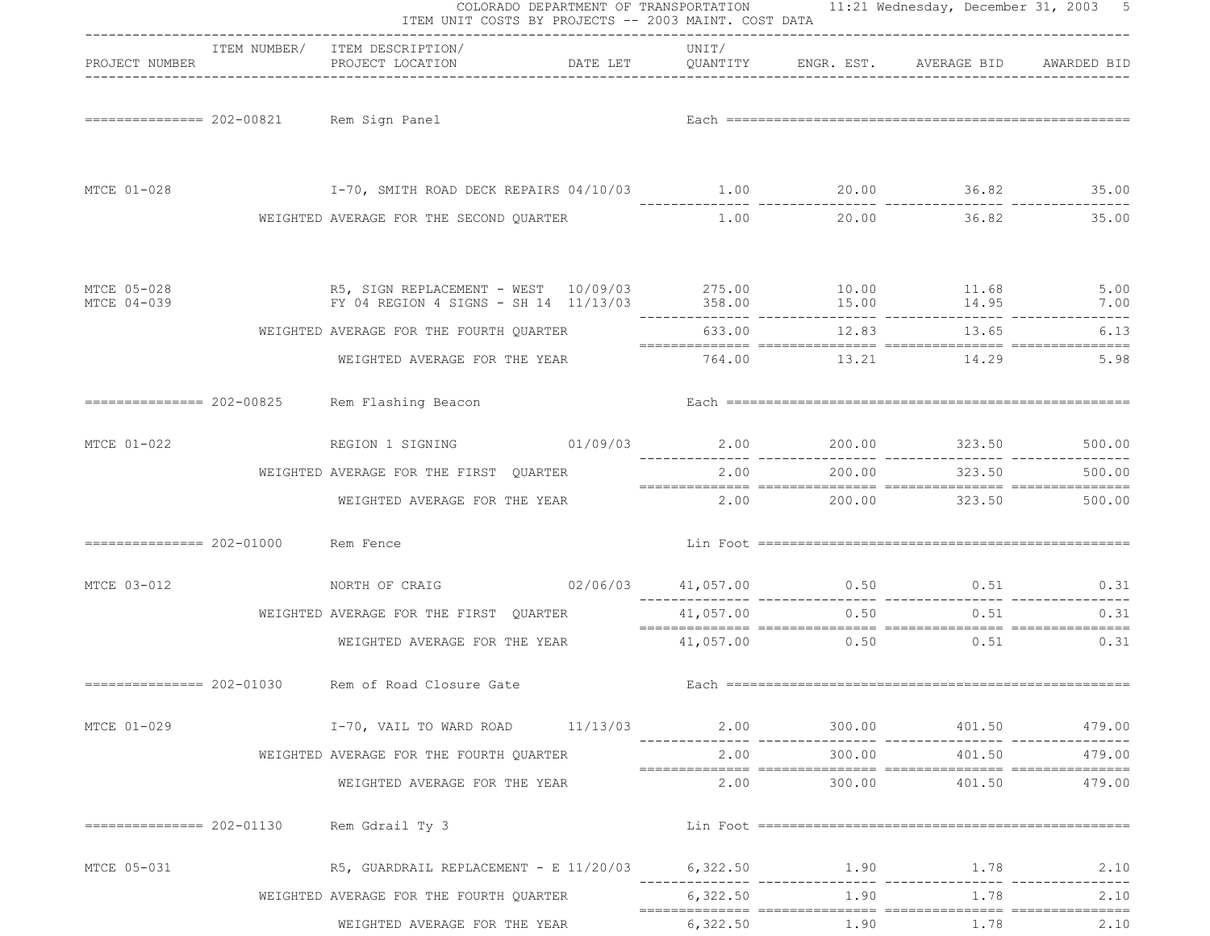COLORADO DEPARTMENT OF TRANSPORTATION
ITEM UNIT COSTS BY PROJECTS -- 2003 MAINT. COST DATA

| PROJECT NUMBER | ITEM NUMBER/ | ITEM DESCRIPTION/ PROJECT LOCATION | DATE LET | UNIT/ QUANTITY | ENGR. EST. | AVERAGE BID | AWARDED BID |
|---|---|---|---|---|---|---|---|
| | 202-00821 | Rem Sign Panel | | Each | | | |
| MTCE 01-028 | | I-70, SMITH ROAD DECK REPAIRS | 04/10/03 | 1.00 | 20.00 | 36.82 | 35.00 |
| | | WEIGHTED AVERAGE FOR THE SECOND QUARTER | | 1.00 | 20.00 | 36.82 | 35.00 |
| MTCE 05-028 | | R5, SIGN REPLACEMENT - WEST | 10/09/03 | 275.00 | 10.00 | 11.68 | 5.00 |
| MTCE 04-039 | | FY 04 REGION 4 SIGNS - SH 14 | 11/13/03 | 358.00 | 15.00 | 14.95 | 7.00 |
| | | WEIGHTED AVERAGE FOR THE FOURTH QUARTER | | 633.00 | 12.83 | 13.65 | 6.13 |
| | | WEIGHTED AVERAGE FOR THE YEAR | | 764.00 | 13.21 | 14.29 | 5.98 |
| | 202-00825 | Rem Flashing Beacon | | Each | | | |
| MTCE 01-022 | | REGION 1 SIGNING | 01/09/03 | 2.00 | 200.00 | 323.50 | 500.00 |
| | | WEIGHTED AVERAGE FOR THE FIRST QUARTER | | 2.00 | 200.00 | 323.50 | 500.00 |
| | | WEIGHTED AVERAGE FOR THE YEAR | | 2.00 | 200.00 | 323.50 | 500.00 |
| | 202-01000 | Rem Fence | | Lin Foot | | | |
| MTCE 03-012 | | NORTH OF CRAIG | 02/06/03 | 41,057.00 | 0.50 | 0.51 | 0.31 |
| | | WEIGHTED AVERAGE FOR THE FIRST QUARTER | | 41,057.00 | 0.50 | 0.51 | 0.31 |
| | | WEIGHTED AVERAGE FOR THE YEAR | | 41,057.00 | 0.50 | 0.51 | 0.31 |
| | 202-01030 | Rem of Road Closure Gate | | Each | | | |
| MTCE 01-029 | | I-70, VAIL TO WARD ROAD | 11/13/03 | 2.00 | 300.00 | 401.50 | 479.00 |
| | | WEIGHTED AVERAGE FOR THE FOURTH QUARTER | | 2.00 | 300.00 | 401.50 | 479.00 |
| | | WEIGHTED AVERAGE FOR THE YEAR | | 2.00 | 300.00 | 401.50 | 479.00 |
| | 202-01130 | Rem Gdrail Ty 3 | | Lin Foot | | | |
| MTCE 05-031 | | R5, GUARDRAIL REPLACEMENT - E | 11/20/03 | 6,322.50 | 1.90 | 1.78 | 2.10 |
| | | WEIGHTED AVERAGE FOR THE FOURTH QUARTER | | 6,322.50 | 1.90 | 1.78 | 2.10 |
| | | WEIGHTED AVERAGE FOR THE YEAR | | 6,322.50 | 1.90 | 1.78 | 2.10 |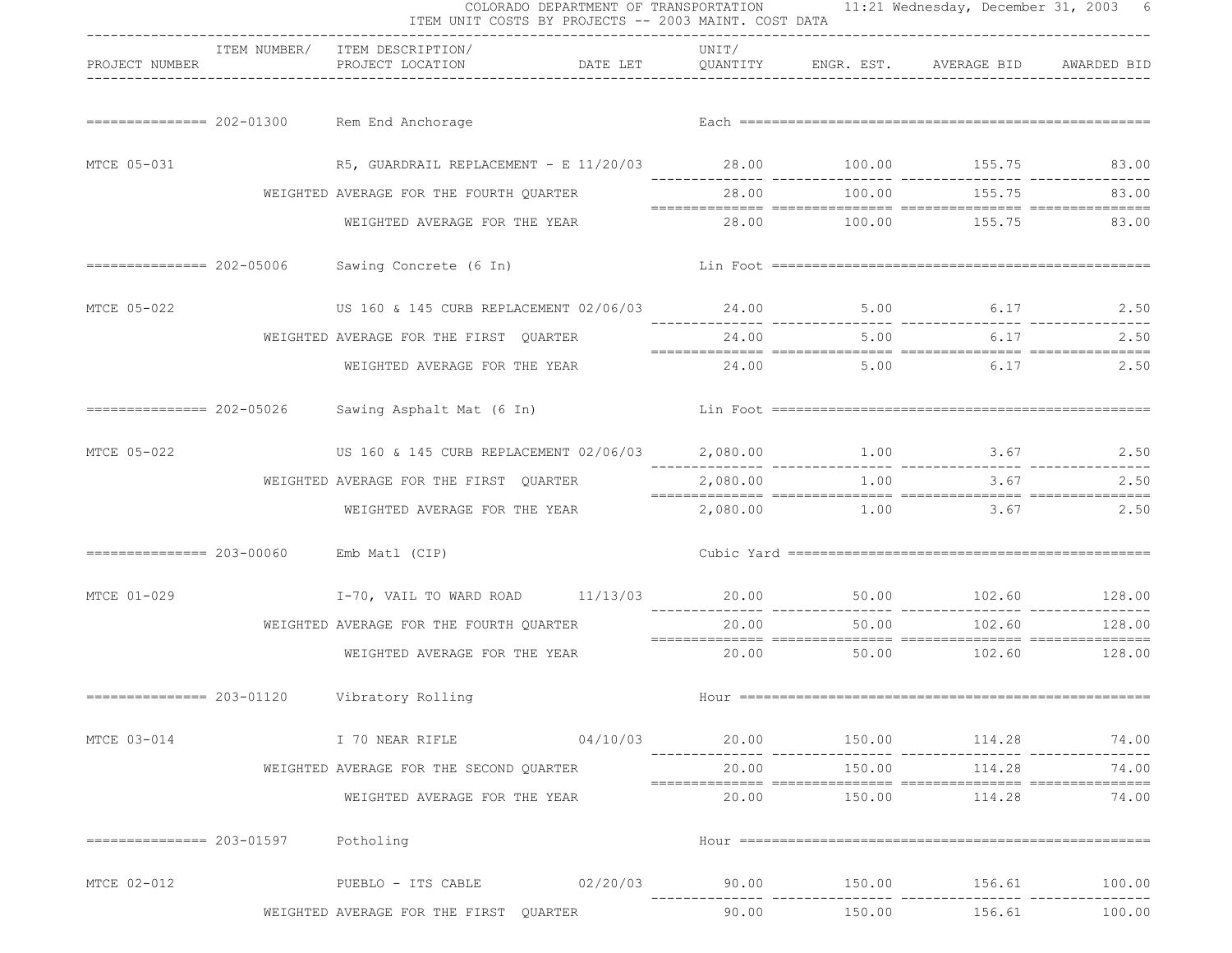COLORADO DEPARTMENT OF TRANSPORTATION

ITEM UNIT COSTS BY PROJECTS -- 2003 MAINT. COST DATA

| PROJECT NUMBER | ITEM NUMBER/ | ITEM DESCRIPTION/ PROJECT LOCATION | DATE LET | UNIT/ QUANTITY | ENGR. EST. | AVERAGE BID | AWARDED BID |
|---|---|---|---|---|---|---|---|
| | 202-01300 | Rem End Anchorage | | Each | | | |
| MTCE 05-031 | | R5, GUARDRAIL REPLACEMENT - E | 11/20/03 | 28.00 | 100.00 | 155.75 | 83.00 |
| | | WEIGHTED AVERAGE FOR THE FOURTH QUARTER | | 28.00 | 100.00 | 155.75 | 83.00 |
| | | WEIGHTED AVERAGE FOR THE YEAR | | 28.00 | 100.00 | 155.75 | 83.00 |
| | 202-05006 | Sawing Concrete (6 In) | | Lin Foot | | | |
| MTCE 05-022 | | US 160 & 145 CURB REPLACEMENT | 02/06/03 | 24.00 | 5.00 | 6.17 | 2.50 |
| | | WEIGHTED AVERAGE FOR THE FIRST QUARTER | | 24.00 | 5.00 | 6.17 | 2.50 |
| | | WEIGHTED AVERAGE FOR THE YEAR | | 24.00 | 5.00 | 6.17 | 2.50 |
| | 202-05026 | Sawing Asphalt Mat (6 In) | | Lin Foot | | | |
| MTCE 05-022 | | US 160 & 145 CURB REPLACEMENT | 02/06/03 | 2,080.00 | 1.00 | 3.67 | 2.50 |
| | | WEIGHTED AVERAGE FOR THE FIRST QUARTER | | 2,080.00 | 1.00 | 3.67 | 2.50 |
| | | WEIGHTED AVERAGE FOR THE YEAR | | 2,080.00 | 1.00 | 3.67 | 2.50 |
| | 203-00060 | Emb Matl (CIP) | | Cubic Yard | | | |
| MTCE 01-029 | | I-70, VAIL TO WARD ROAD | 11/13/03 | 20.00 | 50.00 | 102.60 | 128.00 |
| | | WEIGHTED AVERAGE FOR THE FOURTH QUARTER | | 20.00 | 50.00 | 102.60 | 128.00 |
| | | WEIGHTED AVERAGE FOR THE YEAR | | 20.00 | 50.00 | 102.60 | 128.00 |
| | 203-01120 | Vibratory Rolling | | Hour | | | |
| MTCE 03-014 | | I 70 NEAR RIFLE | 04/10/03 | 20.00 | 150.00 | 114.28 | 74.00 |
| | | WEIGHTED AVERAGE FOR THE SECOND QUARTER | | 20.00 | 150.00 | 114.28 | 74.00 |
| | | WEIGHTED AVERAGE FOR THE YEAR | | 20.00 | 150.00 | 114.28 | 74.00 |
| | 203-01597 | Potholing | | Hour | | | |
| MTCE 02-012 | | PUEBLO - ITS CABLE | 02/20/03 | 90.00 | 150.00 | 156.61 | 100.00 |
| | | WEIGHTED AVERAGE FOR THE FIRST QUARTER | | 90.00 | 150.00 | 156.61 | 100.00 |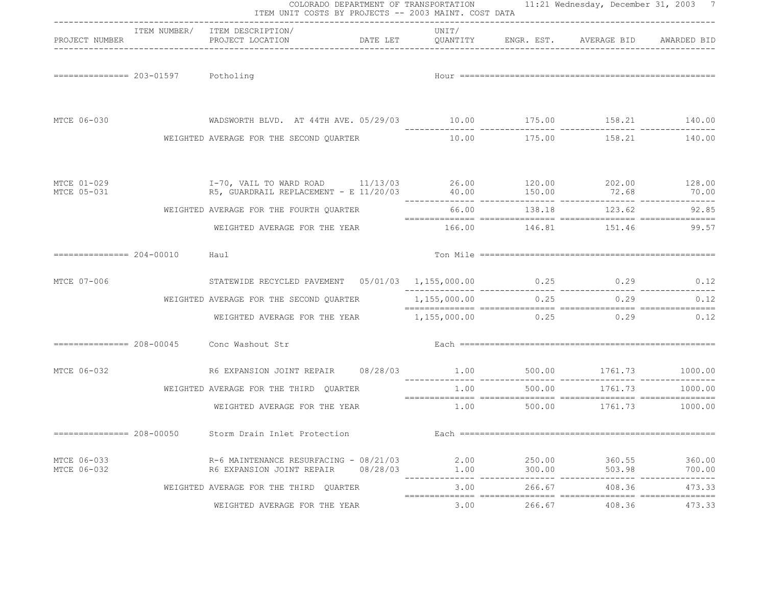COLORADO DEPARTMENT OF TRANSPORTATION
ITEM UNIT COSTS BY PROJECTS -- 2003 MAINT. COST DATA

| PROJECT NUMBER | ITEM NUMBER/ ITEM DESCRIPTION/ PROJECT LOCATION | DATE LET | UNIT/ QUANTITY | ENGR. EST. | AVERAGE BID | AWARDED BID |
|---|---|---|---|---|---|---|
| **203-01597** | **Potholing** | | **Hour** | | | |
| MTCE 06-030 | WADSWORTH BLVD. AT 44TH AVE. | 05/29/03 | 10.00 | 175.00 | 158.21 | 140.00 |
| | WEIGHTED AVERAGE FOR THE SECOND QUARTER | | 10.00 | 175.00 | 158.21 | 140.00 |
| MTCE 01-029 | I-70, VAIL TO WARD ROAD | 11/13/03 | 26.00 | 120.00 | 202.00 | 128.00 |
| MTCE 05-031 | R5, GUARDRAIL REPLACEMENT - E | 11/20/03 | 40.00 | 150.00 | 72.68 | 70.00 |
| | WEIGHTED AVERAGE FOR THE FOURTH QUARTER | | 66.00 | 138.18 | 123.62 | 92.85 |
| | WEIGHTED AVERAGE FOR THE YEAR | | 166.00 | 146.81 | 151.46 | 99.57 |
| **204-00010** | **Haul** | | **Ton Mile** | | | |
| MTCE 07-006 | STATEWIDE RECYCLED PAVEMENT | 05/01/03 | 1,155,000.00 | 0.25 | 0.29 | 0.12 |
| | WEIGHTED AVERAGE FOR THE SECOND QUARTER | | 1,155,000.00 | 0.25 | 0.29 | 0.12 |
| | WEIGHTED AVERAGE FOR THE YEAR | | 1,155,000.00 | 0.25 | 0.29 | 0.12 |
| **208-00045** | **Conc Washout Str** | | **Each** | | | |
| MTCE 06-032 | R6 EXPANSION JOINT REPAIR | 08/28/03 | 1.00 | 500.00 | 1761.73 | 1000.00 |
| | WEIGHTED AVERAGE FOR THE THIRD QUARTER | | 1.00 | 500.00 | 1761.73 | 1000.00 |
| | WEIGHTED AVERAGE FOR THE YEAR | | 1.00 | 500.00 | 1761.73 | 1000.00 |
| **208-00050** | **Storm Drain Inlet Protection** | | **Each** | | | |
| MTCE 06-033 | R-6 MAINTENANCE RESURFACING - | 08/21/03 | 2.00 | 250.00 | 360.55 | 360.00 |
| MTCE 06-032 | R6 EXPANSION JOINT REPAIR | 08/28/03 | 1.00 | 300.00 | 503.98 | 700.00 |
| | WEIGHTED AVERAGE FOR THE THIRD QUARTER | | 3.00 | 266.67 | 408.36 | 473.33 |
| | WEIGHTED AVERAGE FOR THE YEAR | | 3.00 | 266.67 | 408.36 | 473.33 |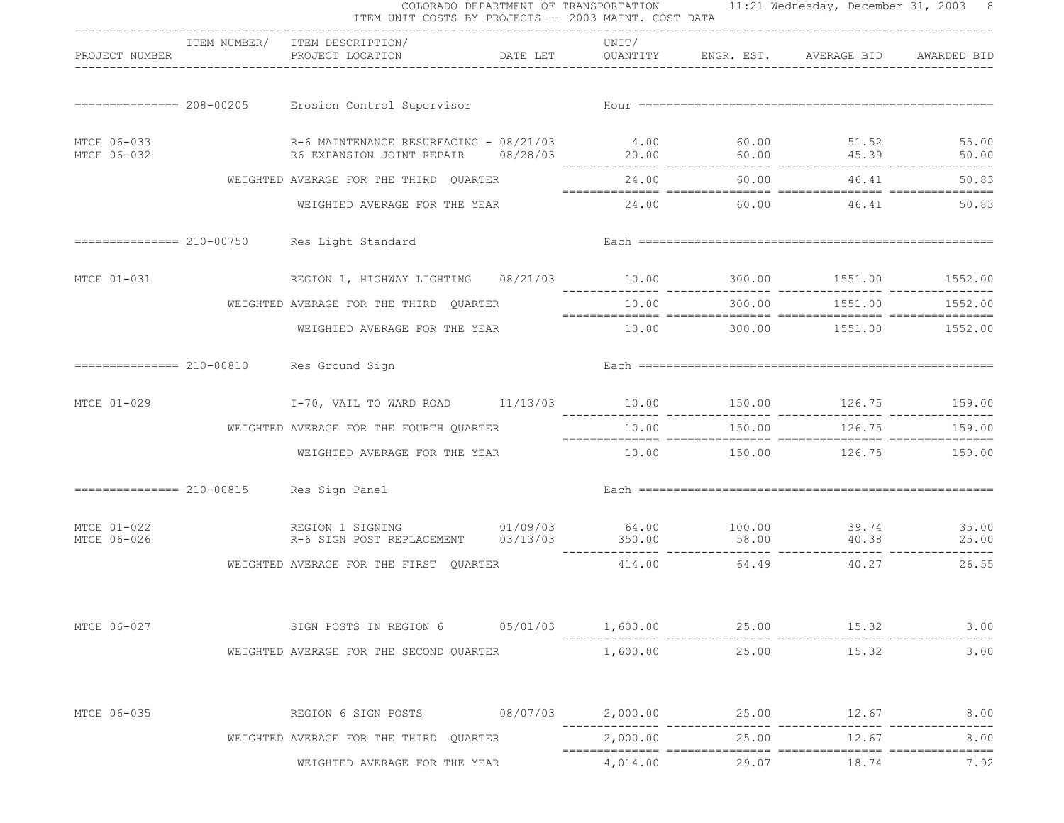| PROJECT NUMBER | ITEM NUMBER/ | ITEM DESCRIPTION/ PROJECT LOCATION | DATE LET | UNIT/ QUANTITY | ENGR. EST. | AVERAGE BID | AWARDED BID |
|---|---|---|---|---|---|---|---|
| | 208-00205 | Erosion Control Supervisor | | Hour | | | |
| MTCE 06-033 | | R-6 MAINTENANCE RESURFACING - | 08/21/03 | 4.00 | 60.00 | 51.52 | 55.00 |
| MTCE 06-032 | | R6 EXPANSION JOINT REPAIR | 08/28/03 | 20.00 | 60.00 | 45.39 | 50.00 |
| | | WEIGHTED AVERAGE FOR THE THIRD QUARTER | | 24.00 | 60.00 | 46.41 | 50.83 |
| | | WEIGHTED AVERAGE FOR THE YEAR | | 24.00 | 60.00 | 46.41 | 50.83 |
| | 210-00750 | Res Light Standard | | Each | | | |
| MTCE 01-031 | | REGION 1, HIGHWAY LIGHTING | 08/21/03 | 10.00 | 300.00 | 1551.00 | 1552.00 |
| | | WEIGHTED AVERAGE FOR THE THIRD QUARTER | | 10.00 | 300.00 | 1551.00 | 1552.00 |
| | | WEIGHTED AVERAGE FOR THE YEAR | | 10.00 | 300.00 | 1551.00 | 1552.00 |
| | 210-00810 | Res Ground Sign | | Each | | | |
| MTCE 01-029 | | I-70, VAIL TO WARD ROAD | 11/13/03 | 10.00 | 150.00 | 126.75 | 159.00 |
| | | WEIGHTED AVERAGE FOR THE FOURTH QUARTER | | 10.00 | 150.00 | 126.75 | 159.00 |
| | | WEIGHTED AVERAGE FOR THE YEAR | | 10.00 | 150.00 | 126.75 | 159.00 |
| | 210-00815 | Res Sign Panel | | Each | | | |
| MTCE 01-022 | | REGION 1 SIGNING | 01/09/03 | 64.00 | 100.00 | 39.74 | 35.00 |
| MTCE 06-026 | | R-6 SIGN POST REPLACEMENT | 03/13/03 | 350.00 | 58.00 | 40.38 | 25.00 |
| | | WEIGHTED AVERAGE FOR THE FIRST QUARTER | | 414.00 | 64.49 | 40.27 | 26.55 |
| MTCE 06-027 | | SIGN POSTS IN REGION 6 | 05/01/03 | 1,600.00 | 25.00 | 15.32 | 3.00 |
| | | WEIGHTED AVERAGE FOR THE SECOND QUARTER | | 1,600.00 | 25.00 | 15.32 | 3.00 |
| MTCE 06-035 | | REGION 6 SIGN POSTS | 08/07/03 | 2,000.00 | 25.00 | 12.67 | 8.00 |
| | | WEIGHTED AVERAGE FOR THE THIRD QUARTER | | 2,000.00 | 25.00 | 12.67 | 8.00 |
| | | WEIGHTED AVERAGE FOR THE YEAR | | 4,014.00 | 29.07 | 18.74 | 7.92 |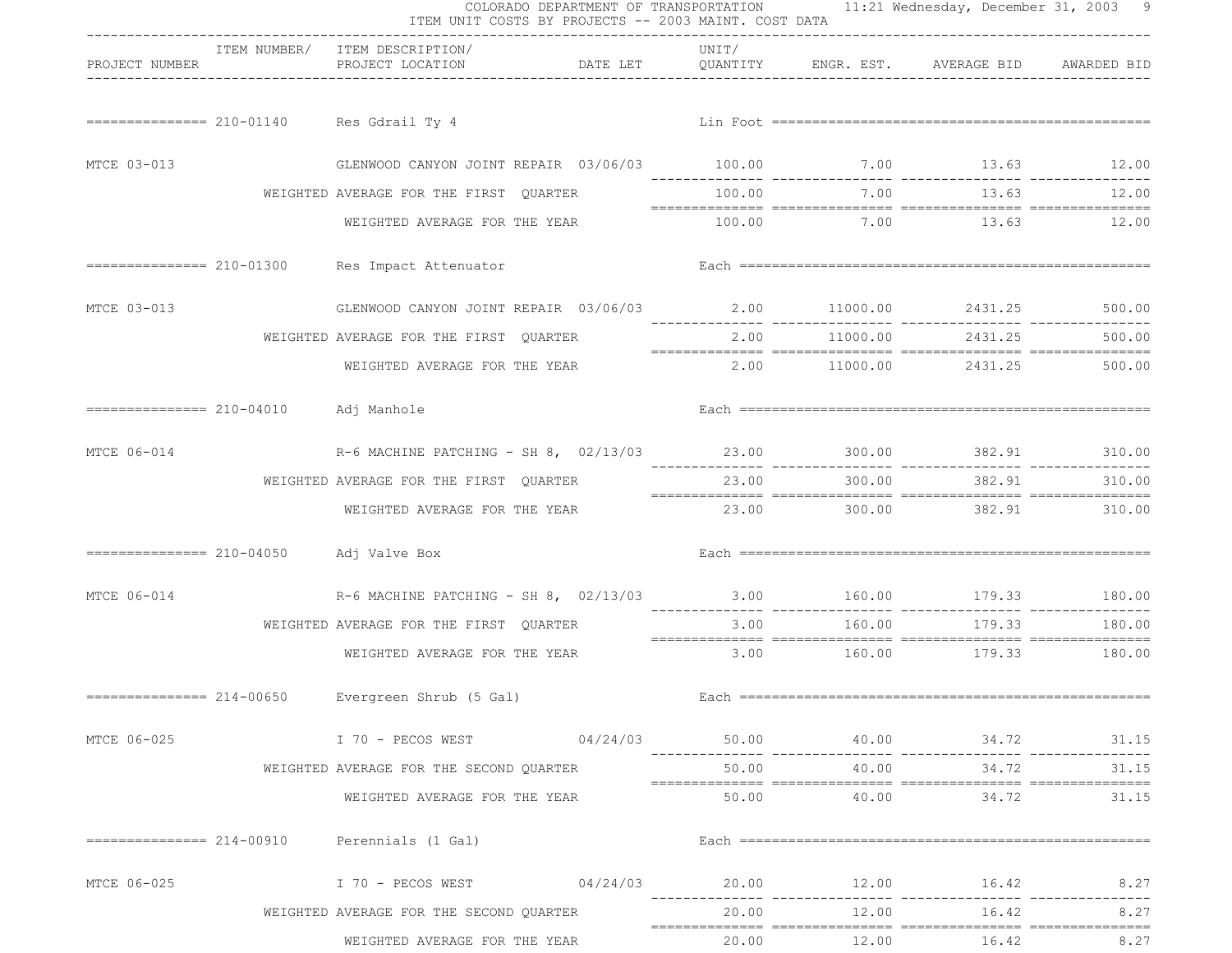COLORADO DEPARTMENT OF TRANSPORTATION

ITEM UNIT COSTS BY PROJECTS -- 2003 MAINT. COST DATA

11:21 Wednesday, December 31, 2003

| PROJECT NUMBER | ITEM NUMBER/ | ITEM DESCRIPTION/ PROJECT LOCATION | DATE LET | UNIT/ QUANTITY | ENGR. EST. | AVERAGE BID | AWARDED BID |
|---|---|---|---|---|---|---|---|
| | 210-01140 | Res Gdrail Ty 4 | | Lin Foot | | | |
| MTCE 03-013 | | GLENWOOD CANYON JOINT REPAIR | 03/06/03 | 100.00 | 7.00 | 13.63 | 12.00 |
| | | WEIGHTED AVERAGE FOR THE FIRST QUARTER | | 100.00 | 7.00 | 13.63 | 12.00 |
| | | WEIGHTED AVERAGE FOR THE YEAR | | 100.00 | 7.00 | 13.63 | 12.00 |
| | 210-01300 | Res Impact Attenuator | | Each | | | |
| MTCE 03-013 | | GLENWOOD CANYON JOINT REPAIR | 03/06/03 | 2.00 | 11000.00 | 2431.25 | 500.00 |
| | | WEIGHTED AVERAGE FOR THE FIRST QUARTER | | 2.00 | 11000.00 | 2431.25 | 500.00 |
| | | WEIGHTED AVERAGE FOR THE YEAR | | 2.00 | 11000.00 | 2431.25 | 500.00 |
| | 210-04010 | Adj Manhole | | Each | | | |
| MTCE 06-014 | | R-6 MACHINE PATCHING - SH 8, | 02/13/03 | 23.00 | 300.00 | 382.91 | 310.00 |
| | | WEIGHTED AVERAGE FOR THE FIRST QUARTER | | 23.00 | 300.00 | 382.91 | 310.00 |
| | | WEIGHTED AVERAGE FOR THE YEAR | | 23.00 | 300.00 | 382.91 | 310.00 |
| | 210-04050 | Adj Valve Box | | Each | | | |
| MTCE 06-014 | | R-6 MACHINE PATCHING - SH 8, | 02/13/03 | 3.00 | 160.00 | 179.33 | 180.00 |
| | | WEIGHTED AVERAGE FOR THE FIRST QUARTER | | 3.00 | 160.00 | 179.33 | 180.00 |
| | | WEIGHTED AVERAGE FOR THE YEAR | | 3.00 | 160.00 | 179.33 | 180.00 |
| | 214-00650 | Evergreen Shrub (5 Gal) | | Each | | | |
| MTCE 06-025 | | I 70 - PECOS WEST | 04/24/03 | 50.00 | 40.00 | 34.72 | 31.15 |
| | | WEIGHTED AVERAGE FOR THE SECOND QUARTER | | 50.00 | 40.00 | 34.72 | 31.15 |
| | | WEIGHTED AVERAGE FOR THE YEAR | | 50.00 | 40.00 | 34.72 | 31.15 |
| | 214-00910 | Perennials (1 Gal) | | Each | | | |
| MTCE 06-025 | | I 70 - PECOS WEST | 04/24/03 | 20.00 | 12.00 | 16.42 | 8.27 |
| | | WEIGHTED AVERAGE FOR THE SECOND QUARTER | | 20.00 | 12.00 | 16.42 | 8.27 |
| | | WEIGHTED AVERAGE FOR THE YEAR | | 20.00 | 12.00 | 16.42 | 8.27 |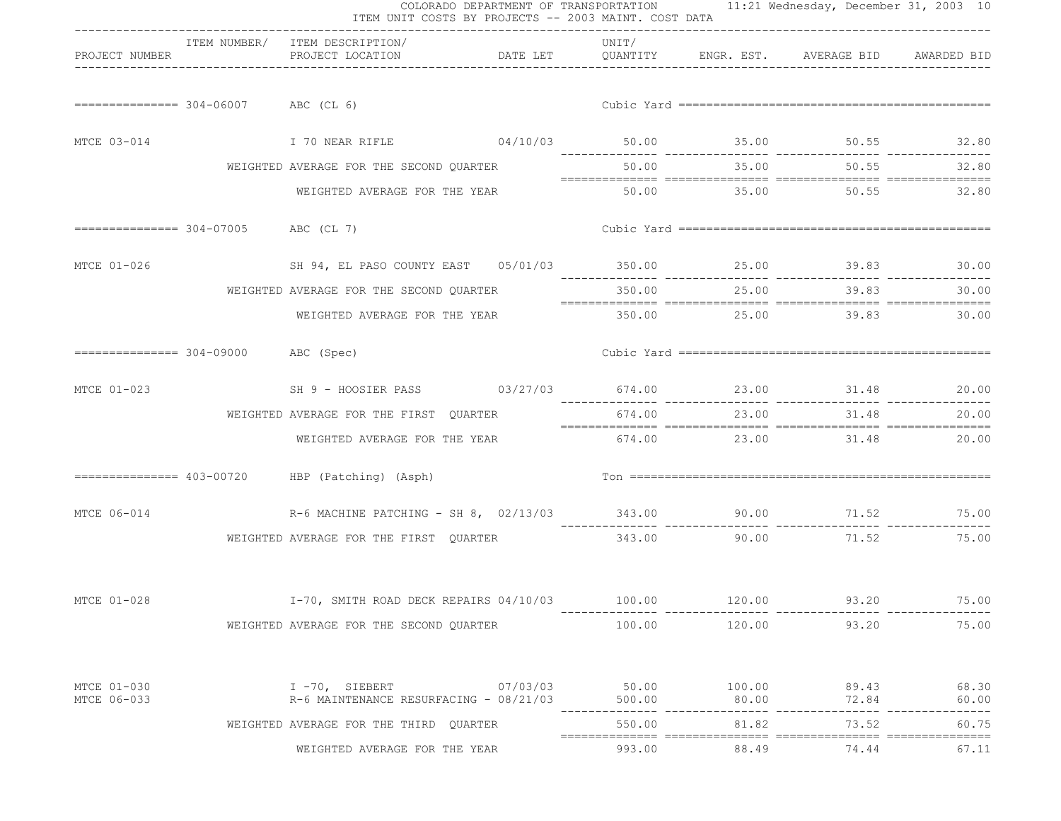COLORADO DEPARTMENT OF TRANSPORTATION
ITEM UNIT COSTS BY PROJECTS -- 2003 MAINT. COST DATA

| PROJECT NUMBER | ITEM NUMBER/ | ITEM DESCRIPTION/ PROJECT LOCATION | DATE LET | UNIT/ QUANTITY | ENGR. EST. | AVERAGE BID | AWARDED BID |
|---|---|---|---|---|---|---|---|
| | 304-06007 | ABC (CL 6) | | Cubic Yard | | | |
| MTCE 03-014 | | I 70 NEAR RIFLE | 04/10/03 | 50.00 | 35.00 | 50.55 | 32.80 |
| | | WEIGHTED AVERAGE FOR THE SECOND QUARTER | | 50.00 | 35.00 | 50.55 | 32.80 |
| | | WEIGHTED AVERAGE FOR THE YEAR | | 50.00 | 35.00 | 50.55 | 32.80 |
| | 304-07005 | ABC (CL 7) | | Cubic Yard | | | |
| MTCE 01-026 | | SH 94, EL PASO COUNTY EAST | 05/01/03 | 350.00 | 25.00 | 39.83 | 30.00 |
| | | WEIGHTED AVERAGE FOR THE SECOND QUARTER | | 350.00 | 25.00 | 39.83 | 30.00 |
| | | WEIGHTED AVERAGE FOR THE YEAR | | 350.00 | 25.00 | 39.83 | 30.00 |
| | 304-09000 | ABC (Spec) | | Cubic Yard | | | |
| MTCE 01-023 | | SH 9 - HOOSIER PASS | 03/27/03 | 674.00 | 23.00 | 31.48 | 20.00 |
| | | WEIGHTED AVERAGE FOR THE FIRST QUARTER | | 674.00 | 23.00 | 31.48 | 20.00 |
| | | WEIGHTED AVERAGE FOR THE YEAR | | 674.00 | 23.00 | 31.48 | 20.00 |
| | 403-00720 | HBP (Patching) (Asph) | | Ton | | | |
| MTCE 06-014 | | R-6 MACHINE PATCHING - SH 8, | 02/13/03 | 343.00 | 90.00 | 71.52 | 75.00 |
| | | WEIGHTED AVERAGE FOR THE FIRST QUARTER | | 343.00 | 90.00 | 71.52 | 75.00 |
| MTCE 01-028 | | I-70, SMITH ROAD DECK REPAIRS | 04/10/03 | 100.00 | 120.00 | 93.20 | 75.00 |
| | | WEIGHTED AVERAGE FOR THE SECOND QUARTER | | 100.00 | 120.00 | 93.20 | 75.00 |
| MTCE 01-030 | | I -70, SIEBERT | 07/03/03 | 50.00 | 100.00 | 89.43 | 68.30 |
| MTCE 06-033 | | R-6 MAINTENANCE RESURFACING - | 08/21/03 | 500.00 | 80.00 | 72.84 | 60.00 |
| | | WEIGHTED AVERAGE FOR THE THIRD QUARTER | | 550.00 | 81.82 | 73.52 | 60.75 |
| | | WEIGHTED AVERAGE FOR THE YEAR | | 993.00 | 88.49 | 74.44 | 67.11 |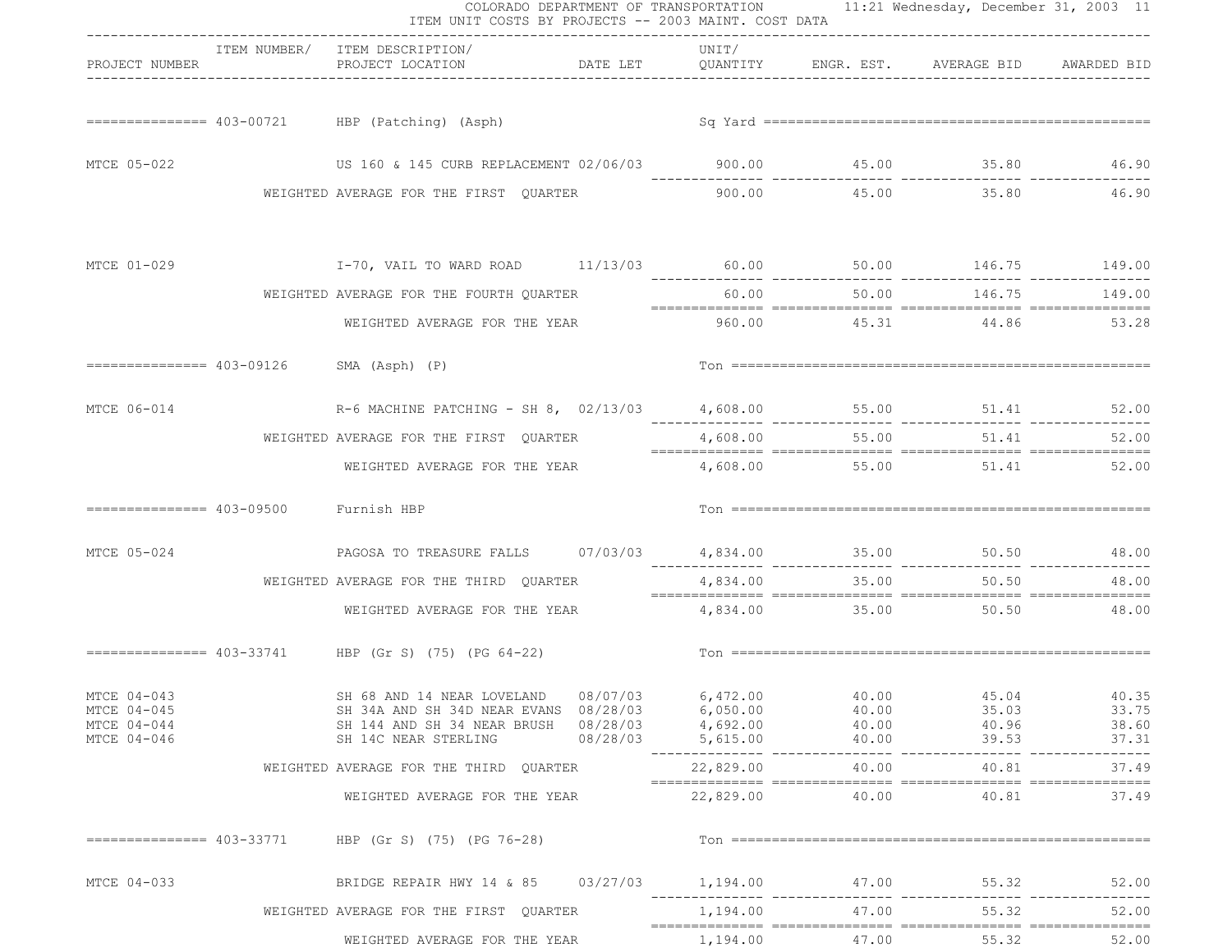COLORADO DEPARTMENT OF TRANSPORTATION
ITEM UNIT COSTS BY PROJECTS -- 2003 MAINT. COST DATA

| PROJECT NUMBER | ITEM NUMBER/ | ITEM DESCRIPTION/ PROJECT LOCATION | DATE LET | UNIT/ QUANTITY | ENGR. EST. | AVERAGE BID | AWARDED BID |
|---|---|---|---|---|---|---|---|
| | 403-00721 | HBP (Patching) (Asph) | | Sq Yard | | | |
| MTCE 05-022 | | US 160 & 145 CURB REPLACEMENT | 02/06/03 | 900.00 | 45.00 | 35.80 | 46.90 |
| | | WEIGHTED AVERAGE FOR THE FIRST QUARTER | | 900.00 | 45.00 | 35.80 | 46.90 |
| MTCE 01-029 | | I-70, VAIL TO WARD ROAD | 11/13/03 | 60.00 | 50.00 | 146.75 | 149.00 |
| | | WEIGHTED AVERAGE FOR THE FOURTH QUARTER | | 60.00 | 50.00 | 146.75 | 149.00 |
| | | WEIGHTED AVERAGE FOR THE YEAR | | 960.00 | 45.31 | 44.86 | 53.28 |
| | 403-09126 | SMA (Asph) (P) | | Ton | | | |
| MTCE 06-014 | | R-6 MACHINE PATCHING - SH 8, | 02/13/03 | 4,608.00 | 55.00 | 51.41 | 52.00 |
| | | WEIGHTED AVERAGE FOR THE FIRST QUARTER | | 4,608.00 | 55.00 | 51.41 | 52.00 |
| | | WEIGHTED AVERAGE FOR THE YEAR | | 4,608.00 | 55.00 | 51.41 | 52.00 |
| | 403-09500 | Furnish HBP | | Ton | | | |
| MTCE 05-024 | | PAGOSA TO TREASURE FALLS | 07/03/03 | 4,834.00 | 35.00 | 50.50 | 48.00 |
| | | WEIGHTED AVERAGE FOR THE THIRD QUARTER | | 4,834.00 | 35.00 | 50.50 | 48.00 |
| | | WEIGHTED AVERAGE FOR THE YEAR | | 4,834.00 | 35.00 | 50.50 | 48.00 |
| | 403-33741 | HBP (Gr S) (75) (PG 64-22) | | Ton | | | |
| MTCE 04-043 | | SH 68 AND 14 NEAR LOVELAND | 08/07/03 | 6,472.00 | 40.00 | 45.04 | 40.35 |
| MTCE 04-045 | | SH 34A AND SH 34D NEAR EVANS | 08/28/03 | 6,050.00 | 40.00 | 35.03 | 33.75 |
| MTCE 04-044 | | SH 144 AND SH 34 NEAR BRUSH | 08/28/03 | 4,692.00 | 40.00 | 40.96 | 38.60 |
| MTCE 04-046 | | SH 14C NEAR STERLING | 08/28/03 | 5,615.00 | 40.00 | 39.53 | 37.31 |
| | | WEIGHTED AVERAGE FOR THE THIRD QUARTER | | 22,829.00 | 40.00 | 40.81 | 37.49 |
| | | WEIGHTED AVERAGE FOR THE YEAR | | 22,829.00 | 40.00 | 40.81 | 37.49 |
| | 403-33771 | HBP (Gr S) (75) (PG 76-28) | | Ton | | | |
| MTCE 04-033 | | BRIDGE REPAIR HWY 14 & 85 | 03/27/03 | 1,194.00 | 47.00 | 55.32 | 52.00 |
| | | WEIGHTED AVERAGE FOR THE FIRST QUARTER | | 1,194.00 | 47.00 | 55.32 | 52.00 |
| | | WEIGHTED AVERAGE FOR THE YEAR | | 1,194.00 | 47.00 | 55.32 | 52.00 |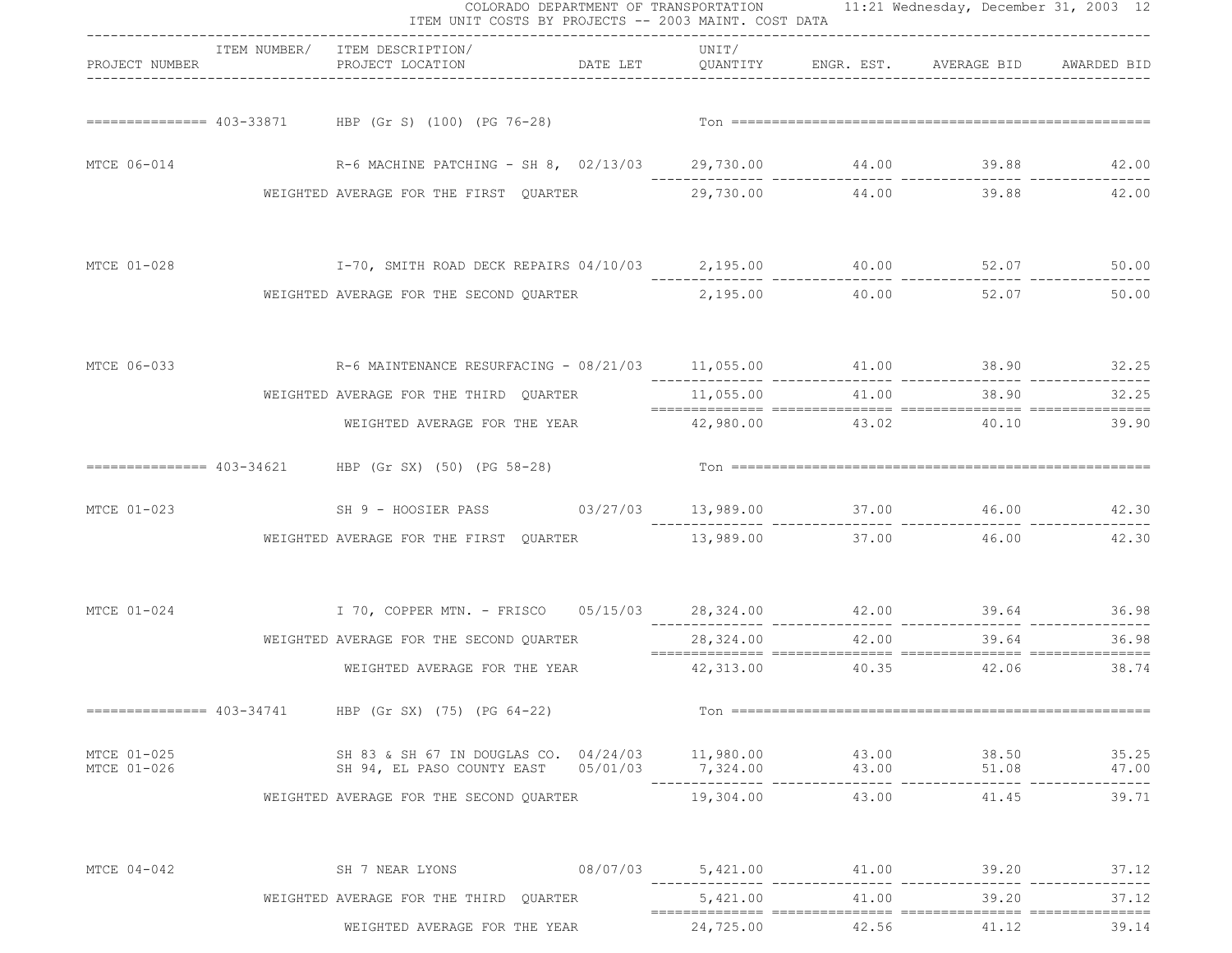COLORADO DEPARTMENT OF TRANSPORTATION
ITEM UNIT COSTS BY PROJECTS -- 2003 MAINT. COST DATA

| PROJECT NUMBER | ITEM NUMBER/ | ITEM DESCRIPTION/ PROJECT LOCATION | DATE LET | UNIT/ QUANTITY | ENGR. EST. | AVERAGE BID | AWARDED BID |
|---|---|---|---|---|---|---|---|
| =============== | 403-33871 | HBP (Gr S) (100) (PG 76-28) | | Ton | | | |
| MTCE 06-014 | | R-6 MACHINE PATCHING - SH 8, | 02/13/03 | 29,730.00 | 44.00 | 39.88 | 42.00 |
| | | WEIGHTED AVERAGE FOR THE FIRST QUARTER | | 29,730.00 | 44.00 | 39.88 | 42.00 |
| MTCE 01-028 | | I-70, SMITH ROAD DECK REPAIRS | 04/10/03 | 2,195.00 | 40.00 | 52.07 | 50.00 |
| | | WEIGHTED AVERAGE FOR THE SECOND QUARTER | | 2,195.00 | 40.00 | 52.07 | 50.00 |
| MTCE 06-033 | | R-6 MAINTENANCE RESURFACING - | 08/21/03 | 11,055.00 | 41.00 | 38.90 | 32.25 |
| | | WEIGHTED AVERAGE FOR THE THIRD QUARTER | | 11,055.00 | 41.00 | 38.90 | 32.25 |
| | | WEIGHTED AVERAGE FOR THE YEAR | | 42,980.00 | 43.02 | 40.10 | 39.90 |
| =============== | 403-34621 | HBP (Gr SX) (50) (PG 58-28) | | Ton | | | |
| MTCE 01-023 | | SH 9 - HOOSIER PASS | 03/27/03 | 13,989.00 | 37.00 | 46.00 | 42.30 |
| | | WEIGHTED AVERAGE FOR THE FIRST QUARTER | | 13,989.00 | 37.00 | 46.00 | 42.30 |
| MTCE 01-024 | | I 70, COPPER MTN. - FRISCO | 05/15/03 | 28,324.00 | 42.00 | 39.64 | 36.98 |
| | | WEIGHTED AVERAGE FOR THE SECOND QUARTER | | 28,324.00 | 42.00 | 39.64 | 36.98 |
| | | WEIGHTED AVERAGE FOR THE YEAR | | 42,313.00 | 40.35 | 42.06 | 38.74 |
| =============== | 403-34741 | HBP (Gr SX) (75) (PG 64-22) | | Ton | | | |
| MTCE 01-025 | | SH 83 & SH 67 IN DOUGLAS CO. | 04/24/03 | 11,980.00 | 43.00 | 38.50 | 35.25 |
| MTCE 01-026 | | SH 94, EL PASO COUNTY EAST | 05/01/03 | 7,324.00 | 43.00 | 51.08 | 47.00 |
| | | WEIGHTED AVERAGE FOR THE SECOND QUARTER | | 19,304.00 | 43.00 | 41.45 | 39.71 |
| MTCE 04-042 | | SH 7 NEAR LYONS | 08/07/03 | 5,421.00 | 41.00 | 39.20 | 37.12 |
| | | WEIGHTED AVERAGE FOR THE THIRD QUARTER | | 5,421.00 | 41.00 | 39.20 | 37.12 |
| | | WEIGHTED AVERAGE FOR THE YEAR | | 24,725.00 | 42.56 | 41.12 | 39.14 |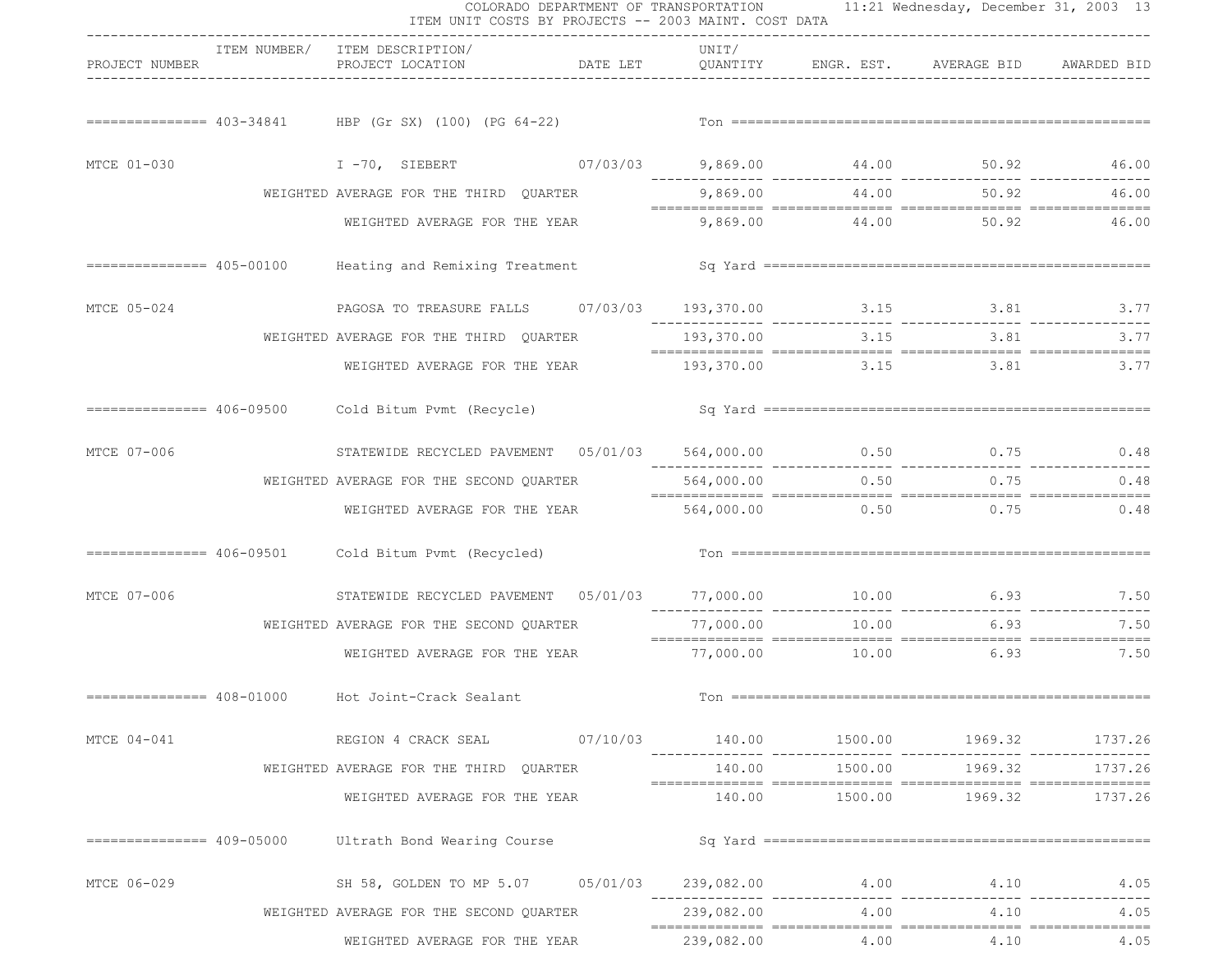# COLORADO DEPARTMENT OF TRANSPORTATION
## ITEM UNIT COSTS BY PROJECTS -- 2003 MAINT. COST DATA

| PROJECT NUMBER | ITEM NUMBER/ | ITEM DESCRIPTION/ PROJECT LOCATION | DATE LET | UNIT/ QUANTITY | ENGR. EST. | AVERAGE BID | AWARDED BID |
|---|---|---|---|---|---|---|---|
| | 403-34841 | HBP (Gr SX) (100) (PG 64-22) | | Ton | | | |
| MTCE 01-030 | | I -70, SIEBERT | 07/03/03 | 9,869.00 | 44.00 | 50.92 | 46.00 |
| | | WEIGHTED AVERAGE FOR THE THIRD QUARTER | | 9,869.00 | 44.00 | 50.92 | 46.00 |
| | | WEIGHTED AVERAGE FOR THE YEAR | | 9,869.00 | 44.00 | 50.92 | 46.00 |
| | 405-00100 | Heating and Remixing Treatment | | Sq Yard | | | |
| MTCE 05-024 | | PAGOSA TO TREASURE FALLS | 07/03/03 | 193,370.00 | 3.15 | 3.81 | 3.77 |
| | | WEIGHTED AVERAGE FOR THE THIRD QUARTER | | 193,370.00 | 3.15 | 3.81 | 3.77 |
| | | WEIGHTED AVERAGE FOR THE YEAR | | 193,370.00 | 3.15 | 3.81 | 3.77 |
| | 406-09500 | Cold Bitum Pvmt (Recycle) | | Sq Yard | | | |
| MTCE 07-006 | | STATEWIDE RECYCLED PAVEMENT | 05/01/03 | 564,000.00 | 0.50 | 0.75 | 0.48 |
| | | WEIGHTED AVERAGE FOR THE SECOND QUARTER | | 564,000.00 | 0.50 | 0.75 | 0.48 |
| | | WEIGHTED AVERAGE FOR THE YEAR | | 564,000.00 | 0.50 | 0.75 | 0.48 |
| | 406-09501 | Cold Bitum Pvmt (Recycled) | | Ton | | | |
| MTCE 07-006 | | STATEWIDE RECYCLED PAVEMENT | 05/01/03 | 77,000.00 | 10.00 | 6.93 | 7.50 |
| | | WEIGHTED AVERAGE FOR THE SECOND QUARTER | | 77,000.00 | 10.00 | 6.93 | 7.50 |
| | | WEIGHTED AVERAGE FOR THE YEAR | | 77,000.00 | 10.00 | 6.93 | 7.50 |
| | 408-01000 | Hot Joint-Crack Sealant | | Ton | | | |
| MTCE 04-041 | | REGION 4 CRACK SEAL | 07/10/03 | 140.00 | 1500.00 | 1969.32 | 1737.26 |
| | | WEIGHTED AVERAGE FOR THE THIRD QUARTER | | 140.00 | 1500.00 | 1969.32 | 1737.26 |
| | | WEIGHTED AVERAGE FOR THE YEAR | | 140.00 | 1500.00 | 1969.32 | 1737.26 |
| | 409-05000 | Ultrath Bond Wearing Course | | Sq Yard | | | |
| MTCE 06-029 | | SH 58, GOLDEN TO MP 5.07 | 05/01/03 | 239,082.00 | 4.00 | 4.10 | 4.05 |
| | | WEIGHTED AVERAGE FOR THE SECOND QUARTER | | 239,082.00 | 4.00 | 4.10 | 4.05 |
| | | WEIGHTED AVERAGE FOR THE YEAR | | 239,082.00 | 4.00 | 4.10 | 4.05 |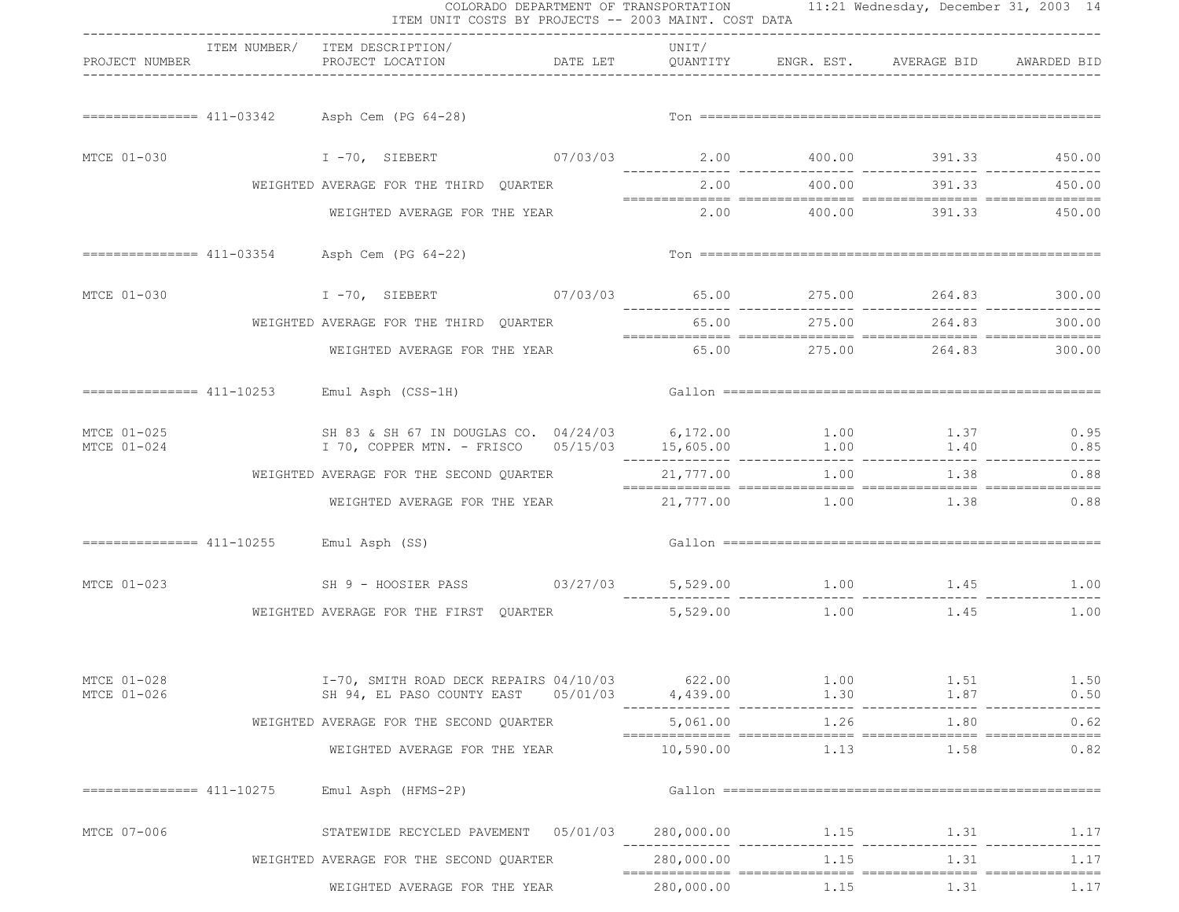COLORADO DEPARTMENT OF TRANSPORTATION
ITEM UNIT COSTS BY PROJECTS -- 2003 MAINT. COST DATA

| PROJECT NUMBER | ITEM NUMBER/ | ITEM DESCRIPTION/ PROJECT LOCATION | DATE LET | UNIT/ QUANTITY | ENGR. EST. | AVERAGE BID | AWARDED BID |
|---|---|---|---|---|---|---|---|
| | 411-03342 | Asph Cem (PG 64-28) | | Ton | | | |
| MTCE 01-030 | | I -70, SIEBERT | 07/03/03 | 2.00 | 400.00 | 391.33 | 450.00 |
| | | WEIGHTED AVERAGE FOR THE THIRD QUARTER | | 2.00 | 400.00 | 391.33 | 450.00 |
| | | WEIGHTED AVERAGE FOR THE YEAR | | 2.00 | 400.00 | 391.33 | 450.00 |
| | 411-03354 | Asph Cem (PG 64-22) | | Ton | | | |
| MTCE 01-030 | | I -70, SIEBERT | 07/03/03 | 65.00 | 275.00 | 264.83 | 300.00 |
| | | WEIGHTED AVERAGE FOR THE THIRD QUARTER | | 65.00 | 275.00 | 264.83 | 300.00 |
| | | WEIGHTED AVERAGE FOR THE YEAR | | 65.00 | 275.00 | 264.83 | 300.00 |
| | 411-10253 | Emul Asph (CSS-1H) | | Gallon | | | |
| MTCE 01-025 | | SH 83 & SH 67 IN DOUGLAS CO. | 04/24/03 | 6,172.00 | 1.00 | 1.37 | 0.95 |
| MTCE 01-024 | | I 70, COPPER MTN. - FRISCO | 05/15/03 | 15,605.00 | 1.00 | 1.40 | 0.85 |
| | | WEIGHTED AVERAGE FOR THE SECOND QUARTER | | 21,777.00 | 1.00 | 1.38 | 0.88 |
| | | WEIGHTED AVERAGE FOR THE YEAR | | 21,777.00 | 1.00 | 1.38 | 0.88 |
| | 411-10255 | Emul Asph (SS) | | Gallon | | | |
| MTCE 01-023 | | SH 9 - HOOSIER PASS | 03/27/03 | 5,529.00 | 1.00 | 1.45 | 1.00 |
| | | WEIGHTED AVERAGE FOR THE FIRST QUARTER | | 5,529.00 | 1.00 | 1.45 | 1.00 |
| MTCE 01-028 | | I-70, SMITH ROAD DECK REPAIRS | 04/10/03 | 622.00 | 1.00 | 1.51 | 1.50 |
| MTCE 01-026 | | SH 94, EL PASO COUNTY EAST | 05/01/03 | 4,439.00 | 1.30 | 1.87 | 0.50 |
| | | WEIGHTED AVERAGE FOR THE SECOND QUARTER | | 5,061.00 | 1.26 | 1.80 | 0.62 |
| | | WEIGHTED AVERAGE FOR THE YEAR | | 10,590.00 | 1.13 | 1.58 | 0.82 |
| | 411-10275 | Emul Asph (HFMS-2P) | | Gallon | | | |
| MTCE 07-006 | | STATEWIDE RECYCLED PAVEMENT | 05/01/03 | 280,000.00 | 1.15 | 1.31 | 1.17 |
| | | WEIGHTED AVERAGE FOR THE SECOND QUARTER | | 280,000.00 | 1.15 | 1.31 | 1.17 |
| | | WEIGHTED AVERAGE FOR THE YEAR | | 280,000.00 | 1.15 | 1.31 | 1.17 |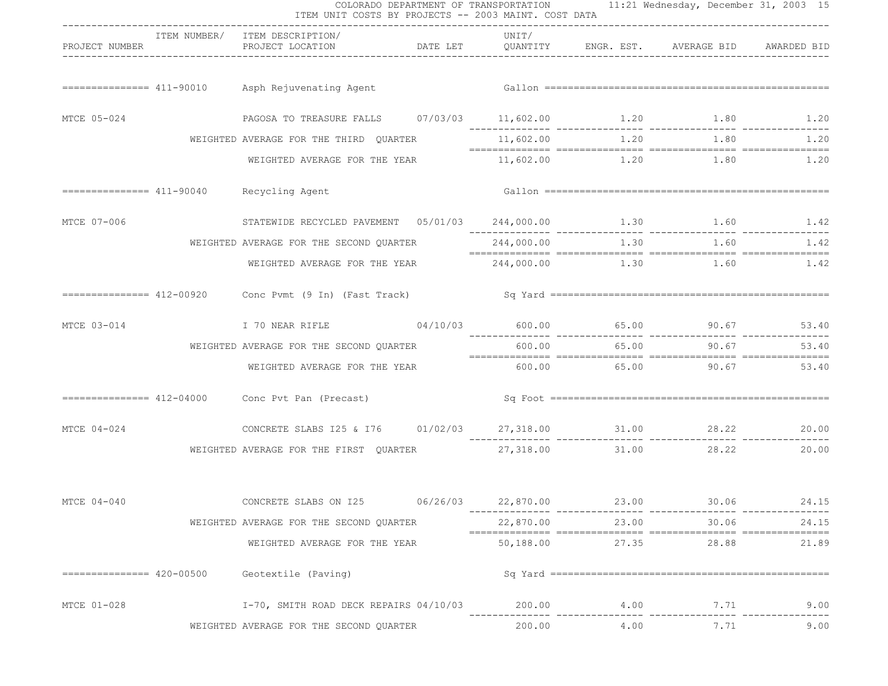COLORADO DEPARTMENT OF TRANSPORTATION

ITEM UNIT COSTS BY PROJECTS -- 2003 MAINT. COST DATA

| PROJECT NUMBER | ITEM NUMBER/ | ITEM DESCRIPTION/ PROJECT LOCATION | DATE LET | UNIT/ QUANTITY | ENGR. EST. | AVERAGE BID | AWARDED BID |
|---|---|---|---|---|---|---|---|
| | 411-90010 | Asph Rejuvenating Agent | | Gallon | | | |
| MTCE 05-024 | | PAGOSA TO TREASURE FALLS | 07/03/03 | 11,602.00 | 1.20 | 1.80 | 1.20 |
| | | WEIGHTED AVERAGE FOR THE THIRD QUARTER | | 11,602.00 | 1.20 | 1.80 | 1.20 |
| | | WEIGHTED AVERAGE FOR THE YEAR | | 11,602.00 | 1.20 | 1.80 | 1.20 |
| | 411-90040 | Recycling Agent | | Gallon | | | |
| MTCE 07-006 | | STATEWIDE RECYCLED PAVEMENT | 05/01/03 | 244,000.00 | 1.30 | 1.60 | 1.42 |
| | | WEIGHTED AVERAGE FOR THE SECOND QUARTER | | 244,000.00 | 1.30 | 1.60 | 1.42 |
| | | WEIGHTED AVERAGE FOR THE YEAR | | 244,000.00 | 1.30 | 1.60 | 1.42 |
| | 412-00920 | Conc Pvmt (9 In) (Fast Track) | | Sq Yard | | | |
| MTCE 03-014 | | I 70 NEAR RIFLE | 04/10/03 | 600.00 | 65.00 | 90.67 | 53.40 |
| | | WEIGHTED AVERAGE FOR THE SECOND QUARTER | | 600.00 | 65.00 | 90.67 | 53.40 |
| | | WEIGHTED AVERAGE FOR THE YEAR | | 600.00 | 65.00 | 90.67 | 53.40 |
| | 412-04000 | Conc Pvt Pan (Precast) | | Sq Foot | | | |
| MTCE 04-024 | | CONCRETE SLABS I25 & I76 | 01/02/03 | 27,318.00 | 31.00 | 28.22 | 20.00 |
| | | WEIGHTED AVERAGE FOR THE FIRST QUARTER | | 27,318.00 | 31.00 | 28.22 | 20.00 |
| MTCE 04-040 | | CONCRETE SLABS ON I25 | 06/26/03 | 22,870.00 | 23.00 | 30.06 | 24.15 |
| | | WEIGHTED AVERAGE FOR THE SECOND QUARTER | | 22,870.00 | 23.00 | 30.06 | 24.15 |
| | | WEIGHTED AVERAGE FOR THE YEAR | | 50,188.00 | 27.35 | 28.88 | 21.89 |
| | 420-00500 | Geotextile (Paving) | | Sq Yard | | | |
| MTCE 01-028 | | I-70, SMITH ROAD DECK REPAIRS | 04/10/03 | 200.00 | 4.00 | 7.71 | 9.00 |
| | | WEIGHTED AVERAGE FOR THE SECOND QUARTER | | 200.00 | 4.00 | 7.71 | 9.00 |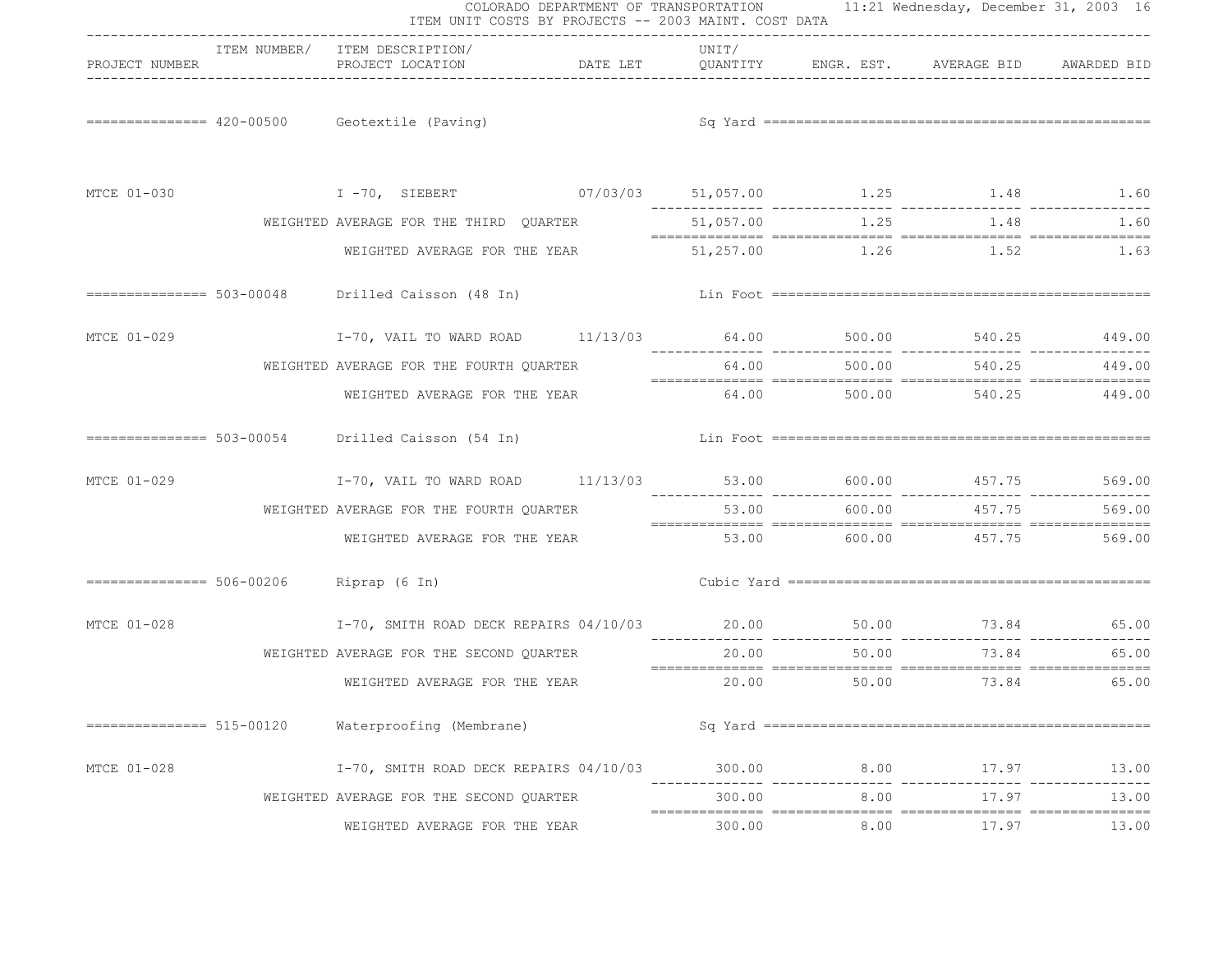COLORADO DEPARTMENT OF TRANSPORTATION
ITEM UNIT COSTS BY PROJECTS -- 2003 MAINT. COST DATA

| PROJECT NUMBER | ITEM NUMBER/ | ITEM DESCRIPTION/ PROJECT LOCATION | DATE LET | UNIT/ QUANTITY | ENGR. EST. | AVERAGE BID | AWARDED BID |
|---|---|---|---|---|---|---|---|
| | 420-00500 | Geotextile (Paving) | | Sq Yard | | | |
| MTCE 01-030 | | I -70, SIEBERT | 07/03/03 | 51,057.00 | 1.25 | 1.48 | 1.60 |
| | | WEIGHTED AVERAGE FOR THE THIRD QUARTER | | 51,057.00 | 1.25 | 1.48 | 1.60 |
| | | WEIGHTED AVERAGE FOR THE YEAR | | 51,257.00 | 1.26 | 1.52 | 1.63 |
| | 503-00048 | Drilled Caisson (48 In) | | Lin Foot | | | |
| MTCE 01-029 | | I-70, VAIL TO WARD ROAD | 11/13/03 | 64.00 | 500.00 | 540.25 | 449.00 |
| | | WEIGHTED AVERAGE FOR THE FOURTH QUARTER | | 64.00 | 500.00 | 540.25 | 449.00 |
| | | WEIGHTED AVERAGE FOR THE YEAR | | 64.00 | 500.00 | 540.25 | 449.00 |
| | 503-00054 | Drilled Caisson (54 In) | | Lin Foot | | | |
| MTCE 01-029 | | I-70, VAIL TO WARD ROAD | 11/13/03 | 53.00 | 600.00 | 457.75 | 569.00 |
| | | WEIGHTED AVERAGE FOR THE FOURTH QUARTER | | 53.00 | 600.00 | 457.75 | 569.00 |
| | | WEIGHTED AVERAGE FOR THE YEAR | | 53.00 | 600.00 | 457.75 | 569.00 |
| | 506-00206 | Riprap (6 In) | | Cubic Yard | | | |
| MTCE 01-028 | | I-70, SMITH ROAD DECK REPAIRS | 04/10/03 | 20.00 | 50.00 | 73.84 | 65.00 |
| | | WEIGHTED AVERAGE FOR THE SECOND QUARTER | | 20.00 | 50.00 | 73.84 | 65.00 |
| | | WEIGHTED AVERAGE FOR THE YEAR | | 20.00 | 50.00 | 73.84 | 65.00 |
| | 515-00120 | Waterproofing (Membrane) | | Sq Yard | | | |
| MTCE 01-028 | | I-70, SMITH ROAD DECK REPAIRS | 04/10/03 | 300.00 | 8.00 | 17.97 | 13.00 |
| | | WEIGHTED AVERAGE FOR THE SECOND QUARTER | | 300.00 | 8.00 | 17.97 | 13.00 |
| | | WEIGHTED AVERAGE FOR THE YEAR | | 300.00 | 8.00 | 17.97 | 13.00 |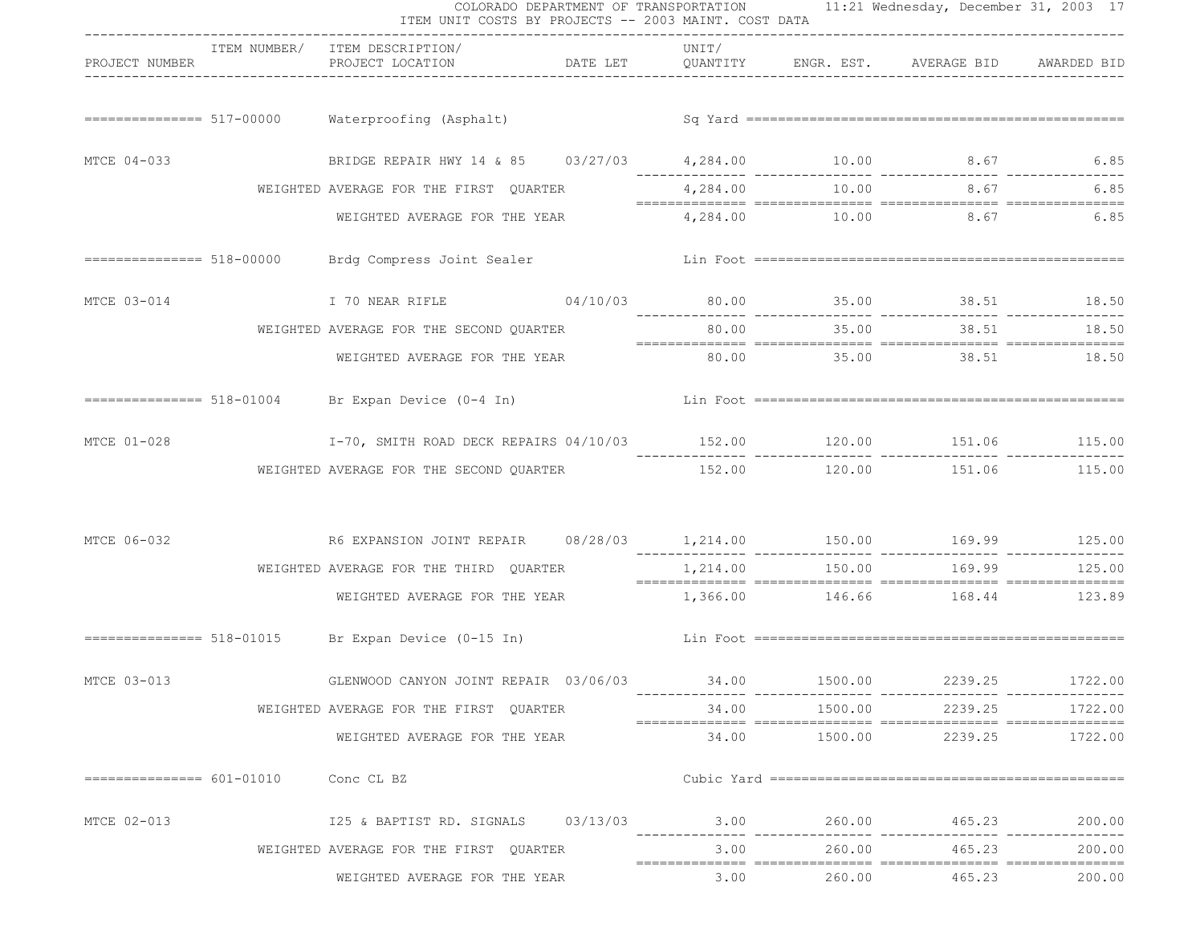COLORADO DEPARTMENT OF TRANSPORTATION
ITEM UNIT COSTS BY PROJECTS -- 2003 MAINT. COST DATA

| PROJECT NUMBER | ITEM NUMBER/ | ITEM DESCRIPTION/ PROJECT LOCATION | DATE LET | UNIT/ QUANTITY | ENGR. EST. | AVERAGE BID | AWARDED BID |
|---|---|---|---|---|---|---|---|
| | 517-00000 | Waterproofing (Asphalt) | | Sq Yard | | | |
| MTCE 04-033 | | BRIDGE REPAIR HWY 14 & 85 | 03/27/03 | 4,284.00 | 10.00 | 8.67 | 6.85 |
| | | WEIGHTED AVERAGE FOR THE FIRST QUARTER | | 4,284.00 | 10.00 | 8.67 | 6.85 |
| | | WEIGHTED AVERAGE FOR THE YEAR | | 4,284.00 | 10.00 | 8.67 | 6.85 |
| | 518-00000 | Brdg Compress Joint Sealer | | Lin Foot | | | |
| MTCE 03-014 | | I 70 NEAR RIFLE | 04/10/03 | 80.00 | 35.00 | 38.51 | 18.50 |
| | | WEIGHTED AVERAGE FOR THE SECOND QUARTER | | 80.00 | 35.00 | 38.51 | 18.50 |
| | | WEIGHTED AVERAGE FOR THE YEAR | | 80.00 | 35.00 | 38.51 | 18.50 |
| | 518-01004 | Br Expan Device (0-4 In) | | Lin Foot | | | |
| MTCE 01-028 | | I-70, SMITH ROAD DECK REPAIRS | 04/10/03 | 152.00 | 120.00 | 151.06 | 115.00 |
| | | WEIGHTED AVERAGE FOR THE SECOND QUARTER | | 152.00 | 120.00 | 151.06 | 115.00 |
| MTCE 06-032 | | R6 EXPANSION JOINT REPAIR | 08/28/03 | 1,214.00 | 150.00 | 169.99 | 125.00 |
| | | WEIGHTED AVERAGE FOR THE THIRD QUARTER | | 1,214.00 | 150.00 | 169.99 | 125.00 |
| | | WEIGHTED AVERAGE FOR THE YEAR | | 1,366.00 | 146.66 | 168.44 | 123.89 |
| | 518-01015 | Br Expan Device (0-15 In) | | Lin Foot | | | |
| MTCE 03-013 | | GLENWOOD CANYON JOINT REPAIR | 03/06/03 | 34.00 | 1500.00 | 2239.25 | 1722.00 |
| | | WEIGHTED AVERAGE FOR THE FIRST QUARTER | | 34.00 | 1500.00 | 2239.25 | 1722.00 |
| | | WEIGHTED AVERAGE FOR THE YEAR | | 34.00 | 1500.00 | 2239.25 | 1722.00 |
| | 601-01010 | Conc CL BZ | | Cubic Yard | | | |
| MTCE 02-013 | | I25 & BAPTIST RD. SIGNALS | 03/13/03 | 3.00 | 260.00 | 465.23 | 200.00 |
| | | WEIGHTED AVERAGE FOR THE FIRST QUARTER | | 3.00 | 260.00 | 465.23 | 200.00 |
| | | WEIGHTED AVERAGE FOR THE YEAR | | 3.00 | 260.00 | 465.23 | 200.00 |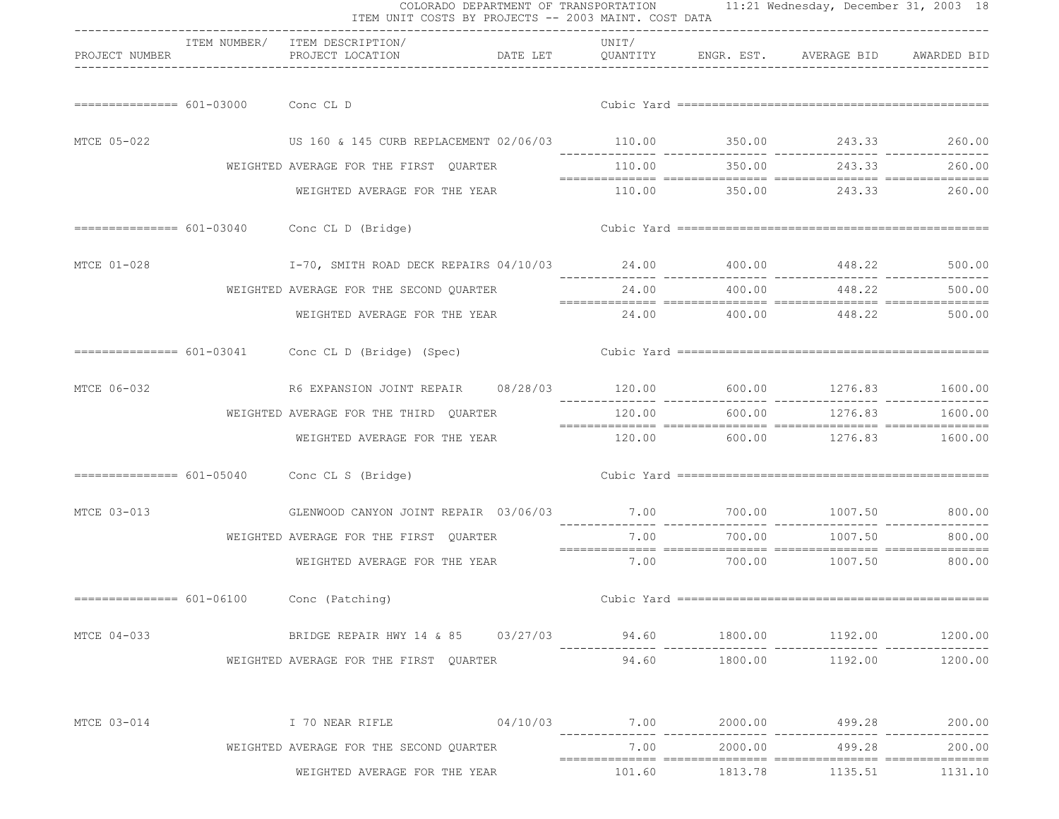COLORADO DEPARTMENT OF TRANSPORTATION 11:21 Wednesday, December 31, 2003

ITEM UNIT COSTS BY PROJECTS -- 2003 MAINT. COST DATA

| PROJECT NUMBER | ITEM NUMBER/ | ITEM DESCRIPTION/ PROJECT LOCATION | DATE LET | UNIT/ QUANTITY | ENGR. EST. | AVERAGE BID | AWARDED BID |
|---|---|---|---|---|---|---|---|
| | 601-03000 | Conc CL D | | Cubic Yard | | | |
| MTCE 05-022 | | US 160 & 145 CURB REPLACEMENT | 02/06/03 | 110.00 | 350.00 | 243.33 | 260.00 |
| | | WEIGHTED AVERAGE FOR THE FIRST QUARTER | | 110.00 | 350.00 | 243.33 | 260.00 |
| | | WEIGHTED AVERAGE FOR THE YEAR | | 110.00 | 350.00 | 243.33 | 260.00 |
| | 601-03040 | Conc CL D (Bridge) | | Cubic Yard | | | |
| MTCE 01-028 | | I-70, SMITH ROAD DECK REPAIRS | 04/10/03 | 24.00 | 400.00 | 448.22 | 500.00 |
| | | WEIGHTED AVERAGE FOR THE SECOND QUARTER | | 24.00 | 400.00 | 448.22 | 500.00 |
| | | WEIGHTED AVERAGE FOR THE YEAR | | 24.00 | 400.00 | 448.22 | 500.00 |
| | 601-03041 | Conc CL D (Bridge) (Spec) | | Cubic Yard | | | |
| MTCE 06-032 | | R6 EXPANSION JOINT REPAIR | 08/28/03 | 120.00 | 600.00 | 1276.83 | 1600.00 |
| | | WEIGHTED AVERAGE FOR THE THIRD QUARTER | | 120.00 | 600.00 | 1276.83 | 1600.00 |
| | | WEIGHTED AVERAGE FOR THE YEAR | | 120.00 | 600.00 | 1276.83 | 1600.00 |
| | 601-05040 | Conc CL S (Bridge) | | Cubic Yard | | | |
| MTCE 03-013 | | GLENWOOD CANYON JOINT REPAIR | 03/06/03 | 7.00 | 700.00 | 1007.50 | 800.00 |
| | | WEIGHTED AVERAGE FOR THE FIRST QUARTER | | 7.00 | 700.00 | 1007.50 | 800.00 |
| | | WEIGHTED AVERAGE FOR THE YEAR | | 7.00 | 700.00 | 1007.50 | 800.00 |
| | 601-06100 | Conc (Patching) | | Cubic Yard | | | |
| MTCE 04-033 | | BRIDGE REPAIR HWY 14 & 85 | 03/27/03 | 94.60 | 1800.00 | 1192.00 | 1200.00 |
| | | WEIGHTED AVERAGE FOR THE FIRST QUARTER | | 94.60 | 1800.00 | 1192.00 | 1200.00 |
| MTCE 03-014 | | I 70 NEAR RIFLE | 04/10/03 | 7.00 | 2000.00 | 499.28 | 200.00 |
| | | WEIGHTED AVERAGE FOR THE SECOND QUARTER | | 7.00 | 2000.00 | 499.28 | 200.00 |
| | | WEIGHTED AVERAGE FOR THE YEAR | | 101.60 | 1813.78 | 1135.51 | 1131.10 |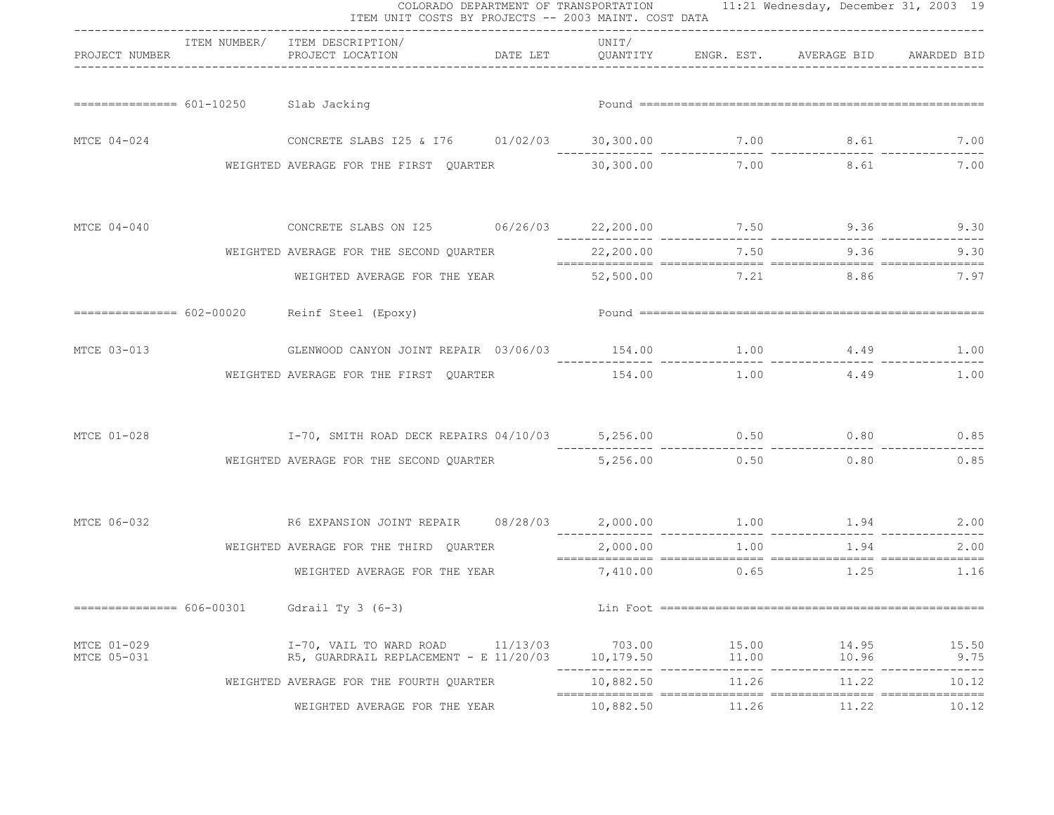COLORADO DEPARTMENT OF TRANSPORTATION
ITEM UNIT COSTS BY PROJECTS -- 2003 MAINT. COST DATA

| PROJECT NUMBER | ITEM NUMBER/ | ITEM DESCRIPTION/ PROJECT LOCATION | DATE LET | UNIT/ QUANTITY | ENGR. EST. | AVERAGE BID | AWARDED BID |
|---|---|---|---|---|---|---|---|
| | 601-10250 | Slab Jacking | | Pound | | | |
| MTCE 04-024 | | CONCRETE SLABS I25 & I76 | 01/02/03 | 30,300.00 | 7.00 | 8.61 | 7.00 |
| | | WEIGHTED AVERAGE FOR THE FIRST QUARTER | | 30,300.00 | 7.00 | 8.61 | 7.00 |
| MTCE 04-040 | | CONCRETE SLABS ON I25 | 06/26/03 | 22,200.00 | 7.50 | 9.36 | 9.30 |
| | | WEIGHTED AVERAGE FOR THE SECOND QUARTER | | 22,200.00 | 7.50 | 9.36 | 9.30 |
| | | WEIGHTED AVERAGE FOR THE YEAR | | 52,500.00 | 7.21 | 8.86 | 7.97 |
| | 602-00020 | Reinf Steel (Epoxy) | | Pound | | | |
| MTCE 03-013 | | GLENWOOD CANYON JOINT REPAIR | 03/06/03 | 154.00 | 1.00 | 4.49 | 1.00 |
| | | WEIGHTED AVERAGE FOR THE FIRST QUARTER | | 154.00 | 1.00 | 4.49 | 1.00 |
| MTCE 01-028 | | I-70, SMITH ROAD DECK REPAIRS | 04/10/03 | 5,256.00 | 0.50 | 0.80 | 0.85 |
| | | WEIGHTED AVERAGE FOR THE SECOND QUARTER | | 5,256.00 | 0.50 | 0.80 | 0.85 |
| MTCE 06-032 | | R6 EXPANSION JOINT REPAIR | 08/28/03 | 2,000.00 | 1.00 | 1.94 | 2.00 |
| | | WEIGHTED AVERAGE FOR THE THIRD QUARTER | | 2,000.00 | 1.00 | 1.94 | 2.00 |
| | | WEIGHTED AVERAGE FOR THE YEAR | | 7,410.00 | 0.65 | 1.25 | 1.16 |
| | 606-00301 | Gdrail Ty 3 (6-3) | | Lin Foot | | | |
| MTCE 01-029 | | I-70, VAIL TO WARD ROAD | 11/13/03 | 703.00 | 15.00 | 14.95 | 15.50 |
| MTCE 05-031 | | R5, GUARDRAIL REPLACEMENT - E | 11/20/03 | 10,179.50 | 11.00 | 10.96 | 9.75 |
| | | WEIGHTED AVERAGE FOR THE FOURTH QUARTER | | 10,882.50 | 11.26 | 11.22 | 10.12 |
| | | WEIGHTED AVERAGE FOR THE YEAR | | 10,882.50 | 11.26 | 11.22 | 10.12 |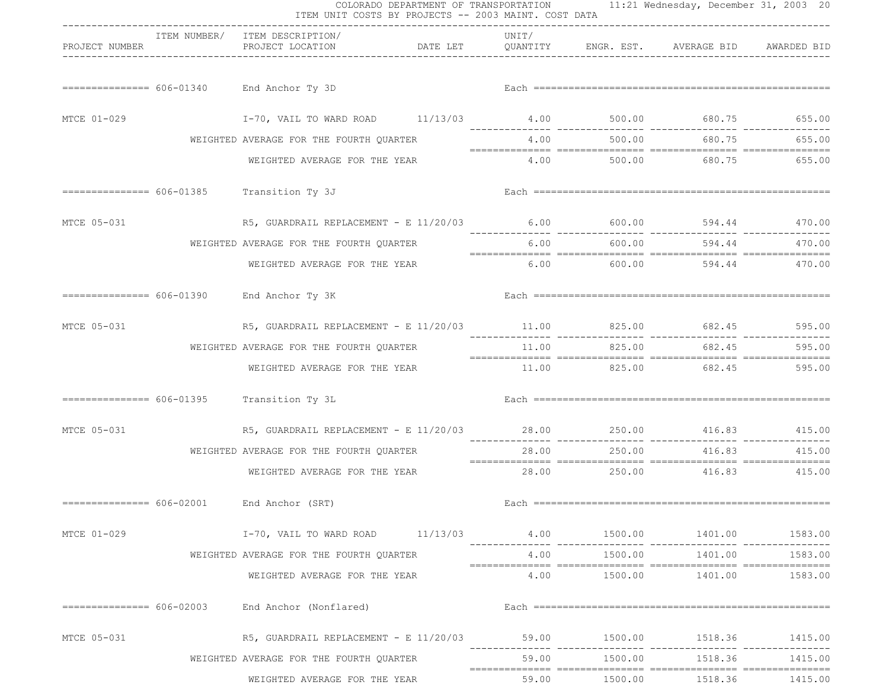COLORADO DEPARTMENT OF TRANSPORTATION
ITEM UNIT COSTS BY PROJECTS -- 2003 MAINT. COST DATA

| PROJECT NUMBER | ITEM NUMBER/ | ITEM DESCRIPTION/ PROJECT LOCATION | DATE LET | UNIT/ QUANTITY | ENGR. EST. | AVERAGE BID | AWARDED BID |
|---|---|---|---|---|---|---|---|
| | 606-01340 | End Anchor Ty 3D | | Each | | | |
| MTCE 01-029 | | I-70, VAIL TO WARD ROAD | 11/13/03 | 4.00 | 500.00 | 680.75 | 655.00 |
| | | WEIGHTED AVERAGE FOR THE FOURTH QUARTER | | 4.00 | 500.00 | 680.75 | 655.00 |
| | | WEIGHTED AVERAGE FOR THE YEAR | | 4.00 | 500.00 | 680.75 | 655.00 |
| | 606-01385 | Transition Ty 3J | | Each | | | |
| MTCE 05-031 | | R5, GUARDRAIL REPLACEMENT - E | 11/20/03 | 6.00 | 600.00 | 594.44 | 470.00 |
| | | WEIGHTED AVERAGE FOR THE FOURTH QUARTER | | 6.00 | 600.00 | 594.44 | 470.00 |
| | | WEIGHTED AVERAGE FOR THE YEAR | | 6.00 | 600.00 | 594.44 | 470.00 |
| | 606-01390 | End Anchor Ty 3K | | Each | | | |
| MTCE 05-031 | | R5, GUARDRAIL REPLACEMENT - E | 11/20/03 | 11.00 | 825.00 | 682.45 | 595.00 |
| | | WEIGHTED AVERAGE FOR THE FOURTH QUARTER | | 11.00 | 825.00 | 682.45 | 595.00 |
| | | WEIGHTED AVERAGE FOR THE YEAR | | 11.00 | 825.00 | 682.45 | 595.00 |
| | 606-01395 | Transition Ty 3L | | Each | | | |
| MTCE 05-031 | | R5, GUARDRAIL REPLACEMENT - E | 11/20/03 | 28.00 | 250.00 | 416.83 | 415.00 |
| | | WEIGHTED AVERAGE FOR THE FOURTH QUARTER | | 28.00 | 250.00 | 416.83 | 415.00 |
| | | WEIGHTED AVERAGE FOR THE YEAR | | 28.00 | 250.00 | 416.83 | 415.00 |
| | 606-02001 | End Anchor (SRT) | | Each | | | |
| MTCE 01-029 | | I-70, VAIL TO WARD ROAD | 11/13/03 | 4.00 | 1500.00 | 1401.00 | 1583.00 |
| | | WEIGHTED AVERAGE FOR THE FOURTH QUARTER | | 4.00 | 1500.00 | 1401.00 | 1583.00 |
| | | WEIGHTED AVERAGE FOR THE YEAR | | 4.00 | 1500.00 | 1401.00 | 1583.00 |
| | 606-02003 | End Anchor (Nonflared) | | Each | | | |
| MTCE 05-031 | | R5, GUARDRAIL REPLACEMENT - E | 11/20/03 | 59.00 | 1500.00 | 1518.36 | 1415.00 |
| | | WEIGHTED AVERAGE FOR THE FOURTH QUARTER | | 59.00 | 1500.00 | 1518.36 | 1415.00 |
| | | WEIGHTED AVERAGE FOR THE YEAR | | 59.00 | 1500.00 | 1518.36 | 1415.00 |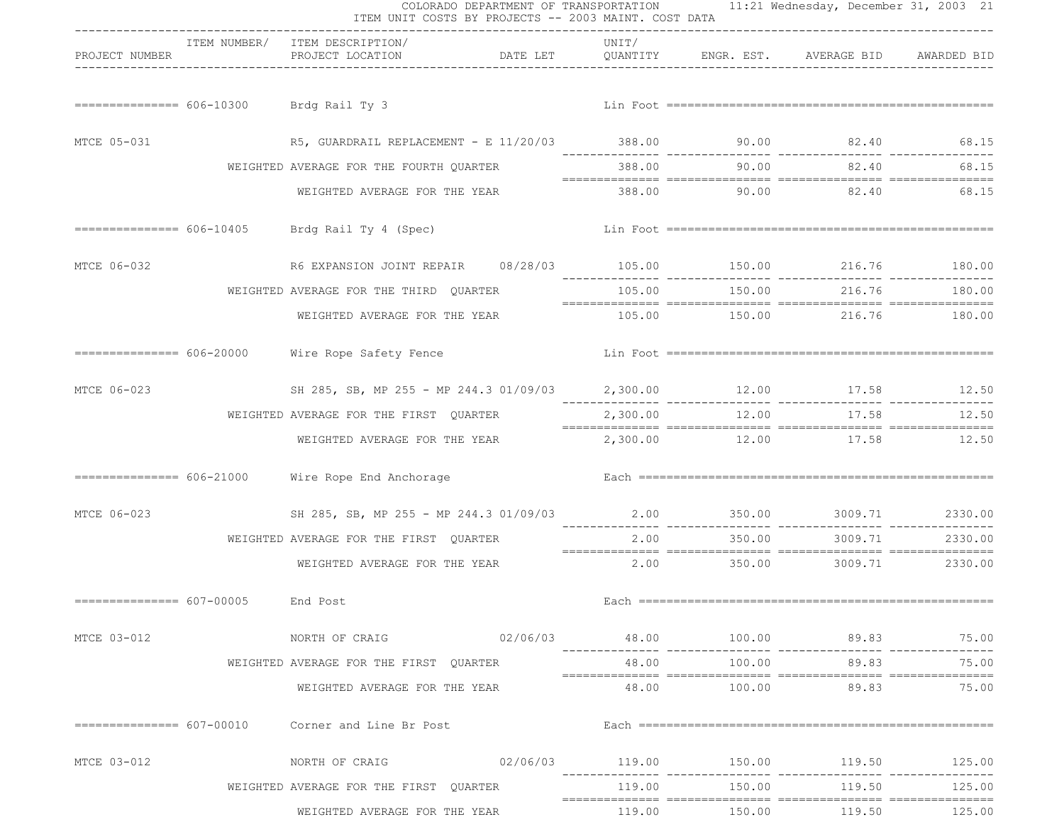COLORADO DEPARTMENT OF TRANSPORTATION 11:21 Wednesday, December 31, 2003

ITEM UNIT COSTS BY PROJECTS -- 2003 MAINT. COST DATA

| PROJECT NUMBER | ITEM NUMBER/ | ITEM DESCRIPTION/ PROJECT LOCATION | DATE LET | UNIT/ QUANTITY | ENGR. EST. | AVERAGE BID | AWARDED BID |
|---|---|---|---|---|---|---|---|
| | 606-10300 | Brdg Rail Ty 3 | | Lin Foot | | | |
| MTCE 05-031 | | R5, GUARDRAIL REPLACEMENT - E | 11/20/03 | 388.00 | 90.00 | 82.40 | 68.15 |
| | | WEIGHTED AVERAGE FOR THE FOURTH QUARTER | | 388.00 | 90.00 | 82.40 | 68.15 |
| | | WEIGHTED AVERAGE FOR THE YEAR | | 388.00 | 90.00 | 82.40 | 68.15 |
| | 606-10405 | Brdg Rail Ty 4 (Spec) | | Lin Foot | | | |
| MTCE 06-032 | | R6 EXPANSION JOINT REPAIR | 08/28/03 | 105.00 | 150.00 | 216.76 | 180.00 |
| | | WEIGHTED AVERAGE FOR THE THIRD QUARTER | | 105.00 | 150.00 | 216.76 | 180.00 |
| | | WEIGHTED AVERAGE FOR THE YEAR | | 105.00 | 150.00 | 216.76 | 180.00 |
| | 606-20000 | Wire Rope Safety Fence | | Lin Foot | | | |
| MTCE 06-023 | | SH 285, SB, MP 255 - MP 244.3 | 01/09/03 | 2,300.00 | 12.00 | 17.58 | 12.50 |
| | | WEIGHTED AVERAGE FOR THE FIRST QUARTER | | 2,300.00 | 12.00 | 17.58 | 12.50 |
| | | WEIGHTED AVERAGE FOR THE YEAR | | 2,300.00 | 12.00 | 17.58 | 12.50 |
| | 606-21000 | Wire Rope End Anchorage | | Each | | | |
| MTCE 06-023 | | SH 285, SB, MP 255 - MP 244.3 | 01/09/03 | 2.00 | 350.00 | 3009.71 | 2330.00 |
| | | WEIGHTED AVERAGE FOR THE FIRST QUARTER | | 2.00 | 350.00 | 3009.71 | 2330.00 |
| | | WEIGHTED AVERAGE FOR THE YEAR | | 2.00 | 350.00 | 3009.71 | 2330.00 |
| | 607-00005 | End Post | | Each | | | |
| MTCE 03-012 | | NORTH OF CRAIG | 02/06/03 | 48.00 | 100.00 | 89.83 | 75.00 |
| | | WEIGHTED AVERAGE FOR THE FIRST QUARTER | | 48.00 | 100.00 | 89.83 | 75.00 |
| | | WEIGHTED AVERAGE FOR THE YEAR | | 48.00 | 100.00 | 89.83 | 75.00 |
| | 607-00010 | Corner and Line Br Post | | Each | | | |
| MTCE 03-012 | | NORTH OF CRAIG | 02/06/03 | 119.00 | 150.00 | 119.50 | 125.00 |
| | | WEIGHTED AVERAGE FOR THE FIRST QUARTER | | 119.00 | 150.00 | 119.50 | 125.00 |
| | | WEIGHTED AVERAGE FOR THE YEAR | | 119.00 | 150.00 | 119.50 | 125.00 |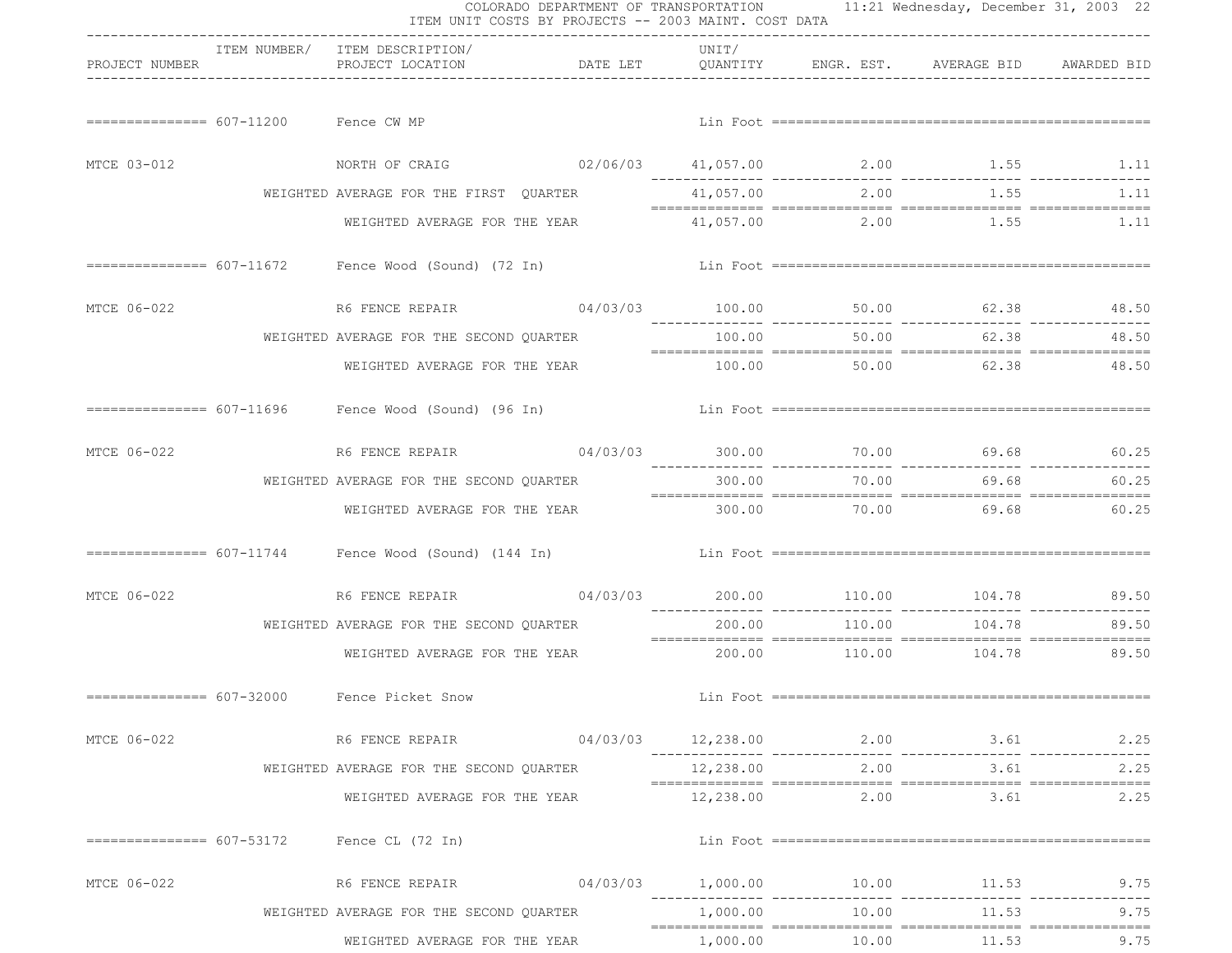COLORADO DEPARTMENT OF TRANSPORTATION

ITEM UNIT COSTS BY PROJECTS -- 2003 MAINT. COST DATA

| PROJECT NUMBER | ITEM NUMBER/ | ITEM DESCRIPTION/ PROJECT LOCATION | DATE LET | UNIT/ QUANTITY | ENGR. EST. | AVERAGE BID | AWARDED BID |
|---|---|---|---|---|---|---|---|
| | 607-11200 | Fence CW MP | | Lin Foot | | | |
| MTCE 03-012 | | NORTH OF CRAIG | 02/06/03 | 41,057.00 | 2.00 | 1.55 | 1.11 |
| | | WEIGHTED AVERAGE FOR THE FIRST QUARTER | | 41,057.00 | 2.00 | 1.55 | 1.11 |
| | | WEIGHTED AVERAGE FOR THE YEAR | | 41,057.00 | 2.00 | 1.55 | 1.11 |
| | 607-11672 | Fence Wood (Sound) (72 In) | | Lin Foot | | | |
| MTCE 06-022 | | R6 FENCE REPAIR | 04/03/03 | 100.00 | 50.00 | 62.38 | 48.50 |
| | | WEIGHTED AVERAGE FOR THE SECOND QUARTER | | 100.00 | 50.00 | 62.38 | 48.50 |
| | | WEIGHTED AVERAGE FOR THE YEAR | | 100.00 | 50.00 | 62.38 | 48.50 |
| | 607-11696 | Fence Wood (Sound) (96 In) | | Lin Foot | | | |
| MTCE 06-022 | | R6 FENCE REPAIR | 04/03/03 | 300.00 | 70.00 | 69.68 | 60.25 |
| | | WEIGHTED AVERAGE FOR THE SECOND QUARTER | | 300.00 | 70.00 | 69.68 | 60.25 |
| | | WEIGHTED AVERAGE FOR THE YEAR | | 300.00 | 70.00 | 69.68 | 60.25 |
| | 607-11744 | Fence Wood (Sound) (144 In) | | Lin Foot | | | |
| MTCE 06-022 | | R6 FENCE REPAIR | 04/03/03 | 200.00 | 110.00 | 104.78 | 89.50 |
| | | WEIGHTED AVERAGE FOR THE SECOND QUARTER | | 200.00 | 110.00 | 104.78 | 89.50 |
| | | WEIGHTED AVERAGE FOR THE YEAR | | 200.00 | 110.00 | 104.78 | 89.50 |
| | 607-32000 | Fence Picket Snow | | Lin Foot | | | |
| MTCE 06-022 | | R6 FENCE REPAIR | 04/03/03 | 12,238.00 | 2.00 | 3.61 | 2.25 |
| | | WEIGHTED AVERAGE FOR THE SECOND QUARTER | | 12,238.00 | 2.00 | 3.61 | 2.25 |
| | | WEIGHTED AVERAGE FOR THE YEAR | | 12,238.00 | 2.00 | 3.61 | 2.25 |
| | 607-53172 | Fence CL (72 In) | | Lin Foot | | | |
| MTCE 06-022 | | R6 FENCE REPAIR | 04/03/03 | 1,000.00 | 10.00 | 11.53 | 9.75 |
| | | WEIGHTED AVERAGE FOR THE SECOND QUARTER | | 1,000.00 | 10.00 | 11.53 | 9.75 |
| | | WEIGHTED AVERAGE FOR THE YEAR | | 1,000.00 | 10.00 | 11.53 | 9.75 |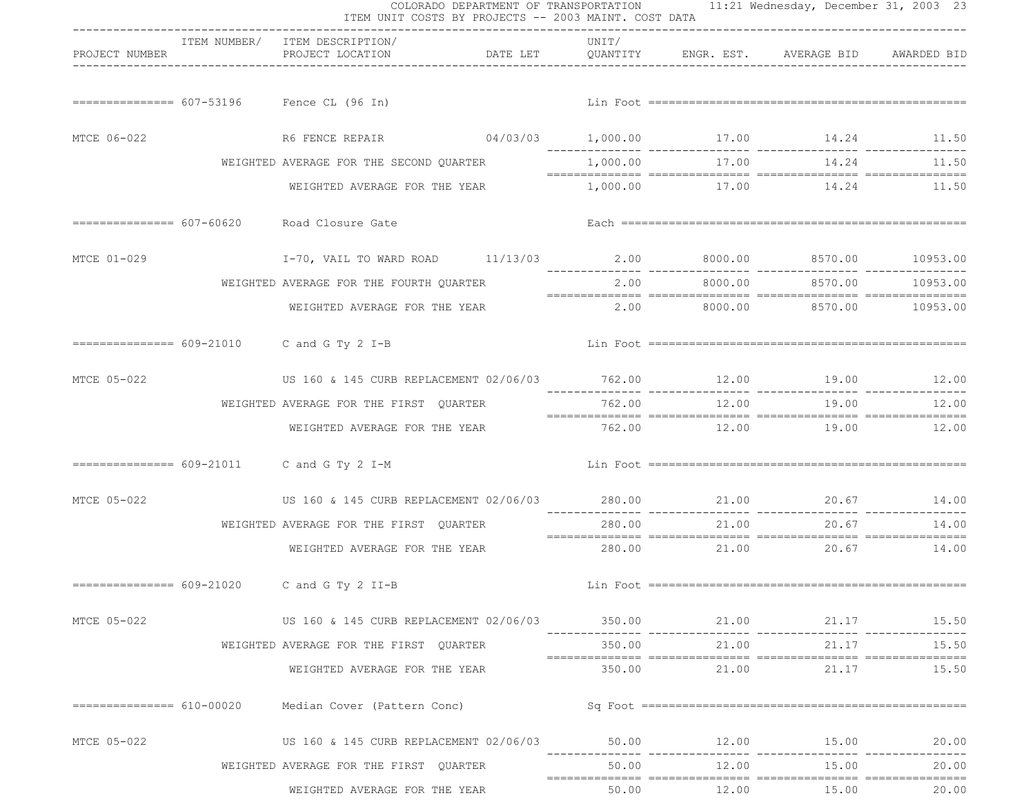COLORADO DEPARTMENT OF TRANSPORTATION

ITEM UNIT COSTS BY PROJECTS -- 2003 MAINT. COST DATA

| PROJECT NUMBER | ITEM NUMBER/ | ITEM DESCRIPTION/ PROJECT LOCATION | DATE LET | UNIT/ QUANTITY | ENGR. EST. | AVERAGE BID | AWARDED BID |
|---|---|---|---|---|---|---|---|
| | 607-53196 | Fence CL (96 In) | | Lin Foot | | | |
| MTCE 06-022 | | R6 FENCE REPAIR | 04/03/03 | 1,000.00 | 17.00 | 14.24 | 11.50 |
| | | WEIGHTED AVERAGE FOR THE SECOND QUARTER | | 1,000.00 | 17.00 | 14.24 | 11.50 |
| | | WEIGHTED AVERAGE FOR THE YEAR | | 1,000.00 | 17.00 | 14.24 | 11.50 |
| | 607-60620 | Road Closure Gate | | Each | | | |
| MTCE 01-029 | | I-70, VAIL TO WARD ROAD | 11/13/03 | 2.00 | 8000.00 | 8570.00 | 10953.00 |
| | | WEIGHTED AVERAGE FOR THE FOURTH QUARTER | | 2.00 | 8000.00 | 8570.00 | 10953.00 |
| | | WEIGHTED AVERAGE FOR THE YEAR | | 2.00 | 8000.00 | 8570.00 | 10953.00 |
| | 609-21010 | C and G Ty 2 I-B | | Lin Foot | | | |
| MTCE 05-022 | | US 160 & 145 CURB REPLACEMENT | 02/06/03 | 762.00 | 12.00 | 19.00 | 12.00 |
| | | WEIGHTED AVERAGE FOR THE FIRST QUARTER | | 762.00 | 12.00 | 19.00 | 12.00 |
| | | WEIGHTED AVERAGE FOR THE YEAR | | 762.00 | 12.00 | 19.00 | 12.00 |
| | 609-21011 | C and G Ty 2 I-M | | Lin Foot | | | |
| MTCE 05-022 | | US 160 & 145 CURB REPLACEMENT | 02/06/03 | 280.00 | 21.00 | 20.67 | 14.00 |
| | | WEIGHTED AVERAGE FOR THE FIRST QUARTER | | 280.00 | 21.00 | 20.67 | 14.00 |
| | | WEIGHTED AVERAGE FOR THE YEAR | | 280.00 | 21.00 | 20.67 | 14.00 |
| | 609-21020 | C and G Ty 2 II-B | | Lin Foot | | | |
| MTCE 05-022 | | US 160 & 145 CURB REPLACEMENT | 02/06/03 | 350.00 | 21.00 | 21.17 | 15.50 |
| | | WEIGHTED AVERAGE FOR THE FIRST QUARTER | | 350.00 | 21.00 | 21.17 | 15.50 |
| | | WEIGHTED AVERAGE FOR THE YEAR | | 350.00 | 21.00 | 21.17 | 15.50 |
| | 610-00020 | Median Cover (Pattern Conc) | | Sq Foot | | | |
| MTCE 05-022 | | US 160 & 145 CURB REPLACEMENT | 02/06/03 | 50.00 | 12.00 | 15.00 | 20.00 |
| | | WEIGHTED AVERAGE FOR THE FIRST QUARTER | | 50.00 | 12.00 | 15.00 | 20.00 |
| | | WEIGHTED AVERAGE FOR THE YEAR | | 50.00 | 12.00 | 15.00 | 20.00 |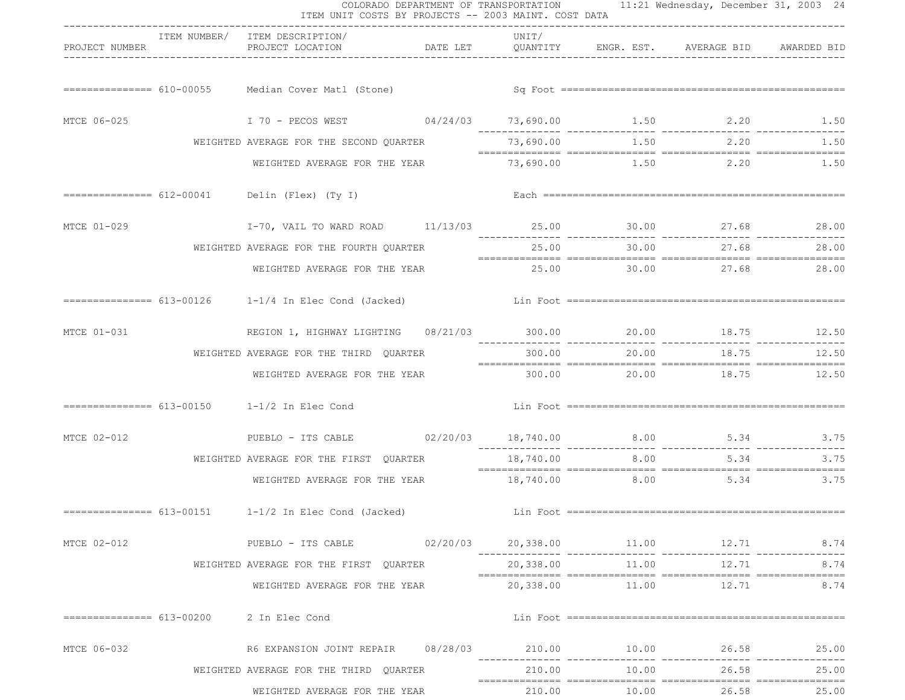# COLORADO DEPARTMENT OF TRANSPORTATION
## ITEM UNIT COSTS BY PROJECTS -- 2003 MAINT. COST DATA

11:21 Wednesday, December 31, 2003

| PROJECT NUMBER | ITEM NUMBER/ | ITEM DESCRIPTION/ PROJECT LOCATION | DATE LET | UNIT/ QUANTITY | ENGR. EST. | AVERAGE BID | AWARDED BID |
|---|---|---|---|---|---|---|---|
| | 610-00055 | Median Cover Matl (Stone) | | Sq Foot | | | |
| MTCE 06-025 | | I 70 - PECOS WEST | 04/24/03 | 73,690.00 | 1.50 | 2.20 | 1.50 |
| | | WEIGHTED AVERAGE FOR THE SECOND QUARTER | | 73,690.00 | 1.50 | 2.20 | 1.50 |
| | | WEIGHTED AVERAGE FOR THE YEAR | | 73,690.00 | 1.50 | 2.20 | 1.50 |
| | 612-00041 | Delin (Flex) (Ty I) | | Each | | | |
| MTCE 01-029 | | I-70, VAIL TO WARD ROAD | 11/13/03 | 25.00 | 30.00 | 27.68 | 28.00 |
| | | WEIGHTED AVERAGE FOR THE FOURTH QUARTER | | 25.00 | 30.00 | 27.68 | 28.00 |
| | | WEIGHTED AVERAGE FOR THE YEAR | | 25.00 | 30.00 | 27.68 | 28.00 |
| | 613-00126 | 1-1/4 In Elec Cond (Jacked) | | Lin Foot | | | |
| MTCE 01-031 | | REGION 1, HIGHWAY LIGHTING | 08/21/03 | 300.00 | 20.00 | 18.75 | 12.50 |
| | | WEIGHTED AVERAGE FOR THE THIRD QUARTER | | 300.00 | 20.00 | 18.75 | 12.50 |
| | | WEIGHTED AVERAGE FOR THE YEAR | | 300.00 | 20.00 | 18.75 | 12.50 |
| | 613-00150 | 1-1/2 In Elec Cond | | Lin Foot | | | |
| MTCE 02-012 | | PUEBLO - ITS CABLE | 02/20/03 | 18,740.00 | 8.00 | 5.34 | 3.75 |
| | | WEIGHTED AVERAGE FOR THE FIRST QUARTER | | 18,740.00 | 8.00 | 5.34 | 3.75 |
| | | WEIGHTED AVERAGE FOR THE YEAR | | 18,740.00 | 8.00 | 5.34 | 3.75 |
| | 613-00151 | 1-1/2 In Elec Cond (Jacked) | | Lin Foot | | | |
| MTCE 02-012 | | PUEBLO - ITS CABLE | 02/20/03 | 20,338.00 | 11.00 | 12.71 | 8.74 |
| | | WEIGHTED AVERAGE FOR THE FIRST QUARTER | | 20,338.00 | 11.00 | 12.71 | 8.74 |
| | | WEIGHTED AVERAGE FOR THE YEAR | | 20,338.00 | 11.00 | 12.71 | 8.74 |
| | 613-00200 | 2 In Elec Cond | | Lin Foot | | | |
| MTCE 06-032 | | R6 EXPANSION JOINT REPAIR | 08/28/03 | 210.00 | 10.00 | 26.58 | 25.00 |
| | | WEIGHTED AVERAGE FOR THE THIRD QUARTER | | 210.00 | 10.00 | 26.58 | 25.00 |
| | | WEIGHTED AVERAGE FOR THE YEAR | | 210.00 | 10.00 | 26.58 | 25.00 |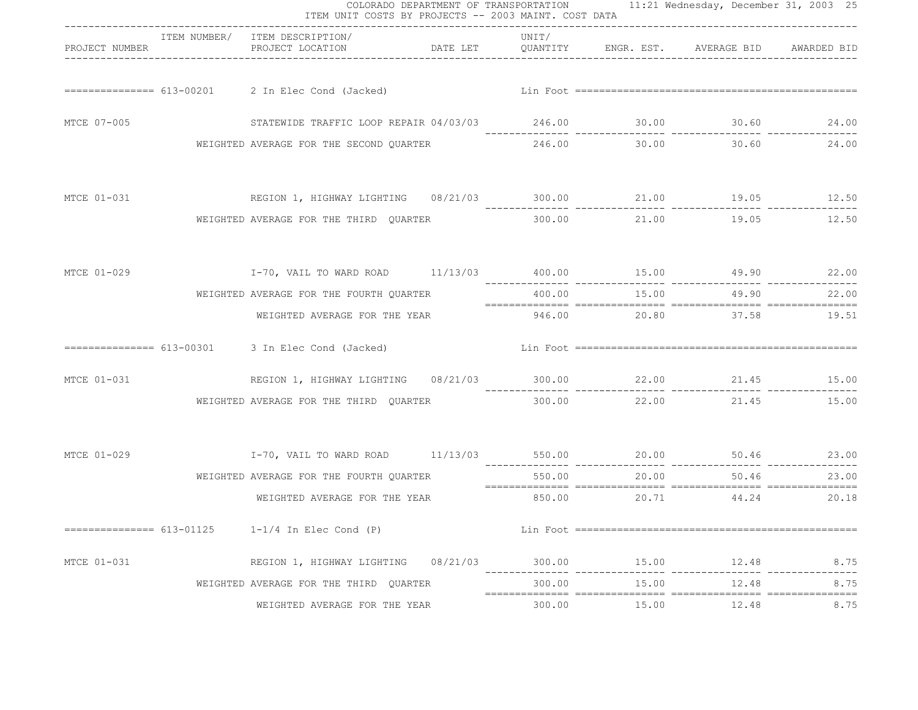COLORADO DEPARTMENT OF TRANSPORTATION
ITEM UNIT COSTS BY PROJECTS -- 2003 MAINT. COST DATA

| PROJECT NUMBER | ITEM NUMBER/ ITEM DESCRIPTION/ PROJECT LOCATION | DATE LET | UNIT/ QUANTITY | ENGR. EST. | AVERAGE BID | AWARDED BID |
|---|---|---|---|---|---|---|
| 613-00201 | 2 In Elec Cond (Jacked) | | Lin Foot | | | |
| MTCE 07-005 | STATEWIDE TRAFFIC LOOP REPAIR | 04/03/03 | 246.00 | 30.00 | 30.60 | 24.00 |
| | WEIGHTED AVERAGE FOR THE SECOND QUARTER | | 246.00 | 30.00 | 30.60 | 24.00 |
| MTCE 01-031 | REGION 1, HIGHWAY LIGHTING | 08/21/03 | 300.00 | 21.00 | 19.05 | 12.50 |
| | WEIGHTED AVERAGE FOR THE THIRD QUARTER | | 300.00 | 21.00 | 19.05 | 12.50 |
| MTCE 01-029 | I-70, VAIL TO WARD ROAD | 11/13/03 | 400.00 | 15.00 | 49.90 | 22.00 |
| | WEIGHTED AVERAGE FOR THE FOURTH QUARTER | | 400.00 | 15.00 | 49.90 | 22.00 |
| | WEIGHTED AVERAGE FOR THE YEAR | | 946.00 | 20.80 | 37.58 | 19.51 |
| 613-00301 | 3 In Elec Cond (Jacked) | | Lin Foot | | | |
| MTCE 01-031 | REGION 1, HIGHWAY LIGHTING | 08/21/03 | 300.00 | 22.00 | 21.45 | 15.00 |
| | WEIGHTED AVERAGE FOR THE THIRD QUARTER | | 300.00 | 22.00 | 21.45 | 15.00 |
| MTCE 01-029 | I-70, VAIL TO WARD ROAD | 11/13/03 | 550.00 | 20.00 | 50.46 | 23.00 |
| | WEIGHTED AVERAGE FOR THE FOURTH QUARTER | | 550.00 | 20.00 | 50.46 | 23.00 |
| | WEIGHTED AVERAGE FOR THE YEAR | | 850.00 | 20.71 | 44.24 | 20.18 |
| 613-01125 | 1-1/4 In Elec Cond (P) | | Lin Foot | | | |
| MTCE 01-031 | REGION 1, HIGHWAY LIGHTING | 08/21/03 | 300.00 | 15.00 | 12.48 | 8.75 |
| | WEIGHTED AVERAGE FOR THE THIRD QUARTER | | 300.00 | 15.00 | 12.48 | 8.75 |
| | WEIGHTED AVERAGE FOR THE YEAR | | 300.00 | 15.00 | 12.48 | 8.75 |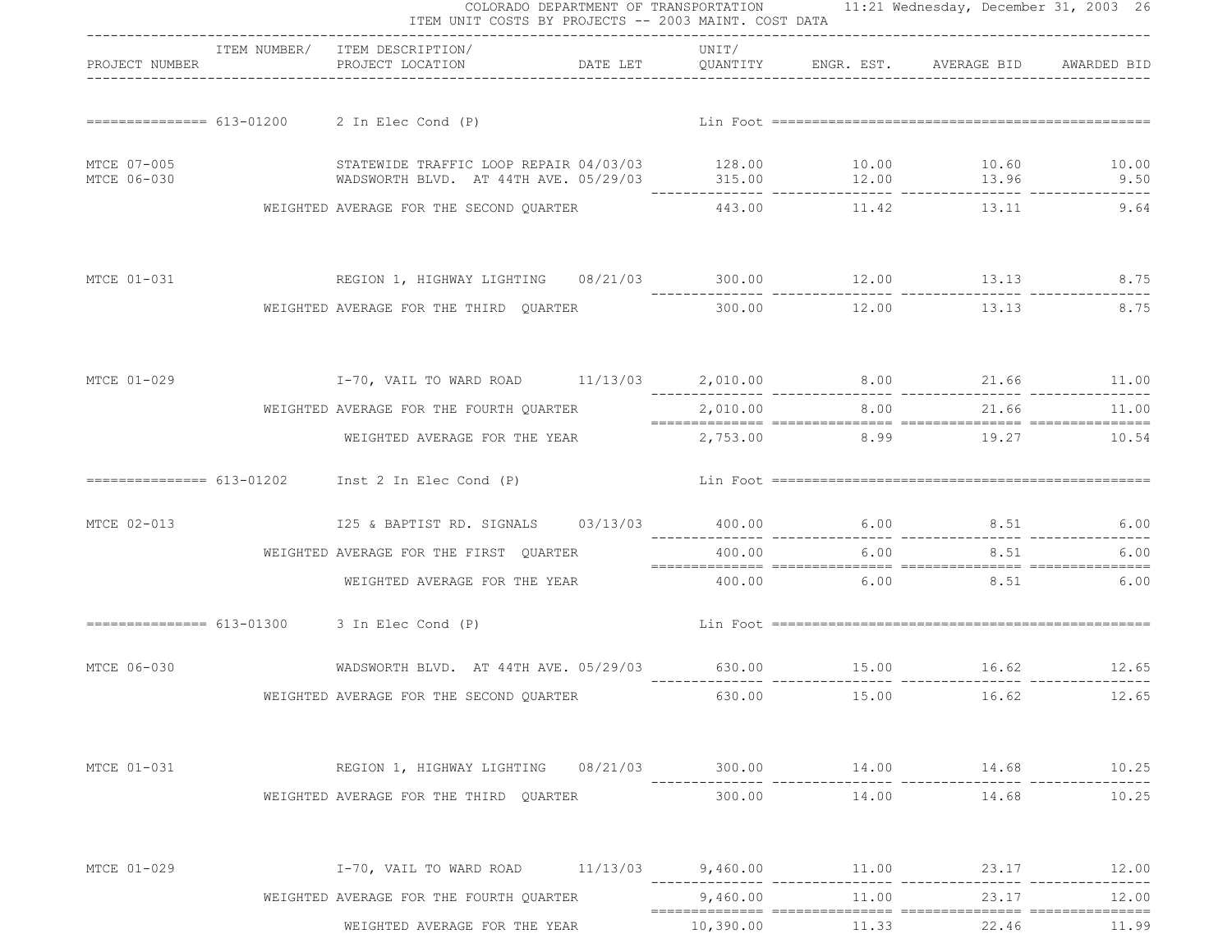COLORADO DEPARTMENT OF TRANSPORTATION 11:21 Wednesday, December 31, 2003

ITEM UNIT COSTS BY PROJECTS -- 2003 MAINT. COST DATA

| PROJECT NUMBER | ITEM NUMBER/ | ITEM DESCRIPTION/ PROJECT LOCATION | DATE LET | UNIT/ QUANTITY | ENGR. EST. | AVERAGE BID | AWARDED BID |
|---|---|---|---|---|---|---|---|
| | 613-01200 | 2 In Elec Cond (P) | | Lin Foot | | | |
| MTCE 07-005 | | STATEWIDE TRAFFIC LOOP REPAIR | 04/03/03 | 128.00 | 10.00 | 10.60 | 10.00 |
| MTCE 06-030 | | WADSWORTH BLVD. AT 44TH AVE. | 05/29/03 | 315.00 | 12.00 | 13.96 | 9.50 |
| | | WEIGHTED AVERAGE FOR THE SECOND QUARTER | | 443.00 | 11.42 | 13.11 | 9.64 |
| MTCE 01-031 | | REGION 1, HIGHWAY LIGHTING | 08/21/03 | 300.00 | 12.00 | 13.13 | 8.75 |
| | | WEIGHTED AVERAGE FOR THE THIRD QUARTER | | 300.00 | 12.00 | 13.13 | 8.75 |
| MTCE 01-029 | | I-70, VAIL TO WARD ROAD | 11/13/03 | 2,010.00 | 8.00 | 21.66 | 11.00 |
| | | WEIGHTED AVERAGE FOR THE FOURTH QUARTER | | 2,010.00 | 8.00 | 21.66 | 11.00 |
| | | WEIGHTED AVERAGE FOR THE YEAR | | 2,753.00 | 8.99 | 19.27 | 10.54 |
| | 613-01202 | Inst 2 In Elec Cond (P) | | Lin Foot | | | |
| MTCE 02-013 | | I25 & BAPTIST RD. SIGNALS | 03/13/03 | 400.00 | 6.00 | 8.51 | 6.00 |
| | | WEIGHTED AVERAGE FOR THE FIRST QUARTER | | 400.00 | 6.00 | 8.51 | 6.00 |
| | | WEIGHTED AVERAGE FOR THE YEAR | | 400.00 | 6.00 | 8.51 | 6.00 |
| | 613-01300 | 3 In Elec Cond (P) | | Lin Foot | | | |
| MTCE 06-030 | | WADSWORTH BLVD. AT 44TH AVE. | 05/29/03 | 630.00 | 15.00 | 16.62 | 12.65 |
| | | WEIGHTED AVERAGE FOR THE SECOND QUARTER | | 630.00 | 15.00 | 16.62 | 12.65 |
| MTCE 01-031 | | REGION 1, HIGHWAY LIGHTING | 08/21/03 | 300.00 | 14.00 | 14.68 | 10.25 |
| | | WEIGHTED AVERAGE FOR THE THIRD QUARTER | | 300.00 | 14.00 | 14.68 | 10.25 |
| MTCE 01-029 | | I-70, VAIL TO WARD ROAD | 11/13/03 | 9,460.00 | 11.00 | 23.17 | 12.00 |
| | | WEIGHTED AVERAGE FOR THE FOURTH QUARTER | | 9,460.00 | 11.00 | 23.17 | 12.00 |
| | | WEIGHTED AVERAGE FOR THE YEAR | | 10,390.00 | 11.33 | 22.46 | 11.99 |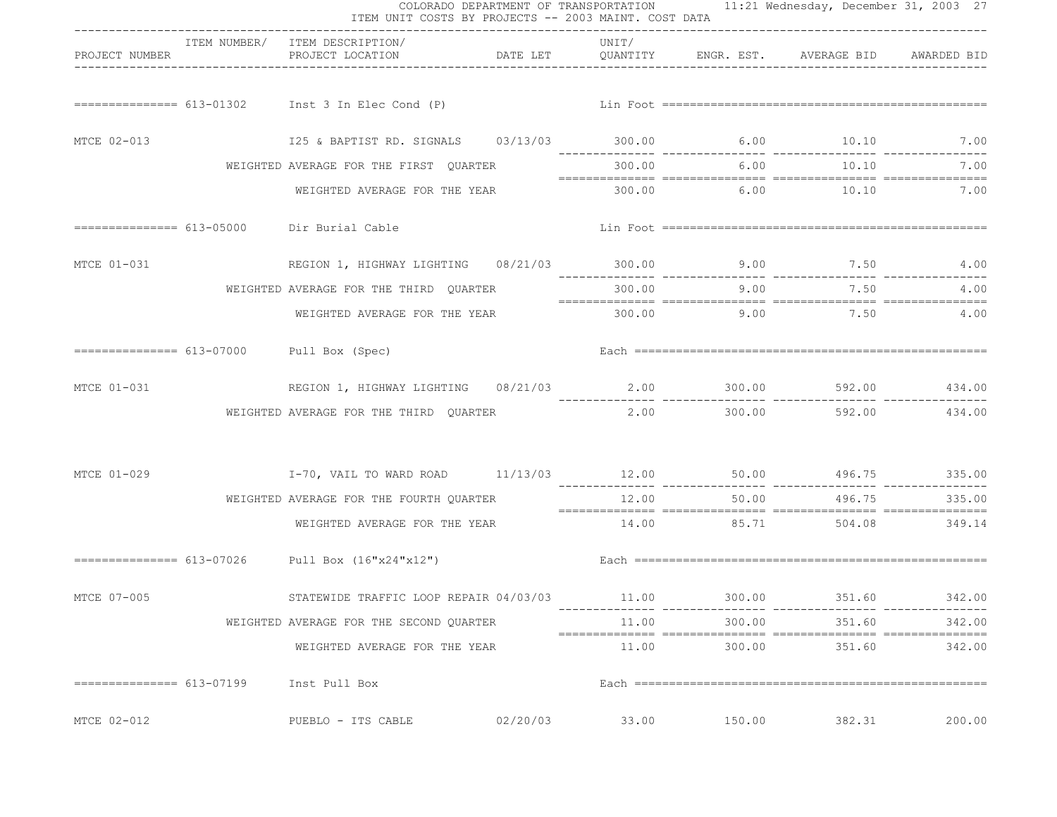COLORADO DEPARTMENT OF TRANSPORTATION
ITEM UNIT COSTS BY PROJECTS -- 2003 MAINT. COST DATA

11:21 Wednesday, December 31, 2003

| PROJECT NUMBER | ITEM NUMBER/ ITEM DESCRIPTION/ PROJECT LOCATION | DATE LET | UNIT/ QUANTITY | ENGR. EST. | AVERAGE BID | AWARDED BID |
|---|---|---|---|---|---|---|
| 613-01302 | Inst 3 In Elec Cond (P) | | Lin Foot | | | |
| MTCE 02-013 | I25 & BAPTIST RD. SIGNALS | 03/13/03 | 300.00 | 6.00 | 10.10 | 7.00 |
| | WEIGHTED AVERAGE FOR THE FIRST QUARTER | | 300.00 | 6.00 | 10.10 | 7.00 |
| | WEIGHTED AVERAGE FOR THE YEAR | | 300.00 | 6.00 | 10.10 | 7.00 |
| 613-05000 | Dir Burial Cable | | Lin Foot | | | |
| MTCE 01-031 | REGION 1, HIGHWAY LIGHTING | 08/21/03 | 300.00 | 9.00 | 7.50 | 4.00 |
| | WEIGHTED AVERAGE FOR THE THIRD QUARTER | | 300.00 | 9.00 | 7.50 | 4.00 |
| | WEIGHTED AVERAGE FOR THE YEAR | | 300.00 | 9.00 | 7.50 | 4.00 |
| 613-07000 | Pull Box (Spec) | | Each | | | |
| MTCE 01-031 | REGION 1, HIGHWAY LIGHTING | 08/21/03 | 2.00 | 300.00 | 592.00 | 434.00 |
| | WEIGHTED AVERAGE FOR THE THIRD QUARTER | | 2.00 | 300.00 | 592.00 | 434.00 |
| MTCE 01-029 | I-70, VAIL TO WARD ROAD | 11/13/03 | 12.00 | 50.00 | 496.75 | 335.00 |
| | WEIGHTED AVERAGE FOR THE FOURTH QUARTER | | 12.00 | 50.00 | 496.75 | 335.00 |
| | WEIGHTED AVERAGE FOR THE YEAR | | 14.00 | 85.71 | 504.08 | 349.14 |
| 613-07026 | Pull Box (16"x24"x12") | | Each | | | |
| MTCE 07-005 | STATEWIDE TRAFFIC LOOP REPAIR | 04/03/03 | 11.00 | 300.00 | 351.60 | 342.00 |
| | WEIGHTED AVERAGE FOR THE SECOND QUARTER | | 11.00 | 300.00 | 351.60 | 342.00 |
| | WEIGHTED AVERAGE FOR THE YEAR | | 11.00 | 300.00 | 351.60 | 342.00 |
| 613-07199 | Inst Pull Box | | Each | | | |
| MTCE 02-012 | PUEBLO - ITS CABLE | 02/20/03 | 33.00 | 150.00 | 382.31 | 200.00 |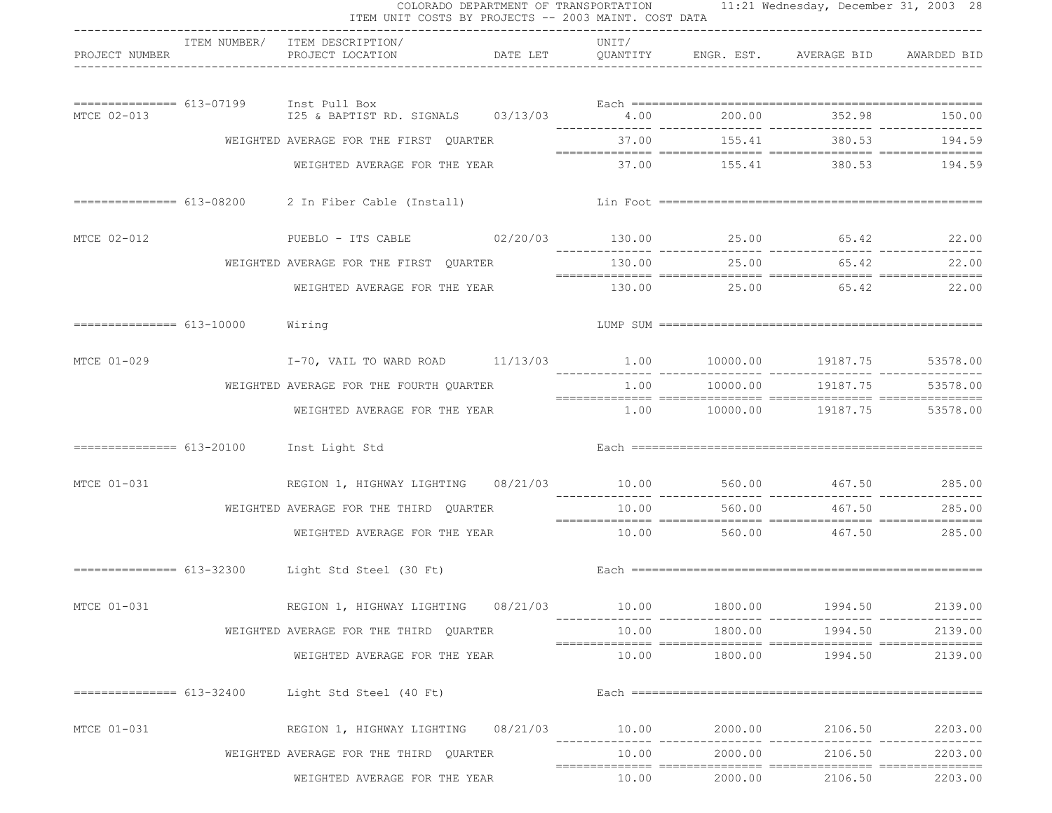COLORADO DEPARTMENT OF TRANSPORTATION 11:21 Wednesday, December 31, 2003

ITEM UNIT COSTS BY PROJECTS -- 2003 MAINT. COST DATA

| PROJECT NUMBER | ITEM NUMBER/ | ITEM DESCRIPTION/ PROJECT LOCATION | DATE LET | UNIT/ QUANTITY | ENGR. EST. | AVERAGE BID | AWARDED BID |
|---|---|---|---|---|---|---|---|
| | 613-07199 | Inst Pull Box | | Each | | | |
| MTCE 02-013 | | I25 & BAPTIST RD. SIGNALS | 03/13/03 | 4.00 | 200.00 | 352.98 | 150.00 |
| | | WEIGHTED AVERAGE FOR THE FIRST QUARTER | | 37.00 | 155.41 | 380.53 | 194.59 |
| | | WEIGHTED AVERAGE FOR THE YEAR | | 37.00 | 155.41 | 380.53 | 194.59 |
| | 613-08200 | 2 In Fiber Cable (Install) | | Lin Foot | | | |
| MTCE 02-012 | | PUEBLO - ITS CABLE | 02/20/03 | 130.00 | 25.00 | 65.42 | 22.00 |
| | | WEIGHTED AVERAGE FOR THE FIRST QUARTER | | 130.00 | 25.00 | 65.42 | 22.00 |
| | | WEIGHTED AVERAGE FOR THE YEAR | | 130.00 | 25.00 | 65.42 | 22.00 |
| | 613-10000 | Wiring | | LUMP SUM | | | |
| MTCE 01-029 | | I-70, VAIL TO WARD ROAD | 11/13/03 | 1.00 | 10000.00 | 19187.75 | 53578.00 |
| | | WEIGHTED AVERAGE FOR THE FOURTH QUARTER | | 1.00 | 10000.00 | 19187.75 | 53578.00 |
| | | WEIGHTED AVERAGE FOR THE YEAR | | 1.00 | 10000.00 | 19187.75 | 53578.00 |
| | 613-20100 | Inst Light Std | | Each | | | |
| MTCE 01-031 | | REGION 1, HIGHWAY LIGHTING | 08/21/03 | 10.00 | 560.00 | 467.50 | 285.00 |
| | | WEIGHTED AVERAGE FOR THE THIRD QUARTER | | 10.00 | 560.00 | 467.50 | 285.00 |
| | | WEIGHTED AVERAGE FOR THE YEAR | | 10.00 | 560.00 | 467.50 | 285.00 |
| | 613-32300 | Light Std Steel (30 Ft) | | Each | | | |
| MTCE 01-031 | | REGION 1, HIGHWAY LIGHTING | 08/21/03 | 10.00 | 1800.00 | 1994.50 | 2139.00 |
| | | WEIGHTED AVERAGE FOR THE THIRD QUARTER | | 10.00 | 1800.00 | 1994.50 | 2139.00 |
| | | WEIGHTED AVERAGE FOR THE YEAR | | 10.00 | 1800.00 | 1994.50 | 2139.00 |
| | 613-32400 | Light Std Steel (40 Ft) | | Each | | | |
| MTCE 01-031 | | REGION 1, HIGHWAY LIGHTING | 08/21/03 | 10.00 | 2000.00 | 2106.50 | 2203.00 |
| | | WEIGHTED AVERAGE FOR THE THIRD QUARTER | | 10.00 | 2000.00 | 2106.50 | 2203.00 |
| | | WEIGHTED AVERAGE FOR THE YEAR | | 10.00 | 2000.00 | 2106.50 | 2203.00 |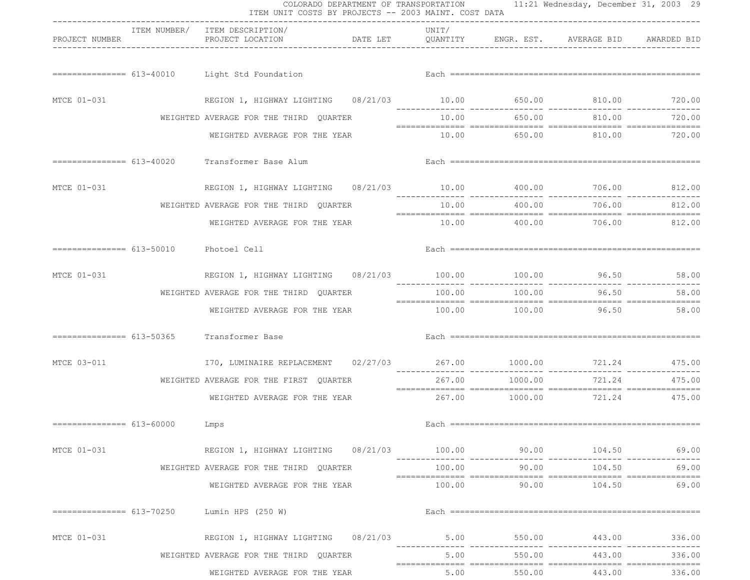COLORADO DEPARTMENT OF TRANSPORTATION — 11:21 Wednesday, December 31, 2003

ITEM UNIT COSTS BY PROJECTS -- 2003 MAINT. COST DATA

| PROJECT NUMBER | ITEM NUMBER/ | ITEM DESCRIPTION/ PROJECT LOCATION | DATE LET | UNIT/ QUANTITY | ENGR. EST. | AVERAGE BID | AWARDED BID |
|---|---|---|---|---|---|---|---|
| =============== | 613-40010 | Light Std Foundation | | Each | | | |
| MTCE 01-031 | | REGION 1, HIGHWAY LIGHTING | 08/21/03 | 10.00 | 650.00 | 810.00 | 720.00 |
| | | WEIGHTED AVERAGE FOR THE THIRD QUARTER | | 10.00 | 650.00 | 810.00 | 720.00 |
| | | WEIGHTED AVERAGE FOR THE YEAR | | 10.00 | 650.00 | 810.00 | 720.00 |
| =============== | 613-40020 | Transformer Base Alum | | Each | | | |
| MTCE 01-031 | | REGION 1, HIGHWAY LIGHTING | 08/21/03 | 10.00 | 400.00 | 706.00 | 812.00 |
| | | WEIGHTED AVERAGE FOR THE THIRD QUARTER | | 10.00 | 400.00 | 706.00 | 812.00 |
| | | WEIGHTED AVERAGE FOR THE YEAR | | 10.00 | 400.00 | 706.00 | 812.00 |
| =============== | 613-50010 | Photoel Cell | | Each | | | |
| MTCE 01-031 | | REGION 1, HIGHWAY LIGHTING | 08/21/03 | 100.00 | 100.00 | 96.50 | 58.00 |
| | | WEIGHTED AVERAGE FOR THE THIRD QUARTER | | 100.00 | 100.00 | 96.50 | 58.00 |
| | | WEIGHTED AVERAGE FOR THE YEAR | | 100.00 | 100.00 | 96.50 | 58.00 |
| =============== | 613-50365 | Transformer Base | | Each | | | |
| MTCE 03-011 | | I70, LUMINAIRE REPLACEMENT | 02/27/03 | 267.00 | 1000.00 | 721.24 | 475.00 |
| | | WEIGHTED AVERAGE FOR THE FIRST QUARTER | | 267.00 | 1000.00 | 721.24 | 475.00 |
| | | WEIGHTED AVERAGE FOR THE YEAR | | 267.00 | 1000.00 | 721.24 | 475.00 |
| =============== | 613-60000 | Lmps | | Each | | | |
| MTCE 01-031 | | REGION 1, HIGHWAY LIGHTING | 08/21/03 | 100.00 | 90.00 | 104.50 | 69.00 |
| | | WEIGHTED AVERAGE FOR THE THIRD QUARTER | | 100.00 | 90.00 | 104.50 | 69.00 |
| | | WEIGHTED AVERAGE FOR THE YEAR | | 100.00 | 90.00 | 104.50 | 69.00 |
| =============== | 613-70250 | Lumin HPS (250 W) | | Each | | | |
| MTCE 01-031 | | REGION 1, HIGHWAY LIGHTING | 08/21/03 | 5.00 | 550.00 | 443.00 | 336.00 |
| | | WEIGHTED AVERAGE FOR THE THIRD QUARTER | | 5.00 | 550.00 | 443.00 | 336.00 |
| | | WEIGHTED AVERAGE FOR THE YEAR | | 5.00 | 550.00 | 443.00 | 336.00 |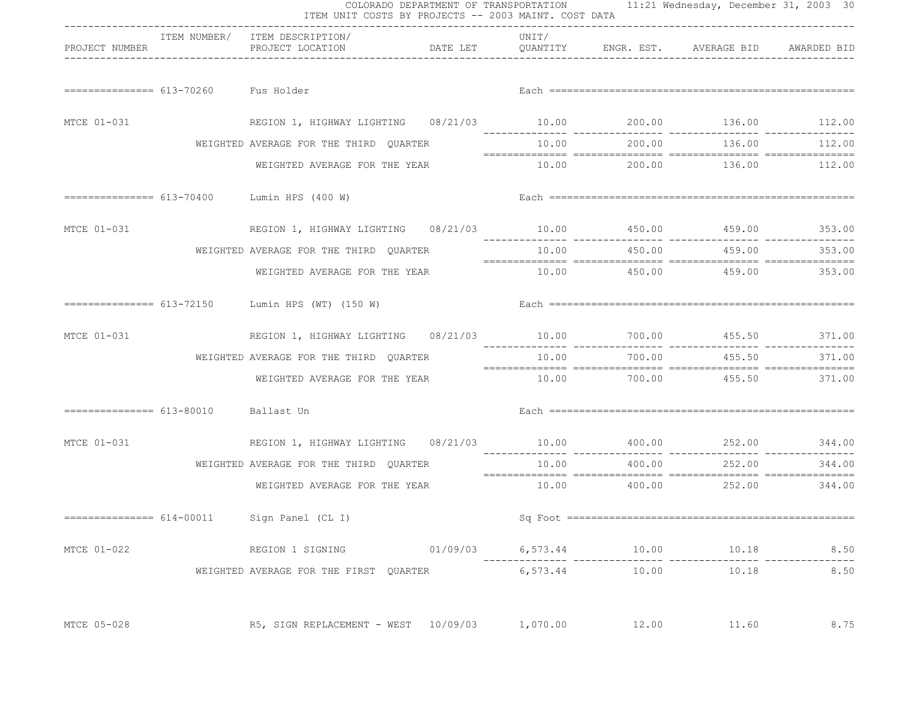| PROJECT NUMBER | ITEM NUMBER/ | ITEM DESCRIPTION/ PROJECT LOCATION | DATE LET | UNIT/ QUANTITY | ENGR. EST. | AVERAGE BID | AWARDED BID |
|---|---|---|---|---|---|---|---|
| | 613-70260 | Fus Holder | | Each | | | |
| MTCE 01-031 | | REGION 1, HIGHWAY LIGHTING | 08/21/03 | 10.00 | 200.00 | 136.00 | 112.00 |
| | | WEIGHTED AVERAGE FOR THE THIRD QUARTER | | 10.00 | 200.00 | 136.00 | 112.00 |
| | | WEIGHTED AVERAGE FOR THE YEAR | | 10.00 | 200.00 | 136.00 | 112.00 |
| | 613-70400 | Lumin HPS (400 W) | | Each | | | |
| MTCE 01-031 | | REGION 1, HIGHWAY LIGHTING | 08/21/03 | 10.00 | 450.00 | 459.00 | 353.00 |
| | | WEIGHTED AVERAGE FOR THE THIRD QUARTER | | 10.00 | 450.00 | 459.00 | 353.00 |
| | | WEIGHTED AVERAGE FOR THE YEAR | | 10.00 | 450.00 | 459.00 | 353.00 |
| | 613-72150 | Lumin HPS (WT) (150 W) | | Each | | | |
| MTCE 01-031 | | REGION 1, HIGHWAY LIGHTING | 08/21/03 | 10.00 | 700.00 | 455.50 | 371.00 |
| | | WEIGHTED AVERAGE FOR THE THIRD QUARTER | | 10.00 | 700.00 | 455.50 | 371.00 |
| | | WEIGHTED AVERAGE FOR THE YEAR | | 10.00 | 700.00 | 455.50 | 371.00 |
| | 613-80010 | Ballast Un | | Each | | | |
| MTCE 01-031 | | REGION 1, HIGHWAY LIGHTING | 08/21/03 | 10.00 | 400.00 | 252.00 | 344.00 |
| | | WEIGHTED AVERAGE FOR THE THIRD QUARTER | | 10.00 | 400.00 | 252.00 | 344.00 |
| | | WEIGHTED AVERAGE FOR THE YEAR | | 10.00 | 400.00 | 252.00 | 344.00 |
| | 614-00011 | Sign Panel (CL I) | | Sq Foot | | | |
| MTCE 01-022 | | REGION 1 SIGNING | 01/09/03 | 6,573.44 | 10.00 | 10.18 | 8.50 |
| | | WEIGHTED AVERAGE FOR THE FIRST QUARTER | | 6,573.44 | 10.00 | 10.18 | 8.50 |
| MTCE 05-028 | | R5, SIGN REPLACEMENT - WEST | 10/09/03 | 1,070.00 | 12.00 | 11.60 | 8.75 |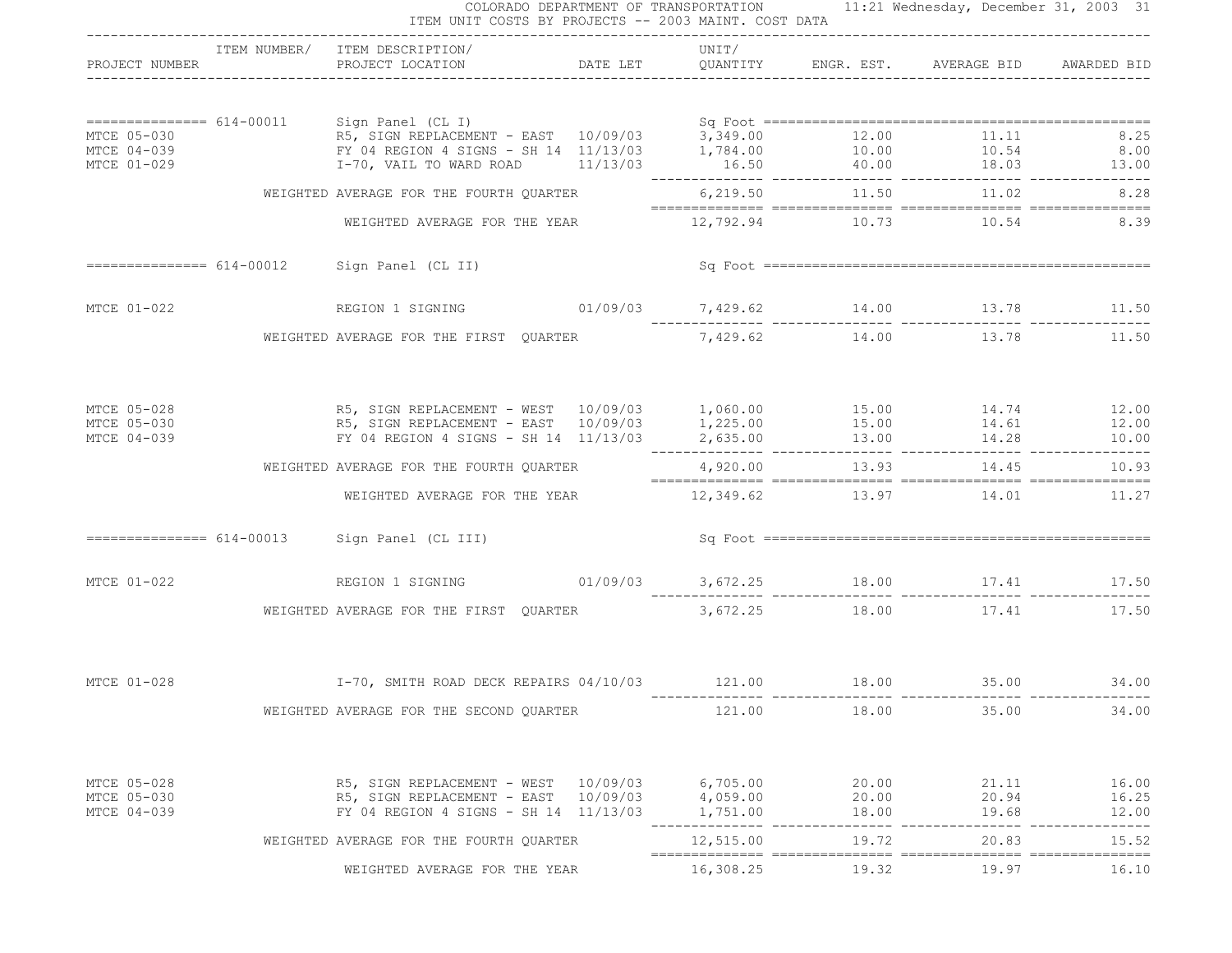COLORADO DEPARTMENT OF TRANSPORTATION 11:21 Wednesday, December 31, 2003 31

ITEM UNIT COSTS BY PROJECTS -- 2003 MAINT. COST DATA

| PROJECT NUMBER | ITEM NUMBER/ | ITEM DESCRIPTION/ PROJECT LOCATION | DATE LET | UNIT/ QUANTITY | ENGR. EST. | AVERAGE BID | AWARDED BID |
|---|---|---|---|---|---|---|---|
| =============== | 614-00011 | Sign Panel (CL I) | | Sq Foot | | | |
| MTCE 05-030 | | R5, SIGN REPLACEMENT - EAST | 10/09/03 | 3,349.00 | 12.00 | 11.11 | 8.25 |
| MTCE 04-039 | | FY 04 REGION 4 SIGNS - SH 14 | 11/13/03 | 1,784.00 | 10.00 | 10.54 | 8.00 |
| MTCE 01-029 | | I-70, VAIL TO WARD ROAD | 11/13/03 | 16.50 | 40.00 | 18.03 | 13.00 |
| | | WEIGHTED AVERAGE FOR THE FOURTH QUARTER | | 6,219.50 | 11.50 | 11.02 | 8.28 |
| | | WEIGHTED AVERAGE FOR THE YEAR | | 12,792.94 | 10.73 | 10.54 | 8.39 |
| =============== | 614-00012 | Sign Panel (CL II) | | Sq Foot | | | |
| MTCE 01-022 | | REGION 1 SIGNING | 01/09/03 | 7,429.62 | 14.00 | 13.78 | 11.50 |
| | | WEIGHTED AVERAGE FOR THE FIRST QUARTER | | 7,429.62 | 14.00 | 13.78 | 11.50 |
| MTCE 05-028 | | R5, SIGN REPLACEMENT - WEST | 10/09/03 | 1,060.00 | 15.00 | 14.74 | 12.00 |
| MTCE 05-030 | | R5, SIGN REPLACEMENT - EAST | 10/09/03 | 1,225.00 | 15.00 | 14.61 | 12.00 |
| MTCE 04-039 | | FY 04 REGION 4 SIGNS - SH 14 | 11/13/03 | 2,635.00 | 13.00 | 14.28 | 10.00 |
| | | WEIGHTED AVERAGE FOR THE FOURTH QUARTER | | 4,920.00 | 13.93 | 14.45 | 10.93 |
| | | WEIGHTED AVERAGE FOR THE YEAR | | 12,349.62 | 13.97 | 14.01 | 11.27 |
| =============== | 614-00013 | Sign Panel (CL III) | | Sq Foot | | | |
| MTCE 01-022 | | REGION 1 SIGNING | 01/09/03 | 3,672.25 | 18.00 | 17.41 | 17.50 |
| | | WEIGHTED AVERAGE FOR THE FIRST QUARTER | | 3,672.25 | 18.00 | 17.41 | 17.50 |
| MTCE 01-028 | | I-70, SMITH ROAD DECK REPAIRS | 04/10/03 | 121.00 | 18.00 | 35.00 | 34.00 |
| | | WEIGHTED AVERAGE FOR THE SECOND QUARTER | | 121.00 | 18.00 | 35.00 | 34.00 |
| MTCE 05-028 | | R5, SIGN REPLACEMENT - WEST | 10/09/03 | 6,705.00 | 20.00 | 21.11 | 16.00 |
| MTCE 05-030 | | R5, SIGN REPLACEMENT - EAST | 10/09/03 | 4,059.00 | 20.00 | 20.94 | 16.25 |
| MTCE 04-039 | | FY 04 REGION 4 SIGNS - SH 14 | 11/13/03 | 1,751.00 | 18.00 | 19.68 | 12.00 |
| | | WEIGHTED AVERAGE FOR THE FOURTH QUARTER | | 12,515.00 | 19.72 | 20.83 | 15.52 |
| | | WEIGHTED AVERAGE FOR THE YEAR | | 16,308.25 | 19.32 | 19.97 | 16.10 |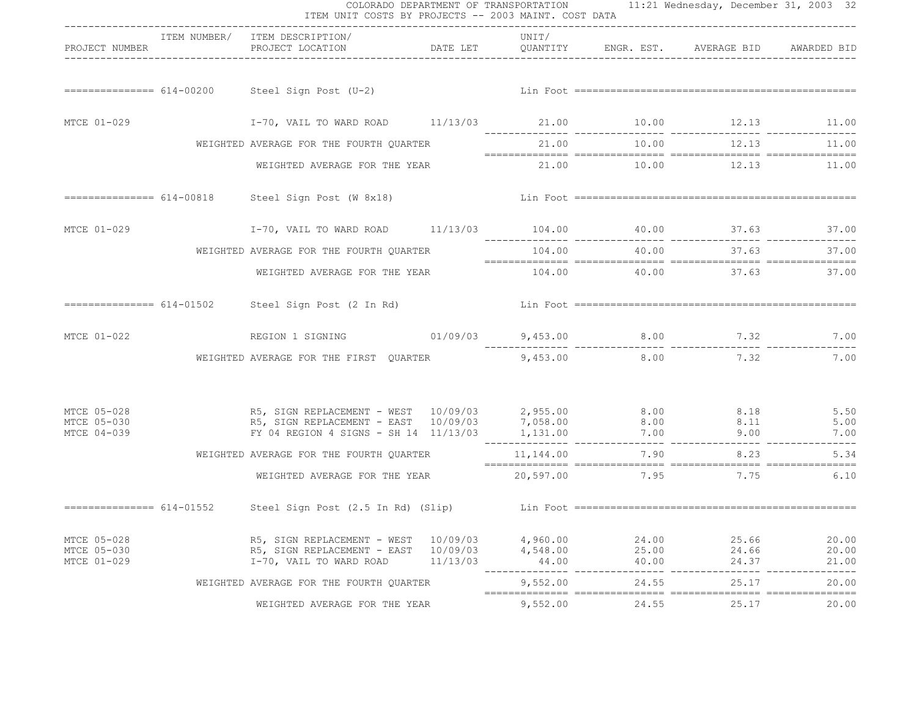COLORADO DEPARTMENT OF TRANSPORTATION
ITEM UNIT COSTS BY PROJECTS -- 2003 MAINT. COST DATA

11:21 Wednesday, December 31, 2003

| PROJECT NUMBER | ITEM NUMBER/ | ITEM DESCRIPTION/ PROJECT LOCATION | DATE LET | UNIT/ QUANTITY | ENGR. EST. | AVERAGE BID | AWARDED BID |
|---|---|---|---|---|---|---|---|
| | 614-00200 | Steel Sign Post (U-2) | | Lin Foot | | | |
| MTCE 01-029 | | I-70, VAIL TO WARD ROAD | 11/13/03 | 21.00 | 10.00 | 12.13 | 11.00 |
| | | WEIGHTED AVERAGE FOR THE FOURTH QUARTER | | 21.00 | 10.00 | 12.13 | 11.00 |
| | | WEIGHTED AVERAGE FOR THE YEAR | | 21.00 | 10.00 | 12.13 | 11.00 |
| | 614-00818 | Steel Sign Post (W 8x18) | | Lin Foot | | | |
| MTCE 01-029 | | I-70, VAIL TO WARD ROAD | 11/13/03 | 104.00 | 40.00 | 37.63 | 37.00 |
| | | WEIGHTED AVERAGE FOR THE FOURTH QUARTER | | 104.00 | 40.00 | 37.63 | 37.00 |
| | | WEIGHTED AVERAGE FOR THE YEAR | | 104.00 | 40.00 | 37.63 | 37.00 |
| | 614-01502 | Steel Sign Post (2 In Rd) | | Lin Foot | | | |
| MTCE 01-022 | | REGION 1 SIGNING | 01/09/03 | 9,453.00 | 8.00 | 7.32 | 7.00 |
| | | WEIGHTED AVERAGE FOR THE FIRST QUARTER | | 9,453.00 | 8.00 | 7.32 | 7.00 |
| MTCE 05-028 | | R5, SIGN REPLACEMENT - WEST | 10/09/03 | 2,955.00 | 8.00 | 8.18 | 5.50 |
| MTCE 05-030 | | R5, SIGN REPLACEMENT - EAST | 10/09/03 | 7,058.00 | 8.00 | 8.11 | 5.00 |
| MTCE 04-039 | | FY 04 REGION 4 SIGNS - SH 14 | 11/13/03 | 1,131.00 | 7.00 | 9.00 | 7.00 |
| | | WEIGHTED AVERAGE FOR THE FOURTH QUARTER | | 11,144.00 | 7.90 | 8.23 | 5.34 |
| | | WEIGHTED AVERAGE FOR THE YEAR | | 20,597.00 | 7.95 | 7.75 | 6.10 |
| | 614-01552 | Steel Sign Post (2.5 In Rd) (Slip) | | Lin Foot | | | |
| MTCE 05-028 | | R5, SIGN REPLACEMENT - WEST | 10/09/03 | 4,960.00 | 24.00 | 25.66 | 20.00 |
| MTCE 05-030 | | R5, SIGN REPLACEMENT - EAST | 10/09/03 | 4,548.00 | 25.00 | 24.66 | 20.00 |
| MTCE 01-029 | | I-70, VAIL TO WARD ROAD | 11/13/03 | 44.00 | 40.00 | 24.37 | 21.00 |
| | | WEIGHTED AVERAGE FOR THE FOURTH QUARTER | | 9,552.00 | 24.55 | 25.17 | 20.00 |
| | | WEIGHTED AVERAGE FOR THE YEAR | | 9,552.00 | 24.55 | 25.17 | 20.00 |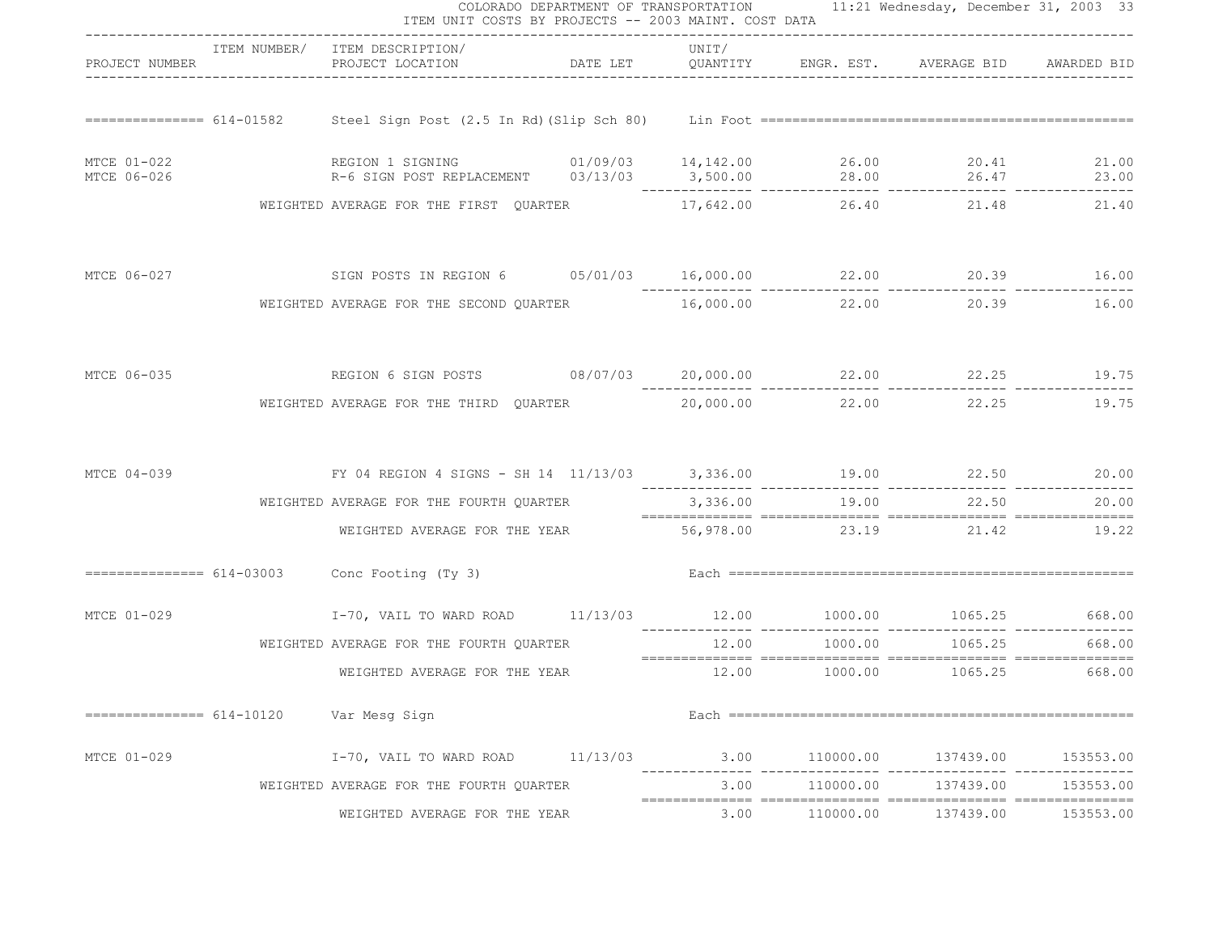COLORADO DEPARTMENT OF TRANSPORTATION
ITEM UNIT COSTS BY PROJECTS -- 2003 MAINT. COST DATA

| PROJECT NUMBER | ITEM NUMBER/ | ITEM DESCRIPTION/ PROJECT LOCATION | DATE LET | UNIT/ QUANTITY | ENGR. EST. | AVERAGE BID | AWARDED BID |
|---|---|---|---|---|---|---|---|
| | 614-01582 | Steel Sign Post (2.5 In Rd)(Slip Sch 80) | | Lin Foot | | | |
| MTCE 01-022 | | REGION 1 SIGNING | 01/09/03 | 14,142.00 | 26.00 | 20.41 | 21.00 |
| MTCE 06-026 | | R-6 SIGN POST REPLACEMENT | 03/13/03 | 3,500.00 | 28.00 | 26.47 | 23.00 |
| | | WEIGHTED AVERAGE FOR THE FIRST QUARTER | | 17,642.00 | 26.40 | 21.48 | 21.40 |
| MTCE 06-027 | | SIGN POSTS IN REGION 6 | 05/01/03 | 16,000.00 | 22.00 | 20.39 | 16.00 |
| | | WEIGHTED AVERAGE FOR THE SECOND QUARTER | | 16,000.00 | 22.00 | 20.39 | 16.00 |
| MTCE 06-035 | | REGION 6 SIGN POSTS | 08/07/03 | 20,000.00 | 22.00 | 22.25 | 19.75 |
| | | WEIGHTED AVERAGE FOR THE THIRD QUARTER | | 20,000.00 | 22.00 | 22.25 | 19.75 |
| MTCE 04-039 | | FY 04 REGION 4 SIGNS - SH 14 | 11/13/03 | 3,336.00 | 19.00 | 22.50 | 20.00 |
| | | WEIGHTED AVERAGE FOR THE FOURTH QUARTER | | 3,336.00 | 19.00 | 22.50 | 20.00 |
| | | WEIGHTED AVERAGE FOR THE YEAR | | 56,978.00 | 23.19 | 21.42 | 19.22 |
| | 614-03003 | Conc Footing (Ty 3) | | Each | | | |
| MTCE 01-029 | | I-70, VAIL TO WARD ROAD | 11/13/03 | 12.00 | 1000.00 | 1065.25 | 668.00 |
| | | WEIGHTED AVERAGE FOR THE FOURTH QUARTER | | 12.00 | 1000.00 | 1065.25 | 668.00 |
| | | WEIGHTED AVERAGE FOR THE YEAR | | 12.00 | 1000.00 | 1065.25 | 668.00 |
| | 614-10120 | Var Mesg Sign | | Each | | | |
| MTCE 01-029 | | I-70, VAIL TO WARD ROAD | 11/13/03 | 3.00 | 110000.00 | 137439.00 | 153553.00 |
| | | WEIGHTED AVERAGE FOR THE FOURTH QUARTER | | 3.00 | 110000.00 | 137439.00 | 153553.00 |
| | | WEIGHTED AVERAGE FOR THE YEAR | | 3.00 | 110000.00 | 137439.00 | 153553.00 |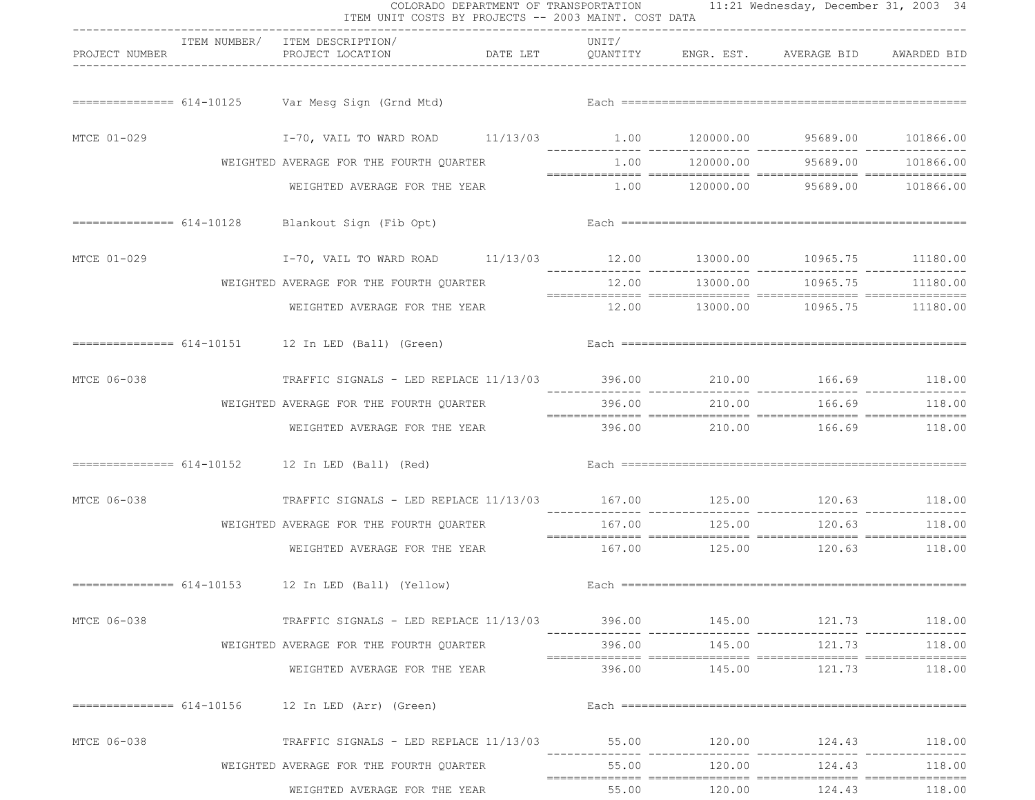COLORADO DEPARTMENT OF TRANSPORTATION — ITEM UNIT COSTS BY PROJECTS -- 2003 MAINT. COST DATA

| PROJECT NUMBER | ITEM NUMBER/ | ITEM DESCRIPTION/ PROJECT LOCATION | DATE LET | UNIT/ QUANTITY | ENGR. EST. | AVERAGE BID | AWARDED BID |
|---|---|---|---|---|---|---|---|
| | 614-10125 | Var Mesg Sign (Grnd Mtd) | | Each | | | |
| MTCE 01-029 | | I-70, VAIL TO WARD ROAD | 11/13/03 | 1.00 | 120000.00 | 95689.00 | 101866.00 |
| | | WEIGHTED AVERAGE FOR THE FOURTH QUARTER | | 1.00 | 120000.00 | 95689.00 | 101866.00 |
| | | WEIGHTED AVERAGE FOR THE YEAR | | 1.00 | 120000.00 | 95689.00 | 101866.00 |
| | 614-10128 | Blankout Sign (Fib Opt) | | Each | | | |
| MTCE 01-029 | | I-70, VAIL TO WARD ROAD | 11/13/03 | 12.00 | 13000.00 | 10965.75 | 11180.00 |
| | | WEIGHTED AVERAGE FOR THE FOURTH QUARTER | | 12.00 | 13000.00 | 10965.75 | 11180.00 |
| | | WEIGHTED AVERAGE FOR THE YEAR | | 12.00 | 13000.00 | 10965.75 | 11180.00 |
| | 614-10151 | 12 In LED (Ball) (Green) | | Each | | | |
| MTCE 06-038 | | TRAFFIC SIGNALS - LED REPLACE | 11/13/03 | 396.00 | 210.00 | 166.69 | 118.00 |
| | | WEIGHTED AVERAGE FOR THE FOURTH QUARTER | | 396.00 | 210.00 | 166.69 | 118.00 |
| | | WEIGHTED AVERAGE FOR THE YEAR | | 396.00 | 210.00 | 166.69 | 118.00 |
| | 614-10152 | 12 In LED (Ball) (Red) | | Each | | | |
| MTCE 06-038 | | TRAFFIC SIGNALS - LED REPLACE | 11/13/03 | 167.00 | 125.00 | 120.63 | 118.00 |
| | | WEIGHTED AVERAGE FOR THE FOURTH QUARTER | | 167.00 | 125.00 | 120.63 | 118.00 |
| | | WEIGHTED AVERAGE FOR THE YEAR | | 167.00 | 125.00 | 120.63 | 118.00 |
| | 614-10153 | 12 In LED (Ball) (Yellow) | | Each | | | |
| MTCE 06-038 | | TRAFFIC SIGNALS - LED REPLACE | 11/13/03 | 396.00 | 145.00 | 121.73 | 118.00 |
| | | WEIGHTED AVERAGE FOR THE FOURTH QUARTER | | 396.00 | 145.00 | 121.73 | 118.00 |
| | | WEIGHTED AVERAGE FOR THE YEAR | | 396.00 | 145.00 | 121.73 | 118.00 |
| | 614-10156 | 12 In LED (Arr) (Green) | | Each | | | |
| MTCE 06-038 | | TRAFFIC SIGNALS - LED REPLACE | 11/13/03 | 55.00 | 120.00 | 124.43 | 118.00 |
| | | WEIGHTED AVERAGE FOR THE FOURTH QUARTER | | 55.00 | 120.00 | 124.43 | 118.00 |
| | | WEIGHTED AVERAGE FOR THE YEAR | | 55.00 | 120.00 | 124.43 | 118.00 |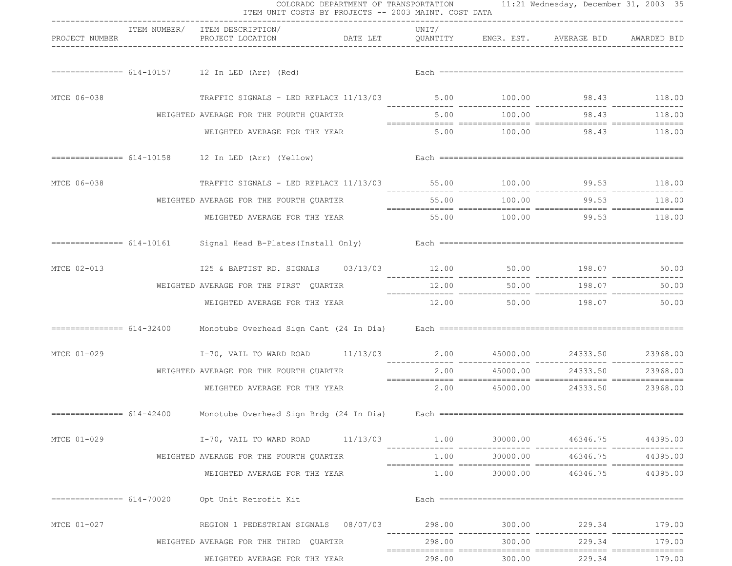COLORADO DEPARTMENT OF TRANSPORTATION

ITEM UNIT COSTS BY PROJECTS -- 2003 MAINT. COST DATA

| PROJECT NUMBER | ITEM NUMBER/ | ITEM DESCRIPTION/ PROJECT LOCATION | DATE LET | UNIT/ QUANTITY | ENGR. EST. | AVERAGE BID | AWARDED BID |
|---|---|---|---|---|---|---|---|
| =============== | 614-10157 | 12 In LED (Arr) (Red) | | Each | | | |
| MTCE 06-038 | | TRAFFIC SIGNALS - LED REPLACE | 11/13/03 | 5.00 | 100.00 | 98.43 | 118.00 |
| | | WEIGHTED AVERAGE FOR THE FOURTH QUARTER | | 5.00 | 100.00 | 98.43 | 118.00 |
| | | WEIGHTED AVERAGE FOR THE YEAR | | 5.00 | 100.00 | 98.43 | 118.00 |
| =============== | 614-10158 | 12 In LED (Arr) (Yellow) | | Each | | | |
| MTCE 06-038 | | TRAFFIC SIGNALS - LED REPLACE | 11/13/03 | 55.00 | 100.00 | 99.53 | 118.00 |
| | | WEIGHTED AVERAGE FOR THE FOURTH QUARTER | | 55.00 | 100.00 | 99.53 | 118.00 |
| | | WEIGHTED AVERAGE FOR THE YEAR | | 55.00 | 100.00 | 99.53 | 118.00 |
| =============== | 614-10161 | Signal Head B-Plates(Install Only) | | Each | | | |
| MTCE 02-013 | | I25 & BAPTIST RD. SIGNALS | 03/13/03 | 12.00 | 50.00 | 198.07 | 50.00 |
| | | WEIGHTED AVERAGE FOR THE FIRST QUARTER | | 12.00 | 50.00 | 198.07 | 50.00 |
| | | WEIGHTED AVERAGE FOR THE YEAR | | 12.00 | 50.00 | 198.07 | 50.00 |
| =============== | 614-32400 | Monotube Overhead Sign Cant (24 In Dia) | | Each | | | |
| MTCE 01-029 | | I-70, VAIL TO WARD ROAD | 11/13/03 | 2.00 | 45000.00 | 24333.50 | 23968.00 |
| | | WEIGHTED AVERAGE FOR THE FOURTH QUARTER | | 2.00 | 45000.00 | 24333.50 | 23968.00 |
| | | WEIGHTED AVERAGE FOR THE YEAR | | 2.00 | 45000.00 | 24333.50 | 23968.00 |
| =============== | 614-42400 | Monotube Overhead Sign Brdg (24 In Dia) | | Each | | | |
| MTCE 01-029 | | I-70, VAIL TO WARD ROAD | 11/13/03 | 1.00 | 30000.00 | 46346.75 | 44395.00 |
| | | WEIGHTED AVERAGE FOR THE FOURTH QUARTER | | 1.00 | 30000.00 | 46346.75 | 44395.00 |
| | | WEIGHTED AVERAGE FOR THE YEAR | | 1.00 | 30000.00 | 46346.75 | 44395.00 |
| =============== | 614-70020 | Opt Unit Retrofit Kit | | Each | | | |
| MTCE 01-027 | | REGION 1 PEDESTRIAN SIGNALS | 08/07/03 | 298.00 | 300.00 | 229.34 | 179.00 |
| | | WEIGHTED AVERAGE FOR THE THIRD QUARTER | | 298.00 | 300.00 | 229.34 | 179.00 |
| | | WEIGHTED AVERAGE FOR THE YEAR | | 298.00 | 300.00 | 229.34 | 179.00 |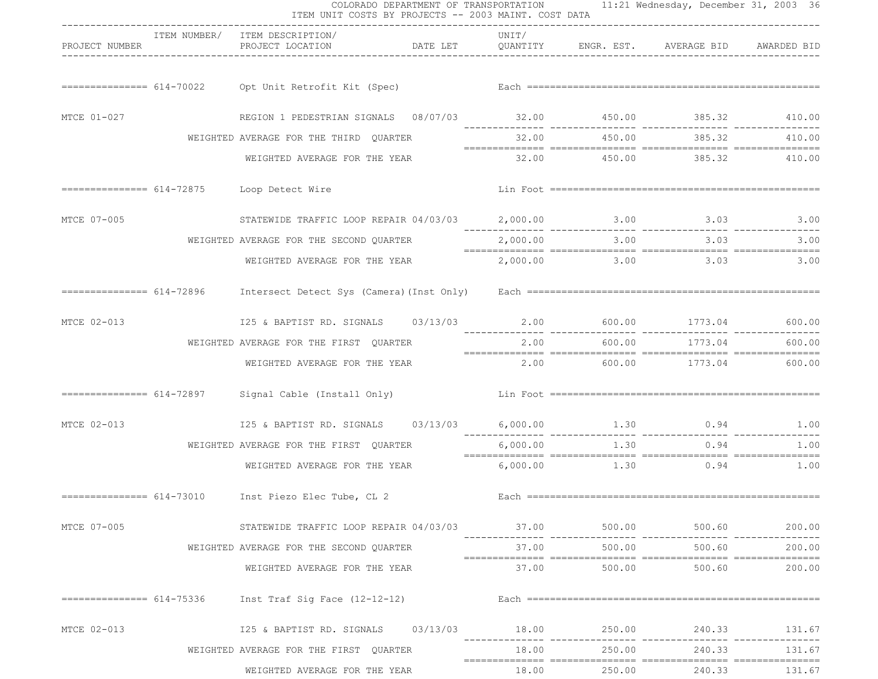COLORADO DEPARTMENT OF TRANSPORTATION — 11:21 Wednesday, December 31, 2003

ITEM UNIT COSTS BY PROJECTS -- 2003 MAINT. COST DATA

| PROJECT NUMBER | ITEM NUMBER/ | ITEM DESCRIPTION/ PROJECT LOCATION | DATE LET | UNIT/ QUANTITY | ENGR. EST. | AVERAGE BID | AWARDED BID |
|---|---|---|---|---|---|---|---|
| | 614-70022 | Opt Unit Retrofit Kit (Spec) | | Each | | | |
| MTCE 01-027 | | REGION 1 PEDESTRIAN SIGNALS | 08/07/03 | 32.00 | 450.00 | 385.32 | 410.00 |
| | | WEIGHTED AVERAGE FOR THE THIRD QUARTER | | 32.00 | 450.00 | 385.32 | 410.00 |
| | | WEIGHTED AVERAGE FOR THE YEAR | | 32.00 | 450.00 | 385.32 | 410.00 |
| | 614-72875 | Loop Detect Wire | | Lin Foot | | | |
| MTCE 07-005 | | STATEWIDE TRAFFIC LOOP REPAIR | 04/03/03 | 2,000.00 | 3.00 | 3.03 | 3.00 |
| | | WEIGHTED AVERAGE FOR THE SECOND QUARTER | | 2,000.00 | 3.00 | 3.03 | 3.00 |
| | | WEIGHTED AVERAGE FOR THE YEAR | | 2,000.00 | 3.00 | 3.03 | 3.00 |
| | 614-72896 | Intersect Detect Sys (Camera)(Inst Only) | | Each | | | |
| MTCE 02-013 | | I25 & BAPTIST RD. SIGNALS | 03/13/03 | 2.00 | 600.00 | 1773.04 | 600.00 |
| | | WEIGHTED AVERAGE FOR THE FIRST QUARTER | | 2.00 | 600.00 | 1773.04 | 600.00 |
| | | WEIGHTED AVERAGE FOR THE YEAR | | 2.00 | 600.00 | 1773.04 | 600.00 |
| | 614-72897 | Signal Cable (Install Only) | | Lin Foot | | | |
| MTCE 02-013 | | I25 & BAPTIST RD. SIGNALS | 03/13/03 | 6,000.00 | 1.30 | 0.94 | 1.00 |
| | | WEIGHTED AVERAGE FOR THE FIRST QUARTER | | 6,000.00 | 1.30 | 0.94 | 1.00 |
| | | WEIGHTED AVERAGE FOR THE YEAR | | 6,000.00 | 1.30 | 0.94 | 1.00 |
| | 614-73010 | Inst Piezo Elec Tube, CL 2 | | Each | | | |
| MTCE 07-005 | | STATEWIDE TRAFFIC LOOP REPAIR | 04/03/03 | 37.00 | 500.00 | 500.60 | 200.00 |
| | | WEIGHTED AVERAGE FOR THE SECOND QUARTER | | 37.00 | 500.00 | 500.60 | 200.00 |
| | | WEIGHTED AVERAGE FOR THE YEAR | | 37.00 | 500.00 | 500.60 | 200.00 |
| | 614-75336 | Inst Traf Sig Face (12-12-12) | | Each | | | |
| MTCE 02-013 | | I25 & BAPTIST RD. SIGNALS | 03/13/03 | 18.00 | 250.00 | 240.33 | 131.67 |
| | | WEIGHTED AVERAGE FOR THE FIRST QUARTER | | 18.00 | 250.00 | 240.33 | 131.67 |
| | | WEIGHTED AVERAGE FOR THE YEAR | | 18.00 | 250.00 | 240.33 | 131.67 |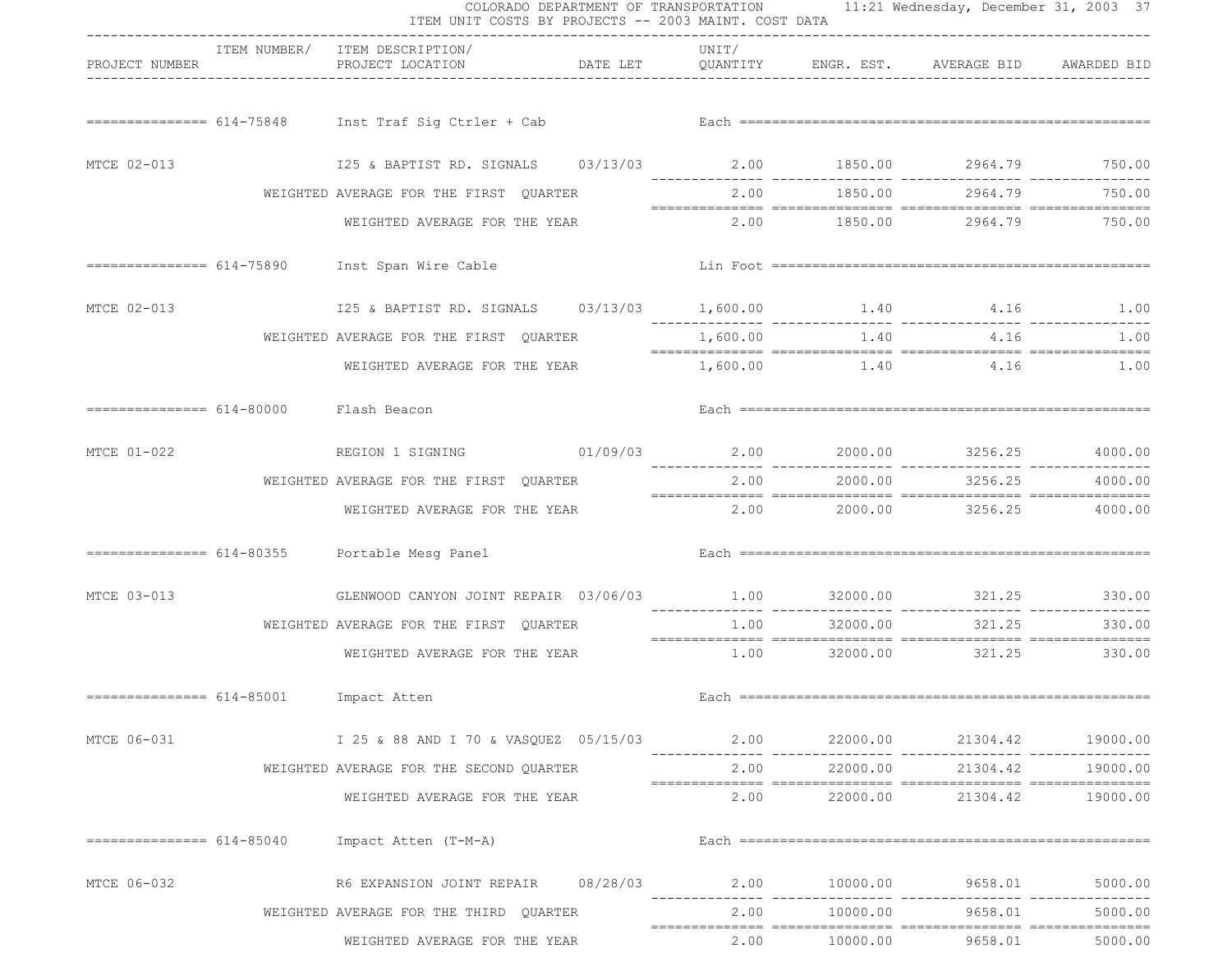COLORADO DEPARTMENT OF TRANSPORTATION
ITEM UNIT COSTS BY PROJECTS -- 2003 MAINT. COST DATA

| PROJECT NUMBER | ITEM NUMBER/ | ITEM DESCRIPTION/ PROJECT LOCATION | DATE LET | UNIT/ QUANTITY | ENGR. EST. | AVERAGE BID | AWARDED BID |
|---|---|---|---|---|---|---|---|
| | 614-75848 | Inst Traf Sig Ctrler + Cab | | Each | | | |
| MTCE 02-013 | | I25 & BAPTIST RD. SIGNALS | 03/13/03 | 2.00 | 1850.00 | 2964.79 | 750.00 |
| | | WEIGHTED AVERAGE FOR THE FIRST QUARTER | | 2.00 | 1850.00 | 2964.79 | 750.00 |
| | | WEIGHTED AVERAGE FOR THE YEAR | | 2.00 | 1850.00 | 2964.79 | 750.00 |
| | 614-75890 | Inst Span Wire Cable | | Lin Foot | | | |
| MTCE 02-013 | | I25 & BAPTIST RD. SIGNALS | 03/13/03 | 1,600.00 | 1.40 | 4.16 | 1.00 |
| | | WEIGHTED AVERAGE FOR THE FIRST QUARTER | | 1,600.00 | 1.40 | 4.16 | 1.00 |
| | | WEIGHTED AVERAGE FOR THE YEAR | | 1,600.00 | 1.40 | 4.16 | 1.00 |
| | 614-80000 | Flash Beacon | | Each | | | |
| MTCE 01-022 | | REGION 1 SIGNING | 01/09/03 | 2.00 | 2000.00 | 3256.25 | 4000.00 |
| | | WEIGHTED AVERAGE FOR THE FIRST QUARTER | | 2.00 | 2000.00 | 3256.25 | 4000.00 |
| | | WEIGHTED AVERAGE FOR THE YEAR | | 2.00 | 2000.00 | 3256.25 | 4000.00 |
| | 614-80355 | Portable Mesg Panel | | Each | | | |
| MTCE 03-013 | | GLENWOOD CANYON JOINT REPAIR | 03/06/03 | 1.00 | 32000.00 | 321.25 | 330.00 |
| | | WEIGHTED AVERAGE FOR THE FIRST QUARTER | | 1.00 | 32000.00 | 321.25 | 330.00 |
| | | WEIGHTED AVERAGE FOR THE YEAR | | 1.00 | 32000.00 | 321.25 | 330.00 |
| | 614-85001 | Impact Atten | | Each | | | |
| MTCE 06-031 | | I 25 & 88 AND I 70 & VASQUEZ | 05/15/03 | 2.00 | 22000.00 | 21304.42 | 19000.00 |
| | | WEIGHTED AVERAGE FOR THE SECOND QUARTER | | 2.00 | 22000.00 | 21304.42 | 19000.00 |
| | | WEIGHTED AVERAGE FOR THE YEAR | | 2.00 | 22000.00 | 21304.42 | 19000.00 |
| | 614-85040 | Impact Atten (T-M-A) | | Each | | | |
| MTCE 06-032 | | R6 EXPANSION JOINT REPAIR | 08/28/03 | 2.00 | 10000.00 | 9658.01 | 5000.00 |
| | | WEIGHTED AVERAGE FOR THE THIRD QUARTER | | 2.00 | 10000.00 | 9658.01 | 5000.00 |
| | | WEIGHTED AVERAGE FOR THE YEAR | | 2.00 | 10000.00 | 9658.01 | 5000.00 |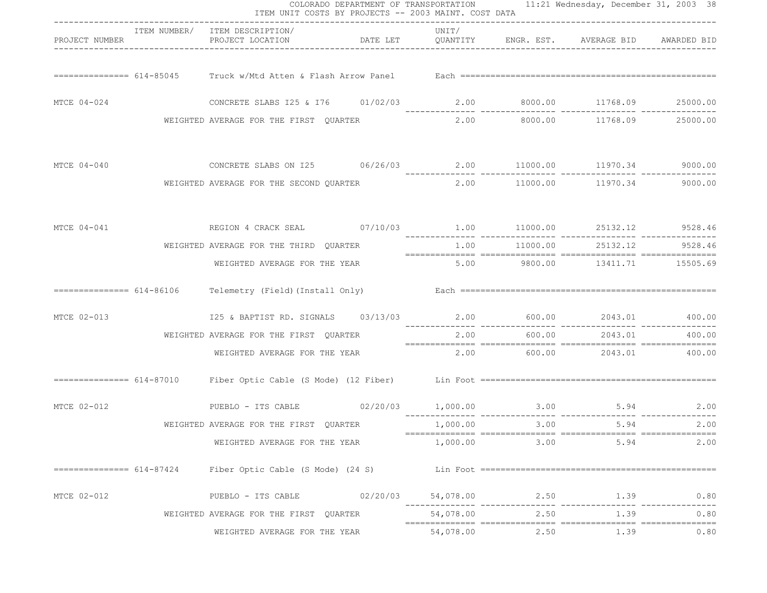COLORADO DEPARTMENT OF TRANSPORTATION
ITEM UNIT COSTS BY PROJECTS -- 2003 MAINT. COST DATA

| PROJECT NUMBER | ITEM NUMBER/ ITEM DESCRIPTION/ PROJECT LOCATION | DATE LET | UNIT/ QUANTITY | ENGR. EST. | AVERAGE BID | AWARDED BID |
|---|---|---|---|---|---|---|
| 614-85045 | Truck w/Mtd Atten & Flash Arrow Panel | | Each | | | |
| MTCE 04-024 | CONCRETE SLABS I25 & I76 | 01/02/03 | 2.00 | 8000.00 | 11768.09 | 25000.00 |
| | WEIGHTED AVERAGE FOR THE FIRST QUARTER | | 2.00 | 8000.00 | 11768.09 | 25000.00 |
| MTCE 04-040 | CONCRETE SLABS ON I25 | 06/26/03 | 2.00 | 11000.00 | 11970.34 | 9000.00 |
| | WEIGHTED AVERAGE FOR THE SECOND QUARTER | | 2.00 | 11000.00 | 11970.34 | 9000.00 |
| MTCE 04-041 | REGION 4 CRACK SEAL | 07/10/03 | 1.00 | 11000.00 | 25132.12 | 9528.46 |
| | WEIGHTED AVERAGE FOR THE THIRD QUARTER | | 1.00 | 11000.00 | 25132.12 | 9528.46 |
| | WEIGHTED AVERAGE FOR THE YEAR | | 5.00 | 9800.00 | 13411.71 | 15505.69 |
| 614-86106 | Telemetry (Field)(Install Only) | | Each | | | |
| MTCE 02-013 | I25 & BAPTIST RD. SIGNALS | 03/13/03 | 2.00 | 600.00 | 2043.01 | 400.00 |
| | WEIGHTED AVERAGE FOR THE FIRST QUARTER | | 2.00 | 600.00 | 2043.01 | 400.00 |
| | WEIGHTED AVERAGE FOR THE YEAR | | 2.00 | 600.00 | 2043.01 | 400.00 |
| 614-87010 | Fiber Optic Cable (S Mode) (12 Fiber) | | Lin Foot | | | |
| MTCE 02-012 | PUEBLO - ITS CABLE | 02/20/03 | 1,000.00 | 3.00 | 5.94 | 2.00 |
| | WEIGHTED AVERAGE FOR THE FIRST QUARTER | | 1,000.00 | 3.00 | 5.94 | 2.00 |
| | WEIGHTED AVERAGE FOR THE YEAR | | 1,000.00 | 3.00 | 5.94 | 2.00 |
| 614-87424 | Fiber Optic Cable (S Mode) (24 S) | | Lin Foot | | | |
| MTCE 02-012 | PUEBLO - ITS CABLE | 02/20/03 | 54,078.00 | 2.50 | 1.39 | 0.80 |
| | WEIGHTED AVERAGE FOR THE FIRST QUARTER | | 54,078.00 | 2.50 | 1.39 | 0.80 |
| | WEIGHTED AVERAGE FOR THE YEAR | | 54,078.00 | 2.50 | 1.39 | 0.80 |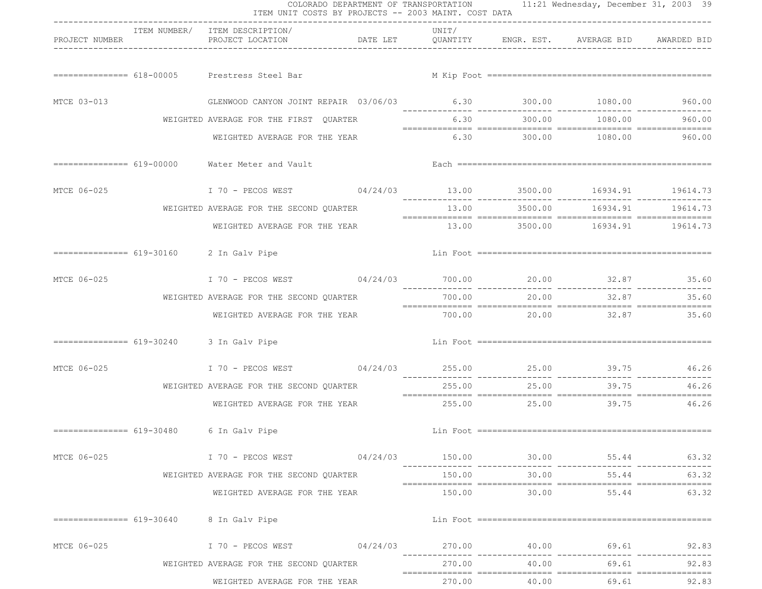COLORADO DEPARTMENT OF TRANSPORTATION — 11:21 Wednesday, December 31, 2003

ITEM UNIT COSTS BY PROJECTS -- 2003 MAINT. COST DATA

| PROJECT NUMBER | ITEM NUMBER/ | ITEM DESCRIPTION/ PROJECT LOCATION | DATE LET | UNIT/ QUANTITY | ENGR. EST. | AVERAGE BID | AWARDED BID |
|---|---|---|---|---|---|---|---|
| | 618-00005 | Prestress Steel Bar | | M Kip Foot | | | |
| MTCE 03-013 | | GLENWOOD CANYON JOINT REPAIR | 03/06/03 | 6.30 | 300.00 | 1080.00 | 960.00 |
| | | WEIGHTED AVERAGE FOR THE FIRST QUARTER | | 6.30 | 300.00 | 1080.00 | 960.00 |
| | | WEIGHTED AVERAGE FOR THE YEAR | | 6.30 | 300.00 | 1080.00 | 960.00 |
| | 619-00000 | Water Meter and Vault | | Each | | | |
| MTCE 06-025 | | I 70 - PECOS WEST | 04/24/03 | 13.00 | 3500.00 | 16934.91 | 19614.73 |
| | | WEIGHTED AVERAGE FOR THE SECOND QUARTER | | 13.00 | 3500.00 | 16934.91 | 19614.73 |
| | | WEIGHTED AVERAGE FOR THE YEAR | | 13.00 | 3500.00 | 16934.91 | 19614.73 |
| | 619-30160 | 2 In Galv Pipe | | Lin Foot | | | |
| MTCE 06-025 | | I 70 - PECOS WEST | 04/24/03 | 700.00 | 20.00 | 32.87 | 35.60 |
| | | WEIGHTED AVERAGE FOR THE SECOND QUARTER | | 700.00 | 20.00 | 32.87 | 35.60 |
| | | WEIGHTED AVERAGE FOR THE YEAR | | 700.00 | 20.00 | 32.87 | 35.60 |
| | 619-30240 | 3 In Galv Pipe | | Lin Foot | | | |
| MTCE 06-025 | | I 70 - PECOS WEST | 04/24/03 | 255.00 | 25.00 | 39.75 | 46.26 |
| | | WEIGHTED AVERAGE FOR THE SECOND QUARTER | | 255.00 | 25.00 | 39.75 | 46.26 |
| | | WEIGHTED AVERAGE FOR THE YEAR | | 255.00 | 25.00 | 39.75 | 46.26 |
| | 619-30480 | 6 In Galv Pipe | | Lin Foot | | | |
| MTCE 06-025 | | I 70 - PECOS WEST | 04/24/03 | 150.00 | 30.00 | 55.44 | 63.32 |
| | | WEIGHTED AVERAGE FOR THE SECOND QUARTER | | 150.00 | 30.00 | 55.44 | 63.32 |
| | | WEIGHTED AVERAGE FOR THE YEAR | | 150.00 | 30.00 | 55.44 | 63.32 |
| | 619-30640 | 8 In Galv Pipe | | Lin Foot | | | |
| MTCE 06-025 | | I 70 - PECOS WEST | 04/24/03 | 270.00 | 40.00 | 69.61 | 92.83 |
| | | WEIGHTED AVERAGE FOR THE SECOND QUARTER | | 270.00 | 40.00 | 69.61 | 92.83 |
| | | WEIGHTED AVERAGE FOR THE YEAR | | 270.00 | 40.00 | 69.61 | 92.83 |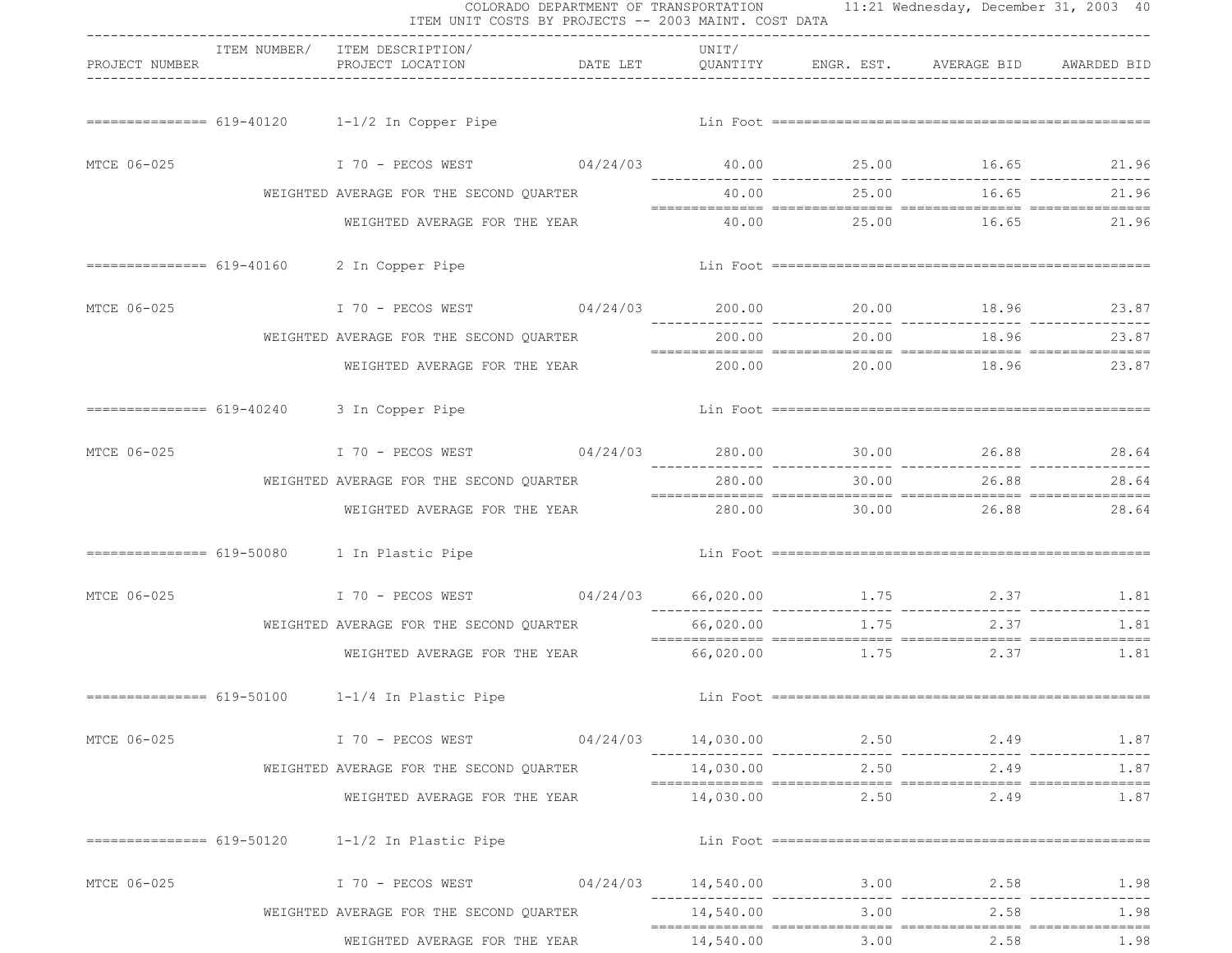COLORADO DEPARTMENT OF TRANSPORTATION
ITEM UNIT COSTS BY PROJECTS -- 2003 MAINT. COST DATA

| PROJECT NUMBER | ITEM NUMBER/ | ITEM DESCRIPTION/ PROJECT LOCATION | DATE LET | UNIT/ QUANTITY | ENGR. EST. | AVERAGE BID | AWARDED BID |
|---|---|---|---|---|---|---|---|
| | 619-40120 | 1-1/2 In Copper Pipe | | Lin Foot | | | |
| MTCE 06-025 | | I 70 - PECOS WEST | 04/24/03 | 40.00 | 25.00 | 16.65 | 21.96 |
| | | WEIGHTED AVERAGE FOR THE SECOND QUARTER | | 40.00 | 25.00 | 16.65 | 21.96 |
| | | WEIGHTED AVERAGE FOR THE YEAR | | 40.00 | 25.00 | 16.65 | 21.96 |
| | 619-40160 | 2 In Copper Pipe | | Lin Foot | | | |
| MTCE 06-025 | | I 70 - PECOS WEST | 04/24/03 | 200.00 | 20.00 | 18.96 | 23.87 |
| | | WEIGHTED AVERAGE FOR THE SECOND QUARTER | | 200.00 | 20.00 | 18.96 | 23.87 |
| | | WEIGHTED AVERAGE FOR THE YEAR | | 200.00 | 20.00 | 18.96 | 23.87 |
| | 619-40240 | 3 In Copper Pipe | | Lin Foot | | | |
| MTCE 06-025 | | I 70 - PECOS WEST | 04/24/03 | 280.00 | 30.00 | 26.88 | 28.64 |
| | | WEIGHTED AVERAGE FOR THE SECOND QUARTER | | 280.00 | 30.00 | 26.88 | 28.64 |
| | | WEIGHTED AVERAGE FOR THE YEAR | | 280.00 | 30.00 | 26.88 | 28.64 |
| | 619-50080 | 1 In Plastic Pipe | | Lin Foot | | | |
| MTCE 06-025 | | I 70 - PECOS WEST | 04/24/03 | 66,020.00 | 1.75 | 2.37 | 1.81 |
| | | WEIGHTED AVERAGE FOR THE SECOND QUARTER | | 66,020.00 | 1.75 | 2.37 | 1.81 |
| | | WEIGHTED AVERAGE FOR THE YEAR | | 66,020.00 | 1.75 | 2.37 | 1.81 |
| | 619-50100 | 1-1/4 In Plastic Pipe | | Lin Foot | | | |
| MTCE 06-025 | | I 70 - PECOS WEST | 04/24/03 | 14,030.00 | 2.50 | 2.49 | 1.87 |
| | | WEIGHTED AVERAGE FOR THE SECOND QUARTER | | 14,030.00 | 2.50 | 2.49 | 1.87 |
| | | WEIGHTED AVERAGE FOR THE YEAR | | 14,030.00 | 2.50 | 2.49 | 1.87 |
| | 619-50120 | 1-1/2 In Plastic Pipe | | Lin Foot | | | |
| MTCE 06-025 | | I 70 - PECOS WEST | 04/24/03 | 14,540.00 | 3.00 | 2.58 | 1.98 |
| | | WEIGHTED AVERAGE FOR THE SECOND QUARTER | | 14,540.00 | 3.00 | 2.58 | 1.98 |
| | | WEIGHTED AVERAGE FOR THE YEAR | | 14,540.00 | 3.00 | 2.58 | 1.98 |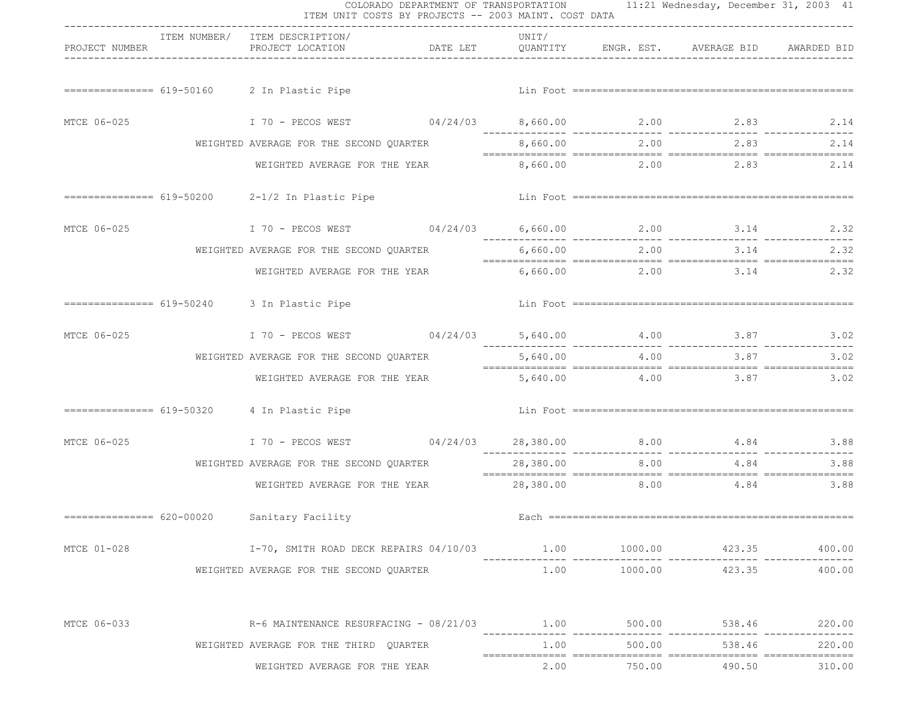COLORADO DEPARTMENT OF TRANSPORTATION 11:21 Wednesday, December 31, 2003

ITEM UNIT COSTS BY PROJECTS -- 2003 MAINT. COST DATA

| PROJECT NUMBER | ITEM NUMBER/ | ITEM DESCRIPTION/ PROJECT LOCATION | DATE LET | UNIT/ QUANTITY | ENGR. EST. | AVERAGE BID | AWARDED BID |
|---|---|---|---|---|---|---|---|
| | 619-50160 | 2 In Plastic Pipe | | Lin Foot | | | |
| MTCE 06-025 | | I 70 - PECOS WEST | 04/24/03 | 8,660.00 | 2.00 | 2.83 | 2.14 |
| | | WEIGHTED AVERAGE FOR THE SECOND QUARTER | | 8,660.00 | 2.00 | 2.83 | 2.14 |
| | | WEIGHTED AVERAGE FOR THE YEAR | | 8,660.00 | 2.00 | 2.83 | 2.14 |
| | 619-50200 | 2-1/2 In Plastic Pipe | | Lin Foot | | | |
| MTCE 06-025 | | I 70 - PECOS WEST | 04/24/03 | 6,660.00 | 2.00 | 3.14 | 2.32 |
| | | WEIGHTED AVERAGE FOR THE SECOND QUARTER | | 6,660.00 | 2.00 | 3.14 | 2.32 |
| | | WEIGHTED AVERAGE FOR THE YEAR | | 6,660.00 | 2.00 | 3.14 | 2.32 |
| | 619-50240 | 3 In Plastic Pipe | | Lin Foot | | | |
| MTCE 06-025 | | I 70 - PECOS WEST | 04/24/03 | 5,640.00 | 4.00 | 3.87 | 3.02 |
| | | WEIGHTED AVERAGE FOR THE SECOND QUARTER | | 5,640.00 | 4.00 | 3.87 | 3.02 |
| | | WEIGHTED AVERAGE FOR THE YEAR | | 5,640.00 | 4.00 | 3.87 | 3.02 |
| | 619-50320 | 4 In Plastic Pipe | | Lin Foot | | | |
| MTCE 06-025 | | I 70 - PECOS WEST | 04/24/03 | 28,380.00 | 8.00 | 4.84 | 3.88 |
| | | WEIGHTED AVERAGE FOR THE SECOND QUARTER | | 28,380.00 | 8.00 | 4.84 | 3.88 |
| | | WEIGHTED AVERAGE FOR THE YEAR | | 28,380.00 | 8.00 | 4.84 | 3.88 |
| | 620-00020 | Sanitary Facility | | Each | | | |
| MTCE 01-028 | | I-70, SMITH ROAD DECK REPAIRS | 04/10/03 | 1.00 | 1000.00 | 423.35 | 400.00 |
| | | WEIGHTED AVERAGE FOR THE SECOND QUARTER | | 1.00 | 1000.00 | 423.35 | 400.00 |
| MTCE 06-033 | | R-6 MAINTENANCE RESURFACING - | 08/21/03 | 1.00 | 500.00 | 538.46 | 220.00 |
| | | WEIGHTED AVERAGE FOR THE THIRD QUARTER | | 1.00 | 500.00 | 538.46 | 220.00 |
| | | WEIGHTED AVERAGE FOR THE YEAR | | 2.00 | 750.00 | 490.50 | 310.00 |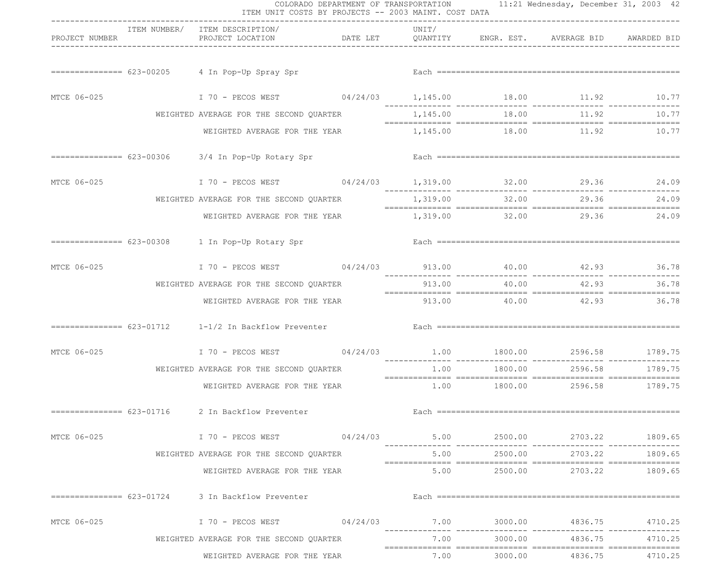COLORADO DEPARTMENT OF TRANSPORTATION 11:21 Wednesday, December 31, 2003

ITEM UNIT COSTS BY PROJECTS -- 2003 MAINT. COST DATA

| PROJECT NUMBER | ITEM NUMBER/ | ITEM DESCRIPTION/ PROJECT LOCATION | DATE LET | UNIT/ QUANTITY | ENGR. EST. | AVERAGE BID | AWARDED BID |
|---|---|---|---|---|---|---|---|
| | 623-00205 | 4 In Pop-Up Spray Spr | | Each | | | |
| MTCE 06-025 | | I 70 - PECOS WEST | 04/24/03 | 1,145.00 | 18.00 | 11.92 | 10.77 |
| | WEIGHTED AVERAGE FOR THE SECOND QUARTER | | | 1,145.00 | 18.00 | 11.92 | 10.77 |
| | WEIGHTED AVERAGE FOR THE YEAR | | | 1,145.00 | 18.00 | 11.92 | 10.77 |
| | 623-00306 | 3/4 In Pop-Up Rotary Spr | | Each | | | |
| MTCE 06-025 | | I 70 - PECOS WEST | 04/24/03 | 1,319.00 | 32.00 | 29.36 | 24.09 |
| | WEIGHTED AVERAGE FOR THE SECOND QUARTER | | | 1,319.00 | 32.00 | 29.36 | 24.09 |
| | WEIGHTED AVERAGE FOR THE YEAR | | | 1,319.00 | 32.00 | 29.36 | 24.09 |
| | 623-00308 | 1 In Pop-Up Rotary Spr | | Each | | | |
| MTCE 06-025 | | I 70 - PECOS WEST | 04/24/03 | 913.00 | 40.00 | 42.93 | 36.78 |
| | WEIGHTED AVERAGE FOR THE SECOND QUARTER | | | 913.00 | 40.00 | 42.93 | 36.78 |
| | WEIGHTED AVERAGE FOR THE YEAR | | | 913.00 | 40.00 | 42.93 | 36.78 |
| | 623-01712 | 1-1/2 In Backflow Preventer | | Each | | | |
| MTCE 06-025 | | I 70 - PECOS WEST | 04/24/03 | 1.00 | 1800.00 | 2596.58 | 1789.75 |
| | WEIGHTED AVERAGE FOR THE SECOND QUARTER | | | 1.00 | 1800.00 | 2596.58 | 1789.75 |
| | WEIGHTED AVERAGE FOR THE YEAR | | | 1.00 | 1800.00 | 2596.58 | 1789.75 |
| | 623-01716 | 2 In Backflow Preventer | | Each | | | |
| MTCE 06-025 | | I 70 - PECOS WEST | 04/24/03 | 5.00 | 2500.00 | 2703.22 | 1809.65 |
| | WEIGHTED AVERAGE FOR THE SECOND QUARTER | | | 5.00 | 2500.00 | 2703.22 | 1809.65 |
| | WEIGHTED AVERAGE FOR THE YEAR | | | 5.00 | 2500.00 | 2703.22 | 1809.65 |
| | 623-01724 | 3 In Backflow Preventer | | Each | | | |
| MTCE 06-025 | | I 70 - PECOS WEST | 04/24/03 | 7.00 | 3000.00 | 4836.75 | 4710.25 |
| | WEIGHTED AVERAGE FOR THE SECOND QUARTER | | | 7.00 | 3000.00 | 4836.75 | 4710.25 |
| | WEIGHTED AVERAGE FOR THE YEAR | | | 7.00 | 3000.00 | 4836.75 | 4710.25 |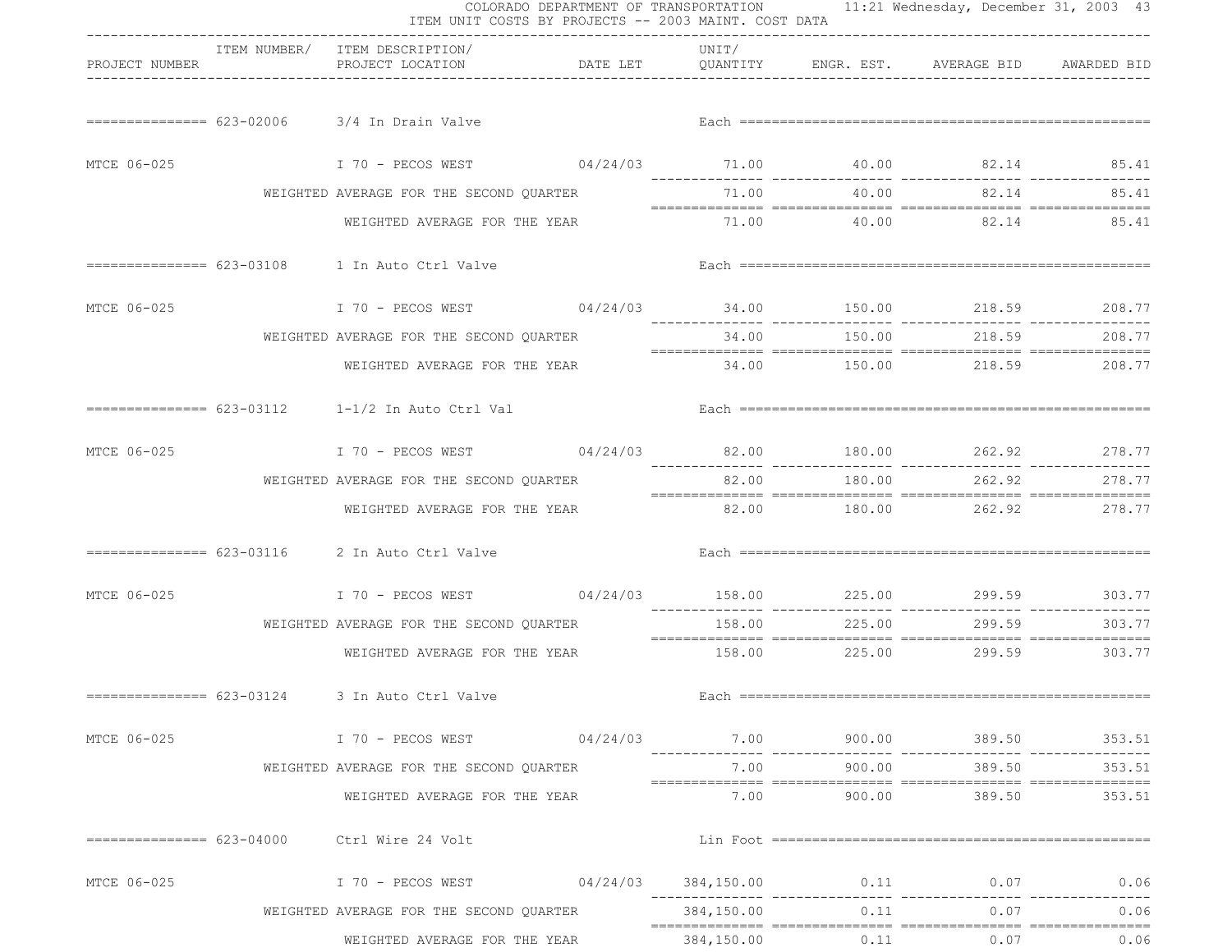# COLORADO DEPARTMENT OF TRANSPORTATION
## ITEM UNIT COSTS BY PROJECTS -- 2003 MAINT. COST DATA

11:21 Wednesday, December 31, 2003

| PROJECT NUMBER | ITEM NUMBER/ | ITEM DESCRIPTION/ PROJECT LOCATION | DATE LET | UNIT/ QUANTITY | ENGR. EST. | AVERAGE BID | AWARDED BID |
|---|---|---|---|---|---|---|---|
| | 623-02006 | 3/4 In Drain Valve | | Each | | | |
| MTCE 06-025 | | I 70 - PECOS WEST | 04/24/03 | 71.00 | 40.00 | 82.14 | 85.41 |
| | | WEIGHTED AVERAGE FOR THE SECOND QUARTER | | 71.00 | 40.00 | 82.14 | 85.41 |
| | | WEIGHTED AVERAGE FOR THE YEAR | | 71.00 | 40.00 | 82.14 | 85.41 |
| | 623-03108 | 1 In Auto Ctrl Valve | | Each | | | |
| MTCE 06-025 | | I 70 - PECOS WEST | 04/24/03 | 34.00 | 150.00 | 218.59 | 208.77 |
| | | WEIGHTED AVERAGE FOR THE SECOND QUARTER | | 34.00 | 150.00 | 218.59 | 208.77 |
| | | WEIGHTED AVERAGE FOR THE YEAR | | 34.00 | 150.00 | 218.59 | 208.77 |
| | 623-03112 | 1-1/2 In Auto Ctrl Val | | Each | | | |
| MTCE 06-025 | | I 70 - PECOS WEST | 04/24/03 | 82.00 | 180.00 | 262.92 | 278.77 |
| | | WEIGHTED AVERAGE FOR THE SECOND QUARTER | | 82.00 | 180.00 | 262.92 | 278.77 |
| | | WEIGHTED AVERAGE FOR THE YEAR | | 82.00 | 180.00 | 262.92 | 278.77 |
| | 623-03116 | 2 In Auto Ctrl Valve | | Each | | | |
| MTCE 06-025 | | I 70 - PECOS WEST | 04/24/03 | 158.00 | 225.00 | 299.59 | 303.77 |
| | | WEIGHTED AVERAGE FOR THE SECOND QUARTER | | 158.00 | 225.00 | 299.59 | 303.77 |
| | | WEIGHTED AVERAGE FOR THE YEAR | | 158.00 | 225.00 | 299.59 | 303.77 |
| | 623-03124 | 3 In Auto Ctrl Valve | | Each | | | |
| MTCE 06-025 | | I 70 - PECOS WEST | 04/24/03 | 7.00 | 900.00 | 389.50 | 353.51 |
| | | WEIGHTED AVERAGE FOR THE SECOND QUARTER | | 7.00 | 900.00 | 389.50 | 353.51 |
| | | WEIGHTED AVERAGE FOR THE YEAR | | 7.00 | 900.00 | 389.50 | 353.51 |
| | 623-04000 | Ctrl Wire 24 Volt | | Lin Foot | | | |
| MTCE 06-025 | | I 70 - PECOS WEST | 04/24/03 | 384,150.00 | 0.11 | 0.07 | 0.06 |
| | | WEIGHTED AVERAGE FOR THE SECOND QUARTER | | 384,150.00 | 0.11 | 0.07 | 0.06 |
| | | WEIGHTED AVERAGE FOR THE YEAR | | 384,150.00 | 0.11 | 0.07 | 0.06 |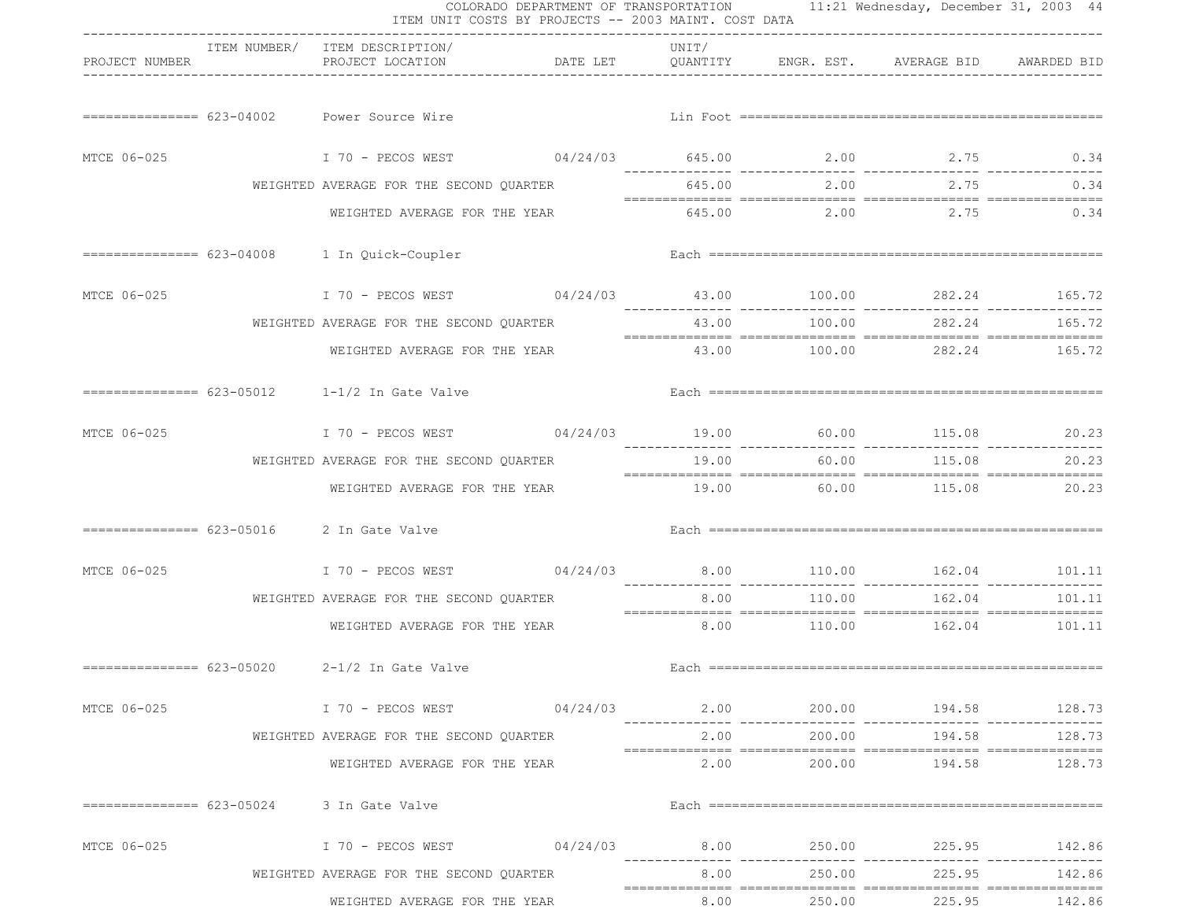COLORADO DEPARTMENT OF TRANSPORTATION
ITEM UNIT COSTS BY PROJECTS -- 2003 MAINT. COST DATA

| PROJECT NUMBER | ITEM NUMBER/ | ITEM DESCRIPTION/ PROJECT LOCATION | DATE LET | UNIT/ QUANTITY | ENGR. EST. | AVERAGE BID | AWARDED BID |
|---|---|---|---|---|---|---|---|
| =============== | 623-04002 | Power Source Wire | | Lin Foot | | | |
| MTCE 06-025 | | I 70 - PECOS WEST | 04/24/03 | 645.00 | 2.00 | 2.75 | 0.34 |
| | WEIGHTED AVERAGE FOR THE SECOND QUARTER | | | 645.00 | 2.00 | 2.75 | 0.34 |
| | | WEIGHTED AVERAGE FOR THE YEAR | | 645.00 | 2.00 | 2.75 | 0.34 |
| =============== | 623-04008 | 1 In Quick-Coupler | | Each | | | |
| MTCE 06-025 | | I 70 - PECOS WEST | 04/24/03 | 43.00 | 100.00 | 282.24 | 165.72 |
| | WEIGHTED AVERAGE FOR THE SECOND QUARTER | | | 43.00 | 100.00 | 282.24 | 165.72 |
| | | WEIGHTED AVERAGE FOR THE YEAR | | 43.00 | 100.00 | 282.24 | 165.72 |
| =============== | 623-05012 | 1-1/2 In Gate Valve | | Each | | | |
| MTCE 06-025 | | I 70 - PECOS WEST | 04/24/03 | 19.00 | 60.00 | 115.08 | 20.23 |
| | WEIGHTED AVERAGE FOR THE SECOND QUARTER | | | 19.00 | 60.00 | 115.08 | 20.23 |
| | | WEIGHTED AVERAGE FOR THE YEAR | | 19.00 | 60.00 | 115.08 | 20.23 |
| =============== | 623-05016 | 2 In Gate Valve | | Each | | | |
| MTCE 06-025 | | I 70 - PECOS WEST | 04/24/03 | 8.00 | 110.00 | 162.04 | 101.11 |
| | WEIGHTED AVERAGE FOR THE SECOND QUARTER | | | 8.00 | 110.00 | 162.04 | 101.11 |
| | | WEIGHTED AVERAGE FOR THE YEAR | | 8.00 | 110.00 | 162.04 | 101.11 |
| =============== | 623-05020 | 2-1/2 In Gate Valve | | Each | | | |
| MTCE 06-025 | | I 70 - PECOS WEST | 04/24/03 | 2.00 | 200.00 | 194.58 | 128.73 |
| | WEIGHTED AVERAGE FOR THE SECOND QUARTER | | | 2.00 | 200.00 | 194.58 | 128.73 |
| | | WEIGHTED AVERAGE FOR THE YEAR | | 2.00 | 200.00 | 194.58 | 128.73 |
| =============== | 623-05024 | 3 In Gate Valve | | Each | | | |
| MTCE 06-025 | | I 70 - PECOS WEST | 04/24/03 | 8.00 | 250.00 | 225.95 | 142.86 |
| | WEIGHTED AVERAGE FOR THE SECOND QUARTER | | | 8.00 | 250.00 | 225.95 | 142.86 |
| | | WEIGHTED AVERAGE FOR THE YEAR | | 8.00 | 250.00 | 225.95 | 142.86 |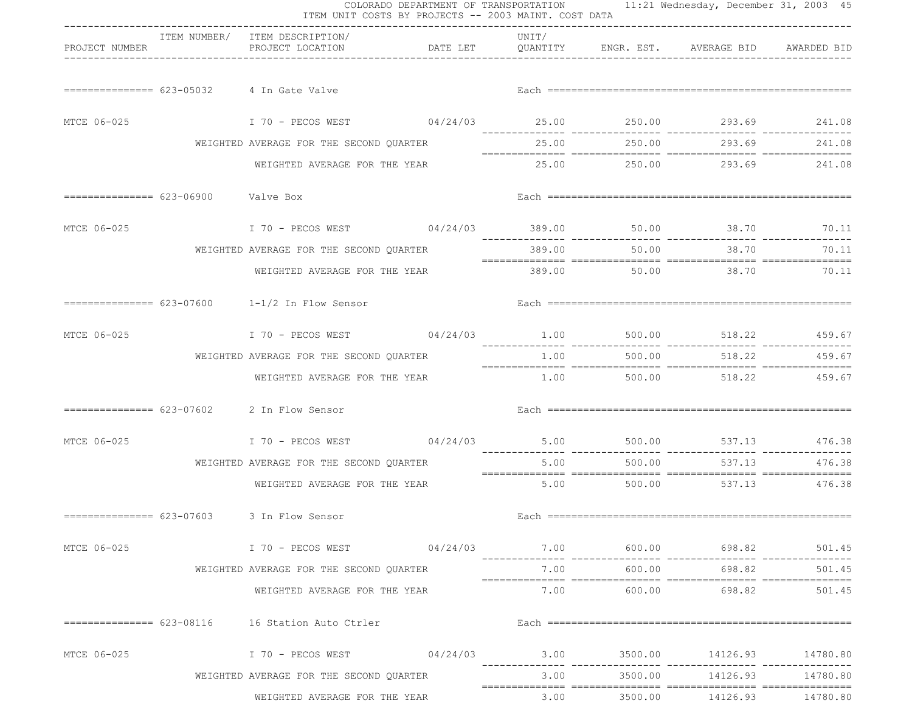COLORADO DEPARTMENT OF TRANSPORTATION

ITEM UNIT COSTS BY PROJECTS -- 2003 MAINT. COST DATA

| PROJECT NUMBER | ITEM NUMBER/ | ITEM DESCRIPTION/ PROJECT LOCATION | DATE LET | UNIT/ QUANTITY | ENGR. EST. | AVERAGE BID | AWARDED BID |
|---|---|---|---|---|---|---|---|
| =============== | 623-05032 | 4 In Gate Valve | | Each | | | |
| MTCE 06-025 | | I 70 - PECOS WEST | 04/24/03 | 25.00 | 250.00 | 293.69 | 241.08 |
| | | WEIGHTED AVERAGE FOR THE SECOND QUARTER | | 25.00 | 250.00 | 293.69 | 241.08 |
| | | WEIGHTED AVERAGE FOR THE YEAR | | 25.00 | 250.00 | 293.69 | 241.08 |
| =============== | 623-06900 | Valve Box | | Each | | | |
| MTCE 06-025 | | I 70 - PECOS WEST | 04/24/03 | 389.00 | 50.00 | 38.70 | 70.11 |
| | | WEIGHTED AVERAGE FOR THE SECOND QUARTER | | 389.00 | 50.00 | 38.70 | 70.11 |
| | | WEIGHTED AVERAGE FOR THE YEAR | | 389.00 | 50.00 | 38.70 | 70.11 |
| =============== | 623-07600 | 1-1/2 In Flow Sensor | | Each | | | |
| MTCE 06-025 | | I 70 - PECOS WEST | 04/24/03 | 1.00 | 500.00 | 518.22 | 459.67 |
| | | WEIGHTED AVERAGE FOR THE SECOND QUARTER | | 1.00 | 500.00 | 518.22 | 459.67 |
| | | WEIGHTED AVERAGE FOR THE YEAR | | 1.00 | 500.00 | 518.22 | 459.67 |
| =============== | 623-07602 | 2 In Flow Sensor | | Each | | | |
| MTCE 06-025 | | I 70 - PECOS WEST | 04/24/03 | 5.00 | 500.00 | 537.13 | 476.38 |
| | | WEIGHTED AVERAGE FOR THE SECOND QUARTER | | 5.00 | 500.00 | 537.13 | 476.38 |
| | | WEIGHTED AVERAGE FOR THE YEAR | | 5.00 | 500.00 | 537.13 | 476.38 |
| =============== | 623-07603 | 3 In Flow Sensor | | Each | | | |
| MTCE 06-025 | | I 70 - PECOS WEST | 04/24/03 | 7.00 | 600.00 | 698.82 | 501.45 |
| | | WEIGHTED AVERAGE FOR THE SECOND QUARTER | | 7.00 | 600.00 | 698.82 | 501.45 |
| | | WEIGHTED AVERAGE FOR THE YEAR | | 7.00 | 600.00 | 698.82 | 501.45 |
| =============== | 623-08116 | 16 Station Auto Ctrler | | Each | | | |
| MTCE 06-025 | | I 70 - PECOS WEST | 04/24/03 | 3.00 | 3500.00 | 14126.93 | 14780.80 |
| | | WEIGHTED AVERAGE FOR THE SECOND QUARTER | | 3.00 | 3500.00 | 14126.93 | 14780.80 |
| | | WEIGHTED AVERAGE FOR THE YEAR | | 3.00 | 3500.00 | 14126.93 | 14780.80 |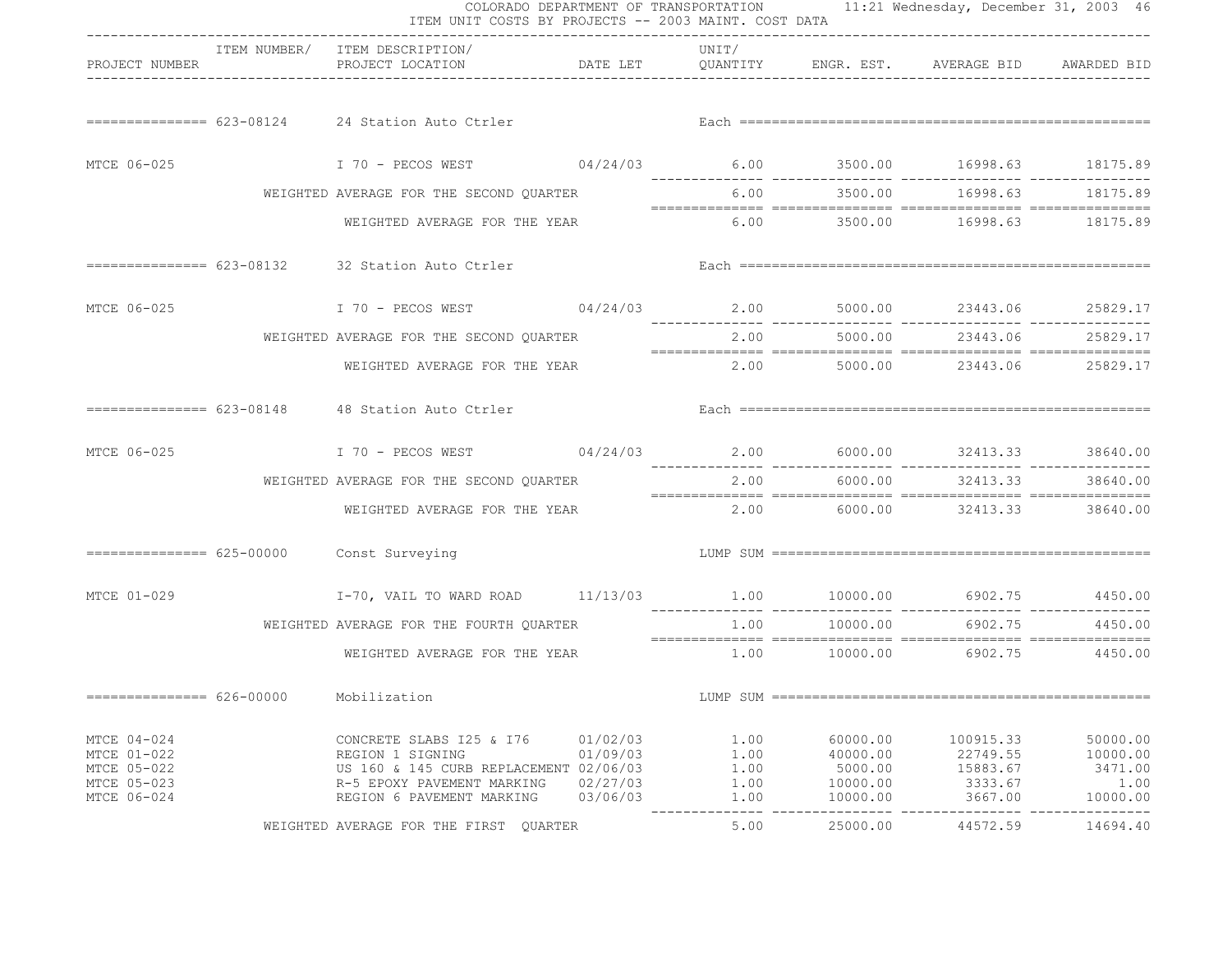COLORADO DEPARTMENT OF TRANSPORTATION
ITEM UNIT COSTS BY PROJECTS -- 2003 MAINT. COST DATA

| PROJECT NUMBER | ITEM NUMBER/ | ITEM DESCRIPTION/ PROJECT LOCATION | DATE LET | UNIT/ QUANTITY | ENGR. EST. | AVERAGE BID | AWARDED BID |
|---|---|---|---|---|---|---|---|
| | 623-08124 | 24 Station Auto Ctrler | | Each | | | |
| MTCE 06-025 | | I 70 - PECOS WEST | 04/24/03 | 6.00 | 3500.00 | 16998.63 | 18175.89 |
| | | WEIGHTED AVERAGE FOR THE SECOND QUARTER | | 6.00 | 3500.00 | 16998.63 | 18175.89 |
| | | WEIGHTED AVERAGE FOR THE YEAR | | 6.00 | 3500.00 | 16998.63 | 18175.89 |
| | 623-08132 | 32 Station Auto Ctrler | | Each | | | |
| MTCE 06-025 | | I 70 - PECOS WEST | 04/24/03 | 2.00 | 5000.00 | 23443.06 | 25829.17 |
| | | WEIGHTED AVERAGE FOR THE SECOND QUARTER | | 2.00 | 5000.00 | 23443.06 | 25829.17 |
| | | WEIGHTED AVERAGE FOR THE YEAR | | 2.00 | 5000.00 | 23443.06 | 25829.17 |
| | 623-08148 | 48 Station Auto Ctrler | | Each | | | |
| MTCE 06-025 | | I 70 - PECOS WEST | 04/24/03 | 2.00 | 6000.00 | 32413.33 | 38640.00 |
| | | WEIGHTED AVERAGE FOR THE SECOND QUARTER | | 2.00 | 6000.00 | 32413.33 | 38640.00 |
| | | WEIGHTED AVERAGE FOR THE YEAR | | 2.00 | 6000.00 | 32413.33 | 38640.00 |
| | 625-00000 | Const Surveying | | LUMP SUM | | | |
| MTCE 01-029 | | I-70, VAIL TO WARD ROAD | 11/13/03 | 1.00 | 10000.00 | 6902.75 | 4450.00 |
| | | WEIGHTED AVERAGE FOR THE FOURTH QUARTER | | 1.00 | 10000.00 | 6902.75 | 4450.00 |
| | | WEIGHTED AVERAGE FOR THE YEAR | | 1.00 | 10000.00 | 6902.75 | 4450.00 |
| | 626-00000 | Mobilization | | LUMP SUM | | | |
| MTCE 04-024 | | CONCRETE SLABS I25 & I76 | 01/02/03 | 1.00 | 60000.00 | 100915.33 | 50000.00 |
| MTCE 01-022 | | REGION 1 SIGNING | 01/09/03 | 1.00 | 40000.00 | 22749.55 | 10000.00 |
| MTCE 05-022 | | US 160 & 145 CURB REPLACEMENT | 02/06/03 | 1.00 | 5000.00 | 15883.67 | 3471.00 |
| MTCE 05-023 | | R-5 EPOXY PAVEMENT MARKING | 02/27/03 | 1.00 | 10000.00 | 3333.67 | 1.00 |
| MTCE 06-024 | | REGION 6 PAVEMENT MARKING | 03/06/03 | 1.00 | 10000.00 | 3667.00 | 10000.00 |
| | | WEIGHTED AVERAGE FOR THE FIRST QUARTER | | 5.00 | 25000.00 | 44572.59 | 14694.40 |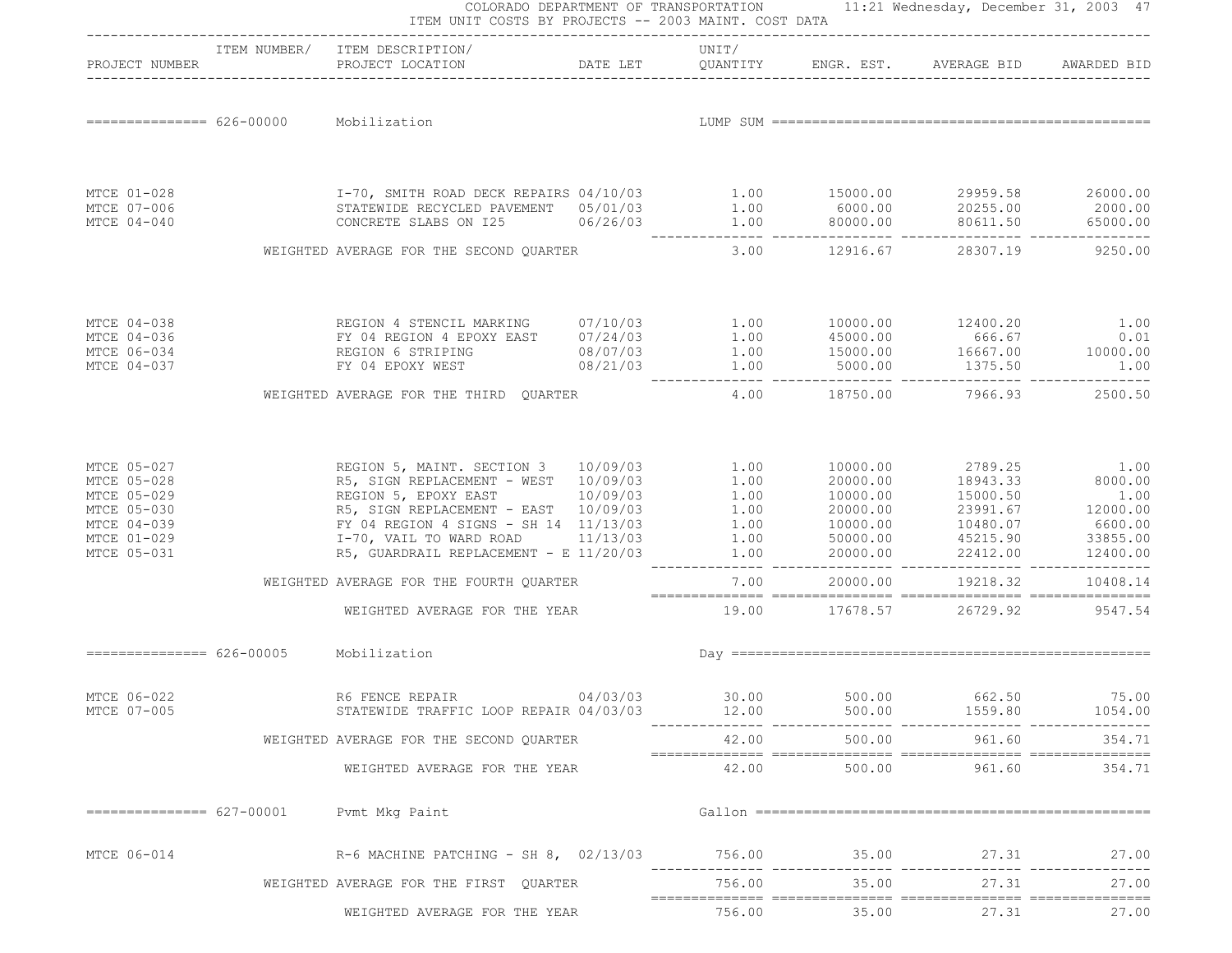COLORADO DEPARTMENT OF TRANSPORTATION 11:21 Wednesday, December 31, 2003

ITEM UNIT COSTS BY PROJECTS -- 2003 MAINT. COST DATA

| PROJECT NUMBER | ITEM NUMBER/ ITEM DESCRIPTION/ PROJECT LOCATION | DATE LET | UNIT/ QUANTITY | ENGR. EST. | AVERAGE BID | AWARDED BID |
|---|---|---|---|---|---|---|
| 626-00000 | Mobilization | | LUMP SUM | | | |
| MTCE 01-028 | I-70, SMITH ROAD DECK REPAIRS | 04/10/03 | 1.00 | 15000.00 | 29959.58 | 26000.00 |
| MTCE 07-006 | STATEWIDE RECYCLED PAVEMENT | 05/01/03 | 1.00 | 6000.00 | 20255.00 | 2000.00 |
| MTCE 04-040 | CONCRETE SLABS ON I25 | 06/26/03 | 1.00 | 80000.00 | 80611.50 | 65000.00 |
| | WEIGHTED AVERAGE FOR THE SECOND QUARTER | | 3.00 | 12916.67 | 28307.19 | 9250.00 |
| MTCE 04-038 | REGION 4 STENCIL MARKING | 07/10/03 | 1.00 | 10000.00 | 12400.20 | 1.00 |
| MTCE 04-036 | FY 04 REGION 4 EPOXY EAST | 07/24/03 | 1.00 | 45000.00 | 666.67 | 0.01 |
| MTCE 06-034 | REGION 6 STRIPING | 08/07/03 | 1.00 | 15000.00 | 16667.00 | 10000.00 |
| MTCE 04-037 | FY 04 EPOXY WEST | 08/21/03 | 1.00 | 5000.00 | 1375.50 | 1.00 |
| | WEIGHTED AVERAGE FOR THE THIRD QUARTER | | 4.00 | 18750.00 | 7966.93 | 2500.50 |
| MTCE 05-027 | REGION 5, MAINT. SECTION 3 | 10/09/03 | 1.00 | 10000.00 | 2789.25 | 1.00 |
| MTCE 05-028 | R5, SIGN REPLACEMENT - WEST | 10/09/03 | 1.00 | 20000.00 | 18943.33 | 8000.00 |
| MTCE 05-029 | REGION 5, EPOXY EAST | 10/09/03 | 1.00 | 10000.00 | 15000.50 | 1.00 |
| MTCE 05-030 | R5, SIGN REPLACEMENT - EAST | 10/09/03 | 1.00 | 20000.00 | 23991.67 | 12000.00 |
| MTCE 04-039 | FY 04 REGION 4 SIGNS - SH 14 | 11/13/03 | 1.00 | 10000.00 | 10480.07 | 6600.00 |
| MTCE 01-029 | I-70, VAIL TO WARD ROAD | 11/13/03 | 1.00 | 50000.00 | 45215.90 | 33855.00 |
| MTCE 05-031 | R5, GUARDRAIL REPLACEMENT - E | 11/20/03 | 1.00 | 20000.00 | 22412.00 | 12400.00 |
| | WEIGHTED AVERAGE FOR THE FOURTH QUARTER | | 7.00 | 20000.00 | 19218.32 | 10408.14 |
| | WEIGHTED AVERAGE FOR THE YEAR | | 19.00 | 17678.57 | 26729.92 | 9547.54 |
| 626-00005 | Mobilization | | Day | | | |
| MTCE 06-022 | R6 FENCE REPAIR | 04/03/03 | 30.00 | 500.00 | 662.50 | 75.00 |
| MTCE 07-005 | STATEWIDE TRAFFIC LOOP REPAIR | 04/03/03 | 12.00 | 500.00 | 1559.80 | 1054.00 |
| | WEIGHTED AVERAGE FOR THE SECOND QUARTER | | 42.00 | 500.00 | 961.60 | 354.71 |
| | WEIGHTED AVERAGE FOR THE YEAR | | 42.00 | 500.00 | 961.60 | 354.71 |
| 627-00001 | Pvmt Mkg Paint | | Gallon | | | |
| MTCE 06-014 | R-6 MACHINE PATCHING - SH 8, | 02/13/03 | 756.00 | 35.00 | 27.31 | 27.00 |
| | WEIGHTED AVERAGE FOR THE FIRST QUARTER | | 756.00 | 35.00 | 27.31 | 27.00 |
| | WEIGHTED AVERAGE FOR THE YEAR | | 756.00 | 35.00 | 27.31 | 27.00 |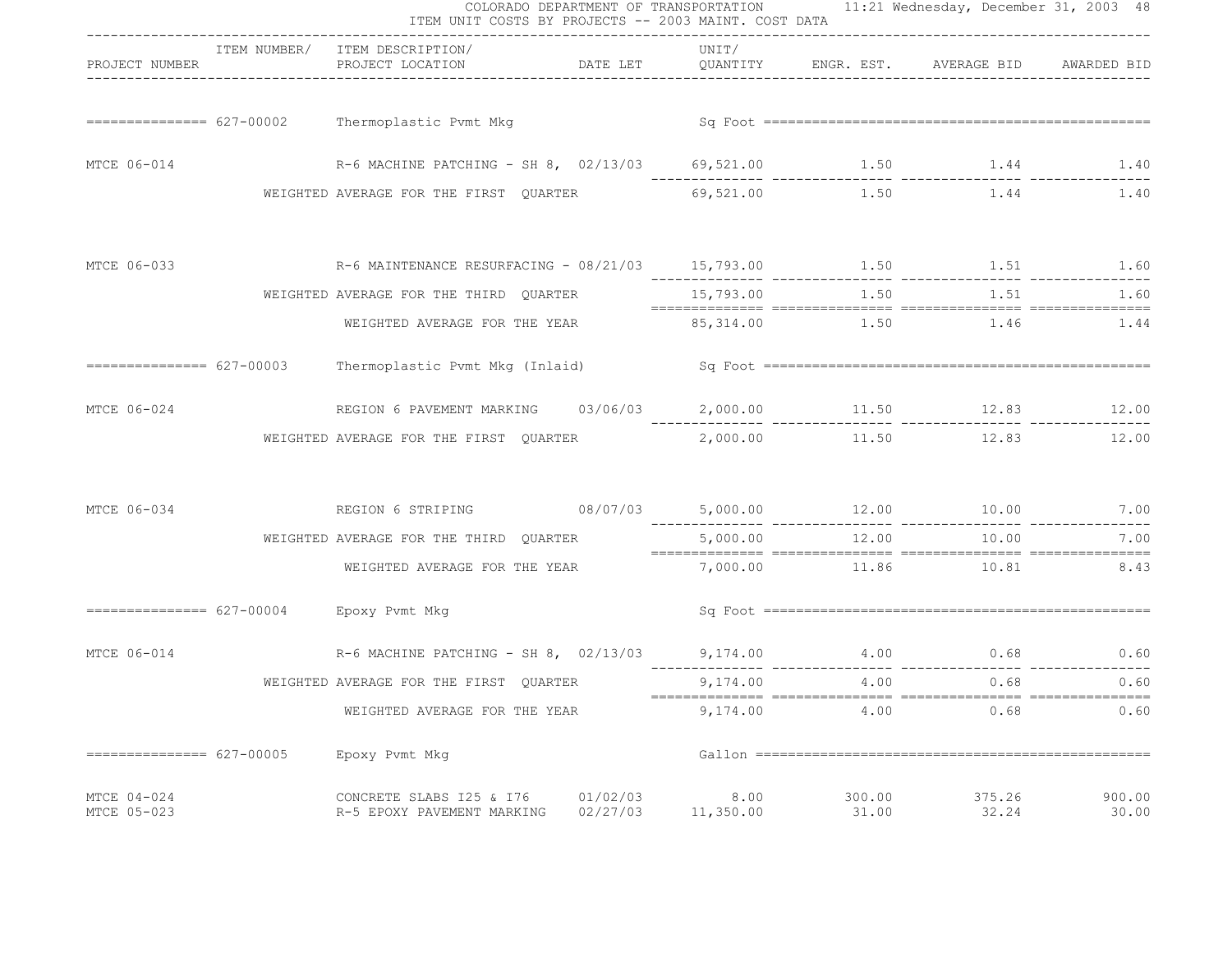COLORADO DEPARTMENT OF TRANSPORTATION
ITEM UNIT COSTS BY PROJECTS -- 2003 MAINT. COST DATA

| PROJECT NUMBER | ITEM NUMBER/ | ITEM DESCRIPTION/ PROJECT LOCATION | DATE LET | UNIT/ QUANTITY | ENGR. EST. | AVERAGE BID | AWARDED BID |
|---|---|---|---|---|---|---|---|
| | 627-00002 | Thermoplastic Pvmt Mkg | | Sq Foot | | | |
| MTCE 06-014 | | R-6 MACHINE PATCHING - SH 8, | 02/13/03 | 69,521.00 | 1.50 | 1.44 | 1.40 |
| | | WEIGHTED AVERAGE FOR THE FIRST QUARTER | | 69,521.00 | 1.50 | 1.44 | 1.40 |
| MTCE 06-033 | | R-6 MAINTENANCE RESURFACING - | 08/21/03 | 15,793.00 | 1.50 | 1.51 | 1.60 |
| | | WEIGHTED AVERAGE FOR THE THIRD QUARTER | | 15,793.00 | 1.50 | 1.51 | 1.60 |
| | | WEIGHTED AVERAGE FOR THE YEAR | | 85,314.00 | 1.50 | 1.46 | 1.44 |
| | 627-00003 | Thermoplastic Pvmt Mkg (Inlaid) | | Sq Foot | | | |
| MTCE 06-024 | | REGION 6 PAVEMENT MARKING | 03/06/03 | 2,000.00 | 11.50 | 12.83 | 12.00 |
| | | WEIGHTED AVERAGE FOR THE FIRST QUARTER | | 2,000.00 | 11.50 | 12.83 | 12.00 |
| MTCE 06-034 | | REGION 6 STRIPING | 08/07/03 | 5,000.00 | 12.00 | 10.00 | 7.00 |
| | | WEIGHTED AVERAGE FOR THE THIRD QUARTER | | 5,000.00 | 12.00 | 10.00 | 7.00 |
| | | WEIGHTED AVERAGE FOR THE YEAR | | 7,000.00 | 11.86 | 10.81 | 8.43 |
| | 627-00004 | Epoxy Pvmt Mkg | | Sq Foot | | | |
| MTCE 06-014 | | R-6 MACHINE PATCHING - SH 8, | 02/13/03 | 9,174.00 | 4.00 | 0.68 | 0.60 |
| | | WEIGHTED AVERAGE FOR THE FIRST QUARTER | | 9,174.00 | 4.00 | 0.68 | 0.60 |
| | | WEIGHTED AVERAGE FOR THE YEAR | | 9,174.00 | 4.00 | 0.68 | 0.60 |
| | 627-00005 | Epoxy Pvmt Mkg | | Gallon | | | |
| MTCE 04-024 | | CONCRETE SLABS I25 & I76 | 01/02/03 | 8.00 | 300.00 | 375.26 | 900.00 |
| MTCE 05-023 | | R-5 EPOXY PAVEMENT MARKING | 02/27/03 | 11,350.00 | 31.00 | 32.24 | 30.00 |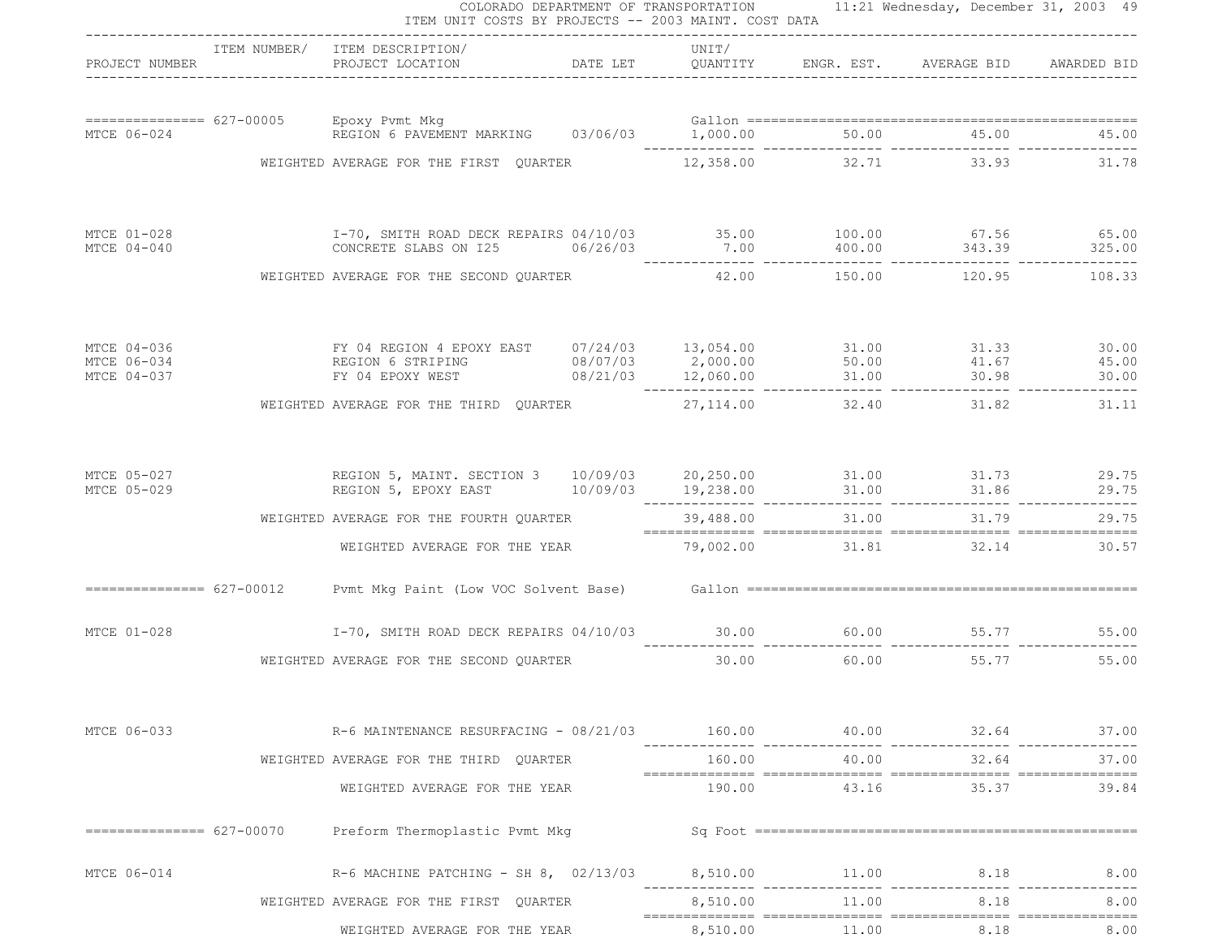COLORADO DEPARTMENT OF TRANSPORTATION

ITEM UNIT COSTS BY PROJECTS -- 2003 MAINT. COST DATA

11:21 Wednesday, December 31, 2003

| PROJECT NUMBER | ITEM NUMBER/ | ITEM DESCRIPTION/ PROJECT LOCATION | DATE LET | UNIT/ QUANTITY | ENGR. EST. | AVERAGE BID | AWARDED BID |
|---|---|---|---|---|---|---|---|
| | 627-00005 | Epoxy Pvmt Mkg | | Gallon | | | |
| MTCE 06-024 | | REGION 6 PAVEMENT MARKING | 03/06/03 | 1,000.00 | 50.00 | 45.00 | 45.00 |
| | | WEIGHTED AVERAGE FOR THE FIRST QUARTER | | 12,358.00 | 32.71 | 33.93 | 31.78 |
| MTCE 01-028 | | I-70, SMITH ROAD DECK REPAIRS | 04/10/03 | 35.00 | 100.00 | 67.56 | 65.00 |
| MTCE 04-040 | | CONCRETE SLABS ON I25 | 06/26/03 | 7.00 | 400.00 | 343.39 | 325.00 |
| | | WEIGHTED AVERAGE FOR THE SECOND QUARTER | | 42.00 | 150.00 | 120.95 | 108.33 |
| MTCE 04-036 | | FY 04 REGION 4 EPOXY EAST | 07/24/03 | 13,054.00 | 31.00 | 31.33 | 30.00 |
| MTCE 06-034 | | REGION 6 STRIPING | 08/07/03 | 2,000.00 | 50.00 | 41.67 | 45.00 |
| MTCE 04-037 | | FY 04 EPOXY WEST | 08/21/03 | 12,060.00 | 31.00 | 30.98 | 30.00 |
| | | WEIGHTED AVERAGE FOR THE THIRD QUARTER | | 27,114.00 | 32.40 | 31.82 | 31.11 |
| MTCE 05-027 | | REGION 5, MAINT. SECTION 3 | 10/09/03 | 20,250.00 | 31.00 | 31.73 | 29.75 |
| MTCE 05-029 | | REGION 5, EPOXY EAST | 10/09/03 | 19,238.00 | 31.00 | 31.86 | 29.75 |
| | | WEIGHTED AVERAGE FOR THE FOURTH QUARTER | | 39,488.00 | 31.00 | 31.79 | 29.75 |
| | | WEIGHTED AVERAGE FOR THE YEAR | | 79,002.00 | 31.81 | 32.14 | 30.57 |
| | 627-00012 | Pvmt Mkg Paint (Low VOC Solvent Base) | | Gallon | | | |
| MTCE 01-028 | | I-70, SMITH ROAD DECK REPAIRS | 04/10/03 | 30.00 | 60.00 | 55.77 | 55.00 |
| | | WEIGHTED AVERAGE FOR THE SECOND QUARTER | | 30.00 | 60.00 | 55.77 | 55.00 |
| MTCE 06-033 | | R-6 MAINTENANCE RESURFACING - | 08/21/03 | 160.00 | 40.00 | 32.64 | 37.00 |
| | | WEIGHTED AVERAGE FOR THE THIRD QUARTER | | 160.00 | 40.00 | 32.64 | 37.00 |
| | | WEIGHTED AVERAGE FOR THE YEAR | | 190.00 | 43.16 | 35.37 | 39.84 |
| | 627-00070 | Preform Thermoplastic Pvmt Mkg | | Sq Foot | | | |
| MTCE 06-014 | | R-6 MACHINE PATCHING - SH 8, | 02/13/03 | 8,510.00 | 11.00 | 8.18 | 8.00 |
| | | WEIGHTED AVERAGE FOR THE FIRST QUARTER | | 8,510.00 | 11.00 | 8.18 | 8.00 |
| | | WEIGHTED AVERAGE FOR THE YEAR | | 8,510.00 | 11.00 | 8.18 | 8.00 |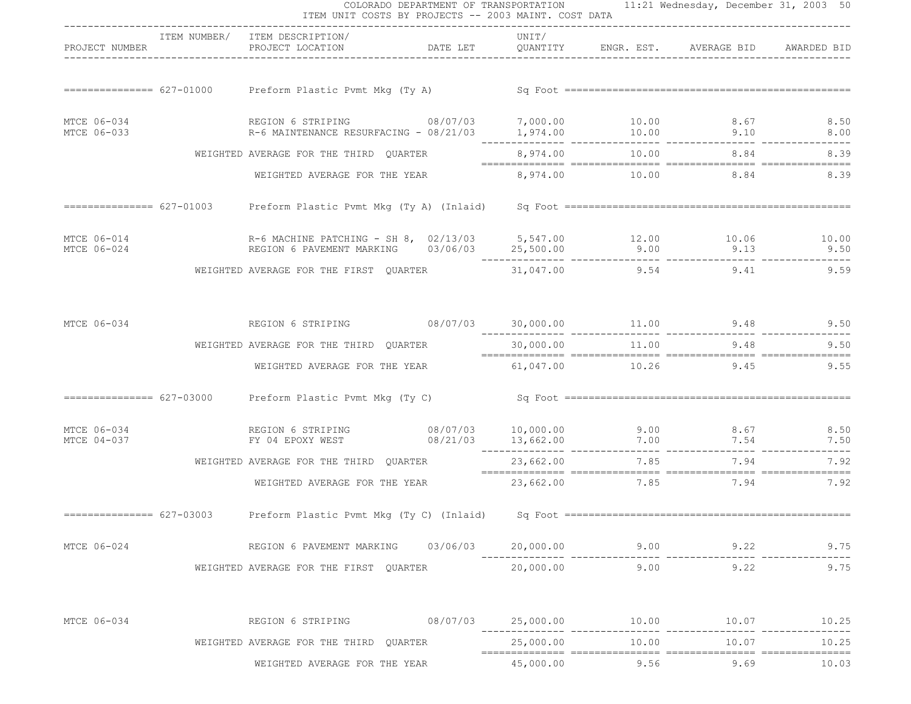COLORADO DEPARTMENT OF TRANSPORTATION

ITEM UNIT COSTS BY PROJECTS -- 2003 MAINT. COST DATA

| PROJECT NUMBER | ITEM NUMBER/ | ITEM DESCRIPTION/ PROJECT LOCATION | DATE LET | UNIT/ QUANTITY | ENGR. EST. | AVERAGE BID | AWARDED BID |
|---|---|---|---|---|---|---|---|
| | 627-01000 | Preform Plastic Pvmt Mkg (Ty A) | | Sq Foot | | | |
| MTCE 06-034 | | REGION 6 STRIPING | 08/07/03 | 7,000.00 | 10.00 | 8.67 | 8.50 |
| MTCE 06-033 | | R-6 MAINTENANCE RESURFACING - | 08/21/03 | 1,974.00 | 10.00 | 9.10 | 8.00 |
| | | WEIGHTED AVERAGE FOR THE THIRD QUARTER | | 8,974.00 | 10.00 | 8.84 | 8.39 |
| | | WEIGHTED AVERAGE FOR THE YEAR | | 8,974.00 | 10.00 | 8.84 | 8.39 |
| | 627-01003 | Preform Plastic Pvmt Mkg (Ty A) (Inlaid) | | Sq Foot | | | |
| MTCE 06-014 | | R-6 MACHINE PATCHING - SH 8, | 02/13/03 | 5,547.00 | 12.00 | 10.06 | 10.00 |
| MTCE 06-024 | | REGION 6 PAVEMENT MARKING | 03/06/03 | 25,500.00 | 9.00 | 9.13 | 9.50 |
| | | WEIGHTED AVERAGE FOR THE FIRST QUARTER | | 31,047.00 | 9.54 | 9.41 | 9.59 |
| MTCE 06-034 | | REGION 6 STRIPING | 08/07/03 | 30,000.00 | 11.00 | 9.48 | 9.50 |
| | | WEIGHTED AVERAGE FOR THE THIRD QUARTER | | 30,000.00 | 11.00 | 9.48 | 9.50 |
| | | WEIGHTED AVERAGE FOR THE YEAR | | 61,047.00 | 10.26 | 9.45 | 9.55 |
| | 627-03000 | Preform Plastic Pvmt Mkg (Ty C) | | Sq Foot | | | |
| MTCE 06-034 | | REGION 6 STRIPING | 08/07/03 | 10,000.00 | 9.00 | 8.67 | 8.50 |
| MTCE 04-037 | | FY 04 EPOXY WEST | 08/21/03 | 13,662.00 | 7.00 | 7.54 | 7.50 |
| | | WEIGHTED AVERAGE FOR THE THIRD QUARTER | | 23,662.00 | 7.85 | 7.94 | 7.92 |
| | | WEIGHTED AVERAGE FOR THE YEAR | | 23,662.00 | 7.85 | 7.94 | 7.92 |
| | 627-03003 | Preform Plastic Pvmt Mkg (Ty C) (Inlaid) | | Sq Foot | | | |
| MTCE 06-024 | | REGION 6 PAVEMENT MARKING | 03/06/03 | 20,000.00 | 9.00 | 9.22 | 9.75 |
| | | WEIGHTED AVERAGE FOR THE FIRST QUARTER | | 20,000.00 | 9.00 | 9.22 | 9.75 |
| MTCE 06-034 | | REGION 6 STRIPING | 08/07/03 | 25,000.00 | 10.00 | 10.07 | 10.25 |
| | | WEIGHTED AVERAGE FOR THE THIRD QUARTER | | 25,000.00 | 10.00 | 10.07 | 10.25 |
| | | WEIGHTED AVERAGE FOR THE YEAR | | 45,000.00 | 9.56 | 9.69 | 10.03 |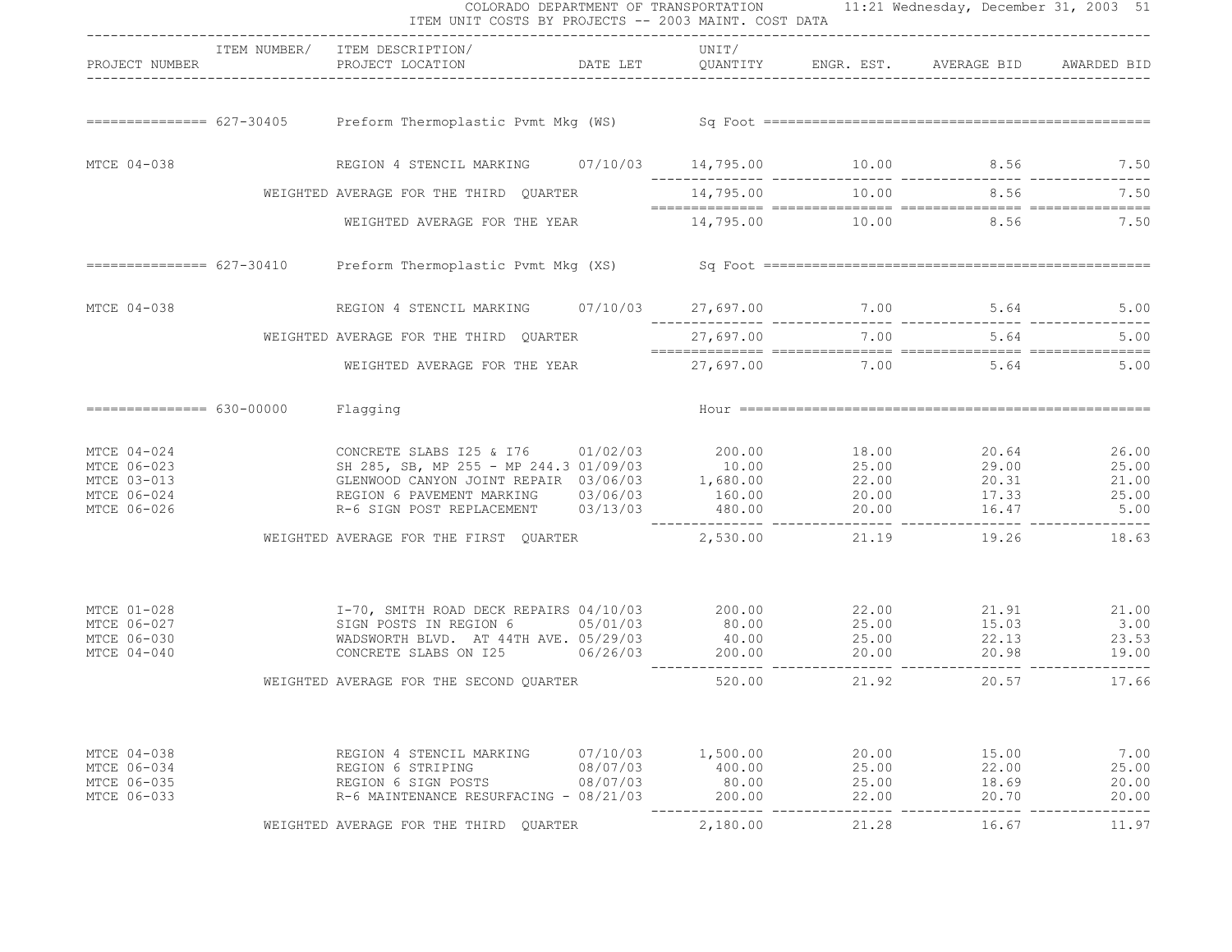COLORADO DEPARTMENT OF TRANSPORTATION 11:21 Wednesday, December 31, 2003

ITEM UNIT COSTS BY PROJECTS -- 2003 MAINT. COST DATA

| PROJECT NUMBER | ITEM NUMBER/ | ITEM DESCRIPTION/ PROJECT LOCATION | DATE LET | UNIT/ QUANTITY | ENGR. EST. | AVERAGE BID | AWARDED BID |
|---|---|---|---|---|---|---|---|
| | 627-30405 | Preform Thermoplastic Pvmt Mkg (WS) | | Sq Foot | | | |
| MTCE 04-038 | | REGION 4 STENCIL MARKING | 07/10/03 | 14,795.00 | 10.00 | 8.56 | 7.50 |
| | | WEIGHTED AVERAGE FOR THE THIRD QUARTER | | 14,795.00 | 10.00 | 8.56 | 7.50 |
| | | WEIGHTED AVERAGE FOR THE YEAR | | 14,795.00 | 10.00 | 8.56 | 7.50 |
| | 627-30410 | Preform Thermoplastic Pvmt Mkg (XS) | | Sq Foot | | | |
| MTCE 04-038 | | REGION 4 STENCIL MARKING | 07/10/03 | 27,697.00 | 7.00 | 5.64 | 5.00 |
| | | WEIGHTED AVERAGE FOR THE THIRD QUARTER | | 27,697.00 | 7.00 | 5.64 | 5.00 |
| | | WEIGHTED AVERAGE FOR THE YEAR | | 27,697.00 | 7.00 | 5.64 | 5.00 |
| | 630-00000 | Flagging | | Hour | | | |
| MTCE 04-024 | | CONCRETE SLABS I25 & I76 | 01/02/03 | 200.00 | 18.00 | 20.64 | 26.00 |
| MTCE 06-023 | | SH 285, SB, MP 255 - MP 244.3 | 01/09/03 | 10.00 | 25.00 | 29.00 | 25.00 |
| MTCE 03-013 | | GLENWOOD CANYON JOINT REPAIR | 03/06/03 | 1,680.00 | 22.00 | 20.31 | 21.00 |
| MTCE 06-024 | | REGION 6 PAVEMENT MARKING | 03/06/03 | 160.00 | 20.00 | 17.33 | 25.00 |
| MTCE 06-026 | | R-6 SIGN POST REPLACEMENT | 03/13/03 | 480.00 | 20.00 | 16.47 | 5.00 |
| | | WEIGHTED AVERAGE FOR THE FIRST QUARTER | | 2,530.00 | 21.19 | 19.26 | 18.63 |
| MTCE 01-028 | | I-70, SMITH ROAD DECK REPAIRS | 04/10/03 | 200.00 | 22.00 | 21.91 | 21.00 |
| MTCE 06-027 | | SIGN POSTS IN REGION 6 | 05/01/03 | 80.00 | 25.00 | 15.03 | 3.00 |
| MTCE 06-030 | | WADSWORTH BLVD. AT 44TH AVE. | 05/29/03 | 40.00 | 25.00 | 22.13 | 23.53 |
| MTCE 04-040 | | CONCRETE SLABS ON I25 | 06/26/03 | 200.00 | 20.00 | 20.98 | 19.00 |
| | | WEIGHTED AVERAGE FOR THE SECOND QUARTER | | 520.00 | 21.92 | 20.57 | 17.66 |
| MTCE 04-038 | | REGION 4 STENCIL MARKING | 07/10/03 | 1,500.00 | 20.00 | 15.00 | 7.00 |
| MTCE 06-034 | | REGION 6 STRIPING | 08/07/03 | 400.00 | 25.00 | 22.00 | 25.00 |
| MTCE 06-035 | | REGION 6 SIGN POSTS | 08/07/03 | 80.00 | 25.00 | 18.69 | 20.00 |
| MTCE 06-033 | | R-6 MAINTENANCE RESURFACING - | 08/21/03 | 200.00 | 22.00 | 20.70 | 20.00 |
| | | WEIGHTED AVERAGE FOR THE THIRD QUARTER | | 2,180.00 | 21.28 | 16.67 | 11.97 |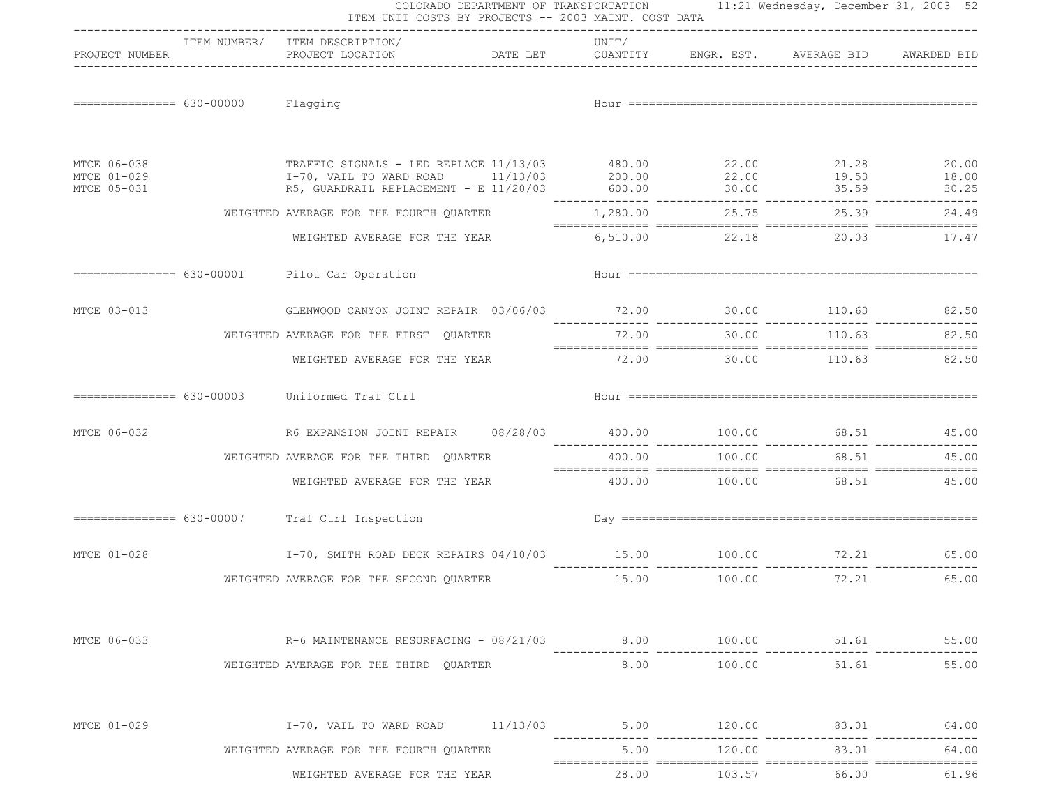COLORADO DEPARTMENT OF TRANSPORTATION

ITEM UNIT COSTS BY PROJECTS -- 2003 MAINT. COST DATA

| PROJECT NUMBER | ITEM NUMBER/ ITEM DESCRIPTION/ PROJECT LOCATION | DATE LET | UNIT/ QUANTITY | ENGR. EST. | AVERAGE BID | AWARDED BID |
|---|---|---|---|---|---|---|
| 630-00000 | Flagging | | Hour | | | |
| MTCE 06-038 | TRAFFIC SIGNALS - LED REPLACE | 11/13/03 | 480.00 | 22.00 | 21.28 | 20.00 |
| MTCE 01-029 | I-70, VAIL TO WARD ROAD | 11/13/03 | 200.00 | 22.00 | 19.53 | 18.00 |
| MTCE 05-031 | R5, GUARDRAIL REPLACEMENT - E | 11/20/03 | 600.00 | 30.00 | 35.59 | 30.25 |
| | WEIGHTED AVERAGE FOR THE FOURTH QUARTER | | 1,280.00 | 25.75 | 25.39 | 24.49 |
| | WEIGHTED AVERAGE FOR THE YEAR | | 6,510.00 | 22.18 | 20.03 | 17.47 |
| 630-00001 | Pilot Car Operation | | Hour | | | |
| MTCE 03-013 | GLENWOOD CANYON JOINT REPAIR | 03/06/03 | 72.00 | 30.00 | 110.63 | 82.50 |
| | WEIGHTED AVERAGE FOR THE FIRST QUARTER | | 72.00 | 30.00 | 110.63 | 82.50 |
| | WEIGHTED AVERAGE FOR THE YEAR | | 72.00 | 30.00 | 110.63 | 82.50 |
| 630-00003 | Uniformed Traf Ctrl | | Hour | | | |
| MTCE 06-032 | R6 EXPANSION JOINT REPAIR | 08/28/03 | 400.00 | 100.00 | 68.51 | 45.00 |
| | WEIGHTED AVERAGE FOR THE THIRD QUARTER | | 400.00 | 100.00 | 68.51 | 45.00 |
| | WEIGHTED AVERAGE FOR THE YEAR | | 400.00 | 100.00 | 68.51 | 45.00 |
| 630-00007 | Traf Ctrl Inspection | | Day | | | |
| MTCE 01-028 | I-70, SMITH ROAD DECK REPAIRS | 04/10/03 | 15.00 | 100.00 | 72.21 | 65.00 |
| | WEIGHTED AVERAGE FOR THE SECOND QUARTER | | 15.00 | 100.00 | 72.21 | 65.00 |
| MTCE 06-033 | R-6 MAINTENANCE RESURFACING - | 08/21/03 | 8.00 | 100.00 | 51.61 | 55.00 |
| | WEIGHTED AVERAGE FOR THE THIRD QUARTER | | 8.00 | 100.00 | 51.61 | 55.00 |
| MTCE 01-029 | I-70, VAIL TO WARD ROAD | 11/13/03 | 5.00 | 120.00 | 83.01 | 64.00 |
| | WEIGHTED AVERAGE FOR THE FOURTH QUARTER | | 5.00 | 120.00 | 83.01 | 64.00 |
| | WEIGHTED AVERAGE FOR THE YEAR | | 28.00 | 103.57 | 66.00 | 61.96 |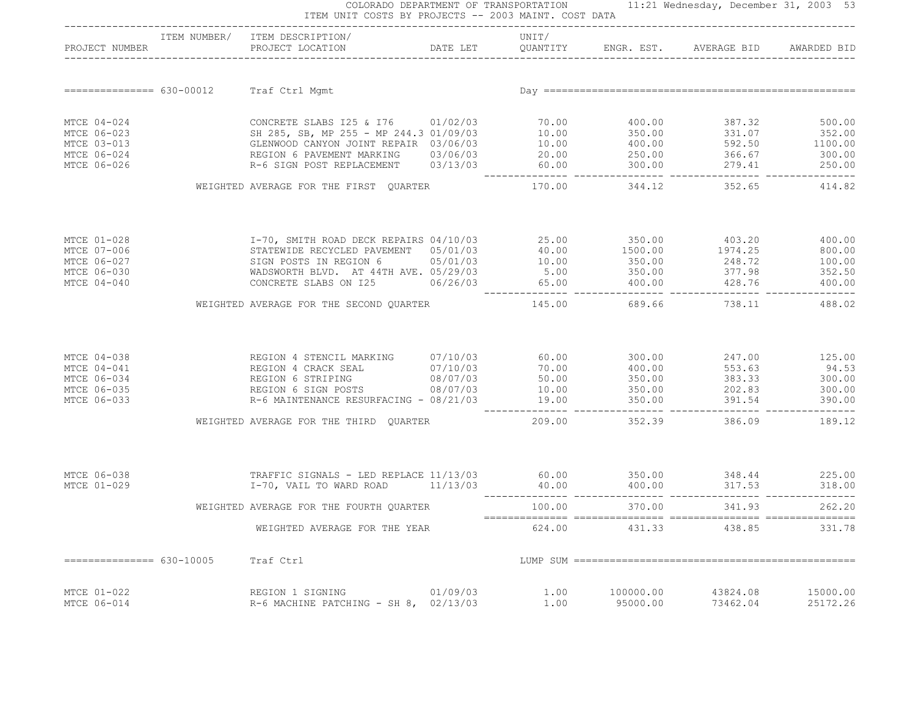COLORADO DEPARTMENT OF TRANSPORTATION 11:21 Wednesday, December 31, 2003

ITEM UNIT COSTS BY PROJECTS -- 2003 MAINT. COST DATA

| PROJECT NUMBER | ITEM NUMBER/ ITEM DESCRIPTION/ PROJECT LOCATION | DATE LET | UNIT/ QUANTITY | ENGR. EST. | AVERAGE BID | AWARDED BID |
|---|---|---|---|---|---|---|
| 630-00012 | Traf Ctrl Mgmt | | Day | | | |
| MTCE 04-024 | CONCRETE SLABS I25 & I76 | 01/02/03 | 70.00 | 400.00 | 387.32 | 500.00 |
| MTCE 06-023 | SH 285, SB, MP 255 - MP 244.3 | 01/09/03 | 10.00 | 350.00 | 331.07 | 352.00 |
| MTCE 03-013 | GLENWOOD CANYON JOINT REPAIR | 03/06/03 | 10.00 | 400.00 | 592.50 | 1100.00 |
| MTCE 06-024 | REGION 6 PAVEMENT MARKING | 03/06/03 | 20.00 | 250.00 | 366.67 | 300.00 |
| MTCE 06-026 | R-6 SIGN POST REPLACEMENT | 03/13/03 | 60.00 | 300.00 | 279.41 | 250.00 |
| | WEIGHTED AVERAGE FOR THE FIRST QUARTER | | 170.00 | 344.12 | 352.65 | 414.82 |
| MTCE 01-028 | I-70, SMITH ROAD DECK REPAIRS | 04/10/03 | 25.00 | 350.00 | 403.20 | 400.00 |
| MTCE 07-006 | STATEWIDE RECYCLED PAVEMENT | 05/01/03 | 40.00 | 1500.00 | 1974.25 | 800.00 |
| MTCE 06-027 | SIGN POSTS IN REGION 6 | 05/01/03 | 10.00 | 350.00 | 248.72 | 100.00 |
| MTCE 06-030 | WADSWORTH BLVD. AT 44TH AVE. | 05/29/03 | 5.00 | 350.00 | 377.98 | 352.50 |
| MTCE 04-040 | CONCRETE SLABS ON I25 | 06/26/03 | 65.00 | 400.00 | 428.76 | 400.00 |
| | WEIGHTED AVERAGE FOR THE SECOND QUARTER | | 145.00 | 689.66 | 738.11 | 488.02 |
| MTCE 04-038 | REGION 4 STENCIL MARKING | 07/10/03 | 60.00 | 300.00 | 247.00 | 125.00 |
| MTCE 04-041 | REGION 4 CRACK SEAL | 07/10/03 | 70.00 | 400.00 | 553.63 | 94.53 |
| MTCE 06-034 | REGION 6 STRIPING | 08/07/03 | 50.00 | 350.00 | 383.33 | 300.00 |
| MTCE 06-035 | REGION 6 SIGN POSTS | 08/07/03 | 10.00 | 350.00 | 202.83 | 300.00 |
| MTCE 06-033 | R-6 MAINTENANCE RESURFACING - | 08/21/03 | 19.00 | 350.00 | 391.54 | 390.00 |
| | WEIGHTED AVERAGE FOR THE THIRD QUARTER | | 209.00 | 352.39 | 386.09 | 189.12 |
| MTCE 06-038 | TRAFFIC SIGNALS - LED REPLACE | 11/13/03 | 60.00 | 350.00 | 348.44 | 225.00 |
| MTCE 01-029 | I-70, VAIL TO WARD ROAD | 11/13/03 | 40.00 | 400.00 | 317.53 | 318.00 |
| | WEIGHTED AVERAGE FOR THE FOURTH QUARTER | | 100.00 | 370.00 | 341.93 | 262.20 |
| | WEIGHTED AVERAGE FOR THE YEAR | | 624.00 | 431.33 | 438.85 | 331.78 |
| 630-10005 | Traf Ctrl | | LUMP SUM | | | |
| MTCE 01-022 | REGION 1 SIGNING | 01/09/03 | 1.00 | 100000.00 | 43824.08 | 15000.00 |
| MTCE 06-014 | R-6 MACHINE PATCHING - SH 8, | 02/13/03 | 1.00 | 95000.00 | 73462.04 | 25172.26 |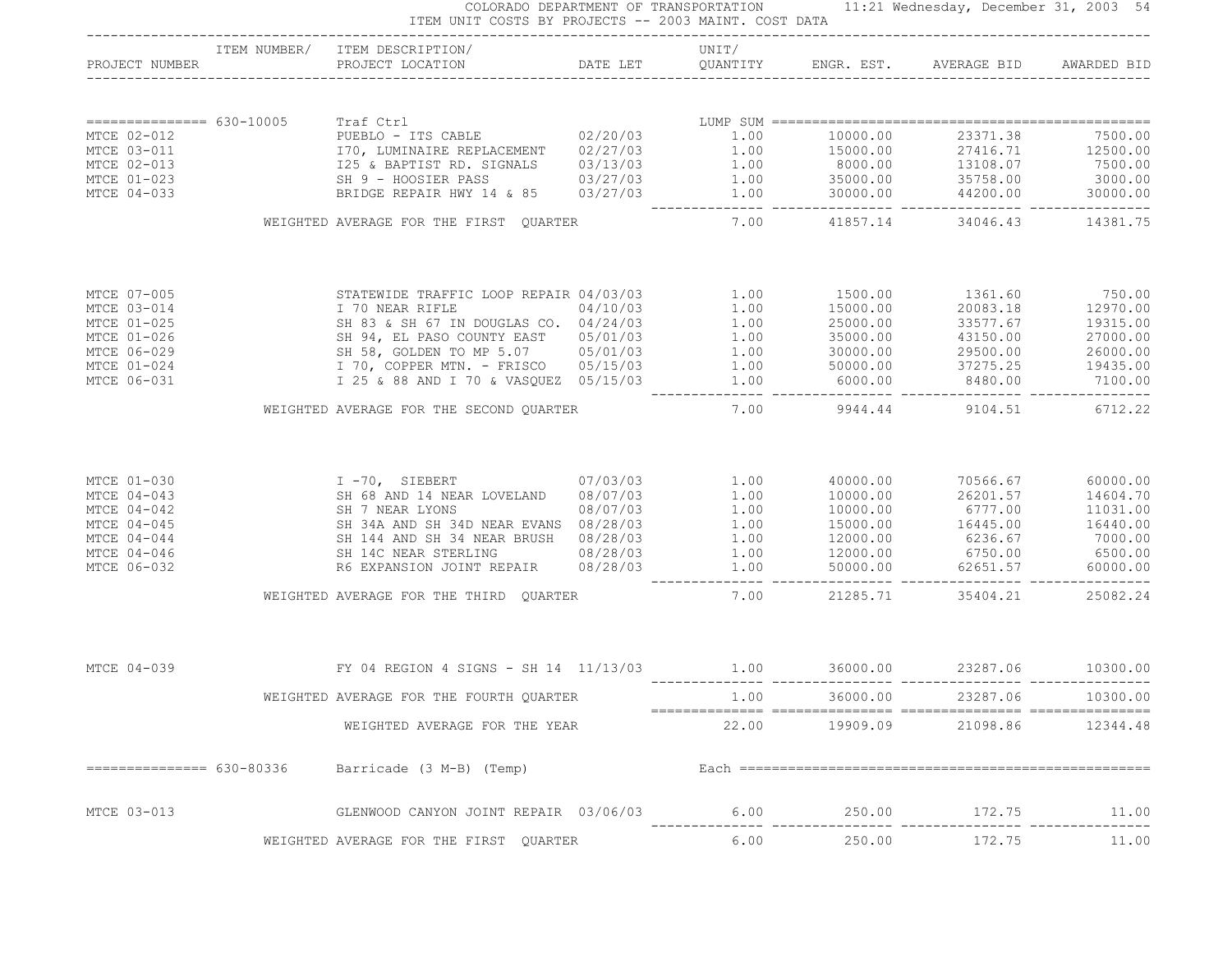COLORADO DEPARTMENT OF TRANSPORTATION

ITEM UNIT COSTS BY PROJECTS -- 2003 MAINT. COST DATA

| PROJECT NUMBER | ITEM NUMBER/ | ITEM DESCRIPTION/ PROJECT LOCATION | DATE LET | UNIT/ QUANTITY | ENGR. EST. | AVERAGE BID | AWARDED BID |
|---|---|---|---|---|---|---|---|
| =============== | 630-10005 | Traf Ctrl | | LUMP SUM | | | |
| MTCE 02-012 | | PUEBLO - ITS CABLE | 02/20/03 | 1.00 | 10000.00 | 23371.38 | 7500.00 |
| MTCE 03-011 | | I70, LUMINAIRE REPLACEMENT | 02/27/03 | 1.00 | 15000.00 | 27416.71 | 12500.00 |
| MTCE 02-013 | | I25 & BAPTIST RD. SIGNALS | 03/13/03 | 1.00 | 8000.00 | 13108.07 | 7500.00 |
| MTCE 01-023 | | SH 9 - HOOSIER PASS | 03/27/03 | 1.00 | 35000.00 | 35758.00 | 3000.00 |
| MTCE 04-033 | | BRIDGE REPAIR HWY 14 & 85 | 03/27/03 | 1.00 | 30000.00 | 44200.00 | 30000.00 |
| | | WEIGHTED AVERAGE FOR THE FIRST QUARTER | | 7.00 | 41857.14 | 34046.43 | 14381.75 |
| MTCE 07-005 | | STATEWIDE TRAFFIC LOOP REPAIR | 04/03/03 | 1.00 | 1500.00 | 1361.60 | 750.00 |
| MTCE 03-014 | | I 70 NEAR RIFLE | 04/10/03 | 1.00 | 15000.00 | 20083.18 | 12970.00 |
| MTCE 01-025 | | SH 83 & SH 67 IN DOUGLAS CO. | 04/24/03 | 1.00 | 25000.00 | 33577.67 | 19315.00 |
| MTCE 01-026 | | SH 94, EL PASO COUNTY EAST | 05/01/03 | 1.00 | 35000.00 | 43150.00 | 27000.00 |
| MTCE 06-029 | | SH 58, GOLDEN TO MP 5.07 | 05/01/03 | 1.00 | 30000.00 | 29500.00 | 26000.00 |
| MTCE 01-024 | | I 70, COPPER MTN. - FRISCO | 05/15/03 | 1.00 | 50000.00 | 37275.25 | 19435.00 |
| MTCE 06-031 | | I 25 & 88 AND I 70 & VASQUEZ | 05/15/03 | 1.00 | 6000.00 | 8480.00 | 7100.00 |
| | | WEIGHTED AVERAGE FOR THE SECOND QUARTER | | 7.00 | 9944.44 | 9104.51 | 6712.22 |
| MTCE 01-030 | | I -70, SIEBERT | 07/03/03 | 1.00 | 40000.00 | 70566.67 | 60000.00 |
| MTCE 04-043 | | SH 68 AND 14 NEAR LOVELAND | 08/07/03 | 1.00 | 10000.00 | 26201.57 | 14604.70 |
| MTCE 04-042 | | SH 7 NEAR LYONS | 08/07/03 | 1.00 | 10000.00 | 6777.00 | 11031.00 |
| MTCE 04-045 | | SH 34A AND SH 34D NEAR EVANS | 08/28/03 | 1.00 | 15000.00 | 16445.00 | 16440.00 |
| MTCE 04-044 | | SH 144 AND SH 34 NEAR BRUSH | 08/28/03 | 1.00 | 12000.00 | 6236.67 | 7000.00 |
| MTCE 04-046 | | SH 14C NEAR STERLING | 08/28/03 | 1.00 | 12000.00 | 6750.00 | 6500.00 |
| MTCE 06-032 | | R6 EXPANSION JOINT REPAIR | 08/28/03 | 1.00 | 50000.00 | 62651.57 | 60000.00 |
| | | WEIGHTED AVERAGE FOR THE THIRD QUARTER | | 7.00 | 21285.71 | 35404.21 | 25082.24 |
| MTCE 04-039 | | FY 04 REGION 4 SIGNS - SH 14 | 11/13/03 | 1.00 | 36000.00 | 23287.06 | 10300.00 |
| | | WEIGHTED AVERAGE FOR THE FOURTH QUARTER | | 1.00 | 36000.00 | 23287.06 | 10300.00 |
| | | WEIGHTED AVERAGE FOR THE YEAR | | 22.00 | 19909.09 | 21098.86 | 12344.48 |
| =============== | 630-80336 | Barricade (3 M-B) (Temp) | | Each | | | |
| MTCE 03-013 | | GLENWOOD CANYON JOINT REPAIR | 03/06/03 | 6.00 | 250.00 | 172.75 | 11.00 |
| | | WEIGHTED AVERAGE FOR THE FIRST QUARTER | | 6.00 | 250.00 | 172.75 | 11.00 |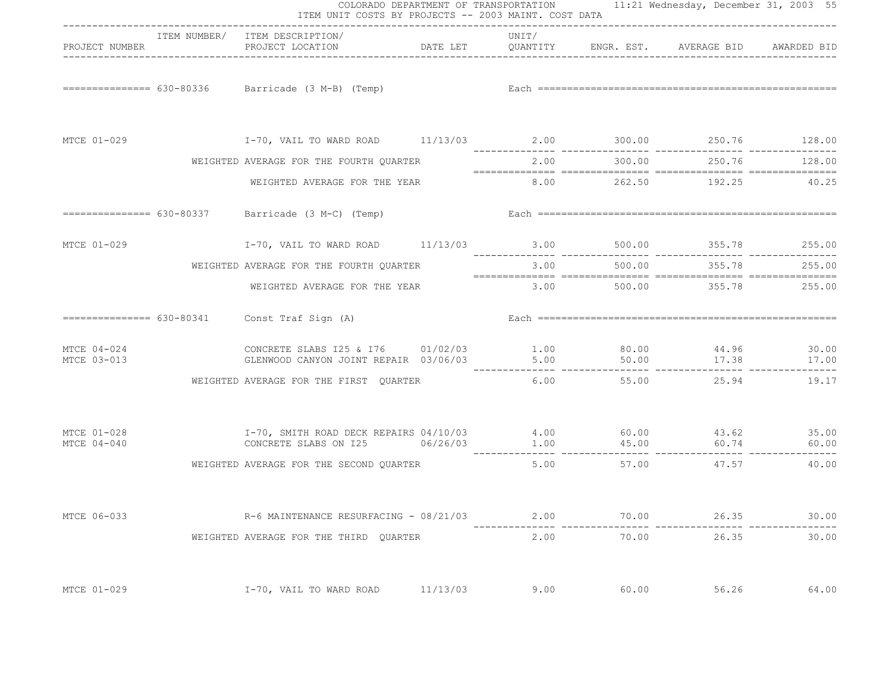| PROJECT NUMBER | ITEM NUMBER/ | ITEM DESCRIPTION/ PROJECT LOCATION | DATE LET | UNIT/ QUANTITY | ENGR. EST. | AVERAGE BID | AWARDED BID |
|---|---|---|---|---|---|---|---|
| | 630-80336 | Barricade (3 M-B) (Temp) | | Each | | | |
| MTCE 01-029 | | I-70, VAIL TO WARD ROAD | 11/13/03 | 2.00 | 300.00 | 250.76 | 128.00 |
| | | WEIGHTED AVERAGE FOR THE FOURTH QUARTER | | 2.00 | 300.00 | 250.76 | 128.00 |
| | | WEIGHTED AVERAGE FOR THE YEAR | | 8.00 | 262.50 | 192.25 | 40.25 |
| | 630-80337 | Barricade (3 M-C) (Temp) | | Each | | | |
| MTCE 01-029 | | I-70, VAIL TO WARD ROAD | 11/13/03 | 3.00 | 500.00 | 355.78 | 255.00 |
| | | WEIGHTED AVERAGE FOR THE FOURTH QUARTER | | 3.00 | 500.00 | 355.78 | 255.00 |
| | | WEIGHTED AVERAGE FOR THE YEAR | | 3.00 | 500.00 | 355.78 | 255.00 |
| | 630-80341 | Const Traf Sign (A) | | Each | | | |
| MTCE 04-024 | | CONCRETE SLABS I25 & I76 | 01/02/03 | 1.00 | 80.00 | 44.96 | 30.00 |
| MTCE 03-013 | | GLENWOOD CANYON JOINT REPAIR | 03/06/03 | 5.00 | 50.00 | 17.38 | 17.00 |
| | | WEIGHTED AVERAGE FOR THE FIRST QUARTER | | 6.00 | 55.00 | 25.94 | 19.17 |
| MTCE 01-028 | | I-70, SMITH ROAD DECK REPAIRS | 04/10/03 | 4.00 | 60.00 | 43.62 | 35.00 |
| MTCE 04-040 | | CONCRETE SLABS ON I25 | 06/26/03 | 1.00 | 45.00 | 60.74 | 60.00 |
| | | WEIGHTED AVERAGE FOR THE SECOND QUARTER | | 5.00 | 57.00 | 47.57 | 40.00 |
| MTCE 06-033 | | R-6 MAINTENANCE RESURFACING - | 08/21/03 | 2.00 | 70.00 | 26.35 | 30.00 |
| | | WEIGHTED AVERAGE FOR THE THIRD QUARTER | | 2.00 | 70.00 | 26.35 | 30.00 |
| MTCE 01-029 | | I-70, VAIL TO WARD ROAD | 11/13/03 | 9.00 | 60.00 | 56.26 | 64.00 |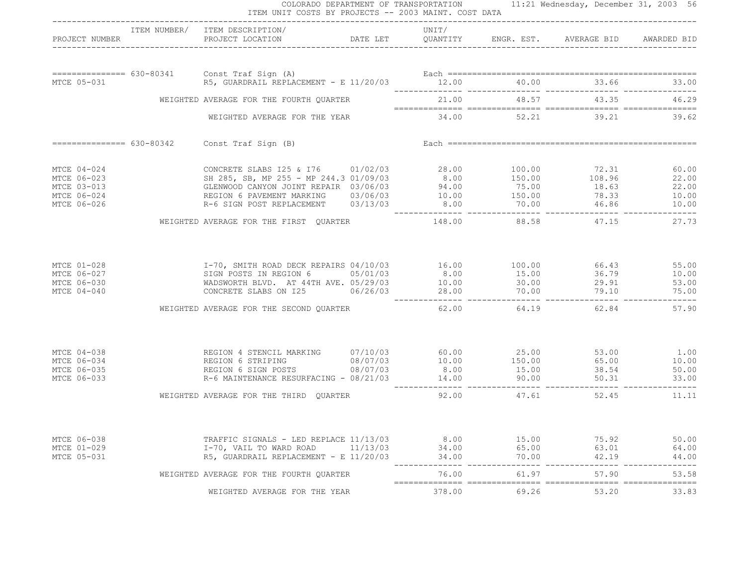COLORADO DEPARTMENT OF TRANSPORTATION — 11:21 Wednesday, December 31, 2003

ITEM UNIT COSTS BY PROJECTS -- 2003 MAINT. COST DATA

| PROJECT NUMBER | ITEM NUMBER/ ITEM DESCRIPTION/ PROJECT LOCATION | DATE LET | UNIT/ QUANTITY | ENGR. EST. | AVERAGE BID | AWARDED BID |
|---|---|---|---|---|---|---|
| =============== 630-80341 | Const Traf Sign (A) | | Each | | | |
| MTCE 05-031 | R5, GUARDRAIL REPLACEMENT - E | 11/20/03 | 12.00 | 40.00 | 33.66 | 33.00 |
| | WEIGHTED AVERAGE FOR THE FOURTH QUARTER | | 21.00 | 48.57 | 43.35 | 46.29 |
| | WEIGHTED AVERAGE FOR THE YEAR | | 34.00 | 52.21 | 39.21 | 39.62 |
| =============== 630-80342 | Const Traf Sign (B) | | Each | | | |
| MTCE 04-024 | CONCRETE SLABS I25 & I76 | 01/02/03 | 28.00 | 100.00 | 72.31 | 60.00 |
| MTCE 06-023 | SH 285, SB, MP 255 - MP 244.3 | 01/09/03 | 8.00 | 150.00 | 108.96 | 22.00 |
| MTCE 03-013 | GLENWOOD CANYON JOINT REPAIR | 03/06/03 | 94.00 | 75.00 | 18.63 | 22.00 |
| MTCE 06-024 | REGION 6 PAVEMENT MARKING | 03/06/03 | 10.00 | 150.00 | 78.33 | 10.00 |
| MTCE 06-026 | R-6 SIGN POST REPLACEMENT | 03/13/03 | 8.00 | 70.00 | 46.86 | 10.00 |
| | WEIGHTED AVERAGE FOR THE FIRST QUARTER | | 148.00 | 88.58 | 47.15 | 27.73 |
| MTCE 01-028 | I-70, SMITH ROAD DECK REPAIRS | 04/10/03 | 16.00 | 100.00 | 66.43 | 55.00 |
| MTCE 06-027 | SIGN POSTS IN REGION 6 | 05/01/03 | 8.00 | 15.00 | 36.79 | 10.00 |
| MTCE 06-030 | WADSWORTH BLVD. AT 44TH AVE. | 05/29/03 | 10.00 | 30.00 | 29.91 | 53.00 |
| MTCE 04-040 | CONCRETE SLABS ON I25 | 06/26/03 | 28.00 | 70.00 | 79.10 | 75.00 |
| | WEIGHTED AVERAGE FOR THE SECOND QUARTER | | 62.00 | 64.19 | 62.84 | 57.90 |
| MTCE 04-038 | REGION 4 STENCIL MARKING | 07/10/03 | 60.00 | 25.00 | 53.00 | 1.00 |
| MTCE 06-034 | REGION 6 STRIPING | 08/07/03 | 10.00 | 150.00 | 65.00 | 10.00 |
| MTCE 06-035 | REGION 6 SIGN POSTS | 08/07/03 | 8.00 | 15.00 | 38.54 | 50.00 |
| MTCE 06-033 | R-6 MAINTENANCE RESURFACING - | 08/21/03 | 14.00 | 90.00 | 50.31 | 33.00 |
| | WEIGHTED AVERAGE FOR THE THIRD QUARTER | | 92.00 | 47.61 | 52.45 | 11.11 |
| MTCE 06-038 | TRAFFIC SIGNALS - LED REPLACE | 11/13/03 | 8.00 | 15.00 | 75.92 | 50.00 |
| MTCE 01-029 | I-70, VAIL TO WARD ROAD | 11/13/03 | 34.00 | 65.00 | 63.01 | 64.00 |
| MTCE 05-031 | R5, GUARDRAIL REPLACEMENT - E | 11/20/03 | 34.00 | 70.00 | 42.19 | 44.00 |
| | WEIGHTED AVERAGE FOR THE FOURTH QUARTER | | 76.00 | 61.97 | 57.90 | 53.58 |
| | WEIGHTED AVERAGE FOR THE YEAR | | 378.00 | 69.26 | 53.20 | 33.83 |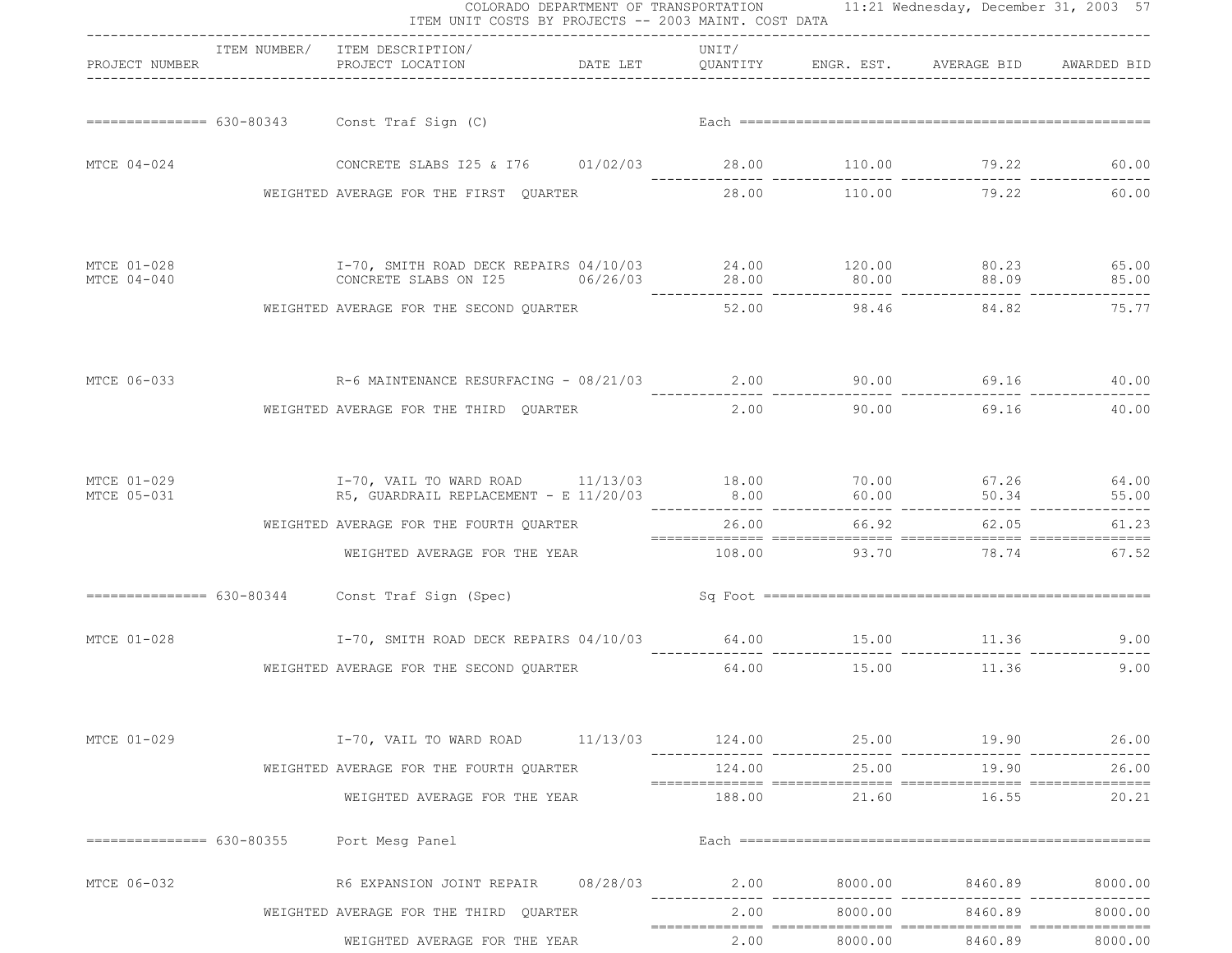COLORADO DEPARTMENT OF TRANSPORTATION 11:21 Wednesday, December 31, 2003

ITEM UNIT COSTS BY PROJECTS -- 2003 MAINT. COST DATA

| PROJECT NUMBER | ITEM NUMBER/ ITEM DESCRIPTION/ PROJECT LOCATION | DATE LET | UNIT/ QUANTITY | ENGR. EST. | AVERAGE BID | AWARDED BID |
|---|---|---|---|---|---|---|
| 630-80343 | Const Traf Sign (C) | | Each | | | |
| MTCE 04-024 | CONCRETE SLABS I25 & I76 | 01/02/03 | 28.00 | 110.00 | 79.22 | 60.00 |
| | WEIGHTED AVERAGE FOR THE FIRST QUARTER | | 28.00 | 110.00 | 79.22 | 60.00 |
| MTCE 01-028 | I-70, SMITH ROAD DECK REPAIRS | 04/10/03 | 24.00 | 120.00 | 80.23 | 65.00 |
| MTCE 04-040 | CONCRETE SLABS ON I25 | 06/26/03 | 28.00 | 80.00 | 88.09 | 85.00 |
| | WEIGHTED AVERAGE FOR THE SECOND QUARTER | | 52.00 | 98.46 | 84.82 | 75.77 |
| MTCE 06-033 | R-6 MAINTENANCE RESURFACING - | 08/21/03 | 2.00 | 90.00 | 69.16 | 40.00 |
| | WEIGHTED AVERAGE FOR THE THIRD QUARTER | | 2.00 | 90.00 | 69.16 | 40.00 |
| MTCE 01-029 | I-70, VAIL TO WARD ROAD | 11/13/03 | 18.00 | 70.00 | 67.26 | 64.00 |
| MTCE 05-031 | R5, GUARDRAIL REPLACEMENT - E | 11/20/03 | 8.00 | 60.00 | 50.34 | 55.00 |
| | WEIGHTED AVERAGE FOR THE FOURTH QUARTER | | 26.00 | 66.92 | 62.05 | 61.23 |
| | WEIGHTED AVERAGE FOR THE YEAR | | 108.00 | 93.70 | 78.74 | 67.52 |
| 630-80344 | Const Traf Sign (Spec) | | Sq Foot | | | |
| MTCE 01-028 | I-70, SMITH ROAD DECK REPAIRS | 04/10/03 | 64.00 | 15.00 | 11.36 | 9.00 |
| | WEIGHTED AVERAGE FOR THE SECOND QUARTER | | 64.00 | 15.00 | 11.36 | 9.00 |
| MTCE 01-029 | I-70, VAIL TO WARD ROAD | 11/13/03 | 124.00 | 25.00 | 19.90 | 26.00 |
| | WEIGHTED AVERAGE FOR THE FOURTH QUARTER | | 124.00 | 25.00 | 19.90 | 26.00 |
| | WEIGHTED AVERAGE FOR THE YEAR | | 188.00 | 21.60 | 16.55 | 20.21 |
| 630-80355 | Port Mesg Panel | | Each | | | |
| MTCE 06-032 | R6 EXPANSION JOINT REPAIR | 08/28/03 | 2.00 | 8000.00 | 8460.89 | 8000.00 |
| | WEIGHTED AVERAGE FOR THE THIRD QUARTER | | 2.00 | 8000.00 | 8460.89 | 8000.00 |
| | WEIGHTED AVERAGE FOR THE YEAR | | 2.00 | 8000.00 | 8460.89 | 8000.00 |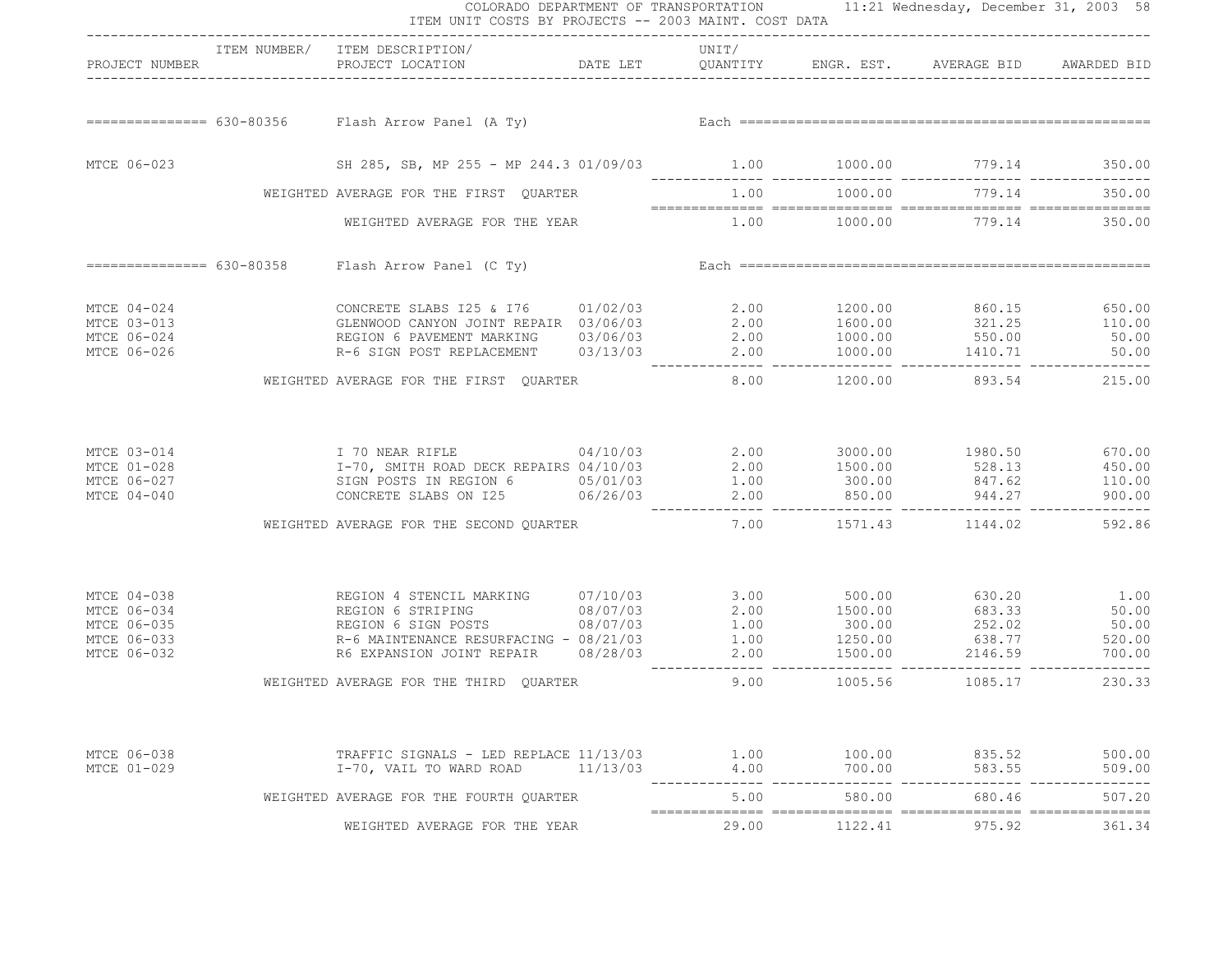COLORADO DEPARTMENT OF TRANSPORTATION
ITEM UNIT COSTS BY PROJECTS -- 2003 MAINT. COST DATA

| PROJECT NUMBER | ITEM NUMBER/ ITEM DESCRIPTION/ PROJECT LOCATION | DATE LET | UNIT/ QUANTITY | ENGR. EST. | AVERAGE BID | AWARDED BID |
|---|---|---|---|---|---|---|
| **630-80356** | **Flash Arrow Panel (A Ty)** | | **Each** | | | |
| MTCE 06-023 | SH 285, SB, MP 255 - MP 244.3 | 01/09/03 | 1.00 | 1000.00 | 779.14 | 350.00 |
| | WEIGHTED AVERAGE FOR THE FIRST QUARTER | | 1.00 | 1000.00 | 779.14 | 350.00 |
| | WEIGHTED AVERAGE FOR THE YEAR | | 1.00 | 1000.00 | 779.14 | 350.00 |
| **630-80358** | **Flash Arrow Panel (C Ty)** | | **Each** | | | |
| MTCE 04-024 | CONCRETE SLABS I25 & I76 | 01/02/03 | 2.00 | 1200.00 | 860.15 | 650.00 |
| MTCE 03-013 | GLENWOOD CANYON JOINT REPAIR | 03/06/03 | 2.00 | 1600.00 | 321.25 | 110.00 |
| MTCE 06-024 | REGION 6 PAVEMENT MARKING | 03/06/03 | 2.00 | 1000.00 | 550.00 | 50.00 |
| MTCE 06-026 | R-6 SIGN POST REPLACEMENT | 03/13/03 | 2.00 | 1000.00 | 1410.71 | 50.00 |
| | WEIGHTED AVERAGE FOR THE FIRST QUARTER | | 8.00 | 1200.00 | 893.54 | 215.00 |
| MTCE 03-014 | I 70 NEAR RIFLE | 04/10/03 | 2.00 | 3000.00 | 1980.50 | 670.00 |
| MTCE 01-028 | I-70, SMITH ROAD DECK REPAIRS | 04/10/03 | 2.00 | 1500.00 | 528.13 | 450.00 |
| MTCE 06-027 | SIGN POSTS IN REGION 6 | 05/01/03 | 1.00 | 300.00 | 847.62 | 110.00 |
| MTCE 04-040 | CONCRETE SLABS ON I25 | 06/26/03 | 2.00 | 850.00 | 944.27 | 900.00 |
| | WEIGHTED AVERAGE FOR THE SECOND QUARTER | | 7.00 | 1571.43 | 1144.02 | 592.86 |
| MTCE 04-038 | REGION 4 STENCIL MARKING | 07/10/03 | 3.00 | 500.00 | 630.20 | 1.00 |
| MTCE 06-034 | REGION 6 STRIPING | 08/07/03 | 2.00 | 1500.00 | 683.33 | 50.00 |
| MTCE 06-035 | REGION 6 SIGN POSTS | 08/07/03 | 1.00 | 300.00 | 252.02 | 50.00 |
| MTCE 06-033 | R-6 MAINTENANCE RESURFACING - | 08/21/03 | 1.00 | 1250.00 | 638.77 | 520.00 |
| MTCE 06-032 | R6 EXPANSION JOINT REPAIR | 08/28/03 | 2.00 | 1500.00 | 2146.59 | 700.00 |
| | WEIGHTED AVERAGE FOR THE THIRD QUARTER | | 9.00 | 1005.56 | 1085.17 | 230.33 |
| MTCE 06-038 | TRAFFIC SIGNALS - LED REPLACE | 11/13/03 | 1.00 | 100.00 | 835.52 | 500.00 |
| MTCE 01-029 | I-70, VAIL TO WARD ROAD | 11/13/03 | 4.00 | 700.00 | 583.55 | 509.00 |
| | WEIGHTED AVERAGE FOR THE FOURTH QUARTER | | 5.00 | 580.00 | 680.46 | 507.20 |
| | WEIGHTED AVERAGE FOR THE YEAR | | 29.00 | 1122.41 | 975.92 | 361.34 |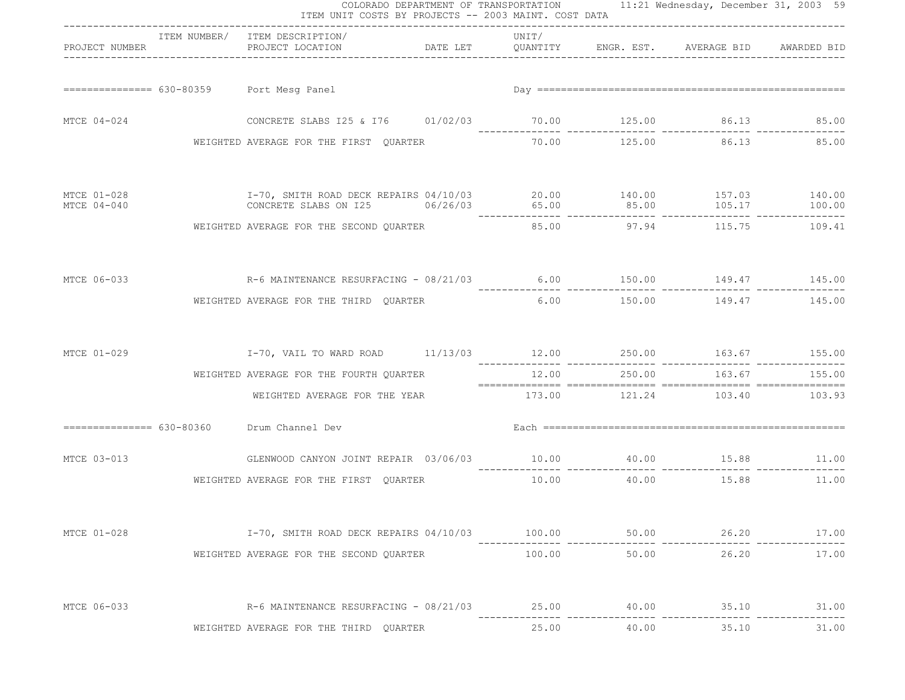COLORADO DEPARTMENT OF TRANSPORTATION
ITEM UNIT COSTS BY PROJECTS -- 2003 MAINT. COST DATA

| PROJECT NUMBER | ITEM NUMBER/ | ITEM DESCRIPTION/ PROJECT LOCATION | DATE LET | UNIT/ QUANTITY | ENGR. EST. | AVERAGE BID | AWARDED BID |
|---|---|---|---|---|---|---|---|
| | 630-80359 | Port Mesg Panel | | Day | | | |
| MTCE 04-024 | | CONCRETE SLABS I25 & I76 | 01/02/03 | 70.00 | 125.00 | 86.13 | 85.00 |
| | | WEIGHTED AVERAGE FOR THE FIRST QUARTER | | 70.00 | 125.00 | 86.13 | 85.00 |
| MTCE 01-028 | | I-70, SMITH ROAD DECK REPAIRS | 04/10/03 | 20.00 | 140.00 | 157.03 | 140.00 |
| MTCE 04-040 | | CONCRETE SLABS ON I25 | 06/26/03 | 65.00 | 85.00 | 105.17 | 100.00 |
| | | WEIGHTED AVERAGE FOR THE SECOND QUARTER | | 85.00 | 97.94 | 115.75 | 109.41 |
| MTCE 06-033 | | R-6 MAINTENANCE RESURFACING - | 08/21/03 | 6.00 | 150.00 | 149.47 | 145.00 |
| | | WEIGHTED AVERAGE FOR THE THIRD QUARTER | | 6.00 | 150.00 | 149.47 | 145.00 |
| MTCE 01-029 | | I-70, VAIL TO WARD ROAD | 11/13/03 | 12.00 | 250.00 | 163.67 | 155.00 |
| | | WEIGHTED AVERAGE FOR THE FOURTH QUARTER | | 12.00 | 250.00 | 163.67 | 155.00 |
| | | WEIGHTED AVERAGE FOR THE YEAR | | 173.00 | 121.24 | 103.40 | 103.93 |
| | 630-80360 | Drum Channel Dev | | Each | | | |
| MTCE 03-013 | | GLENWOOD CANYON JOINT REPAIR | 03/06/03 | 10.00 | 40.00 | 15.88 | 11.00 |
| | | WEIGHTED AVERAGE FOR THE FIRST QUARTER | | 10.00 | 40.00 | 15.88 | 11.00 |
| MTCE 01-028 | | I-70, SMITH ROAD DECK REPAIRS | 04/10/03 | 100.00 | 50.00 | 26.20 | 17.00 |
| | | WEIGHTED AVERAGE FOR THE SECOND QUARTER | | 100.00 | 50.00 | 26.20 | 17.00 |
| MTCE 06-033 | | R-6 MAINTENANCE RESURFACING - | 08/21/03 | 25.00 | 40.00 | 35.10 | 31.00 |
| | | WEIGHTED AVERAGE FOR THE THIRD QUARTER | | 25.00 | 40.00 | 35.10 | 31.00 |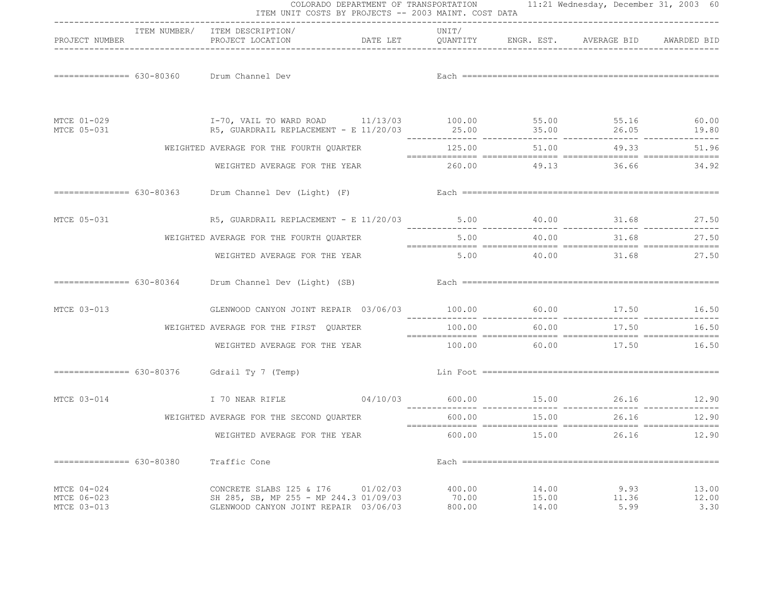COLORADO DEPARTMENT OF TRANSPORTATION

ITEM UNIT COSTS BY PROJECTS -- 2003 MAINT. COST DATA

| PROJECT NUMBER | ITEM NUMBER/ | ITEM DESCRIPTION/ PROJECT LOCATION | DATE LET | UNIT/ QUANTITY | ENGR. EST. | AVERAGE BID | AWARDED BID |
|---|---|---|---|---|---|---|---|
| | 630-80360 | Drum Channel Dev | | Each | | | |
| MTCE 01-029 | | I-70, VAIL TO WARD ROAD | 11/13/03 | 100.00 | 55.00 | 55.16 | 60.00 |
| MTCE 05-031 | | R5, GUARDRAIL REPLACEMENT - E | 11/20/03 | 25.00 | 35.00 | 26.05 | 19.80 |
| | | WEIGHTED AVERAGE FOR THE FOURTH QUARTER | | 125.00 | 51.00 | 49.33 | 51.96 |
| | | WEIGHTED AVERAGE FOR THE YEAR | | 260.00 | 49.13 | 36.66 | 34.92 |
| | 630-80363 | Drum Channel Dev (Light) (F) | | Each | | | |
| MTCE 05-031 | | R5, GUARDRAIL REPLACEMENT - E | 11/20/03 | 5.00 | 40.00 | 31.68 | 27.50 |
| | | WEIGHTED AVERAGE FOR THE FOURTH QUARTER | | 5.00 | 40.00 | 31.68 | 27.50 |
| | | WEIGHTED AVERAGE FOR THE YEAR | | 5.00 | 40.00 | 31.68 | 27.50 |
| | 630-80364 | Drum Channel Dev (Light) (SB) | | Each | | | |
| MTCE 03-013 | | GLENWOOD CANYON JOINT REPAIR | 03/06/03 | 100.00 | 60.00 | 17.50 | 16.50 |
| | | WEIGHTED AVERAGE FOR THE FIRST QUARTER | | 100.00 | 60.00 | 17.50 | 16.50 |
| | | WEIGHTED AVERAGE FOR THE YEAR | | 100.00 | 60.00 | 17.50 | 16.50 |
| | 630-80376 | Gdrail Ty 7 (Temp) | | Lin Foot | | | |
| MTCE 03-014 | | I 70 NEAR RIFLE | 04/10/03 | 600.00 | 15.00 | 26.16 | 12.90 |
| | | WEIGHTED AVERAGE FOR THE SECOND QUARTER | | 600.00 | 15.00 | 26.16 | 12.90 |
| | | WEIGHTED AVERAGE FOR THE YEAR | | 600.00 | 15.00 | 26.16 | 12.90 |
| | 630-80380 | Traffic Cone | | Each | | | |
| MTCE 04-024 | | CONCRETE SLABS I25 & I76 | 01/02/03 | 400.00 | 14.00 | 9.93 | 13.00 |
| MTCE 06-023 | | SH 285, SB, MP 255 - MP 244.3 | 01/09/03 | 70.00 | 15.00 | 11.36 | 12.00 |
| MTCE 03-013 | | GLENWOOD CANYON JOINT REPAIR | 03/06/03 | 800.00 | 14.00 | 5.99 | 3.30 |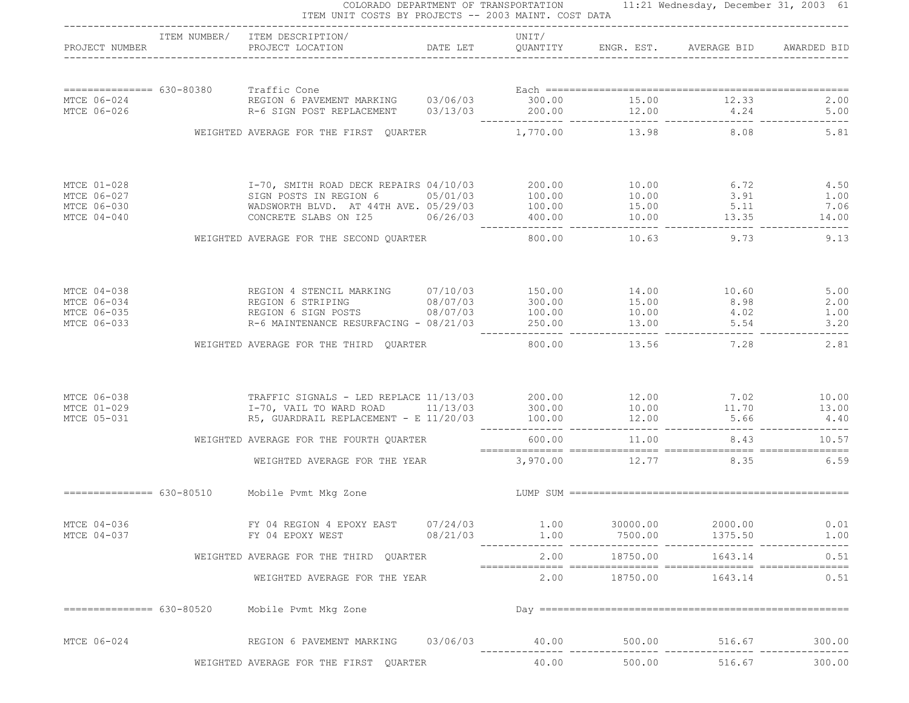| PROJECT NUMBER | ITEM NUMBER/ | ITEM DESCRIPTION/ PROJECT LOCATION | DATE LET | UNIT/ QUANTITY | ENGR. EST. | AVERAGE BID | AWARDED BID |
|---|---|---|---|---|---|---|---|
| | 630-80380 | Traffic Cone | | Each | | | |
| MTCE 06-024 | | REGION 6 PAVEMENT MARKING | 03/06/03 | 300.00 | 15.00 | 12.33 | 2.00 |
| MTCE 06-026 | | R-6 SIGN POST REPLACEMENT | 03/13/03 | 200.00 | 12.00 | 4.24 | 5.00 |
| | | WEIGHTED AVERAGE FOR THE FIRST QUARTER | | 1,770.00 | 13.98 | 8.08 | 5.81 |
| MTCE 01-028 | | I-70, SMITH ROAD DECK REPAIRS | 04/10/03 | 200.00 | 10.00 | 6.72 | 4.50 |
| MTCE 06-027 | | SIGN POSTS IN REGION 6 | 05/01/03 | 100.00 | 10.00 | 3.91 | 1.00 |
| MTCE 06-030 | | WADSWORTH BLVD. AT 44TH AVE. | 05/29/03 | 100.00 | 15.00 | 5.11 | 7.06 |
| MTCE 04-040 | | CONCRETE SLABS ON I25 | 06/26/03 | 400.00 | 10.00 | 13.35 | 14.00 |
| | | WEIGHTED AVERAGE FOR THE SECOND QUARTER | | 800.00 | 10.63 | 9.73 | 9.13 |
| MTCE 04-038 | | REGION 4 STENCIL MARKING | 07/10/03 | 150.00 | 14.00 | 10.60 | 5.00 |
| MTCE 06-034 | | REGION 6 STRIPING | 08/07/03 | 300.00 | 15.00 | 8.98 | 2.00 |
| MTCE 06-035 | | REGION 6 SIGN POSTS | 08/07/03 | 100.00 | 10.00 | 4.02 | 1.00 |
| MTCE 06-033 | | R-6 MAINTENANCE RESURFACING - | 08/21/03 | 250.00 | 13.00 | 5.54 | 3.20 |
| | | WEIGHTED AVERAGE FOR THE THIRD QUARTER | | 800.00 | 13.56 | 7.28 | 2.81 |
| MTCE 06-038 | | TRAFFIC SIGNALS - LED REPLACE | 11/13/03 | 200.00 | 12.00 | 7.02 | 10.00 |
| MTCE 01-029 | | I-70, VAIL TO WARD ROAD | 11/13/03 | 300.00 | 10.00 | 11.70 | 13.00 |
| MTCE 05-031 | | R5, GUARDRAIL REPLACEMENT - E | 11/20/03 | 100.00 | 12.00 | 5.66 | 4.40 |
| | | WEIGHTED AVERAGE FOR THE FOURTH QUARTER | | 600.00 | 11.00 | 8.43 | 10.57 |
| | | WEIGHTED AVERAGE FOR THE YEAR | | 3,970.00 | 12.77 | 8.35 | 6.59 |
| | 630-80510 | Mobile Pvmt Mkg Zone | | LUMP SUM | | | |
| MTCE 04-036 | | FY 04 REGION 4 EPOXY EAST | 07/24/03 | 1.00 | 30000.00 | 2000.00 | 0.01 |
| MTCE 04-037 | | FY 04 EPOXY WEST | 08/21/03 | 1.00 | 7500.00 | 1375.50 | 1.00 |
| | | WEIGHTED AVERAGE FOR THE THIRD QUARTER | | 2.00 | 18750.00 | 1643.14 | 0.51 |
| | | WEIGHTED AVERAGE FOR THE YEAR | | 2.00 | 18750.00 | 1643.14 | 0.51 |
| | 630-80520 | Mobile Pvmt Mkg Zone | | Day | | | |
| MTCE 06-024 | | REGION 6 PAVEMENT MARKING | 03/06/03 | 40.00 | 500.00 | 516.67 | 300.00 |
| | | WEIGHTED AVERAGE FOR THE FIRST QUARTER | | 40.00 | 500.00 | 516.67 | 300.00 |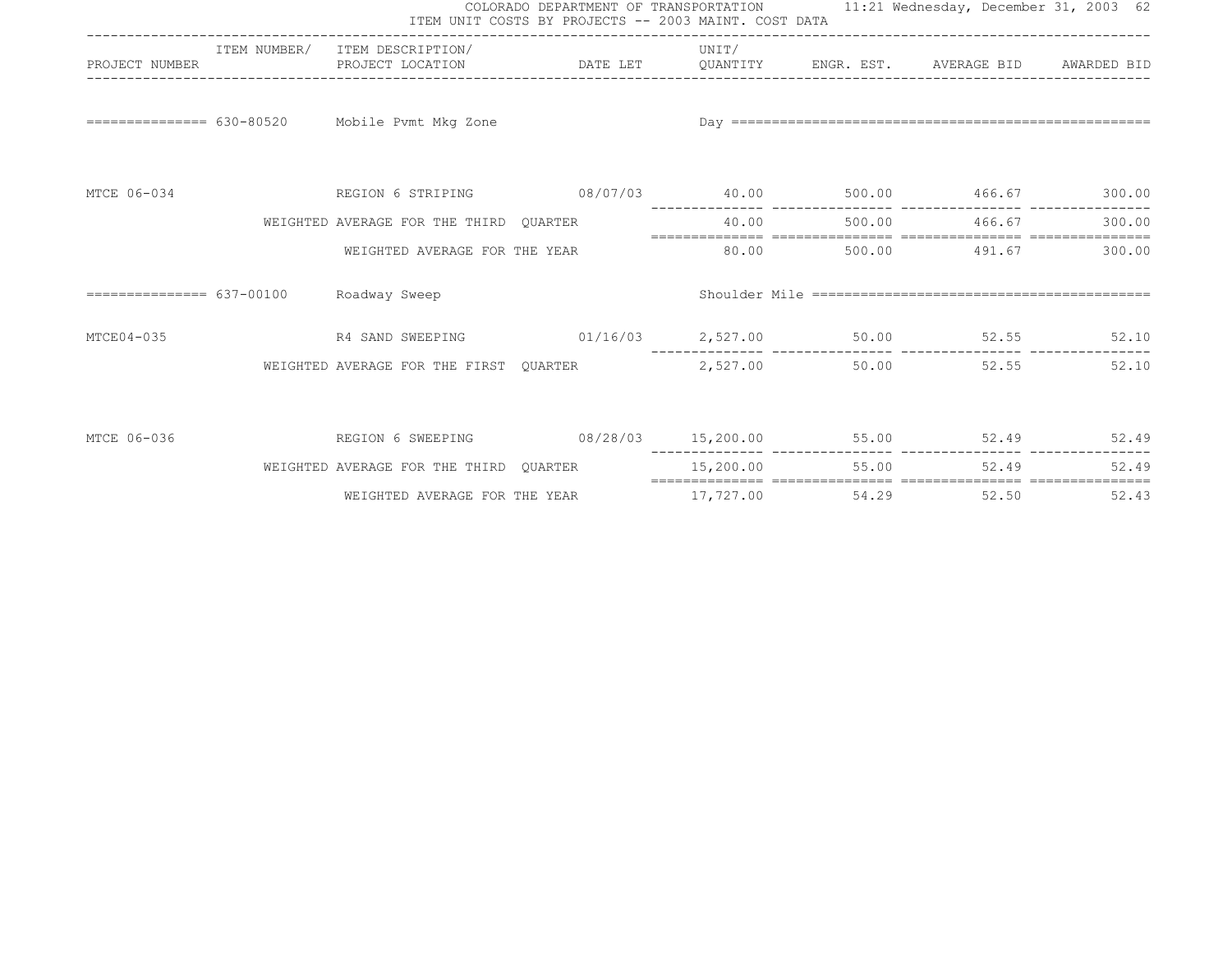COLORADO DEPARTMENT OF TRANSPORTATION

ITEM UNIT COSTS BY PROJECTS -- 2003 MAINT. COST DATA

| PROJECT NUMBER | ITEM NUMBER/ | ITEM DESCRIPTION/ PROJECT LOCATION | DATE LET | UNIT/ QUANTITY | ENGR. EST. | AVERAGE BID | AWARDED BID |
|---|---|---|---|---|---|---|---|
| | 630-80520 | Mobile Pvmt Mkg Zone | | Day | | | |
| MTCE 06-034 | | REGION 6 STRIPING | 08/07/03 | 40.00 | 500.00 | 466.67 | 300.00 |
| | | WEIGHTED AVERAGE FOR THE THIRD QUARTER | | 40.00 | 500.00 | 466.67 | 300.00 |
| | | WEIGHTED AVERAGE FOR THE YEAR | | 80.00 | 500.00 | 491.67 | 300.00 |
| | 637-00100 | Roadway Sweep | | Shoulder Mile | | | |
| MTCE04-035 | | R4 SAND SWEEPING | 01/16/03 | 2,527.00 | 50.00 | 52.55 | 52.10 |
| | | WEIGHTED AVERAGE FOR THE FIRST QUARTER | | 2,527.00 | 50.00 | 52.55 | 52.10 |
| MTCE 06-036 | | REGION 6 SWEEPING | 08/28/03 | 15,200.00 | 55.00 | 52.49 | 52.49 |
| | | WEIGHTED AVERAGE FOR THE THIRD QUARTER | | 15,200.00 | 55.00 | 52.49 | 52.49 |
| | | WEIGHTED AVERAGE FOR THE YEAR | | 17,727.00 | 54.29 | 52.50 | 52.43 |